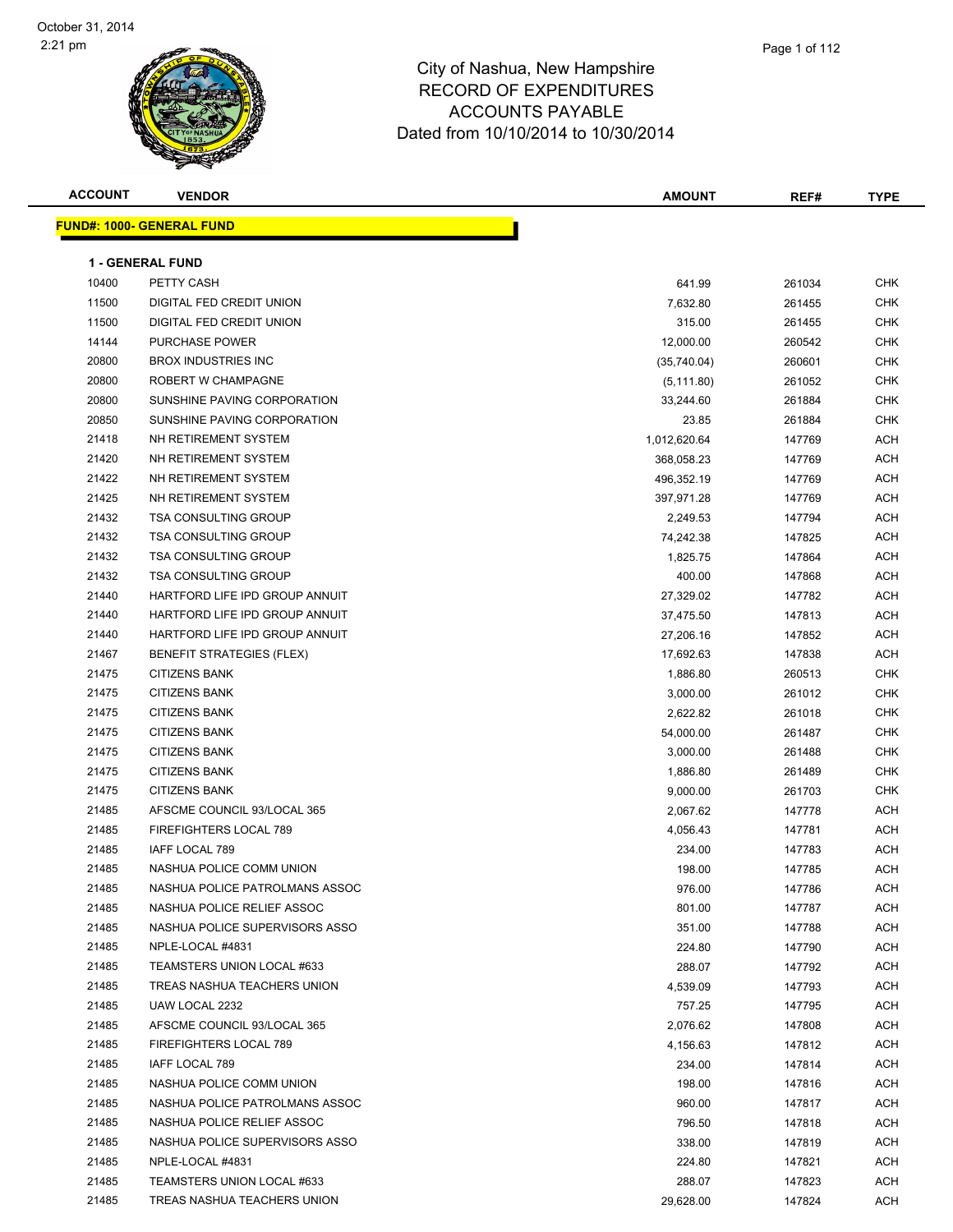# City of Nashua, New Hampshire
## RECORD OF EXPENDITURES
## ACCOUNTS PAYABLE
### Dated from 10/10/2014 to 10/30/2014

October 31, 2014
2:21 pm

**FUND#: 1000- GENERAL FUND**

**1 - GENERAL FUND**

| ACCOUNT | VENDOR | AMOUNT | REF# | TYPE |
|---|---|---|---|---|
| 10400 | PETTY CASH | 641.99 | 261034 | CHK |
| 11500 | DIGITAL FED CREDIT UNION | 7,632.80 | 261455 | CHK |
| 11500 | DIGITAL FED CREDIT UNION | 315.00 | 261455 | CHK |
| 14144 | PURCHASE POWER | 12,000.00 | 260542 | CHK |
| 20800 | BROX INDUSTRIES INC | (35,740.04) | 260601 | CHK |
| 20800 | ROBERT W CHAMPAGNE | (5,111.80) | 261052 | CHK |
| 20800 | SUNSHINE PAVING CORPORATION | 33,244.60 | 261884 | CHK |
| 20850 | SUNSHINE PAVING CORPORATION | 23.85 | 261884 | CHK |
| 21418 | NH RETIREMENT SYSTEM | 1,012,620.64 | 147769 | ACH |
| 21420 | NH RETIREMENT SYSTEM | 368,058.23 | 147769 | ACH |
| 21422 | NH RETIREMENT SYSTEM | 496,352.19 | 147769 | ACH |
| 21425 | NH RETIREMENT SYSTEM | 397,971.28 | 147769 | ACH |
| 21432 | TSA CONSULTING GROUP | 2,249.53 | 147794 | ACH |
| 21432 | TSA CONSULTING GROUP | 74,242.38 | 147825 | ACH |
| 21432 | TSA CONSULTING GROUP | 1,825.75 | 147864 | ACH |
| 21432 | TSA CONSULTING GROUP | 400.00 | 147868 | ACH |
| 21440 | HARTFORD LIFE IPD GROUP ANNUIT | 27,329.02 | 147782 | ACH |
| 21440 | HARTFORD LIFE IPD GROUP ANNUIT | 37,475.50 | 147813 | ACH |
| 21440 | HARTFORD LIFE IPD GROUP ANNUIT | 27,206.16 | 147852 | ACH |
| 21467 | BENEFIT STRATEGIES (FLEX) | 17,692.63 | 147838 | ACH |
| 21475 | CITIZENS BANK | 1,886.80 | 260513 | CHK |
| 21475 | CITIZENS BANK | 3,000.00 | 261012 | CHK |
| 21475 | CITIZENS BANK | 2,622.82 | 261018 | CHK |
| 21475 | CITIZENS BANK | 54,000.00 | 261487 | CHK |
| 21475 | CITIZENS BANK | 3,000.00 | 261488 | CHK |
| 21475 | CITIZENS BANK | 1,886.80 | 261489 | CHK |
| 21475 | CITIZENS BANK | 9,000.00 | 261703 | CHK |
| 21485 | AFSCME COUNCIL 93/LOCAL 365 | 2,067.62 | 147778 | ACH |
| 21485 | FIREFIGHTERS LOCAL 789 | 4,056.43 | 147781 | ACH |
| 21485 | IAFF LOCAL 789 | 234.00 | 147783 | ACH |
| 21485 | NASHUA POLICE COMM UNION | 198.00 | 147785 | ACH |
| 21485 | NASHUA POLICE PATROLMANS ASSOC | 976.00 | 147786 | ACH |
| 21485 | NASHUA POLICE RELIEF ASSOC | 801.00 | 147787 | ACH |
| 21485 | NASHUA POLICE SUPERVISORS ASSO | 351.00 | 147788 | ACH |
| 21485 | NPLE-LOCAL #4831 | 224.80 | 147790 | ACH |
| 21485 | TEAMSTERS UNION LOCAL #633 | 288.07 | 147792 | ACH |
| 21485 | TREAS NASHUA TEACHERS UNION | 4,539.09 | 147793 | ACH |
| 21485 | UAW LOCAL 2232 | 757.25 | 147795 | ACH |
| 21485 | AFSCME COUNCIL 93/LOCAL 365 | 2,076.62 | 147808 | ACH |
| 21485 | FIREFIGHTERS LOCAL 789 | 4,156.63 | 147812 | ACH |
| 21485 | IAFF LOCAL 789 | 234.00 | 147814 | ACH |
| 21485 | NASHUA POLICE COMM UNION | 198.00 | 147816 | ACH |
| 21485 | NASHUA POLICE PATROLMANS ASSOC | 960.00 | 147817 | ACH |
| 21485 | NASHUA POLICE RELIEF ASSOC | 796.50 | 147818 | ACH |
| 21485 | NASHUA POLICE SUPERVISORS ASSO | 338.00 | 147819 | ACH |
| 21485 | NPLE-LOCAL #4831 | 224.80 | 147821 | ACH |
| 21485 | TEAMSTERS UNION LOCAL #633 | 288.07 | 147823 | ACH |
| 21485 | TREAS NASHUA TEACHERS UNION | 29,628.00 | 147824 | ACH |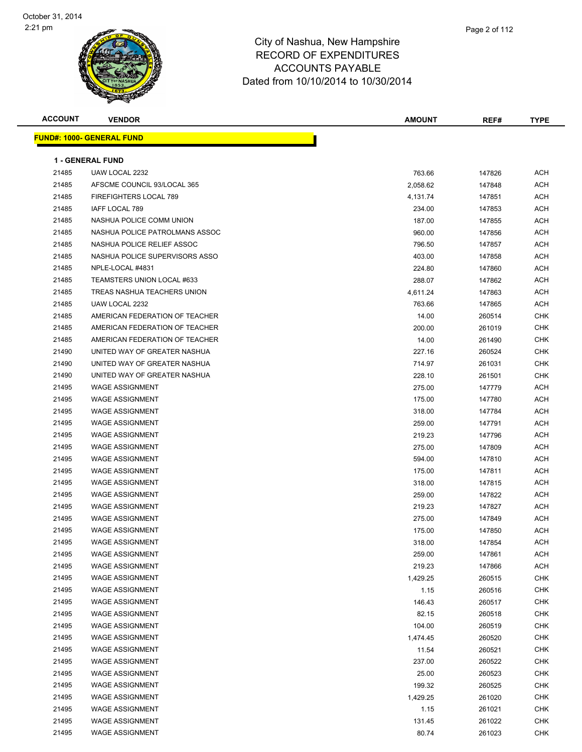# City of Nashua, New Hampshire
## RECORD OF EXPENDITURES
## ACCOUNTS PAYABLE
## Dated from 10/10/2014 to 10/30/2014

| ACCOUNT | VENDOR | AMOUNT | REF# | TYPE |
|---|---|---|---|---|

**FUND#: 1000- GENERAL FUND**

**1 - GENERAL FUND**

| ACCOUNT | VENDOR | AMOUNT | REF# | TYPE |
|---|---|---|---|---|
| 21485 | UAW LOCAL 2232 | 763.66 | 147826 | ACH |
| 21485 | AFSCME COUNCIL 93/LOCAL 365 | 2,058.62 | 147848 | ACH |
| 21485 | FIREFIGHTERS LOCAL 789 | 4,131.74 | 147851 | ACH |
| 21485 | IAFF LOCAL 789 | 234.00 | 147853 | ACH |
| 21485 | NASHUA POLICE COMM UNION | 187.00 | 147855 | ACH |
| 21485 | NASHUA POLICE PATROLMANS ASSOC | 960.00 | 147856 | ACH |
| 21485 | NASHUA POLICE RELIEF ASSOC | 796.50 | 147857 | ACH |
| 21485 | NASHUA POLICE SUPERVISORS ASSO | 403.00 | 147858 | ACH |
| 21485 | NPLE-LOCAL #4831 | 224.80 | 147860 | ACH |
| 21485 | TEAMSTERS UNION LOCAL #633 | 288.07 | 147862 | ACH |
| 21485 | TREAS NASHUA TEACHERS UNION | 4,611.24 | 147863 | ACH |
| 21485 | UAW LOCAL 2232 | 763.66 | 147865 | ACH |
| 21485 | AMERICAN FEDERATION OF TEACHER | 14.00 | 260514 | CHK |
| 21485 | AMERICAN FEDERATION OF TEACHER | 200.00 | 261019 | CHK |
| 21485 | AMERICAN FEDERATION OF TEACHER | 14.00 | 261490 | CHK |
| 21490 | UNITED WAY OF GREATER NASHUA | 227.16 | 260524 | CHK |
| 21490 | UNITED WAY OF GREATER NASHUA | 714.97 | 261031 | CHK |
| 21490 | UNITED WAY OF GREATER NASHUA | 228.10 | 261501 | CHK |
| 21495 | WAGE ASSIGNMENT | 275.00 | 147779 | ACH |
| 21495 | WAGE ASSIGNMENT | 175.00 | 147780 | ACH |
| 21495 | WAGE ASSIGNMENT | 318.00 | 147784 | ACH |
| 21495 | WAGE ASSIGNMENT | 259.00 | 147791 | ACH |
| 21495 | WAGE ASSIGNMENT | 219.23 | 147796 | ACH |
| 21495 | WAGE ASSIGNMENT | 275.00 | 147809 | ACH |
| 21495 | WAGE ASSIGNMENT | 594.00 | 147810 | ACH |
| 21495 | WAGE ASSIGNMENT | 175.00 | 147811 | ACH |
| 21495 | WAGE ASSIGNMENT | 318.00 | 147815 | ACH |
| 21495 | WAGE ASSIGNMENT | 259.00 | 147822 | ACH |
| 21495 | WAGE ASSIGNMENT | 219.23 | 147827 | ACH |
| 21495 | WAGE ASSIGNMENT | 275.00 | 147849 | ACH |
| 21495 | WAGE ASSIGNMENT | 175.00 | 147850 | ACH |
| 21495 | WAGE ASSIGNMENT | 318.00 | 147854 | ACH |
| 21495 | WAGE ASSIGNMENT | 259.00 | 147861 | ACH |
| 21495 | WAGE ASSIGNMENT | 219.23 | 147866 | ACH |
| 21495 | WAGE ASSIGNMENT | 1,429.25 | 260515 | CHK |
| 21495 | WAGE ASSIGNMENT | 1.15 | 260516 | CHK |
| 21495 | WAGE ASSIGNMENT | 146.43 | 260517 | CHK |
| 21495 | WAGE ASSIGNMENT | 82.15 | 260518 | CHK |
| 21495 | WAGE ASSIGNMENT | 104.00 | 260519 | CHK |
| 21495 | WAGE ASSIGNMENT | 1,474.45 | 260520 | CHK |
| 21495 | WAGE ASSIGNMENT | 11.54 | 260521 | CHK |
| 21495 | WAGE ASSIGNMENT | 237.00 | 260522 | CHK |
| 21495 | WAGE ASSIGNMENT | 25.00 | 260523 | CHK |
| 21495 | WAGE ASSIGNMENT | 199.32 | 260525 | CHK |
| 21495 | WAGE ASSIGNMENT | 1,429.25 | 261020 | CHK |
| 21495 | WAGE ASSIGNMENT | 1.15 | 261021 | CHK |
| 21495 | WAGE ASSIGNMENT | 131.45 | 261022 | CHK |
| 21495 | WAGE ASSIGNMENT | 80.74 | 261023 | CHK |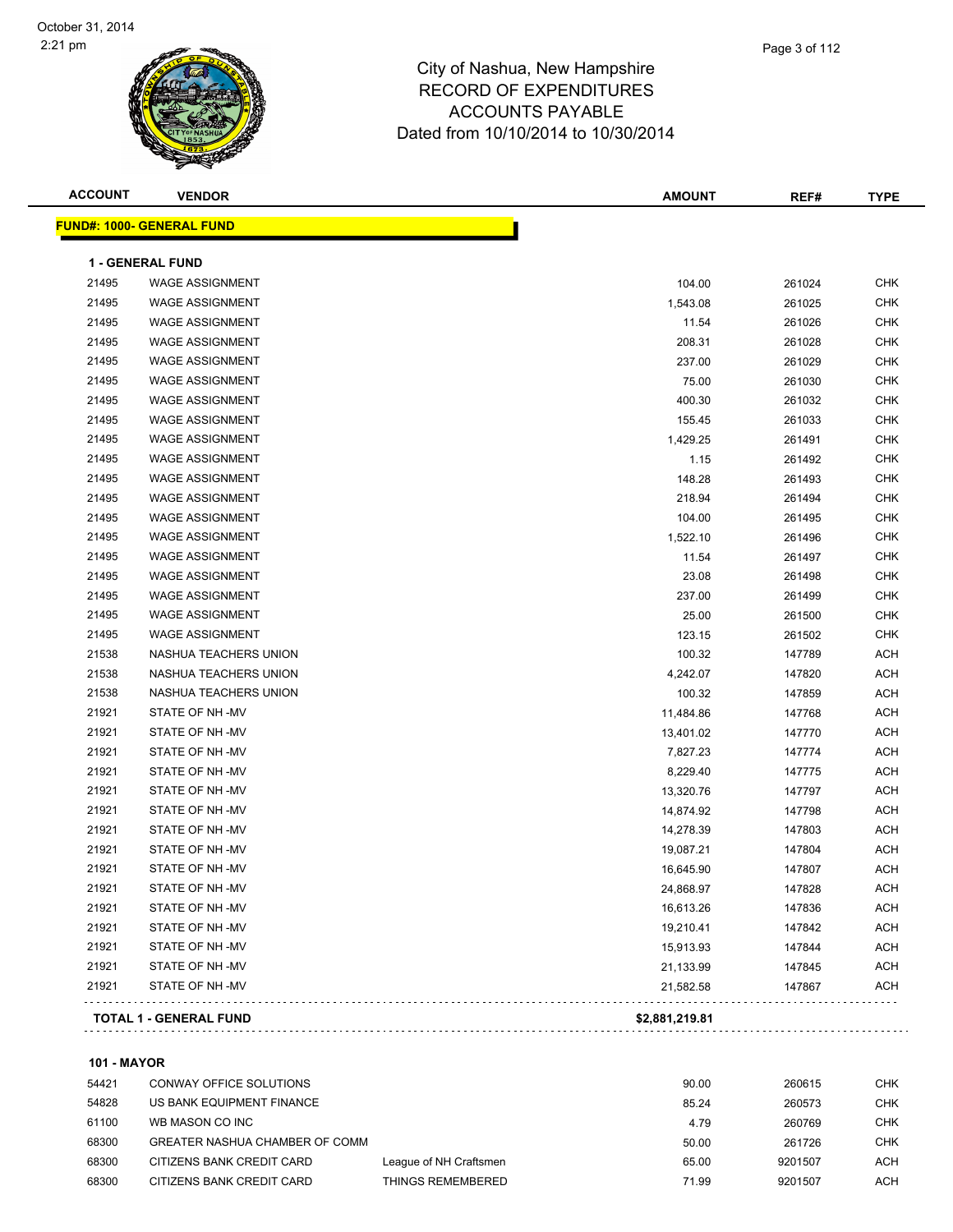# City of Nashua, New Hampshire
## RECORD OF EXPENDITURES
## ACCOUNTS PAYABLE
## Dated from 10/10/2014 to 10/30/2014

October 31, 2014
2:21 pm

| ACCOUNT | VENDOR | | AMOUNT | REF# | TYPE |
|---|---|---|---|---|---|
| **FUND#: 1000- GENERAL FUND** | | | | | |
| **1 - GENERAL FUND** | | | | | |
| 21495 | WAGE ASSIGNMENT | | 104.00 | 261024 | CHK |
| 21495 | WAGE ASSIGNMENT | | 1,543.08 | 261025 | CHK |
| 21495 | WAGE ASSIGNMENT | | 11.54 | 261026 | CHK |
| 21495 | WAGE ASSIGNMENT | | 208.31 | 261028 | CHK |
| 21495 | WAGE ASSIGNMENT | | 237.00 | 261029 | CHK |
| 21495 | WAGE ASSIGNMENT | | 75.00 | 261030 | CHK |
| 21495 | WAGE ASSIGNMENT | | 400.30 | 261032 | CHK |
| 21495 | WAGE ASSIGNMENT | | 155.45 | 261033 | CHK |
| 21495 | WAGE ASSIGNMENT | | 1,429.25 | 261491 | CHK |
| 21495 | WAGE ASSIGNMENT | | 1.15 | 261492 | CHK |
| 21495 | WAGE ASSIGNMENT | | 148.28 | 261493 | CHK |
| 21495 | WAGE ASSIGNMENT | | 218.94 | 261494 | CHK |
| 21495 | WAGE ASSIGNMENT | | 104.00 | 261495 | CHK |
| 21495 | WAGE ASSIGNMENT | | 1,522.10 | 261496 | CHK |
| 21495 | WAGE ASSIGNMENT | | 11.54 | 261497 | CHK |
| 21495 | WAGE ASSIGNMENT | | 23.08 | 261498 | CHK |
| 21495 | WAGE ASSIGNMENT | | 237.00 | 261499 | CHK |
| 21495 | WAGE ASSIGNMENT | | 25.00 | 261500 | CHK |
| 21495 | WAGE ASSIGNMENT | | 123.15 | 261502 | CHK |
| 21538 | NASHUA TEACHERS UNION | | 100.32 | 147789 | ACH |
| 21538 | NASHUA TEACHERS UNION | | 4,242.07 | 147820 | ACH |
| 21538 | NASHUA TEACHERS UNION | | 100.32 | 147859 | ACH |
| 21921 | STATE OF NH -MV | | 11,484.86 | 147768 | ACH |
| 21921 | STATE OF NH -MV | | 13,401.02 | 147770 | ACH |
| 21921 | STATE OF NH -MV | | 7,827.23 | 147774 | ACH |
| 21921 | STATE OF NH -MV | | 8,229.40 | 147775 | ACH |
| 21921 | STATE OF NH -MV | | 13,320.76 | 147797 | ACH |
| 21921 | STATE OF NH -MV | | 14,874.92 | 147798 | ACH |
| 21921 | STATE OF NH -MV | | 14,278.39 | 147803 | ACH |
| 21921 | STATE OF NH -MV | | 19,087.21 | 147804 | ACH |
| 21921 | STATE OF NH -MV | | 16,645.90 | 147807 | ACH |
| 21921 | STATE OF NH -MV | | 24,868.97 | 147828 | ACH |
| 21921 | STATE OF NH -MV | | 16,613.26 | 147836 | ACH |
| 21921 | STATE OF NH -MV | | 19,210.41 | 147842 | ACH |
| 21921 | STATE OF NH -MV | | 15,913.93 | 147844 | ACH |
| 21921 | STATE OF NH -MV | | 21,133.99 | 147845 | ACH |
| 21921 | STATE OF NH -MV | | 21,582.58 | 147867 | ACH |
| **TOTAL 1 - GENERAL FUND** | | | **$2,881,219.81** | | |
| **101 - MAYOR** | | | | | |
| 54421 | CONWAY OFFICE SOLUTIONS | | 90.00 | 260615 | CHK |
| 54828 | US BANK EQUIPMENT FINANCE | | 85.24 | 260573 | CHK |
| 61100 | WB MASON CO INC | | 4.79 | 260769 | CHK |
| 68300 | GREATER NASHUA CHAMBER OF COMM | | 50.00 | 261726 | CHK |
| 68300 | CITIZENS BANK CREDIT CARD | League of NH Craftsmen | 65.00 | 9201507 | ACH |
| 68300 | CITIZENS BANK CREDIT CARD | THINGS REMEMBERED | 71.99 | 9201507 | ACH |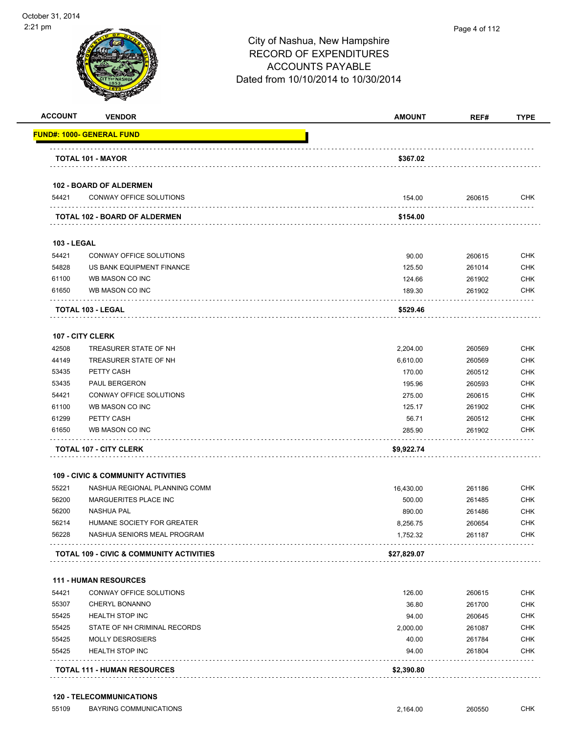# City of Nashua, New Hampshire
## RECORD OF EXPENDITURES
## ACCOUNTS PAYABLE
### Dated from 10/10/2014 to 10/30/2014

| ACCOUNT | VENDOR | AMOUNT | REF# | TYPE |
|---|---|---|---|---|
| **FUND#: 1000- GENERAL FUND** | | | | |
| | **TOTAL 101 - MAYOR** | **$367.02** | | |
| **102 - BOARD OF ALDERMEN** | | | | |
| 54421 | CONWAY OFFICE SOLUTIONS | 154.00 | 260615 | CHK |
| | **TOTAL 102 - BOARD OF ALDERMEN** | **$154.00** | | |
| **103 - LEGAL** | | | | |
| 54421 | CONWAY OFFICE SOLUTIONS | 90.00 | 260615 | CHK |
| 54828 | US BANK EQUIPMENT FINANCE | 125.50 | 261014 | CHK |
| 61100 | WB MASON CO INC | 124.66 | 261902 | CHK |
| 61650 | WB MASON CO INC | 189.30 | 261902 | CHK |
| | **TOTAL 103 - LEGAL** | **$529.46** | | |
| **107 - CITY CLERK** | | | | |
| 42508 | TREASURER STATE OF NH | 2,204.00 | 260569 | CHK |
| 44149 | TREASURER STATE OF NH | 6,610.00 | 260569 | CHK |
| 53435 | PETTY CASH | 170.00 | 260512 | CHK |
| 53435 | PAUL BERGERON | 195.96 | 260593 | CHK |
| 54421 | CONWAY OFFICE SOLUTIONS | 275.00 | 260615 | CHK |
| 61100 | WB MASON CO INC | 125.17 | 261902 | CHK |
| 61299 | PETTY CASH | 56.71 | 260512 | CHK |
| 61650 | WB MASON CO INC | 285.90 | 261902 | CHK |
| | **TOTAL 107 - CITY CLERK** | **$9,922.74** | | |
| **109 - CIVIC & COMMUNITY ACTIVITIES** | | | | |
| 55221 | NASHUA REGIONAL PLANNING COMM | 16,430.00 | 261186 | CHK |
| 56200 | MARGUERITES PLACE INC | 500.00 | 261485 | CHK |
| 56200 | NASHUA PAL | 890.00 | 261486 | CHK |
| 56214 | HUMANE SOCIETY FOR GREATER | 8,256.75 | 260654 | CHK |
| 56228 | NASHUA SENIORS MEAL PROGRAM | 1,752.32 | 261187 | CHK |
| | **TOTAL 109 - CIVIC & COMMUNITY ACTIVITIES** | **$27,829.07** | | |
| **111 - HUMAN RESOURCES** | | | | |
| 54421 | CONWAY OFFICE SOLUTIONS | 126.00 | 260615 | CHK |
| 55307 | CHERYL BONANNO | 36.80 | 261700 | CHK |
| 55425 | HEALTH STOP INC | 94.00 | 260645 | CHK |
| 55425 | STATE OF NH CRIMINAL RECORDS | 2,000.00 | 261087 | CHK |
| 55425 | MOLLY DESROSIERS | 40.00 | 261784 | CHK |
| 55425 | HEALTH STOP INC | 94.00 | 261804 | CHK |
| | **TOTAL 111 - HUMAN RESOURCES** | **$2,390.80** | | |
| **120 - TELECOMMUNICATIONS** | | | | |
| 55109 | BAYRING COMMUNICATIONS | 2,164.00 | 260550 | CHK |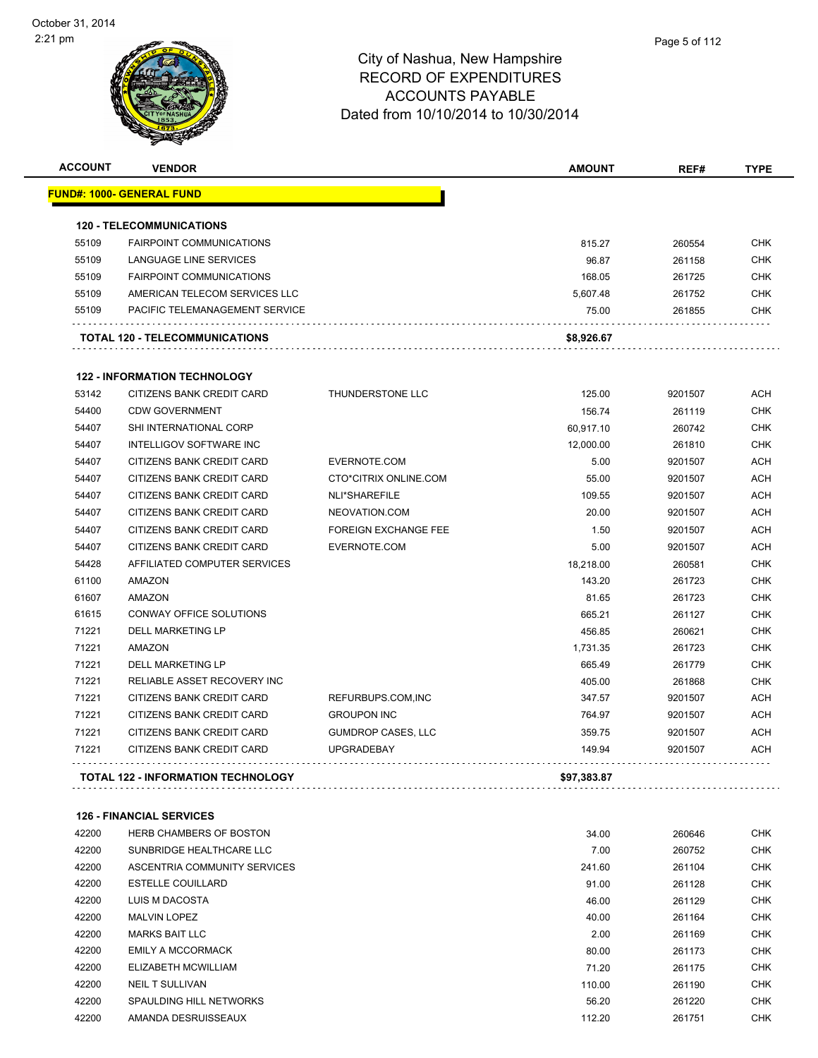# City of Nashua, New Hampshire
## RECORD OF EXPENDITURES
## ACCOUNTS PAYABLE
## Dated from 10/10/2014 to 10/30/2014

| ACCOUNT | VENDOR | | AMOUNT | REF# | TYPE |
|---|---|---|---|---|---|
| **FUND#: 1000- GENERAL FUND** | | | | | |
| **120 - TELECOMMUNICATIONS** | | | | | |
| 55109 | FAIRPOINT COMMUNICATIONS | | 815.27 | 260554 | CHK |
| 55109 | LANGUAGE LINE SERVICES | | 96.87 | 261158 | CHK |
| 55109 | FAIRPOINT COMMUNICATIONS | | 168.05 | 261725 | CHK |
| 55109 | AMERICAN TELECOM SERVICES LLC | | 5,607.48 | 261752 | CHK |
| 55109 | PACIFIC TELEMANAGEMENT SERVICE | | 75.00 | 261855 | CHK |
| **TOTAL 120 - TELECOMMUNICATIONS** | | | **$8,926.67** | | |
| **122 - INFORMATION TECHNOLOGY** | | | | | |
| 53142 | CITIZENS BANK CREDIT CARD | THUNDERSTONE LLC | 125.00 | 9201507 | ACH |
| 54400 | CDW GOVERNMENT | | 156.74 | 261119 | CHK |
| 54407 | SHI INTERNATIONAL CORP | | 60,917.10 | 260742 | CHK |
| 54407 | INTELLIGOV SOFTWARE INC | | 12,000.00 | 261810 | CHK |
| 54407 | CITIZENS BANK CREDIT CARD | EVERNOTE.COM | 5.00 | 9201507 | ACH |
| 54407 | CITIZENS BANK CREDIT CARD | CTO*CITRIX ONLINE.COM | 55.00 | 9201507 | ACH |
| 54407 | CITIZENS BANK CREDIT CARD | NLI*SHAREFILE | 109.55 | 9201507 | ACH |
| 54407 | CITIZENS BANK CREDIT CARD | NEOVATION.COM | 20.00 | 9201507 | ACH |
| 54407 | CITIZENS BANK CREDIT CARD | FOREIGN EXCHANGE FEE | 1.50 | 9201507 | ACH |
| 54407 | CITIZENS BANK CREDIT CARD | EVERNOTE.COM | 5.00 | 9201507 | ACH |
| 54428 | AFFILIATED COMPUTER SERVICES | | 18,218.00 | 260581 | CHK |
| 61100 | AMAZON | | 143.20 | 261723 | CHK |
| 61607 | AMAZON | | 81.65 | 261723 | CHK |
| 61615 | CONWAY OFFICE SOLUTIONS | | 665.21 | 261127 | CHK |
| 71221 | DELL MARKETING LP | | 456.85 | 260621 | CHK |
| 71221 | AMAZON | | 1,731.35 | 261723 | CHK |
| 71221 | DELL MARKETING LP | | 665.49 | 261779 | CHK |
| 71221 | RELIABLE ASSET RECOVERY INC | | 405.00 | 261868 | CHK |
| 71221 | CITIZENS BANK CREDIT CARD | REFURBUPS.COM,INC | 347.57 | 9201507 | ACH |
| 71221 | CITIZENS BANK CREDIT CARD | GROUPON INC | 764.97 | 9201507 | ACH |
| 71221 | CITIZENS BANK CREDIT CARD | GUMDROP CASES, LLC | 359.75 | 9201507 | ACH |
| 71221 | CITIZENS BANK CREDIT CARD | UPGRADEBAY | 149.94 | 9201507 | ACH |
| **TOTAL 122 - INFORMATION TECHNOLOGY** | | | **$97,383.87** | | |
| **126 - FINANCIAL SERVICES** | | | | | |
| 42200 | HERB CHAMBERS OF BOSTON | | 34.00 | 260646 | CHK |
| 42200 | SUNBRIDGE HEALTHCARE LLC | | 7.00 | 260752 | CHK |
| 42200 | ASCENTRIA COMMUNITY SERVICES | | 241.60 | 261104 | CHK |
| 42200 | ESTELLE COUILLARD | | 91.00 | 261128 | CHK |
| 42200 | LUIS M DACOSTA | | 46.00 | 261129 | CHK |
| 42200 | MALVIN LOPEZ | | 40.00 | 261164 | CHK |
| 42200 | MARKS BAIT LLC | | 2.00 | 261169 | CHK |
| 42200 | EMILY A MCCORMACK | | 80.00 | 261173 | CHK |
| 42200 | ELIZABETH MCWILLIAM | | 71.20 | 261175 | CHK |
| 42200 | NEIL T SULLIVAN | | 110.00 | 261190 | CHK |
| 42200 | SPAULDING HILL NETWORKS | | 56.20 | 261220 | CHK |
| 42200 | AMANDA DESRUISSEAUX | | 112.20 | 261751 | CHK |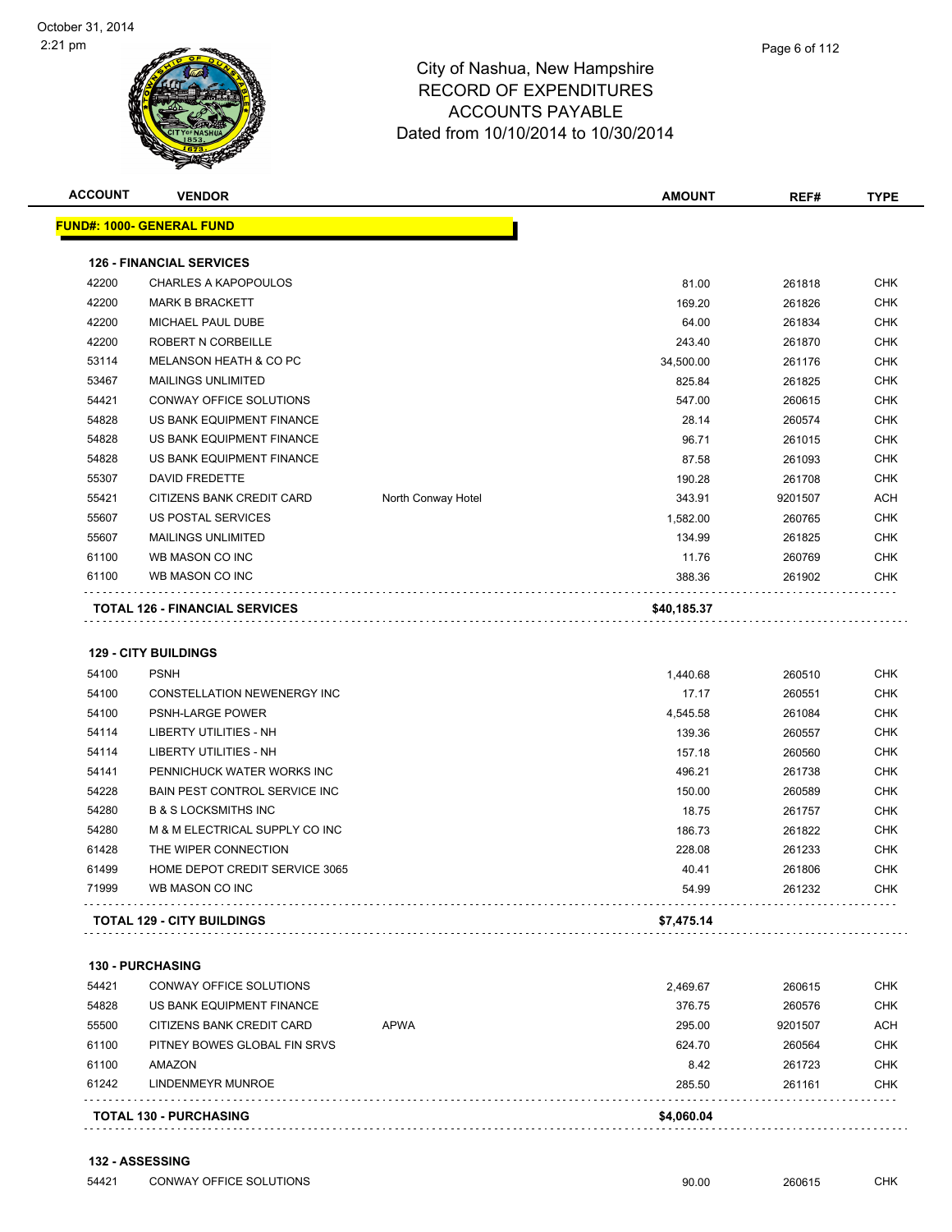# City of Nashua, New Hampshire
## RECORD OF EXPENDITURES
## ACCOUNTS PAYABLE
### Dated from 10/10/2014 to 10/30/2014

October 31, 2014
2:21 pm

| ACCOUNT | VENDOR | | AMOUNT | REF# | TYPE |
|---|---|---|---|---|---|
| **FUND#: 1000- GENERAL FUND** | | | | | |
| **126 - FINANCIAL SERVICES** | | | | | |
| 42200 | CHARLES A KAPOPOULOS | | 81.00 | 261818 | CHK |
| 42200 | MARK B BRACKETT | | 169.20 | 261826 | CHK |
| 42200 | MICHAEL PAUL DUBE | | 64.00 | 261834 | CHK |
| 42200 | ROBERT N CORBEILLE | | 243.40 | 261870 | CHK |
| 53114 | MELANSON HEATH & CO PC | | 34,500.00 | 261176 | CHK |
| 53467 | MAILINGS UNLIMITED | | 825.84 | 261825 | CHK |
| 54421 | CONWAY OFFICE SOLUTIONS | | 547.00 | 260615 | CHK |
| 54828 | US BANK EQUIPMENT FINANCE | | 28.14 | 260574 | CHK |
| 54828 | US BANK EQUIPMENT FINANCE | | 96.71 | 261015 | CHK |
| 54828 | US BANK EQUIPMENT FINANCE | | 87.58 | 261093 | CHK |
| 55307 | DAVID FREDETTE | | 190.28 | 261708 | CHK |
| 55421 | CITIZENS BANK CREDIT CARD | North Conway Hotel | 343.91 | 9201507 | ACH |
| 55607 | US POSTAL SERVICES | | 1,582.00 | 260765 | CHK |
| 55607 | MAILINGS UNLIMITED | | 134.99 | 261825 | CHK |
| 61100 | WB MASON CO INC | | 11.76 | 260769 | CHK |
| 61100 | WB MASON CO INC | | 388.36 | 261902 | CHK |
| **TOTAL 126 - FINANCIAL SERVICES** | | | **$40,185.37** | | |
| **129 - CITY BUILDINGS** | | | | | |
| 54100 | PSNH | | 1,440.68 | 260510 | CHK |
| 54100 | CONSTELLATION NEWENERGY INC | | 17.17 | 260551 | CHK |
| 54100 | PSNH-LARGE POWER | | 4,545.58 | 261084 | CHK |
| 54114 | LIBERTY UTILITIES - NH | | 139.36 | 260557 | CHK |
| 54114 | LIBERTY UTILITIES - NH | | 157.18 | 260560 | CHK |
| 54141 | PENNICHUCK WATER WORKS INC | | 496.21 | 261738 | CHK |
| 54228 | BAIN PEST CONTROL SERVICE INC | | 150.00 | 260589 | CHK |
| 54280 | B & S LOCKSMITHS INC | | 18.75 | 261757 | CHK |
| 54280 | M & M ELECTRICAL SUPPLY CO INC | | 186.73 | 261822 | CHK |
| 61428 | THE WIPER CONNECTION | | 228.08 | 261233 | CHK |
| 61499 | HOME DEPOT CREDIT SERVICE 3065 | | 40.41 | 261806 | CHK |
| 71999 | WB MASON CO INC | | 54.99 | 261232 | CHK |
| **TOTAL 129 - CITY BUILDINGS** | | | **$7,475.14** | | |
| **130 - PURCHASING** | | | | | |
| 54421 | CONWAY OFFICE SOLUTIONS | | 2,469.67 | 260615 | CHK |
| 54828 | US BANK EQUIPMENT FINANCE | | 376.75 | 260576 | CHK |
| 55500 | CITIZENS BANK CREDIT CARD | APWA | 295.00 | 9201507 | ACH |
| 61100 | PITNEY BOWES GLOBAL FIN SRVS | | 624.70 | 260564 | CHK |
| 61100 | AMAZON | | 8.42 | 261723 | CHK |
| 61242 | LINDENMEYR MUNROE | | 285.50 | 261161 | CHK |
| **TOTAL 130 - PURCHASING** | | | **$4,060.04** | | |
| **132 - ASSESSING** | | | | | |
| 54421 | CONWAY OFFICE SOLUTIONS | | 90.00 | 260615 | CHK |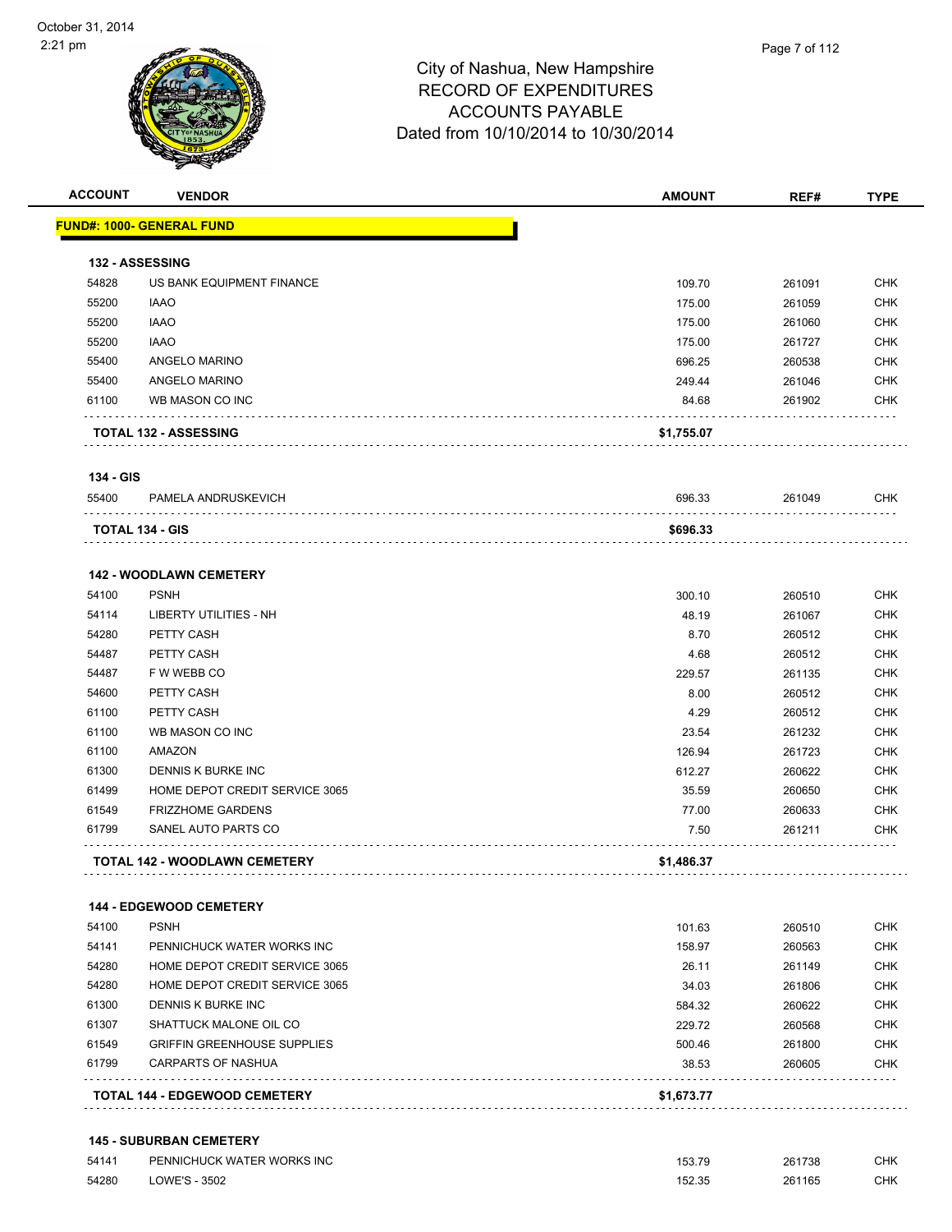# City of Nashua, New Hampshire
## RECORD OF EXPENDITURES
## ACCOUNTS PAYABLE
### Dated from 10/10/2014 to 10/30/2014

October 31, 2014
2:21 pm

| ACCOUNT | VENDOR | AMOUNT | REF# | TYPE |
|---|---|---|---|---|
| **FUND#: 1000- GENERAL FUND** | | | | |
| **132 - ASSESSING** | | | | |
| 54828 | US BANK EQUIPMENT FINANCE | 109.70 | 261091 | CHK |
| 55200 | IAAO | 175.00 | 261059 | CHK |
| 55200 | IAAO | 175.00 | 261060 | CHK |
| 55200 | IAAO | 175.00 | 261727 | CHK |
| 55400 | ANGELO MARINO | 696.25 | 260538 | CHK |
| 55400 | ANGELO MARINO | 249.44 | 261046 | CHK |
| 61100 | WB MASON CO INC | 84.68 | 261902 | CHK |
| | **TOTAL 132 - ASSESSING** | **$1,755.07** | | |
| **134 - GIS** | | | | |
| 55400 | PAMELA ANDRUSKEVICH | 696.33 | 261049 | CHK |
| | **TOTAL 134 - GIS** | **$696.33** | | |
| **142 - WOODLAWN CEMETERY** | | | | |
| 54100 | PSNH | 300.10 | 260510 | CHK |
| 54114 | LIBERTY UTILITIES - NH | 48.19 | 261067 | CHK |
| 54280 | PETTY CASH | 8.70 | 260512 | CHK |
| 54487 | PETTY CASH | 4.68 | 260512 | CHK |
| 54487 | F W WEBB CO | 229.57 | 261135 | CHK |
| 54600 | PETTY CASH | 8.00 | 260512 | CHK |
| 61100 | PETTY CASH | 4.29 | 260512 | CHK |
| 61100 | WB MASON CO INC | 23.54 | 261232 | CHK |
| 61100 | AMAZON | 126.94 | 261723 | CHK |
| 61300 | DENNIS K BURKE INC | 612.27 | 260622 | CHK |
| 61499 | HOME DEPOT CREDIT SERVICE 3065 | 35.59 | 260650 | CHK |
| 61549 | FRIZZHOME GARDENS | 77.00 | 260633 | CHK |
| 61799 | SANEL AUTO PARTS CO | 7.50 | 261211 | CHK |
| | **TOTAL 142 - WOODLAWN CEMETERY** | **$1,486.37** | | |
| **144 - EDGEWOOD CEMETERY** | | | | |
| 54100 | PSNH | 101.63 | 260510 | CHK |
| 54141 | PENNICHUCK WATER WORKS INC | 158.97 | 260563 | CHK |
| 54280 | HOME DEPOT CREDIT SERVICE 3065 | 26.11 | 261149 | CHK |
| 54280 | HOME DEPOT CREDIT SERVICE 3065 | 34.03 | 261806 | CHK |
| 61300 | DENNIS K BURKE INC | 584.32 | 260622 | CHK |
| 61307 | SHATTUCK MALONE OIL CO | 229.72 | 260568 | CHK |
| 61549 | GRIFFIN GREENHOUSE SUPPLIES | 500.46 | 261800 | CHK |
| 61799 | CARPARTS OF NASHUA | 38.53 | 260605 | CHK |
| | **TOTAL 144 - EDGEWOOD CEMETERY** | **$1,673.77** | | |
| **145 - SUBURBAN CEMETERY** | | | | |
| 54141 | PENNICHUCK WATER WORKS INC | 153.79 | 261738 | CHK |
| 54280 | LOWE'S - 3502 | 152.35 | 261165 | CHK |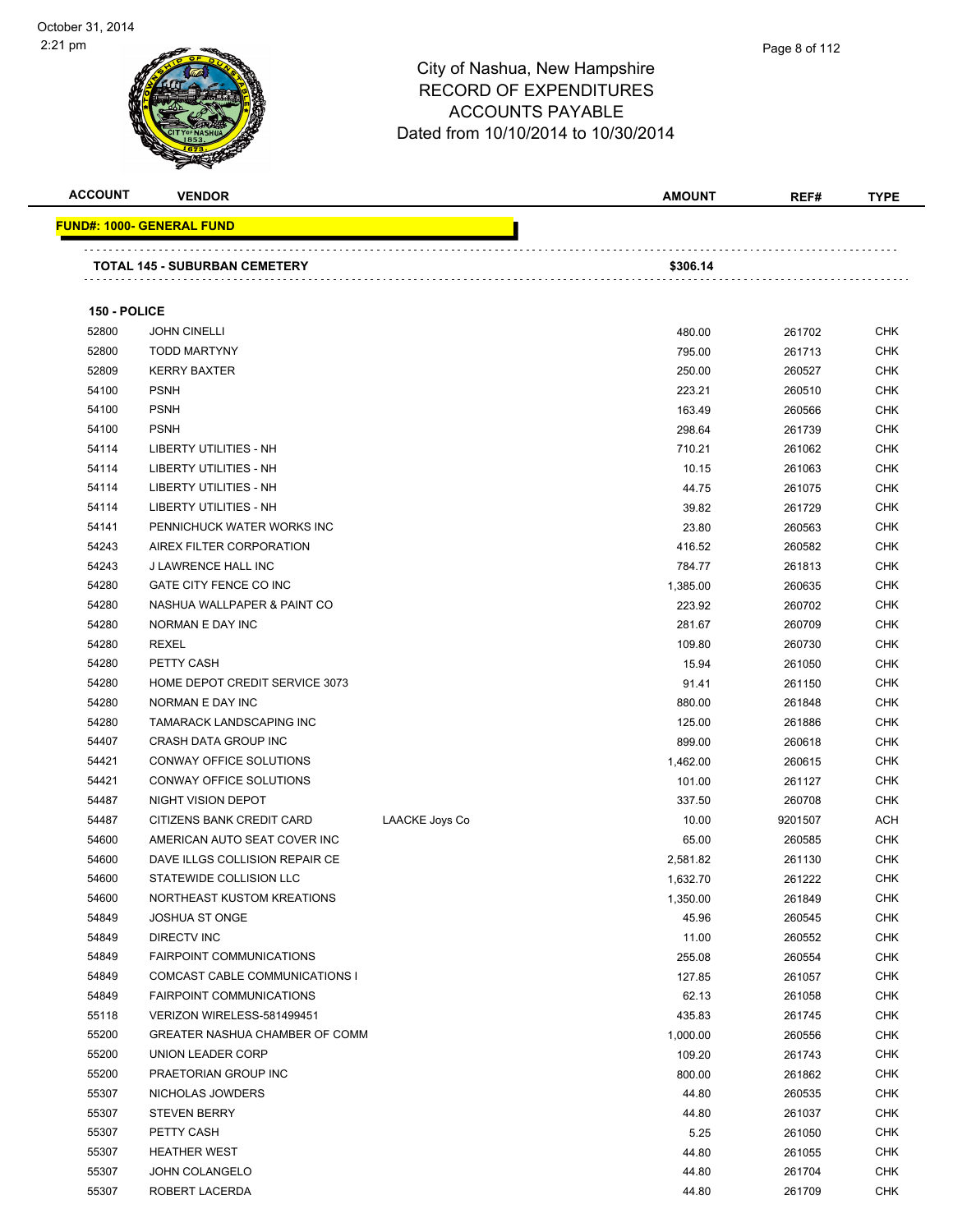City of Nashua, New Hampshire
RECORD OF EXPENDITURES
ACCOUNTS PAYABLE
Dated from 10/10/2014 to 10/30/2014

| ACCOUNT | VENDOR | | AMOUNT | REF# | TYPE |
|---|---|---|---|---|---|
| **FUND#: 1000- GENERAL FUND** | | | | | |
| **TOTAL 145 - SUBURBAN CEMETERY** | | | **$306.14** | | |
| **150 - POLICE** | | | | | |
| 52800 | JOHN CINELLI | | 480.00 | 261702 | CHK |
| 52800 | TODD MARTYNY | | 795.00 | 261713 | CHK |
| 52809 | KERRY BAXTER | | 250.00 | 260527 | CHK |
| 54100 | PSNH | | 223.21 | 260510 | CHK |
| 54100 | PSNH | | 163.49 | 260566 | CHK |
| 54100 | PSNH | | 298.64 | 261739 | CHK |
| 54114 | LIBERTY UTILITIES - NH | | 710.21 | 261062 | CHK |
| 54114 | LIBERTY UTILITIES - NH | | 10.15 | 261063 | CHK |
| 54114 | LIBERTY UTILITIES - NH | | 44.75 | 261075 | CHK |
| 54114 | LIBERTY UTILITIES - NH | | 39.82 | 261729 | CHK |
| 54141 | PENNICHUCK WATER WORKS INC | | 23.80 | 260563 | CHK |
| 54243 | AIREX FILTER CORPORATION | | 416.52 | 260582 | CHK |
| 54243 | J LAWRENCE HALL INC | | 784.77 | 261813 | CHK |
| 54280 | GATE CITY FENCE CO INC | | 1,385.00 | 260635 | CHK |
| 54280 | NASHUA WALLPAPER & PAINT CO | | 223.92 | 260702 | CHK |
| 54280 | NORMAN E DAY INC | | 281.67 | 260709 | CHK |
| 54280 | REXEL | | 109.80 | 260730 | CHK |
| 54280 | PETTY CASH | | 15.94 | 261050 | CHK |
| 54280 | HOME DEPOT CREDIT SERVICE 3073 | | 91.41 | 261150 | CHK |
| 54280 | NORMAN E DAY INC | | 880.00 | 261848 | CHK |
| 54280 | TAMARACK LANDSCAPING INC | | 125.00 | 261886 | CHK |
| 54407 | CRASH DATA GROUP INC | | 899.00 | 260618 | CHK |
| 54421 | CONWAY OFFICE SOLUTIONS | | 1,462.00 | 260615 | CHK |
| 54421 | CONWAY OFFICE SOLUTIONS | | 101.00 | 261127 | CHK |
| 54487 | NIGHT VISION DEPOT | | 337.50 | 260708 | CHK |
| 54487 | CITIZENS BANK CREDIT CARD | LAACKE Joys Co | 10.00 | 9201507 | ACH |
| 54600 | AMERICAN AUTO SEAT COVER INC | | 65.00 | 260585 | CHK |
| 54600 | DAVE ILLGS COLLISION REPAIR CE | | 2,581.82 | 261130 | CHK |
| 54600 | STATEWIDE COLLISION LLC | | 1,632.70 | 261222 | CHK |
| 54600 | NORTHEAST KUSTOM KREATIONS | | 1,350.00 | 261849 | CHK |
| 54849 | JOSHUA ST ONGE | | 45.96 | 260545 | CHK |
| 54849 | DIRECTV INC | | 11.00 | 260552 | CHK |
| 54849 | FAIRPOINT COMMUNICATIONS | | 255.08 | 260554 | CHK |
| 54849 | COMCAST CABLE COMMUNICATIONS I | | 127.85 | 261057 | CHK |
| 54849 | FAIRPOINT COMMUNICATIONS | | 62.13 | 261058 | CHK |
| 55118 | VERIZON WIRELESS-581499451 | | 435.83 | 261745 | CHK |
| 55200 | GREATER NASHUA CHAMBER OF COMM | | 1,000.00 | 260556 | CHK |
| 55200 | UNION LEADER CORP | | 109.20 | 261743 | CHK |
| 55200 | PRAETORIAN GROUP INC | | 800.00 | 261862 | CHK |
| 55307 | NICHOLAS JOWDERS | | 44.80 | 260535 | CHK |
| 55307 | STEVEN BERRY | | 44.80 | 261037 | CHK |
| 55307 | PETTY CASH | | 5.25 | 261050 | CHK |
| 55307 | HEATHER WEST | | 44.80 | 261055 | CHK |
| 55307 | JOHN COLANGELO | | 44.80 | 261704 | CHK |
| 55307 | ROBERT LACERDA | | 44.80 | 261709 | CHK |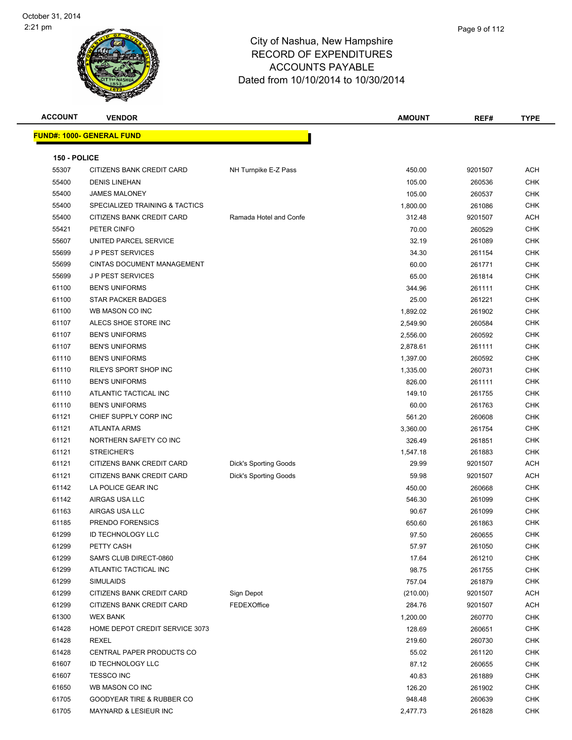# City of Nashua, New Hampshire
## RECORD OF EXPENDITURES
## ACCOUNTS PAYABLE
## Dated from 10/10/2014 to 10/30/2014

October 31, 2014
2:21 pm

| ACCOUNT | VENDOR | | AMOUNT | REF# | TYPE |
|---|---|---|---|---|---|
| **FUND#: 1000- GENERAL FUND** | | | | | |
| **150 - POLICE** | | | | | |
| 55307 | CITIZENS BANK CREDIT CARD | NH Turnpike E-Z Pass | 450.00 | 9201507 | ACH |
| 55400 | DENIS LINEHAN | | 105.00 | 260536 | CHK |
| 55400 | JAMES MALONEY | | 105.00 | 260537 | CHK |
| 55400 | SPECIALIZED TRAINING & TACTICS | | 1,800.00 | 261086 | CHK |
| 55400 | CITIZENS BANK CREDIT CARD | Ramada Hotel and Confe | 312.48 | 9201507 | ACH |
| 55421 | PETER CINFO | | 70.00 | 260529 | CHK |
| 55607 | UNITED PARCEL SERVICE | | 32.19 | 261089 | CHK |
| 55699 | J P PEST SERVICES | | 34.30 | 261154 | CHK |
| 55699 | CINTAS DOCUMENT MANAGEMENT | | 60.00 | 261771 | CHK |
| 55699 | J P PEST SERVICES | | 65.00 | 261814 | CHK |
| 61100 | BEN'S UNIFORMS | | 344.96 | 261111 | CHK |
| 61100 | STAR PACKER BADGES | | 25.00 | 261221 | CHK |
| 61100 | WB MASON CO INC | | 1,892.02 | 261902 | CHK |
| 61107 | ALECS SHOE STORE INC | | 2,549.90 | 260584 | CHK |
| 61107 | BEN'S UNIFORMS | | 2,556.00 | 260592 | CHK |
| 61107 | BEN'S UNIFORMS | | 2,878.61 | 261111 | CHK |
| 61110 | BEN'S UNIFORMS | | 1,397.00 | 260592 | CHK |
| 61110 | RILEYS SPORT SHOP INC | | 1,335.00 | 260731 | CHK |
| 61110 | BEN'S UNIFORMS | | 826.00 | 261111 | CHK |
| 61110 | ATLANTIC TACTICAL INC | | 149.10 | 261755 | CHK |
| 61110 | BEN'S UNIFORMS | | 60.00 | 261763 | CHK |
| 61121 | CHIEF SUPPLY CORP INC | | 561.20 | 260608 | CHK |
| 61121 | ATLANTA ARMS | | 3,360.00 | 261754 | CHK |
| 61121 | NORTHERN SAFETY CO INC | | 326.49 | 261851 | CHK |
| 61121 | STREICHER'S | | 1,547.18 | 261883 | CHK |
| 61121 | CITIZENS BANK CREDIT CARD | Dick's Sporting Goods | 29.99 | 9201507 | ACH |
| 61121 | CITIZENS BANK CREDIT CARD | Dick's Sporting Goods | 59.98 | 9201507 | ACH |
| 61142 | LA POLICE GEAR INC | | 450.00 | 260668 | CHK |
| 61142 | AIRGAS USA LLC | | 546.30 | 261099 | CHK |
| 61163 | AIRGAS USA LLC | | 90.67 | 261099 | CHK |
| 61185 | PRENDO FORENSICS | | 650.60 | 261863 | CHK |
| 61299 | ID TECHNOLOGY LLC | | 97.50 | 260655 | CHK |
| 61299 | PETTY CASH | | 57.97 | 261050 | CHK |
| 61299 | SAM'S CLUB DIRECT-0860 | | 17.64 | 261210 | CHK |
| 61299 | ATLANTIC TACTICAL INC | | 98.75 | 261755 | CHK |
| 61299 | SIMULAIDS | | 757.04 | 261879 | CHK |
| 61299 | CITIZENS BANK CREDIT CARD | Sign Depot | (210.00) | 9201507 | ACH |
| 61299 | CITIZENS BANK CREDIT CARD | FEDEXOffice | 284.76 | 9201507 | ACH |
| 61300 | WEX BANK | | 1,200.00 | 260770 | CHK |
| 61428 | HOME DEPOT CREDIT SERVICE 3073 | | 128.69 | 260651 | CHK |
| 61428 | REXEL | | 219.60 | 260730 | CHK |
| 61428 | CENTRAL PAPER PRODUCTS CO | | 55.02 | 261120 | CHK |
| 61607 | ID TECHNOLOGY LLC | | 87.12 | 260655 | CHK |
| 61607 | TESSCO INC | | 40.83 | 261889 | CHK |
| 61650 | WB MASON CO INC | | 126.20 | 261902 | CHK |
| 61705 | GOODYEAR TIRE & RUBBER CO | | 948.48 | 260639 | CHK |
| 61705 | MAYNARD & LESIEUR INC | | 2,477.73 | 261828 | CHK |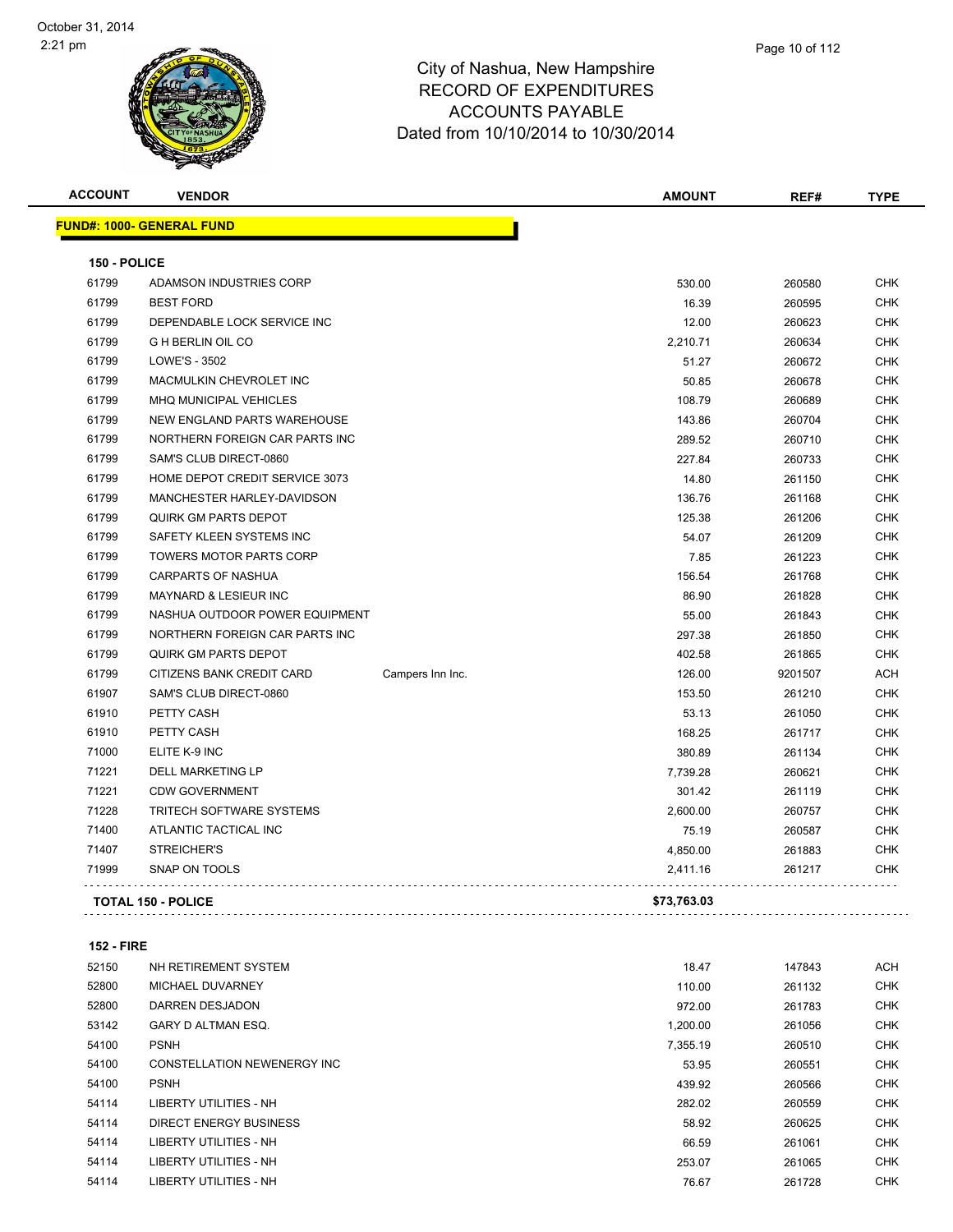# City of Nashua, New Hampshire
## RECORD OF EXPENDITURES
## ACCOUNTS PAYABLE
## Dated from 10/10/2014 to 10/30/2014

**FUND#: 1000- GENERAL FUND**

**150 - POLICE**

| ACCOUNT | VENDOR | | AMOUNT | REF# | TYPE |
|---|---|---|---|---|---|
| 61799 | ADAMSON INDUSTRIES CORP | | 530.00 | 260580 | CHK |
| 61799 | BEST FORD | | 16.39 | 260595 | CHK |
| 61799 | DEPENDABLE LOCK SERVICE INC | | 12.00 | 260623 | CHK |
| 61799 | G H BERLIN OIL CO | | 2,210.71 | 260634 | CHK |
| 61799 | LOWE'S - 3502 | | 51.27 | 260672 | CHK |
| 61799 | MACMULKIN CHEVROLET INC | | 50.85 | 260678 | CHK |
| 61799 | MHQ MUNICIPAL VEHICLES | | 108.79 | 260689 | CHK |
| 61799 | NEW ENGLAND PARTS WAREHOUSE | | 143.86 | 260704 | CHK |
| 61799 | NORTHERN FOREIGN CAR PARTS INC | | 289.52 | 260710 | CHK |
| 61799 | SAM'S CLUB DIRECT-0860 | | 227.84 | 260733 | CHK |
| 61799 | HOME DEPOT CREDIT SERVICE 3073 | | 14.80 | 261150 | CHK |
| 61799 | MANCHESTER HARLEY-DAVIDSON | | 136.76 | 261168 | CHK |
| 61799 | QUIRK GM PARTS DEPOT | | 125.38 | 261206 | CHK |
| 61799 | SAFETY KLEEN SYSTEMS INC | | 54.07 | 261209 | CHK |
| 61799 | TOWERS MOTOR PARTS CORP | | 7.85 | 261223 | CHK |
| 61799 | CARPARTS OF NASHUA | | 156.54 | 261768 | CHK |
| 61799 | MAYNARD & LESIEUR INC | | 86.90 | 261828 | CHK |
| 61799 | NASHUA OUTDOOR POWER EQUIPMENT | | 55.00 | 261843 | CHK |
| 61799 | NORTHERN FOREIGN CAR PARTS INC | | 297.38 | 261850 | CHK |
| 61799 | QUIRK GM PARTS DEPOT | | 402.58 | 261865 | CHK |
| 61799 | CITIZENS BANK CREDIT CARD | Campers Inn Inc. | 126.00 | 9201507 | ACH |
| 61907 | SAM'S CLUB DIRECT-0860 | | 153.50 | 261210 | CHK |
| 61910 | PETTY CASH | | 53.13 | 261050 | CHK |
| 61910 | PETTY CASH | | 168.25 | 261717 | CHK |
| 71000 | ELITE K-9 INC | | 380.89 | 261134 | CHK |
| 71221 | DELL MARKETING LP | | 7,739.28 | 260621 | CHK |
| 71221 | CDW GOVERNMENT | | 301.42 | 261119 | CHK |
| 71228 | TRITECH SOFTWARE SYSTEMS | | 2,600.00 | 260757 | CHK |
| 71400 | ATLANTIC TACTICAL INC | | 75.19 | 260587 | CHK |
| 71407 | STREICHER'S | | 4,850.00 | 261883 | CHK |
| 71999 | SNAP ON TOOLS | | 2,411.16 | 261217 | CHK |
| | **TOTAL 150 - POLICE** | | **$73,763.03** | | |

**152 - FIRE**

| ACCOUNT | VENDOR | AMOUNT | REF# | TYPE |
|---|---|---|---|---|
| 52150 | NH RETIREMENT SYSTEM | 18.47 | 147843 | ACH |
| 52800 | MICHAEL DUVARNEY | 110.00 | 261132 | CHK |
| 52800 | DARREN DESJADON | 972.00 | 261783 | CHK |
| 53142 | GARY D ALTMAN ESQ. | 1,200.00 | 261056 | CHK |
| 54100 | PSNH | 7,355.19 | 260510 | CHK |
| 54100 | CONSTELLATION NEWENERGY INC | 53.95 | 260551 | CHK |
| 54100 | PSNH | 439.92 | 260566 | CHK |
| 54114 | LIBERTY UTILITIES - NH | 282.02 | 260559 | CHK |
| 54114 | DIRECT ENERGY BUSINESS | 58.92 | 260625 | CHK |
| 54114 | LIBERTY UTILITIES - NH | 66.59 | 261061 | CHK |
| 54114 | LIBERTY UTILITIES - NH | 253.07 | 261065 | CHK |
| 54114 | LIBERTY UTILITIES - NH | 76.67 | 261728 | CHK |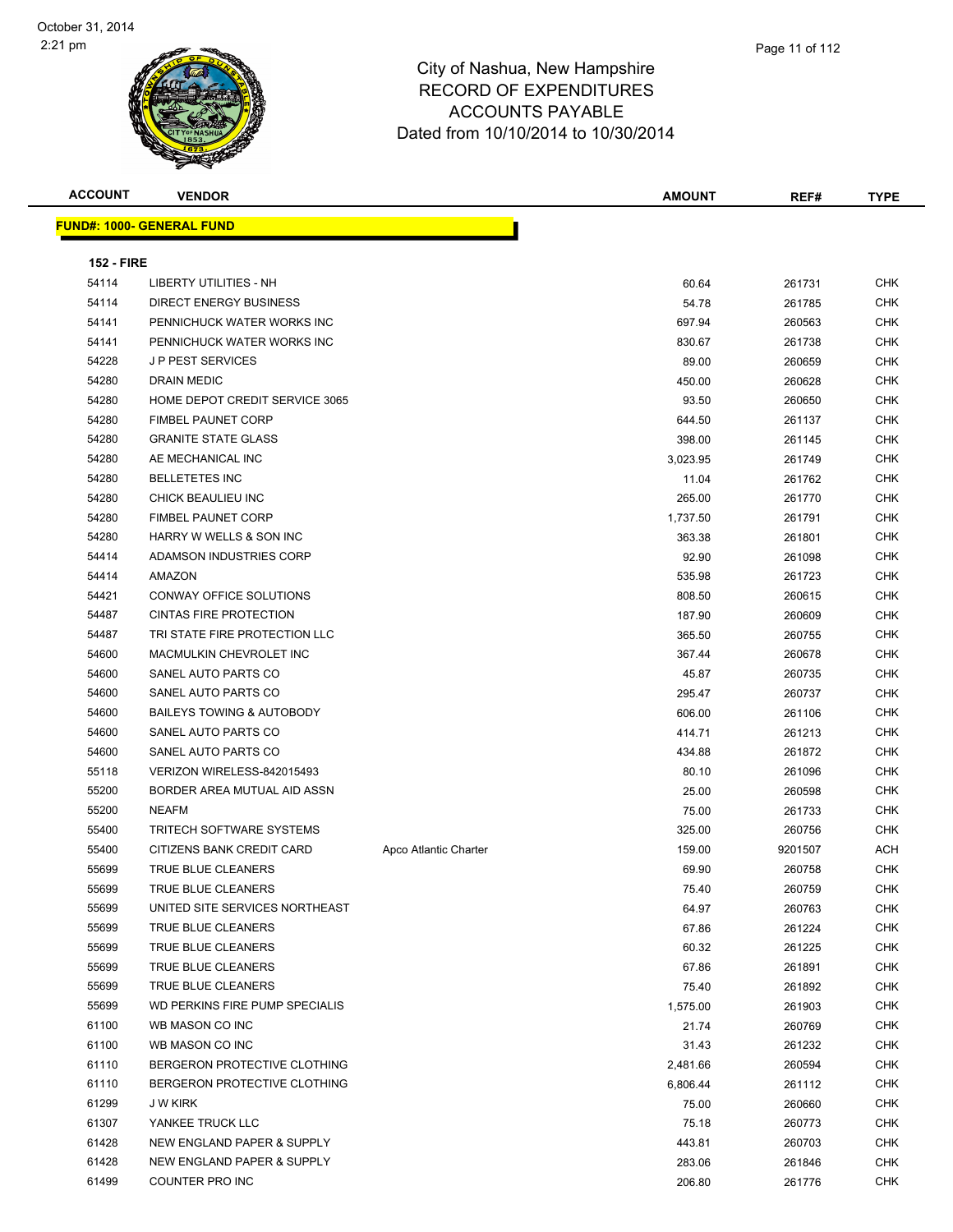# City of Nashua, New Hampshire
## RECORD OF EXPENDITURES
## ACCOUNTS PAYABLE
## Dated from 10/10/2014 to 10/30/2014

October 31, 2014
2:21 pm

| ACCOUNT | VENDOR | | AMOUNT | REF# | TYPE |
|---|---|---|---|---|---|
| **FUND#: 1000- GENERAL FUND** | | | | | |
| **152 - FIRE** | | | | | |
| 54114 | LIBERTY UTILITIES - NH | | 60.64 | 261731 | CHK |
| 54114 | DIRECT ENERGY BUSINESS | | 54.78 | 261785 | CHK |
| 54141 | PENNICHUCK WATER WORKS INC | | 697.94 | 260563 | CHK |
| 54141 | PENNICHUCK WATER WORKS INC | | 830.67 | 261738 | CHK |
| 54228 | J P PEST SERVICES | | 89.00 | 260659 | CHK |
| 54280 | DRAIN MEDIC | | 450.00 | 260628 | CHK |
| 54280 | HOME DEPOT CREDIT SERVICE 3065 | | 93.50 | 260650 | CHK |
| 54280 | FIMBEL PAUNET CORP | | 644.50 | 261137 | CHK |
| 54280 | GRANITE STATE GLASS | | 398.00 | 261145 | CHK |
| 54280 | AE MECHANICAL INC | | 3,023.95 | 261749 | CHK |
| 54280 | BELLETETES INC | | 11.04 | 261762 | CHK |
| 54280 | CHICK BEAULIEU INC | | 265.00 | 261770 | CHK |
| 54280 | FIMBEL PAUNET CORP | | 1,737.50 | 261791 | CHK |
| 54280 | HARRY W WELLS & SON INC | | 363.38 | 261801 | CHK |
| 54414 | ADAMSON INDUSTRIES CORP | | 92.90 | 261098 | CHK |
| 54414 | AMAZON | | 535.98 | 261723 | CHK |
| 54421 | CONWAY OFFICE SOLUTIONS | | 808.50 | 260615 | CHK |
| 54487 | CINTAS FIRE PROTECTION | | 187.90 | 260609 | CHK |
| 54487 | TRI STATE FIRE PROTECTION LLC | | 365.50 | 260755 | CHK |
| 54600 | MACMULKIN CHEVROLET INC | | 367.44 | 260678 | CHK |
| 54600 | SANEL AUTO PARTS CO | | 45.87 | 260735 | CHK |
| 54600 | SANEL AUTO PARTS CO | | 295.47 | 260737 | CHK |
| 54600 | BAILEYS TOWING & AUTOBODY | | 606.00 | 261106 | CHK |
| 54600 | SANEL AUTO PARTS CO | | 414.71 | 261213 | CHK |
| 54600 | SANEL AUTO PARTS CO | | 434.88 | 261872 | CHK |
| 55118 | VERIZON WIRELESS-842015493 | | 80.10 | 261096 | CHK |
| 55200 | BORDER AREA MUTUAL AID ASSN | | 25.00 | 260598 | CHK |
| 55200 | NEAFM | | 75.00 | 261733 | CHK |
| 55400 | TRITECH SOFTWARE SYSTEMS | | 325.00 | 260756 | CHK |
| 55400 | CITIZENS BANK CREDIT CARD | Apco Atlantic Charter | 159.00 | 9201507 | ACH |
| 55699 | TRUE BLUE CLEANERS | | 69.90 | 260758 | CHK |
| 55699 | TRUE BLUE CLEANERS | | 75.40 | 260759 | CHK |
| 55699 | UNITED SITE SERVICES NORTHEAST | | 64.97 | 260763 | CHK |
| 55699 | TRUE BLUE CLEANERS | | 67.86 | 261224 | CHK |
| 55699 | TRUE BLUE CLEANERS | | 60.32 | 261225 | CHK |
| 55699 | TRUE BLUE CLEANERS | | 67.86 | 261891 | CHK |
| 55699 | TRUE BLUE CLEANERS | | 75.40 | 261892 | CHK |
| 55699 | WD PERKINS FIRE PUMP SPECIALIS | | 1,575.00 | 261903 | CHK |
| 61100 | WB MASON CO INC | | 21.74 | 260769 | CHK |
| 61100 | WB MASON CO INC | | 31.43 | 261232 | CHK |
| 61110 | BERGERON PROTECTIVE CLOTHING | | 2,481.66 | 260594 | CHK |
| 61110 | BERGERON PROTECTIVE CLOTHING | | 6,806.44 | 261112 | CHK |
| 61299 | J W KIRK | | 75.00 | 260660 | CHK |
| 61307 | YANKEE TRUCK LLC | | 75.18 | 260773 | CHK |
| 61428 | NEW ENGLAND PAPER & SUPPLY | | 443.81 | 260703 | CHK |
| 61428 | NEW ENGLAND PAPER & SUPPLY | | 283.06 | 261846 | CHK |
| 61499 | COUNTER PRO INC | | 206.80 | 261776 | CHK |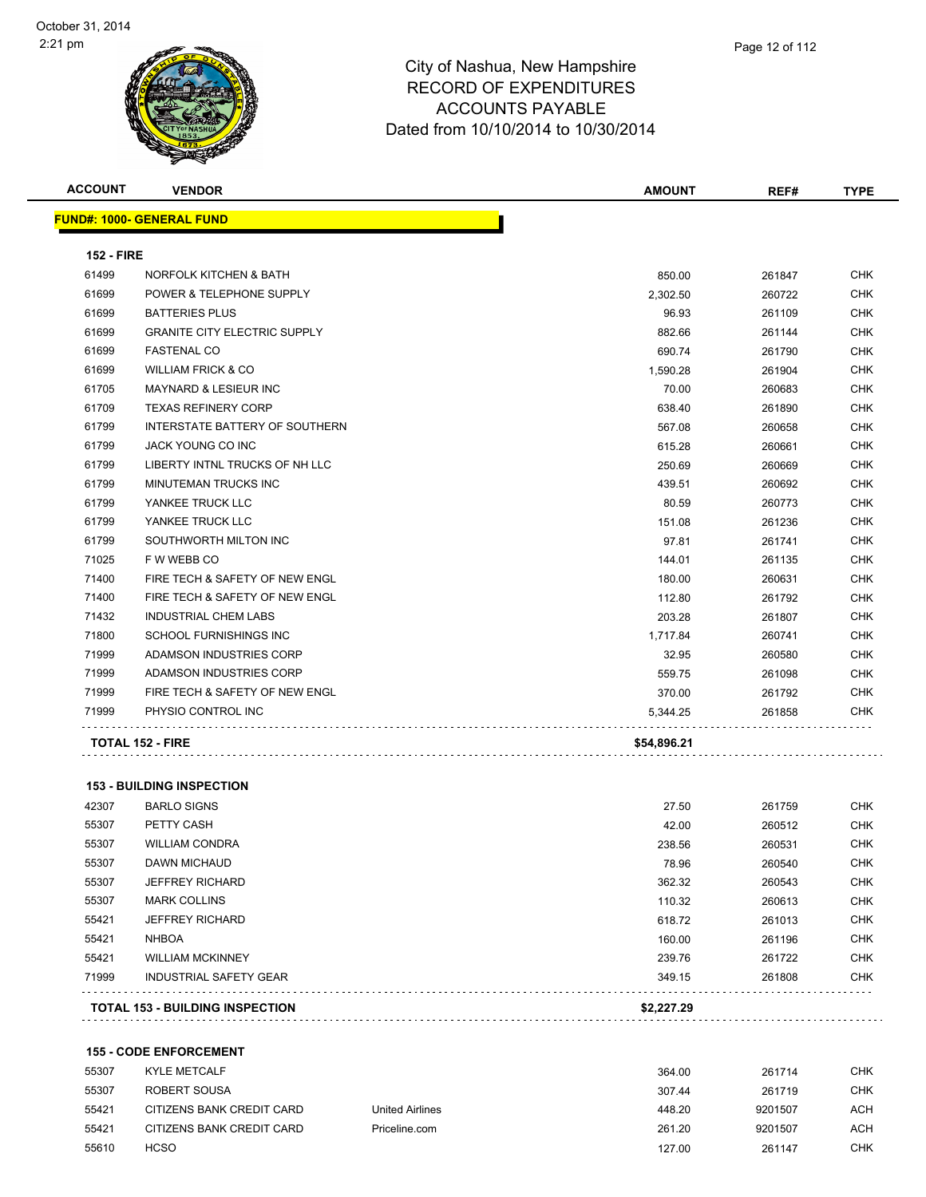# City of Nashua, New Hampshire
## RECORD OF EXPENDITURES
## ACCOUNTS PAYABLE
## Dated from 10/10/2014 to 10/30/2014

| ACCOUNT | VENDOR | | AMOUNT | REF# | TYPE |
|---|---|---|---|---|---|
| **FUND#: 1000- GENERAL FUND** | | | | | |
| **152 - FIRE** | | | | | |
| 61499 | NORFOLK KITCHEN & BATH | | 850.00 | 261847 | CHK |
| 61699 | POWER & TELEPHONE SUPPLY | | 2,302.50 | 260722 | CHK |
| 61699 | BATTERIES PLUS | | 96.93 | 261109 | CHK |
| 61699 | GRANITE CITY ELECTRIC SUPPLY | | 882.66 | 261144 | CHK |
| 61699 | FASTENAL CO | | 690.74 | 261790 | CHK |
| 61699 | WILLIAM FRICK & CO | | 1,590.28 | 261904 | CHK |
| 61705 | MAYNARD & LESIEUR INC | | 70.00 | 260683 | CHK |
| 61709 | TEXAS REFINERY CORP | | 638.40 | 261890 | CHK |
| 61799 | INTERSTATE BATTERY OF SOUTHERN | | 567.08 | 260658 | CHK |
| 61799 | JACK YOUNG CO INC | | 615.28 | 260661 | CHK |
| 61799 | LIBERTY INTNL TRUCKS OF NH LLC | | 250.69 | 260669 | CHK |
| 61799 | MINUTEMAN TRUCKS INC | | 439.51 | 260692 | CHK |
| 61799 | YANKEE TRUCK LLC | | 80.59 | 260773 | CHK |
| 61799 | YANKEE TRUCK LLC | | 151.08 | 261236 | CHK |
| 61799 | SOUTHWORTH MILTON INC | | 97.81 | 261741 | CHK |
| 71025 | F W WEBB CO | | 144.01 | 261135 | CHK |
| 71400 | FIRE TECH & SAFETY OF NEW ENGL | | 180.00 | 260631 | CHK |
| 71400 | FIRE TECH & SAFETY OF NEW ENGL | | 112.80 | 261792 | CHK |
| 71432 | INDUSTRIAL CHEM LABS | | 203.28 | 261807 | CHK |
| 71800 | SCHOOL FURNISHINGS INC | | 1,717.84 | 260741 | CHK |
| 71999 | ADAMSON INDUSTRIES CORP | | 32.95 | 260580 | CHK |
| 71999 | ADAMSON INDUSTRIES CORP | | 559.75 | 261098 | CHK |
| 71999 | FIRE TECH & SAFETY OF NEW ENGL | | 370.00 | 261792 | CHK |
| 71999 | PHYSIO CONTROL INC | | 5,344.25 | 261858 | CHK |
| **TOTAL 152 - FIRE** | | | **$54,896.21** | | |
| **153 - BUILDING INSPECTION** | | | | | |
| 42307 | BARLO SIGNS | | 27.50 | 261759 | CHK |
| 55307 | PETTY CASH | | 42.00 | 260512 | CHK |
| 55307 | WILLIAM CONDRA | | 238.56 | 260531 | CHK |
| 55307 | DAWN MICHAUD | | 78.96 | 260540 | CHK |
| 55307 | JEFFREY RICHARD | | 362.32 | 260543 | CHK |
| 55307 | MARK COLLINS | | 110.32 | 260613 | CHK |
| 55421 | JEFFREY RICHARD | | 618.72 | 261013 | CHK |
| 55421 | NHBOA | | 160.00 | 261196 | CHK |
| 55421 | WILLIAM MCKINNEY | | 239.76 | 261722 | CHK |
| 71999 | INDUSTRIAL SAFETY GEAR | | 349.15 | 261808 | CHK |
| **TOTAL 153 - BUILDING INSPECTION** | | | **$2,227.29** | | |
| **155 - CODE ENFORCEMENT** | | | | | |
| 55307 | KYLE METCALF | | 364.00 | 261714 | CHK |
| 55307 | ROBERT SOUSA | | 307.44 | 261719 | CHK |
| 55421 | CITIZENS BANK CREDIT CARD | United Airlines | 448.20 | 9201507 | ACH |
| 55421 | CITIZENS BANK CREDIT CARD | Priceline.com | 261.20 | 9201507 | ACH |
| 55610 | HCSO | | 127.00 | 261147 | CHK |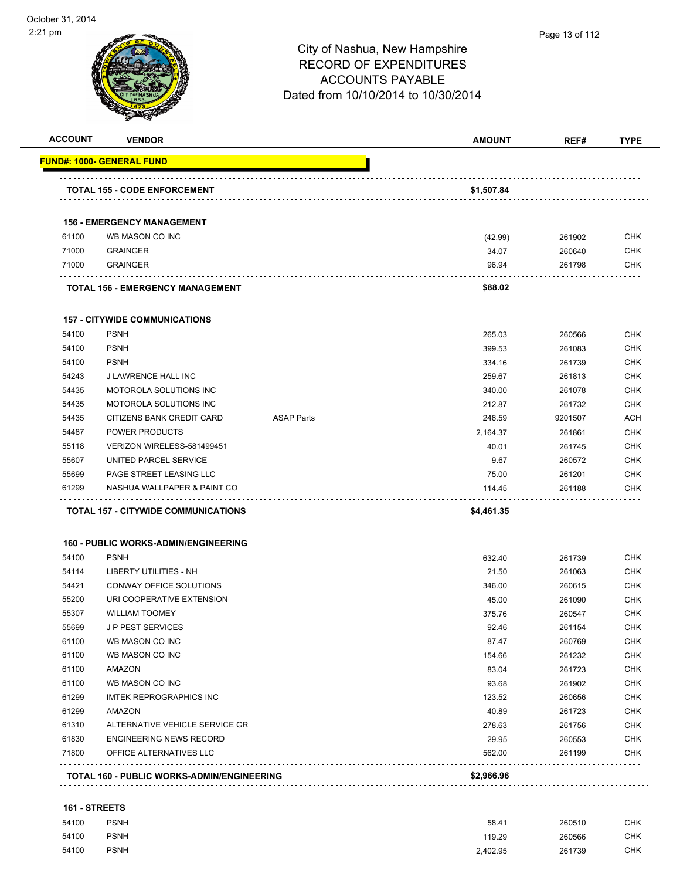City of Nashua, New Hampshire
RECORD OF EXPENDITURES
ACCOUNTS PAYABLE
Dated from 10/10/2014 to 10/30/2014

| ACCOUNT | VENDOR | | AMOUNT | REF# | TYPE |
|---|---|---|---|---|---|
| **FUND#: 1000- GENERAL FUND** | | | | | |
| | **TOTAL 155 - CODE ENFORCEMENT** | | **$1,507.84** | | |
| | **156 - EMERGENCY MANAGEMENT** | | | | |
| 61100 | WB MASON CO INC | | (42.99) | 261902 | CHK |
| 71000 | GRAINGER | | 34.07 | 260640 | CHK |
| 71000 | GRAINGER | | 96.94 | 261798 | CHK |
| | **TOTAL 156 - EMERGENCY MANAGEMENT** | | **$88.02** | | |
| | **157 - CITYWIDE COMMUNICATIONS** | | | | |
| 54100 | PSNH | | 265.03 | 260566 | CHK |
| 54100 | PSNH | | 399.53 | 261083 | CHK |
| 54100 | PSNH | | 334.16 | 261739 | CHK |
| 54243 | J LAWRENCE HALL INC | | 259.67 | 261813 | CHK |
| 54435 | MOTOROLA SOLUTIONS INC | | 340.00 | 261078 | CHK |
| 54435 | MOTOROLA SOLUTIONS INC | | 212.87 | 261732 | CHK |
| 54435 | CITIZENS BANK CREDIT CARD | ASAP Parts | 246.59 | 9201507 | ACH |
| 54487 | POWER PRODUCTS | | 2,164.37 | 261861 | CHK |
| 55118 | VERIZON WIRELESS-581499451 | | 40.01 | 261745 | CHK |
| 55607 | UNITED PARCEL SERVICE | | 9.67 | 260572 | CHK |
| 55699 | PAGE STREET LEASING LLC | | 75.00 | 261201 | CHK |
| 61299 | NASHUA WALLPAPER & PAINT CO | | 114.45 | 261188 | CHK |
| | **TOTAL 157 - CITYWIDE COMMUNICATIONS** | | **$4,461.35** | | |
| | **160 - PUBLIC WORKS-ADMIN/ENGINEERING** | | | | |
| 54100 | PSNH | | 632.40 | 261739 | CHK |
| 54114 | LIBERTY UTILITIES - NH | | 21.50 | 261063 | CHK |
| 54421 | CONWAY OFFICE SOLUTIONS | | 346.00 | 260615 | CHK |
| 55200 | URI COOPERATIVE EXTENSION | | 45.00 | 261090 | CHK |
| 55307 | WILLIAM TOOMEY | | 375.76 | 260547 | CHK |
| 55699 | J P PEST SERVICES | | 92.46 | 261154 | CHK |
| 61100 | WB MASON CO INC | | 87.47 | 260769 | CHK |
| 61100 | WB MASON CO INC | | 154.66 | 261232 | CHK |
| 61100 | AMAZON | | 83.04 | 261723 | CHK |
| 61100 | WB MASON CO INC | | 93.68 | 261902 | CHK |
| 61299 | IMTEK REPROGRAPHICS INC | | 123.52 | 260656 | CHK |
| 61299 | AMAZON | | 40.89 | 261723 | CHK |
| 61310 | ALTERNATIVE VEHICLE SERVICE GR | | 278.63 | 261756 | CHK |
| 61830 | ENGINEERING NEWS RECORD | | 29.95 | 260553 | CHK |
| 71800 | OFFICE ALTERNATIVES LLC | | 562.00 | 261199 | CHK |
| | **TOTAL 160 - PUBLIC WORKS-ADMIN/ENGINEERING** | | **$2,966.96** | | |
| | **161 - STREETS** | | | | |
| 54100 | PSNH | | 58.41 | 260510 | CHK |
| 54100 | PSNH | | 119.29 | 260566 | CHK |
| 54100 | PSNH | | 2,402.95 | 261739 | CHK |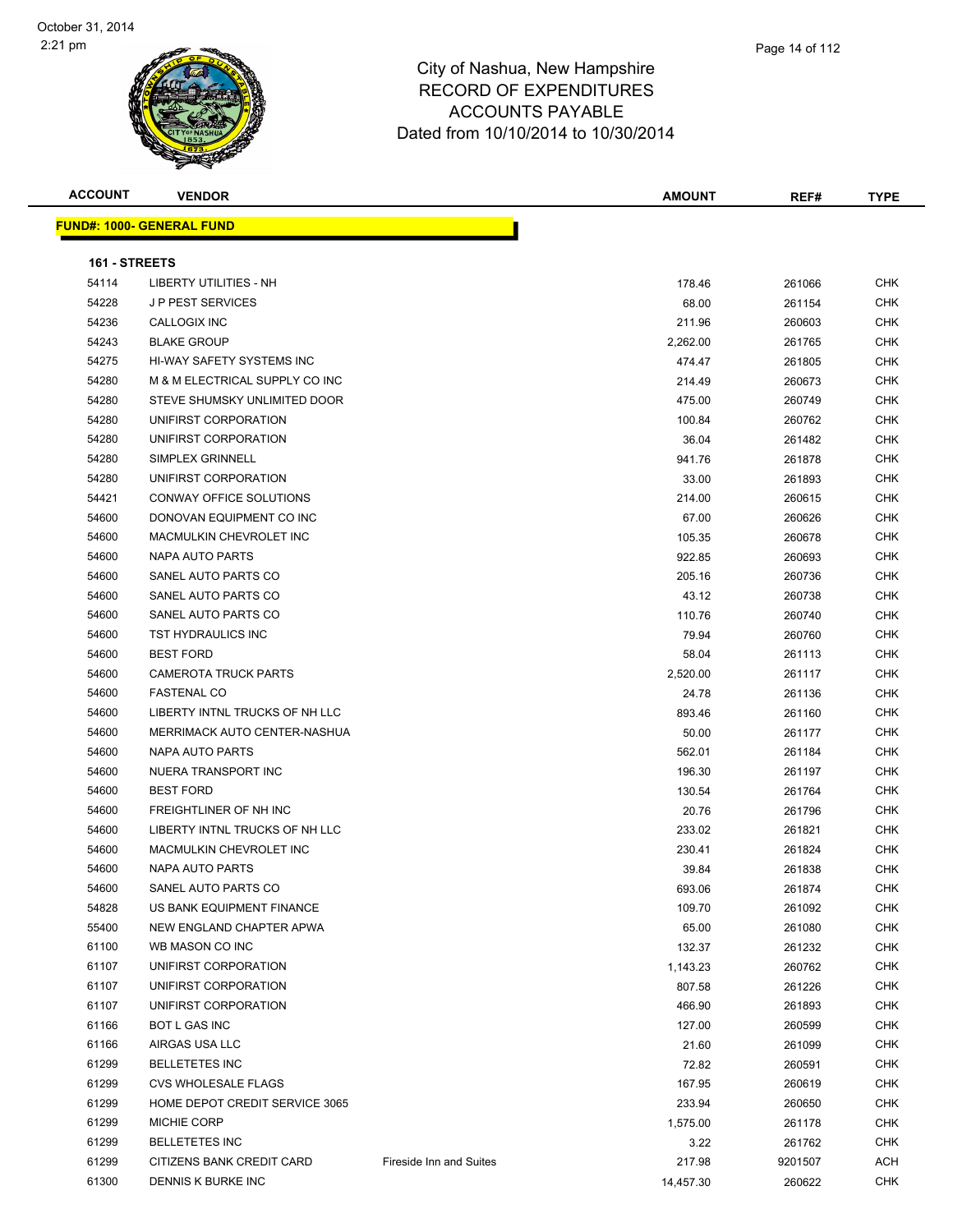# City of Nashua, New Hampshire
## RECORD OF EXPENDITURES
## ACCOUNTS PAYABLE
## Dated from 10/10/2014 to 10/30/2014

October 31, 2014
2:21 pm

| ACCOUNT | VENDOR | | AMOUNT | REF# | TYPE |
|---|---|---|---|---|---|
| **FUND#: 1000- GENERAL FUND** | | | | | |
| **161 - STREETS** | | | | | |
| 54114 | LIBERTY UTILITIES - NH | | 178.46 | 261066 | CHK |
| 54228 | J P PEST SERVICES | | 68.00 | 261154 | CHK |
| 54236 | CALLOGIX INC | | 211.96 | 260603 | CHK |
| 54243 | BLAKE GROUP | | 2,262.00 | 261765 | CHK |
| 54275 | HI-WAY SAFETY SYSTEMS INC | | 474.47 | 261805 | CHK |
| 54280 | M & M ELECTRICAL SUPPLY CO INC | | 214.49 | 260673 | CHK |
| 54280 | STEVE SHUMSKY UNLIMITED DOOR | | 475.00 | 260749 | CHK |
| 54280 | UNIFIRST CORPORATION | | 100.84 | 260762 | CHK |
| 54280 | UNIFIRST CORPORATION | | 36.04 | 261482 | CHK |
| 54280 | SIMPLEX GRINNELL | | 941.76 | 261878 | CHK |
| 54280 | UNIFIRST CORPORATION | | 33.00 | 261893 | CHK |
| 54421 | CONWAY OFFICE SOLUTIONS | | 214.00 | 260615 | CHK |
| 54600 | DONOVAN EQUIPMENT CO INC | | 67.00 | 260626 | CHK |
| 54600 | MACMULKIN CHEVROLET INC | | 105.35 | 260678 | CHK |
| 54600 | NAPA AUTO PARTS | | 922.85 | 260693 | CHK |
| 54600 | SANEL AUTO PARTS CO | | 205.16 | 260736 | CHK |
| 54600 | SANEL AUTO PARTS CO | | 43.12 | 260738 | CHK |
| 54600 | SANEL AUTO PARTS CO | | 110.76 | 260740 | CHK |
| 54600 | TST HYDRAULICS INC | | 79.94 | 260760 | CHK |
| 54600 | BEST FORD | | 58.04 | 261113 | CHK |
| 54600 | CAMEROTA TRUCK PARTS | | 2,520.00 | 261117 | CHK |
| 54600 | FASTENAL CO | | 24.78 | 261136 | CHK |
| 54600 | LIBERTY INTNL TRUCKS OF NH LLC | | 893.46 | 261160 | CHK |
| 54600 | MERRIMACK AUTO CENTER-NASHUA | | 50.00 | 261177 | CHK |
| 54600 | NAPA AUTO PARTS | | 562.01 | 261184 | CHK |
| 54600 | NUERA TRANSPORT INC | | 196.30 | 261197 | CHK |
| 54600 | BEST FORD | | 130.54 | 261764 | CHK |
| 54600 | FREIGHTLINER OF NH INC | | 20.76 | 261796 | CHK |
| 54600 | LIBERTY INTNL TRUCKS OF NH LLC | | 233.02 | 261821 | CHK |
| 54600 | MACMULKIN CHEVROLET INC | | 230.41 | 261824 | CHK |
| 54600 | NAPA AUTO PARTS | | 39.84 | 261838 | CHK |
| 54600 | SANEL AUTO PARTS CO | | 693.06 | 261874 | CHK |
| 54828 | US BANK EQUIPMENT FINANCE | | 109.70 | 261092 | CHK |
| 55400 | NEW ENGLAND CHAPTER APWA | | 65.00 | 261080 | CHK |
| 61100 | WB MASON CO INC | | 132.37 | 261232 | CHK |
| 61107 | UNIFIRST CORPORATION | | 1,143.23 | 260762 | CHK |
| 61107 | UNIFIRST CORPORATION | | 807.58 | 261226 | CHK |
| 61107 | UNIFIRST CORPORATION | | 466.90 | 261893 | CHK |
| 61166 | BOT L GAS INC | | 127.00 | 260599 | CHK |
| 61166 | AIRGAS USA LLC | | 21.60 | 261099 | CHK |
| 61299 | BELLETETES INC | | 72.82 | 260591 | CHK |
| 61299 | CVS WHOLESALE FLAGS | | 167.95 | 260619 | CHK |
| 61299 | HOME DEPOT CREDIT SERVICE 3065 | | 233.94 | 260650 | CHK |
| 61299 | MICHIE CORP | | 1,575.00 | 261178 | CHK |
| 61299 | BELLETETES INC | | 3.22 | 261762 | CHK |
| 61299 | CITIZENS BANK CREDIT CARD | Fireside Inn and Suites | 217.98 | 9201507 | ACH |
| 61300 | DENNIS K BURKE INC | | 14,457.30 | 260622 | CHK |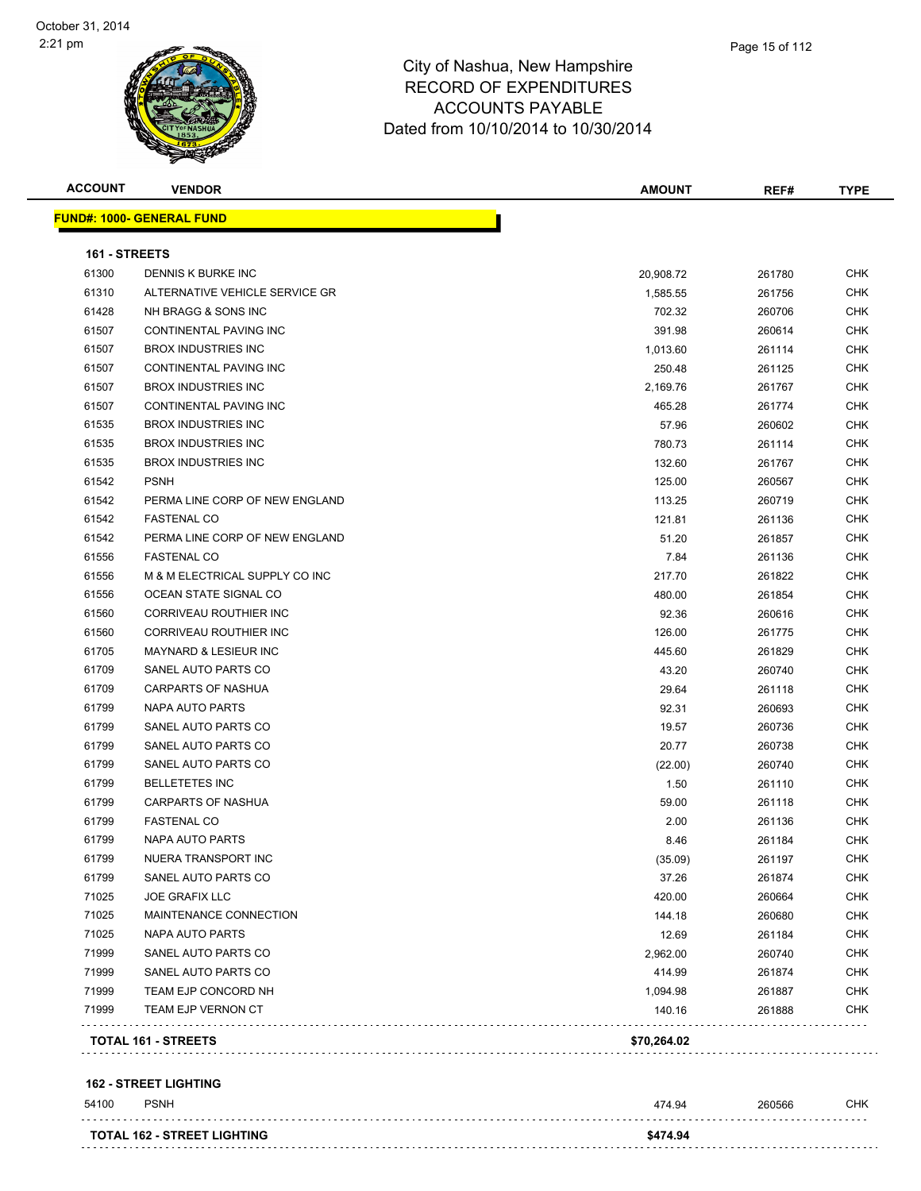# City of Nashua, New Hampshire
## RECORD OF EXPENDITURES
## ACCOUNTS PAYABLE
## Dated from 10/10/2014 to 10/30/2014

| ACCOUNT | VENDOR | AMOUNT | REF# | TYPE |
|---|---|---|---|---|
| **FUND#: 1000- GENERAL FUND** | | | | |
| **161 - STREETS** | | | | |
| 61300 | DENNIS K BURKE INC | 20,908.72 | 261780 | CHK |
| 61310 | ALTERNATIVE VEHICLE SERVICE GR | 1,585.55 | 261756 | CHK |
| 61428 | NH BRAGG & SONS INC | 702.32 | 260706 | CHK |
| 61507 | CONTINENTAL PAVING INC | 391.98 | 260614 | CHK |
| 61507 | BROX INDUSTRIES INC | 1,013.60 | 261114 | CHK |
| 61507 | CONTINENTAL PAVING INC | 250.48 | 261125 | CHK |
| 61507 | BROX INDUSTRIES INC | 2,169.76 | 261767 | CHK |
| 61507 | CONTINENTAL PAVING INC | 465.28 | 261774 | CHK |
| 61535 | BROX INDUSTRIES INC | 57.96 | 260602 | CHK |
| 61535 | BROX INDUSTRIES INC | 780.73 | 261114 | CHK |
| 61535 | BROX INDUSTRIES INC | 132.60 | 261767 | CHK |
| 61542 | PSNH | 125.00 | 260567 | CHK |
| 61542 | PERMA LINE CORP OF NEW ENGLAND | 113.25 | 260719 | CHK |
| 61542 | FASTENAL CO | 121.81 | 261136 | CHK |
| 61542 | PERMA LINE CORP OF NEW ENGLAND | 51.20 | 261857 | CHK |
| 61556 | FASTENAL CO | 7.84 | 261136 | CHK |
| 61556 | M & M ELECTRICAL SUPPLY CO INC | 217.70 | 261822 | CHK |
| 61556 | OCEAN STATE SIGNAL CO | 480.00 | 261854 | CHK |
| 61560 | CORRIVEAU ROUTHIER INC | 92.36 | 260616 | CHK |
| 61560 | CORRIVEAU ROUTHIER INC | 126.00 | 261775 | CHK |
| 61705 | MAYNARD & LESIEUR INC | 445.60 | 261829 | CHK |
| 61709 | SANEL AUTO PARTS CO | 43.20 | 260740 | CHK |
| 61709 | CARPARTS OF NASHUA | 29.64 | 261118 | CHK |
| 61799 | NAPA AUTO PARTS | 92.31 | 260693 | CHK |
| 61799 | SANEL AUTO PARTS CO | 19.57 | 260736 | CHK |
| 61799 | SANEL AUTO PARTS CO | 20.77 | 260738 | CHK |
| 61799 | SANEL AUTO PARTS CO | (22.00) | 260740 | CHK |
| 61799 | BELLETETES INC | 1.50 | 261110 | CHK |
| 61799 | CARPARTS OF NASHUA | 59.00 | 261118 | CHK |
| 61799 | FASTENAL CO | 2.00 | 261136 | CHK |
| 61799 | NAPA AUTO PARTS | 8.46 | 261184 | CHK |
| 61799 | NUERA TRANSPORT INC | (35.09) | 261197 | CHK |
| 61799 | SANEL AUTO PARTS CO | 37.26 | 261874 | CHK |
| 71025 | JOE GRAFIX LLC | 420.00 | 260664 | CHK |
| 71025 | MAINTENANCE CONNECTION | 144.18 | 260680 | CHK |
| 71025 | NAPA AUTO PARTS | 12.69 | 261184 | CHK |
| 71999 | SANEL AUTO PARTS CO | 2,962.00 | 260740 | CHK |
| 71999 | SANEL AUTO PARTS CO | 414.99 | 261874 | CHK |
| 71999 | TEAM EJP CONCORD NH | 1,094.98 | 261887 | CHK |
| 71999 | TEAM EJP VERNON CT | 140.16 | 261888 | CHK |
| **TOTAL 161 - STREETS** | | **$70,264.02** | | |
| **162 - STREET LIGHTING** | | | | |
| 54100 | PSNH | 474.94 | 260566 | CHK |
| **TOTAL 162 - STREET LIGHTING** | | **$474.94** | | |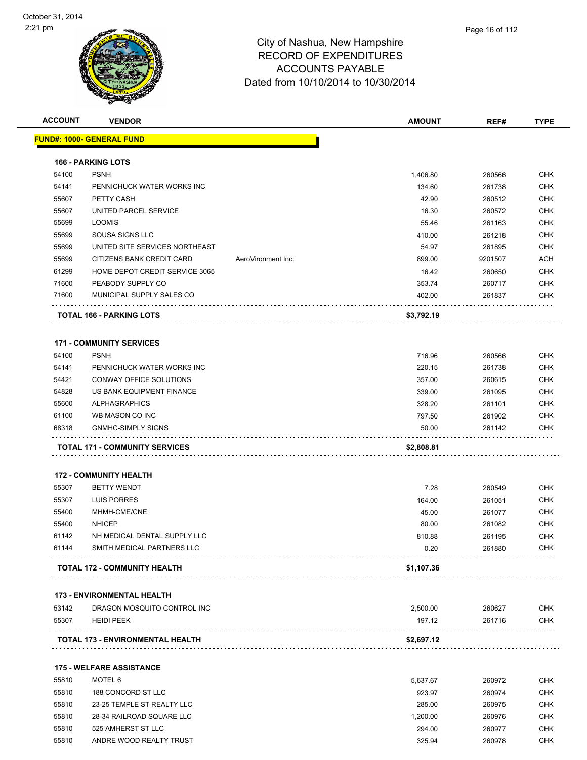# City of Nashua, New Hampshire
## RECORD OF EXPENDITURES
## ACCOUNTS PAYABLE
## Dated from 10/10/2014 to 10/30/2014

| ACCOUNT | VENDOR | | AMOUNT | REF# | TYPE |
|---|---|---|---|---|---|
| **FUND#: 1000- GENERAL FUND** | | | | | |
| **166 - PARKING LOTS** | | | | | |
| 54100 | PSNH | | 1,406.80 | 260566 | CHK |
| 54141 | PENNICHUCK WATER WORKS INC | | 134.60 | 261738 | CHK |
| 55607 | PETTY CASH | | 42.90 | 260512 | CHK |
| 55607 | UNITED PARCEL SERVICE | | 16.30 | 260572 | CHK |
| 55699 | LOOMIS | | 55.46 | 261163 | CHK |
| 55699 | SOUSA SIGNS LLC | | 410.00 | 261218 | CHK |
| 55699 | UNITED SITE SERVICES NORTHEAST | | 54.97 | 261895 | CHK |
| 55699 | CITIZENS BANK CREDIT CARD | AeroVironment Inc. | 899.00 | 9201507 | ACH |
| 61299 | HOME DEPOT CREDIT SERVICE 3065 | | 16.42 | 260650 | CHK |
| 71600 | PEABODY SUPPLY CO | | 353.74 | 260717 | CHK |
| 71600 | MUNICIPAL SUPPLY SALES CO | | 402.00 | 261837 | CHK |
| **TOTAL 166 - PARKING LOTS** | | | **$3,792.19** | | |
| **171 - COMMUNITY SERVICES** | | | | | |
| 54100 | PSNH | | 716.96 | 260566 | CHK |
| 54141 | PENNICHUCK WATER WORKS INC | | 220.15 | 261738 | CHK |
| 54421 | CONWAY OFFICE SOLUTIONS | | 357.00 | 260615 | CHK |
| 54828 | US BANK EQUIPMENT FINANCE | | 339.00 | 261095 | CHK |
| 55600 | ALPHAGRAPHICS | | 328.20 | 261101 | CHK |
| 61100 | WB MASON CO INC | | 797.50 | 261902 | CHK |
| 68318 | GNMHC-SIMPLY SIGNS | | 50.00 | 261142 | CHK |
| **TOTAL 171 - COMMUNITY SERVICES** | | | **$2,808.81** | | |
| **172 - COMMUNITY HEALTH** | | | | | |
| 55307 | BETTY WENDT | | 7.28 | 260549 | CHK |
| 55307 | LUIS PORRES | | 164.00 | 261051 | CHK |
| 55400 | MHMH-CME/CNE | | 45.00 | 261077 | CHK |
| 55400 | NHICEP | | 80.00 | 261082 | CHK |
| 61142 | NH MEDICAL DENTAL SUPPLY LLC | | 810.88 | 261195 | CHK |
| 61144 | SMITH MEDICAL PARTNERS LLC | | 0.20 | 261880 | CHK |
| **TOTAL 172 - COMMUNITY HEALTH** | | | **$1,107.36** | | |
| **173 - ENVIRONMENTAL HEALTH** | | | | | |
| 53142 | DRAGON MOSQUITO CONTROL INC | | 2,500.00 | 260627 | CHK |
| 55307 | HEIDI PEEK | | 197.12 | 261716 | CHK |
| **TOTAL 173 - ENVIRONMENTAL HEALTH** | | | **$2,697.12** | | |
| **175 - WELFARE ASSISTANCE** | | | | | |
| 55810 | MOTEL 6 | | 5,637.67 | 260972 | CHK |
| 55810 | 188 CONCORD ST LLC | | 923.97 | 260974 | CHK |
| 55810 | 23-25 TEMPLE ST REALTY LLC | | 285.00 | 260975 | CHK |
| 55810 | 28-34 RAILROAD SQUARE LLC | | 1,200.00 | 260976 | CHK |
| 55810 | 525 AMHERST ST LLC | | 294.00 | 260977 | CHK |
| 55810 | ANDRE WOOD REALTY TRUST | | 325.94 | 260978 | CHK |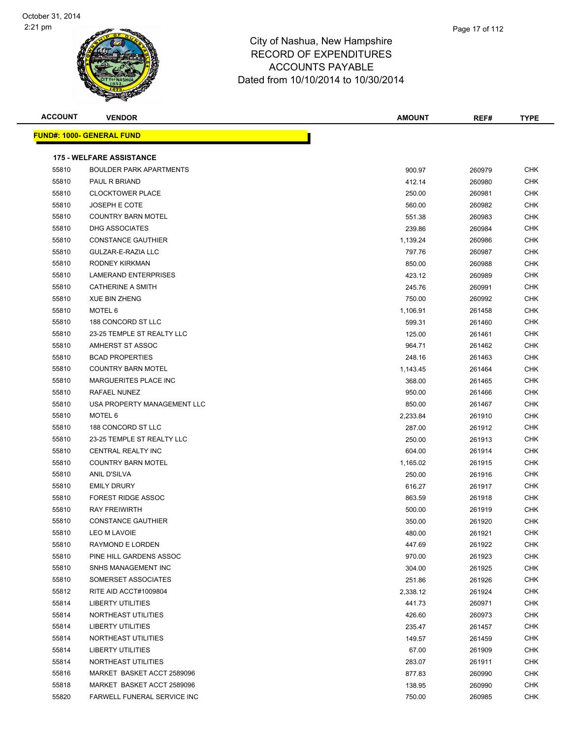# City of Nashua, New Hampshire
## RECORD OF EXPENDITURES
## ACCOUNTS PAYABLE
### Dated from 10/10/2014 to 10/30/2014

October 31, 2014
2:21 pm

| ACCOUNT | VENDOR | AMOUNT | REF# | TYPE |
|---|---|---|---|---|
| **FUND#: 1000- GENERAL FUND** | | | | |
| **175 - WELFARE ASSISTANCE** | | | | |
| 55810 | BOULDER PARK APARTMENTS | 900.97 | 260979 | CHK |
| 55810 | PAUL R BRIAND | 412.14 | 260980 | CHK |
| 55810 | CLOCKTOWER PLACE | 250.00 | 260981 | CHK |
| 55810 | JOSEPH E COTE | 560.00 | 260982 | CHK |
| 55810 | COUNTRY BARN MOTEL | 551.38 | 260983 | CHK |
| 55810 | DHG ASSOCIATES | 239.86 | 260984 | CHK |
| 55810 | CONSTANCE GAUTHIER | 1,139.24 | 260986 | CHK |
| 55810 | GULZAR-E-RAZIA LLC | 797.76 | 260987 | CHK |
| 55810 | RODNEY KIRKMAN | 850.00 | 260988 | CHK |
| 55810 | LAMERAND ENTERPRISES | 423.12 | 260989 | CHK |
| 55810 | CATHERINE A SMITH | 245.76 | 260991 | CHK |
| 55810 | XUE BIN ZHENG | 750.00 | 260992 | CHK |
| 55810 | MOTEL 6 | 1,106.91 | 261458 | CHK |
| 55810 | 188 CONCORD ST LLC | 599.31 | 261460 | CHK |
| 55810 | 23-25 TEMPLE ST REALTY LLC | 125.00 | 261461 | CHK |
| 55810 | AMHERST ST ASSOC | 964.71 | 261462 | CHK |
| 55810 | BCAD PROPERTIES | 248.16 | 261463 | CHK |
| 55810 | COUNTRY BARN MOTEL | 1,143.45 | 261464 | CHK |
| 55810 | MARGUERITES PLACE INC | 368.00 | 261465 | CHK |
| 55810 | RAFAEL NUNEZ | 950.00 | 261466 | CHK |
| 55810 | USA PROPERTY MANAGEMENT LLC | 850.00 | 261467 | CHK |
| 55810 | MOTEL 6 | 2,233.84 | 261910 | CHK |
| 55810 | 188 CONCORD ST LLC | 287.00 | 261912 | CHK |
| 55810 | 23-25 TEMPLE ST REALTY LLC | 250.00 | 261913 | CHK |
| 55810 | CENTRAL REALTY INC | 604.00 | 261914 | CHK |
| 55810 | COUNTRY BARN MOTEL | 1,165.02 | 261915 | CHK |
| 55810 | ANIL D'SILVA | 250.00 | 261916 | CHK |
| 55810 | EMILY DRURY | 616.27 | 261917 | CHK |
| 55810 | FOREST RIDGE ASSOC | 863.59 | 261918 | CHK |
| 55810 | RAY FREIWIRTH | 500.00 | 261919 | CHK |
| 55810 | CONSTANCE GAUTHIER | 350.00 | 261920 | CHK |
| 55810 | LEO M LAVOIE | 480.00 | 261921 | CHK |
| 55810 | RAYMOND E LORDEN | 447.69 | 261922 | CHK |
| 55810 | PINE HILL GARDENS ASSOC | 970.00 | 261923 | CHK |
| 55810 | SNHS MANAGEMENT INC | 304.00 | 261925 | CHK |
| 55810 | SOMERSET ASSOCIATES | 251.86 | 261926 | CHK |
| 55812 | RITE AID ACCT#1009804 | 2,338.12 | 261924 | CHK |
| 55814 | LIBERTY UTILITIES | 441.73 | 260971 | CHK |
| 55814 | NORTHEAST UTILITIES | 426.60 | 260973 | CHK |
| 55814 | LIBERTY UTILITIES | 235.47 | 261457 | CHK |
| 55814 | NORTHEAST UTILITIES | 149.57 | 261459 | CHK |
| 55814 | LIBERTY UTILITIES | 67.00 | 261909 | CHK |
| 55814 | NORTHEAST UTILITIES | 283.07 | 261911 | CHK |
| 55816 | MARKET BASKET ACCT 2589096 | 877.83 | 260990 | CHK |
| 55818 | MARKET BASKET ACCT 2589096 | 138.95 | 260990 | CHK |
| 55820 | FARWELL FUNERAL SERVICE INC | 750.00 | 260985 | CHK |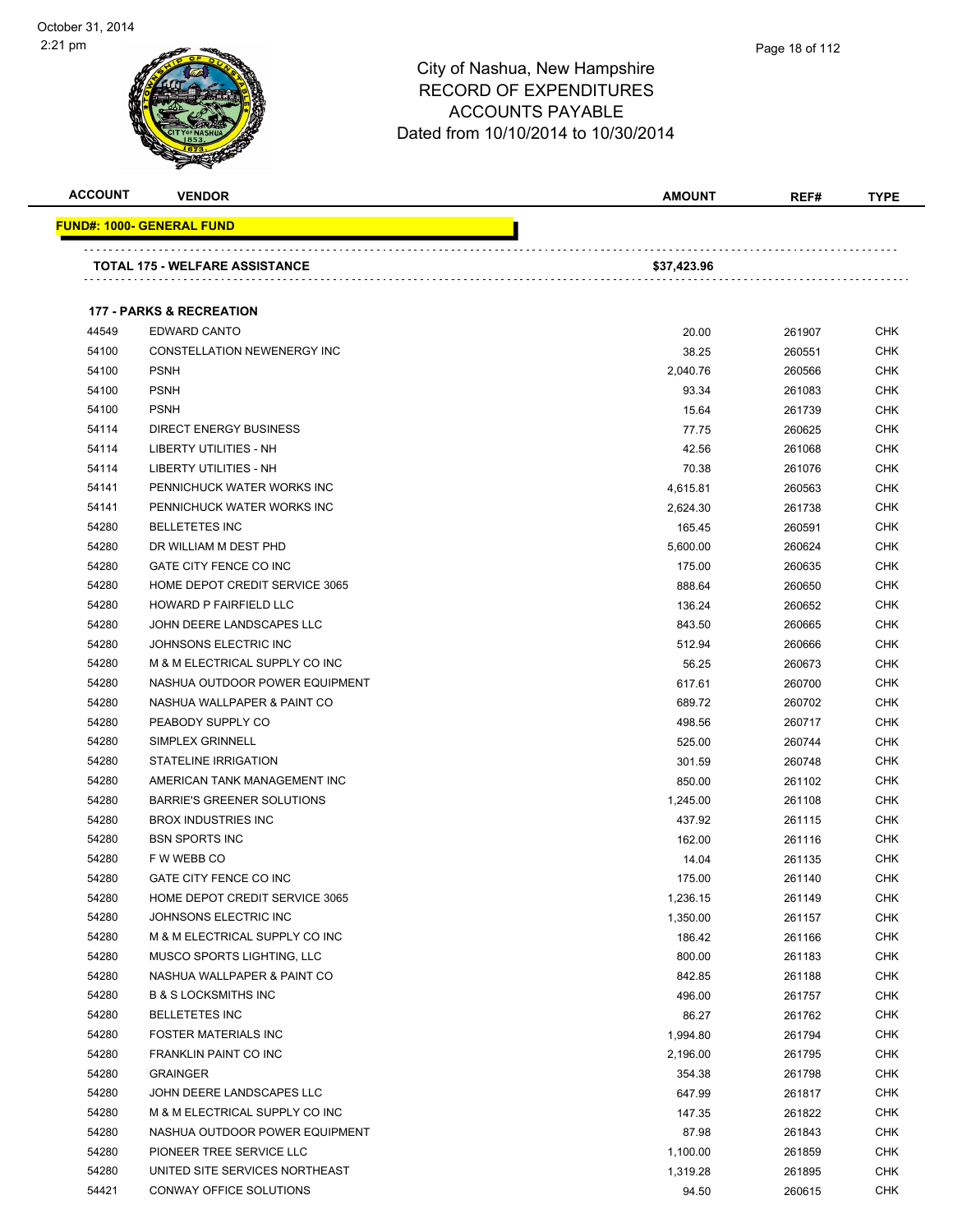City of Nashua, New Hampshire
RECORD OF EXPENDITURES
ACCOUNTS PAYABLE
Dated from 10/10/2014 to 10/30/2014

| ACCOUNT | VENDOR | AMOUNT | REF# | TYPE |
|---|---|---|---|---|
| **FUND#: 1000- GENERAL FUND** | | | | |
| | **TOTAL 175 - WELFARE ASSISTANCE** | **$37,423.96** | | |
| | **177 - PARKS & RECREATION** | | | |
| 44549 | EDWARD CANTO | 20.00 | 261907 | CHK |
| 54100 | CONSTELLATION NEWENERGY INC | 38.25 | 260551 | CHK |
| 54100 | PSNH | 2,040.76 | 260566 | CHK |
| 54100 | PSNH | 93.34 | 261083 | CHK |
| 54100 | PSNH | 15.64 | 261739 | CHK |
| 54114 | DIRECT ENERGY BUSINESS | 77.75 | 260625 | CHK |
| 54114 | LIBERTY UTILITIES - NH | 42.56 | 261068 | CHK |
| 54114 | LIBERTY UTILITIES - NH | 70.38 | 261076 | CHK |
| 54141 | PENNICHUCK WATER WORKS INC | 4,615.81 | 260563 | CHK |
| 54141 | PENNICHUCK WATER WORKS INC | 2,624.30 | 261738 | CHK |
| 54280 | BELLETETES INC | 165.45 | 260591 | CHK |
| 54280 | DR WILLIAM M DEST PHD | 5,600.00 | 260624 | CHK |
| 54280 | GATE CITY FENCE CO INC | 175.00 | 260635 | CHK |
| 54280 | HOME DEPOT CREDIT SERVICE 3065 | 888.64 | 260650 | CHK |
| 54280 | HOWARD P FAIRFIELD LLC | 136.24 | 260652 | CHK |
| 54280 | JOHN DEERE LANDSCAPES LLC | 843.50 | 260665 | CHK |
| 54280 | JOHNSONS ELECTRIC INC | 512.94 | 260666 | CHK |
| 54280 | M & M ELECTRICAL SUPPLY CO INC | 56.25 | 260673 | CHK |
| 54280 | NASHUA OUTDOOR POWER EQUIPMENT | 617.61 | 260700 | CHK |
| 54280 | NASHUA WALLPAPER & PAINT CO | 689.72 | 260702 | CHK |
| 54280 | PEABODY SUPPLY CO | 498.56 | 260717 | CHK |
| 54280 | SIMPLEX GRINNELL | 525.00 | 260744 | CHK |
| 54280 | STATELINE IRRIGATION | 301.59 | 260748 | CHK |
| 54280 | AMERICAN TANK MANAGEMENT INC | 850.00 | 261102 | CHK |
| 54280 | BARRIE'S GREENER SOLUTIONS | 1,245.00 | 261108 | CHK |
| 54280 | BROX INDUSTRIES INC | 437.92 | 261115 | CHK |
| 54280 | BSN SPORTS INC | 162.00 | 261116 | CHK |
| 54280 | F W WEBB CO | 14.04 | 261135 | CHK |
| 54280 | GATE CITY FENCE CO INC | 175.00 | 261140 | CHK |
| 54280 | HOME DEPOT CREDIT SERVICE 3065 | 1,236.15 | 261149 | CHK |
| 54280 | JOHNSONS ELECTRIC INC | 1,350.00 | 261157 | CHK |
| 54280 | M & M ELECTRICAL SUPPLY CO INC | 186.42 | 261166 | CHK |
| 54280 | MUSCO SPORTS LIGHTING, LLC | 800.00 | 261183 | CHK |
| 54280 | NASHUA WALLPAPER & PAINT CO | 842.85 | 261188 | CHK |
| 54280 | B & S LOCKSMITHS INC | 496.00 | 261757 | CHK |
| 54280 | BELLETETES INC | 86.27 | 261762 | CHK |
| 54280 | FOSTER MATERIALS INC | 1,994.80 | 261794 | CHK |
| 54280 | FRANKLIN PAINT CO INC | 2,196.00 | 261795 | CHK |
| 54280 | GRAINGER | 354.38 | 261798 | CHK |
| 54280 | JOHN DEERE LANDSCAPES LLC | 647.99 | 261817 | CHK |
| 54280 | M & M ELECTRICAL SUPPLY CO INC | 147.35 | 261822 | CHK |
| 54280 | NASHUA OUTDOOR POWER EQUIPMENT | 87.98 | 261843 | CHK |
| 54280 | PIONEER TREE SERVICE LLC | 1,100.00 | 261859 | CHK |
| 54280 | UNITED SITE SERVICES NORTHEAST | 1,319.28 | 261895 | CHK |
| 54421 | CONWAY OFFICE SOLUTIONS | 94.50 | 260615 | CHK |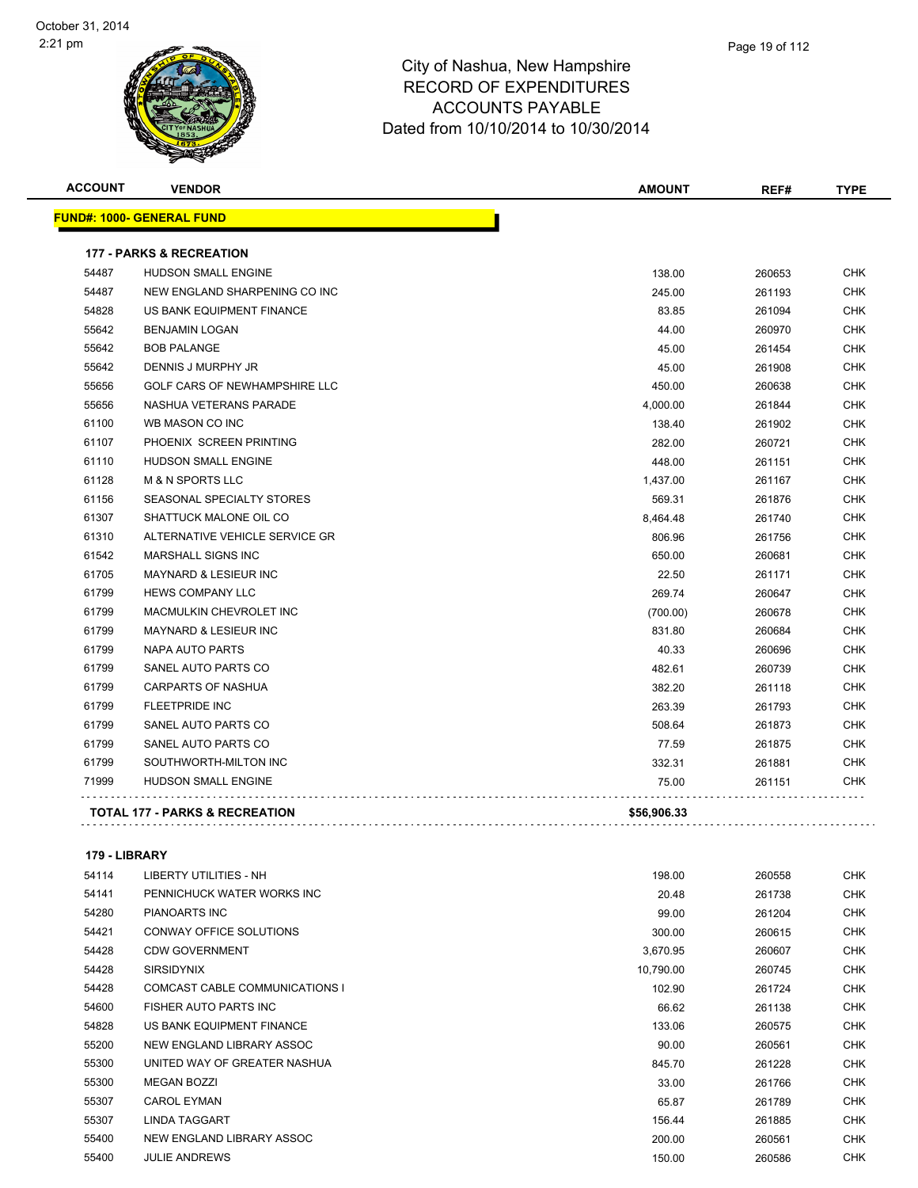# City of Nashua, New Hampshire
## RECORD OF EXPENDITURES
## ACCOUNTS PAYABLE
## Dated from 10/10/2014 to 10/30/2014

October 31, 2014
2:21 pm

| ACCOUNT | VENDOR | AMOUNT | REF# | TYPE |
|---|---|---|---|---|
| **FUND#: 1000- GENERAL FUND** | | | | |
| **177 - PARKS & RECREATION** | | | | |
| 54487 | HUDSON SMALL ENGINE | 138.00 | 260653 | CHK |
| 54487 | NEW ENGLAND SHARPENING CO INC | 245.00 | 261193 | CHK |
| 54828 | US BANK EQUIPMENT FINANCE | 83.85 | 261094 | CHK |
| 55642 | BENJAMIN LOGAN | 44.00 | 260970 | CHK |
| 55642 | BOB PALANGE | 45.00 | 261454 | CHK |
| 55642 | DENNIS J MURPHY JR | 45.00 | 261908 | CHK |
| 55656 | GOLF CARS OF NEWHAMPSHIRE LLC | 450.00 | 260638 | CHK |
| 55656 | NASHUA VETERANS PARADE | 4,000.00 | 261844 | CHK |
| 61100 | WB MASON CO INC | 138.40 | 261902 | CHK |
| 61107 | PHOENIX SCREEN PRINTING | 282.00 | 260721 | CHK |
| 61110 | HUDSON SMALL ENGINE | 448.00 | 261151 | CHK |
| 61128 | M & N SPORTS LLC | 1,437.00 | 261167 | CHK |
| 61156 | SEASONAL SPECIALTY STORES | 569.31 | 261876 | CHK |
| 61307 | SHATTUCK MALONE OIL CO | 8,464.48 | 261740 | CHK |
| 61310 | ALTERNATIVE VEHICLE SERVICE GR | 806.96 | 261756 | CHK |
| 61542 | MARSHALL SIGNS INC | 650.00 | 260681 | CHK |
| 61705 | MAYNARD & LESIEUR INC | 22.50 | 261171 | CHK |
| 61799 | HEWS COMPANY LLC | 269.74 | 260647 | CHK |
| 61799 | MACMULKIN CHEVROLET INC | (700.00) | 260678 | CHK |
| 61799 | MAYNARD & LESIEUR INC | 831.80 | 260684 | CHK |
| 61799 | NAPA AUTO PARTS | 40.33 | 260696 | CHK |
| 61799 | SANEL AUTO PARTS CO | 482.61 | 260739 | CHK |
| 61799 | CARPARTS OF NASHUA | 382.20 | 261118 | CHK |
| 61799 | FLEETPRIDE INC | 263.39 | 261793 | CHK |
| 61799 | SANEL AUTO PARTS CO | 508.64 | 261873 | CHK |
| 61799 | SANEL AUTO PARTS CO | 77.59 | 261875 | CHK |
| 61799 | SOUTHWORTH-MILTON INC | 332.31 | 261881 | CHK |
| 71999 | HUDSON SMALL ENGINE | 75.00 | 261151 | CHK |
| **TOTAL 177 - PARKS & RECREATION** | | **$56,906.33** | | |
| **179 - LIBRARY** | | | | |
| 54114 | LIBERTY UTILITIES - NH | 198.00 | 260558 | CHK |
| 54141 | PENNICHUCK WATER WORKS INC | 20.48 | 261738 | CHK |
| 54280 | PIANOARTS INC | 99.00 | 261204 | CHK |
| 54421 | CONWAY OFFICE SOLUTIONS | 300.00 | 260615 | CHK |
| 54428 | CDW GOVERNMENT | 3,670.95 | 260607 | CHK |
| 54428 | SIRSIDYNIX | 10,790.00 | 260745 | CHK |
| 54428 | COMCAST CABLE COMMUNICATIONS I | 102.90 | 261724 | CHK |
| 54600 | FISHER AUTO PARTS INC | 66.62 | 261138 | CHK |
| 54828 | US BANK EQUIPMENT FINANCE | 133.06 | 260575 | CHK |
| 55200 | NEW ENGLAND LIBRARY ASSOC | 90.00 | 260561 | CHK |
| 55300 | UNITED WAY OF GREATER NASHUA | 845.70 | 261228 | CHK |
| 55300 | MEGAN BOZZI | 33.00 | 261766 | CHK |
| 55307 | CAROL EYMAN | 65.87 | 261789 | CHK |
| 55307 | LINDA TAGGART | 156.44 | 261885 | CHK |
| 55400 | NEW ENGLAND LIBRARY ASSOC | 200.00 | 260561 | CHK |
| 55400 | JULIE ANDREWS | 150.00 | 260586 | CHK |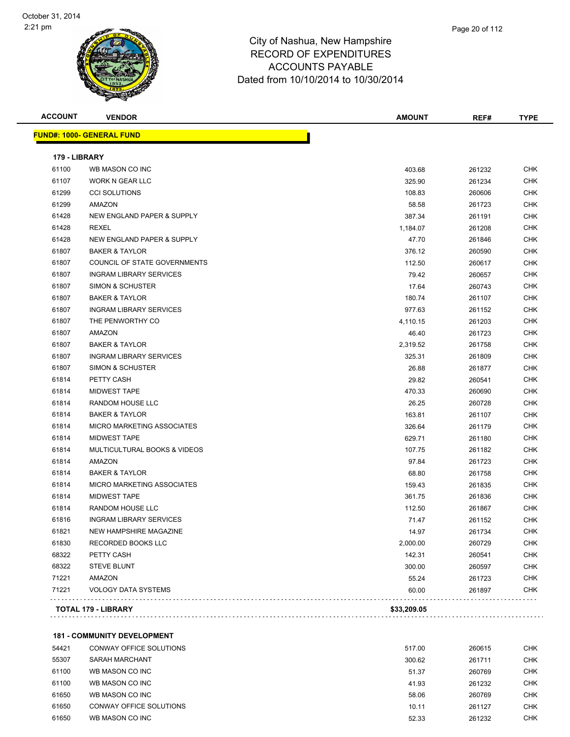# City of Nashua, New Hampshire
## RECORD OF EXPENDITURES
## ACCOUNTS PAYABLE
### Dated from 10/10/2014 to 10/30/2014

October 31, 2014
2:21 pm

| ACCOUNT | VENDOR | AMOUNT | REF# | TYPE |
|---|---|---|---|---|
| **FUND#: 1000- GENERAL FUND** | | | | |
| **179 - LIBRARY** | | | | |
| 61100 | WB MASON CO INC | 403.68 | 261232 | CHK |
| 61107 | WORK N GEAR LLC | 325.90 | 261234 | CHK |
| 61299 | CCI SOLUTIONS | 108.83 | 260606 | CHK |
| 61299 | AMAZON | 58.58 | 261723 | CHK |
| 61428 | NEW ENGLAND PAPER & SUPPLY | 387.34 | 261191 | CHK |
| 61428 | REXEL | 1,184.07 | 261208 | CHK |
| 61428 | NEW ENGLAND PAPER & SUPPLY | 47.70 | 261846 | CHK |
| 61807 | BAKER & TAYLOR | 376.12 | 260590 | CHK |
| 61807 | COUNCIL OF STATE GOVERNMENTS | 112.50 | 260617 | CHK |
| 61807 | INGRAM LIBRARY SERVICES | 79.42 | 260657 | CHK |
| 61807 | SIMON & SCHUSTER | 17.64 | 260743 | CHK |
| 61807 | BAKER & TAYLOR | 180.74 | 261107 | CHK |
| 61807 | INGRAM LIBRARY SERVICES | 977.63 | 261152 | CHK |
| 61807 | THE PENWORTHY CO | 4,110.15 | 261203 | CHK |
| 61807 | AMAZON | 46.40 | 261723 | CHK |
| 61807 | BAKER & TAYLOR | 2,319.52 | 261758 | CHK |
| 61807 | INGRAM LIBRARY SERVICES | 325.31 | 261809 | CHK |
| 61807 | SIMON & SCHUSTER | 26.88 | 261877 | CHK |
| 61814 | PETTY CASH | 29.82 | 260541 | CHK |
| 61814 | MIDWEST TAPE | 470.33 | 260690 | CHK |
| 61814 | RANDOM HOUSE LLC | 26.25 | 260728 | CHK |
| 61814 | BAKER & TAYLOR | 163.81 | 261107 | CHK |
| 61814 | MICRO MARKETING ASSOCIATES | 326.64 | 261179 | CHK |
| 61814 | MIDWEST TAPE | 629.71 | 261180 | CHK |
| 61814 | MULTICULTURAL BOOKS & VIDEOS | 107.75 | 261182 | CHK |
| 61814 | AMAZON | 97.84 | 261723 | CHK |
| 61814 | BAKER & TAYLOR | 68.80 | 261758 | CHK |
| 61814 | MICRO MARKETING ASSOCIATES | 159.43 | 261835 | CHK |
| 61814 | MIDWEST TAPE | 361.75 | 261836 | CHK |
| 61814 | RANDOM HOUSE LLC | 112.50 | 261867 | CHK |
| 61816 | INGRAM LIBRARY SERVICES | 71.47 | 261152 | CHK |
| 61821 | NEW HAMPSHIRE MAGAZINE | 14.97 | 261734 | CHK |
| 61830 | RECORDED BOOKS LLC | 2,000.00 | 260729 | CHK |
| 68322 | PETTY CASH | 142.31 | 260541 | CHK |
| 68322 | STEVE BLUNT | 300.00 | 260597 | CHK |
| 71221 | AMAZON | 55.24 | 261723 | CHK |
| 71221 | VOLOGY DATA SYSTEMS | 60.00 | 261897 | CHK |
| **TOTAL 179 - LIBRARY** | | **$33,209.05** | | |
| **181 - COMMUNITY DEVELOPMENT** | | | | |
| 54421 | CONWAY OFFICE SOLUTIONS | 517.00 | 260615 | CHK |
| 55307 | SARAH MARCHANT | 300.62 | 261711 | CHK |
| 61100 | WB MASON CO INC | 51.37 | 260769 | CHK |
| 61100 | WB MASON CO INC | 41.93 | 261232 | CHK |
| 61650 | WB MASON CO INC | 58.06 | 260769 | CHK |
| 61650 | CONWAY OFFICE SOLUTIONS | 10.11 | 261127 | CHK |
| 61650 | WB MASON CO INC | 52.33 | 261232 | CHK |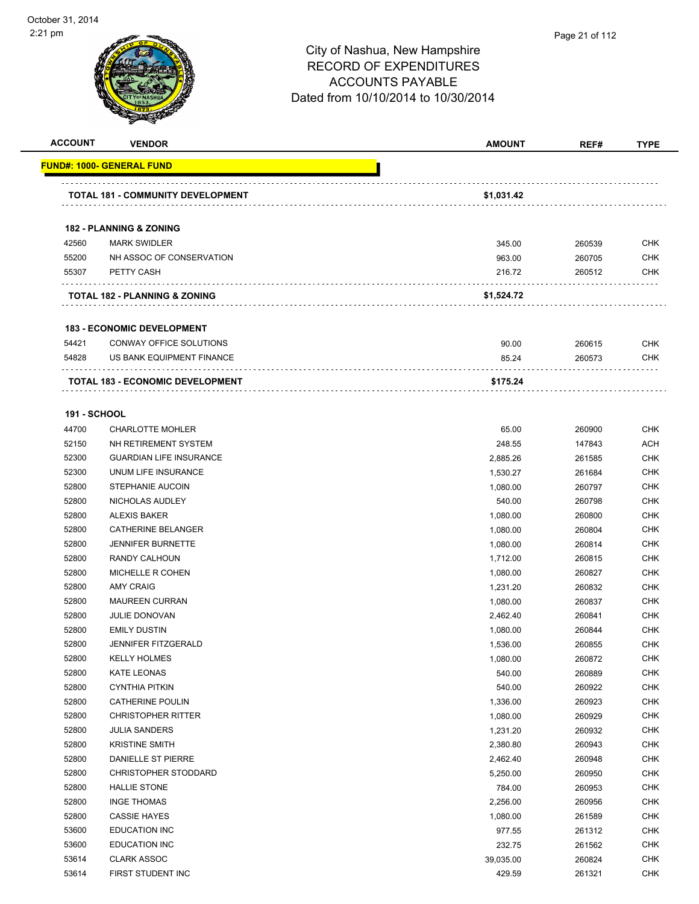# City of Nashua, New Hampshire
## RECORD OF EXPENDITURES
## ACCOUNTS PAYABLE
## Dated from 10/10/2014 to 10/30/2014

| ACCOUNT | VENDOR | AMOUNT | REF# | TYPE |
|---|---|---|---|---|
| **FUND#: 1000- GENERAL FUND** | | | | |
| | **TOTAL 181 - COMMUNITY DEVELOPMENT** | **$1,031.42** | | |
| **182 - PLANNING & ZONING** | | | | |
| 42560 | MARK SWIDLER | 345.00 | 260539 | CHK |
| 55200 | NH ASSOC OF CONSERVATION | 963.00 | 260705 | CHK |
| 55307 | PETTY CASH | 216.72 | 260512 | CHK |
| | **TOTAL 182 - PLANNING & ZONING** | **$1,524.72** | | |
| **183 - ECONOMIC DEVELOPMENT** | | | | |
| 54421 | CONWAY OFFICE SOLUTIONS | 90.00 | 260615 | CHK |
| 54828 | US BANK EQUIPMENT FINANCE | 85.24 | 260573 | CHK |
| | **TOTAL 183 - ECONOMIC DEVELOPMENT** | **$175.24** | | |
| **191 - SCHOOL** | | | | |
| 44700 | CHARLOTTE MOHLER | 65.00 | 260900 | CHK |
| 52150 | NH RETIREMENT SYSTEM | 248.55 | 147843 | ACH |
| 52300 | GUARDIAN LIFE INSURANCE | 2,885.26 | 261585 | CHK |
| 52300 | UNUM LIFE INSURANCE | 1,530.27 | 261684 | CHK |
| 52800 | STEPHANIE AUCOIN | 1,080.00 | 260797 | CHK |
| 52800 | NICHOLAS AUDLEY | 540.00 | 260798 | CHK |
| 52800 | ALEXIS BAKER | 1,080.00 | 260800 | CHK |
| 52800 | CATHERINE BELANGER | 1,080.00 | 260804 | CHK |
| 52800 | JENNIFER BURNETTE | 1,080.00 | 260814 | CHK |
| 52800 | RANDY CALHOUN | 1,712.00 | 260815 | CHK |
| 52800 | MICHELLE R COHEN | 1,080.00 | 260827 | CHK |
| 52800 | AMY CRAIG | 1,231.20 | 260832 | CHK |
| 52800 | MAUREEN CURRAN | 1,080.00 | 260837 | CHK |
| 52800 | JULIE DONOVAN | 2,462.40 | 260841 | CHK |
| 52800 | EMILY DUSTIN | 1,080.00 | 260844 | CHK |
| 52800 | JENNIFER FITZGERALD | 1,536.00 | 260855 | CHK |
| 52800 | KELLY HOLMES | 1,080.00 | 260872 | CHK |
| 52800 | KATE LEONAS | 540.00 | 260889 | CHK |
| 52800 | CYNTHIA PITKIN | 540.00 | 260922 | CHK |
| 52800 | CATHERINE POULIN | 1,336.00 | 260923 | CHK |
| 52800 | CHRISTOPHER RITTER | 1,080.00 | 260929 | CHK |
| 52800 | JULIA SANDERS | 1,231.20 | 260932 | CHK |
| 52800 | KRISTINE SMITH | 2,380.80 | 260943 | CHK |
| 52800 | DANIELLE ST PIERRE | 2,462.40 | 260948 | CHK |
| 52800 | CHRISTOPHER STODDARD | 5,250.00 | 260950 | CHK |
| 52800 | HALLIE STONE | 784.00 | 260953 | CHK |
| 52800 | INGE THOMAS | 2,256.00 | 260956 | CHK |
| 52800 | CASSIE HAYES | 1,080.00 | 261589 | CHK |
| 53600 | EDUCATION INC | 977.55 | 261312 | CHK |
| 53600 | EDUCATION INC | 232.75 | 261562 | CHK |
| 53614 | CLARK ASSOC | 39,035.00 | 260824 | CHK |
| 53614 | FIRST STUDENT INC | 429.59 | 261321 | CHK |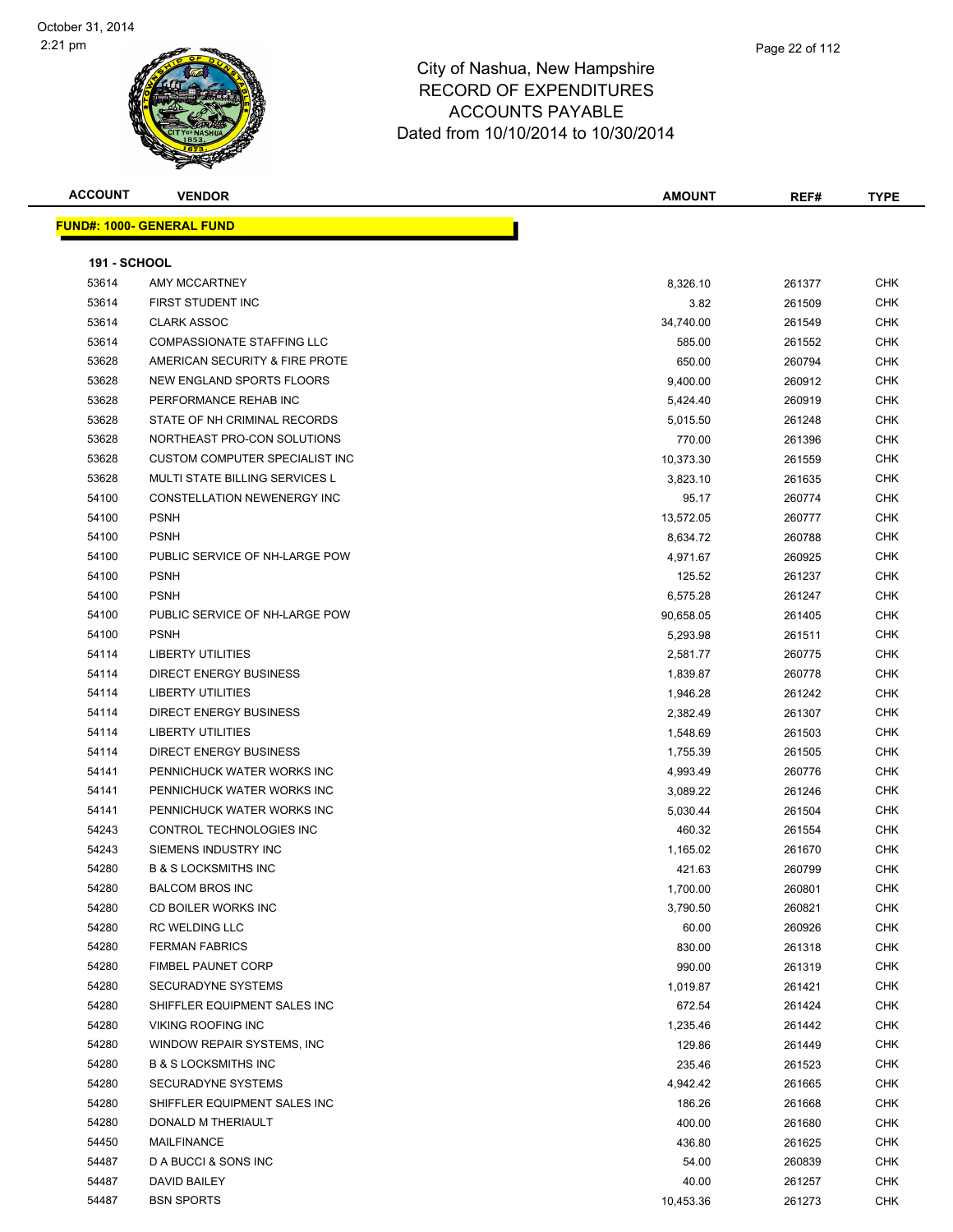# City of Nashua, New Hampshire
## RECORD OF EXPENDITURES
## ACCOUNTS PAYABLE
## Dated from 10/10/2014 to 10/30/2014

October 31, 2014
2:21 pm

**FUND#: 1000- GENERAL FUND**

**191 - SCHOOL**

| ACCOUNT | VENDOR | AMOUNT | REF# | TYPE |
|---|---|---|---|---|
| 53614 | AMY MCCARTNEY | 8,326.10 | 261377 | CHK |
| 53614 | FIRST STUDENT INC | 3.82 | 261509 | CHK |
| 53614 | CLARK ASSOC | 34,740.00 | 261549 | CHK |
| 53614 | COMPASSIONATE STAFFING LLC | 585.00 | 261552 | CHK |
| 53628 | AMERICAN SECURITY & FIRE PROTE | 650.00 | 260794 | CHK |
| 53628 | NEW ENGLAND SPORTS FLOORS | 9,400.00 | 260912 | CHK |
| 53628 | PERFORMANCE REHAB INC | 5,424.40 | 260919 | CHK |
| 53628 | STATE OF NH CRIMINAL RECORDS | 5,015.50 | 261248 | CHK |
| 53628 | NORTHEAST PRO-CON SOLUTIONS | 770.00 | 261396 | CHK |
| 53628 | CUSTOM COMPUTER SPECIALIST INC | 10,373.30 | 261559 | CHK |
| 53628 | MULTI STATE BILLING SERVICES L | 3,823.10 | 261635 | CHK |
| 54100 | CONSTELLATION NEWENERGY INC | 95.17 | 260774 | CHK |
| 54100 | PSNH | 13,572.05 | 260777 | CHK |
| 54100 | PSNH | 8,634.72 | 260788 | CHK |
| 54100 | PUBLIC SERVICE OF NH-LARGE POW | 4,971.67 | 260925 | CHK |
| 54100 | PSNH | 125.52 | 261237 | CHK |
| 54100 | PSNH | 6,575.28 | 261247 | CHK |
| 54100 | PUBLIC SERVICE OF NH-LARGE POW | 90,658.05 | 261405 | CHK |
| 54100 | PSNH | 5,293.98 | 261511 | CHK |
| 54114 | LIBERTY UTILITIES | 2,581.77 | 260775 | CHK |
| 54114 | DIRECT ENERGY BUSINESS | 1,839.87 | 260778 | CHK |
| 54114 | LIBERTY UTILITIES | 1,946.28 | 261242 | CHK |
| 54114 | DIRECT ENERGY BUSINESS | 2,382.49 | 261307 | CHK |
| 54114 | LIBERTY UTILITIES | 1,548.69 | 261503 | CHK |
| 54114 | DIRECT ENERGY BUSINESS | 1,755.39 | 261505 | CHK |
| 54141 | PENNICHUCK WATER WORKS INC | 4,993.49 | 260776 | CHK |
| 54141 | PENNICHUCK WATER WORKS INC | 3,089.22 | 261246 | CHK |
| 54141 | PENNICHUCK WATER WORKS INC | 5,030.44 | 261504 | CHK |
| 54243 | CONTROL TECHNOLOGIES INC | 460.32 | 261554 | CHK |
| 54243 | SIEMENS INDUSTRY INC | 1,165.02 | 261670 | CHK |
| 54280 | B & S LOCKSMITHS INC | 421.63 | 260799 | CHK |
| 54280 | BALCOM BROS INC | 1,700.00 | 260801 | CHK |
| 54280 | CD BOILER WORKS INC | 3,790.50 | 260821 | CHK |
| 54280 | RC WELDING LLC | 60.00 | 260926 | CHK |
| 54280 | FERMAN FABRICS | 830.00 | 261318 | CHK |
| 54280 | FIMBEL PAUNET CORP | 990.00 | 261319 | CHK |
| 54280 | SECURADYNE SYSTEMS | 1,019.87 | 261421 | CHK |
| 54280 | SHIFFLER EQUIPMENT SALES INC | 672.54 | 261424 | CHK |
| 54280 | VIKING ROOFING INC | 1,235.46 | 261442 | CHK |
| 54280 | WINDOW REPAIR SYSTEMS, INC | 129.86 | 261449 | CHK |
| 54280 | B & S LOCKSMITHS INC | 235.46 | 261523 | CHK |
| 54280 | SECURADYNE SYSTEMS | 4,942.42 | 261665 | CHK |
| 54280 | SHIFFLER EQUIPMENT SALES INC | 186.26 | 261668 | CHK |
| 54280 | DONALD M THERIAULT | 400.00 | 261680 | CHK |
| 54450 | MAILFINANCE | 436.80 | 261625 | CHK |
| 54487 | D A BUCCI & SONS INC | 54.00 | 260839 | CHK |
| 54487 | DAVID BAILEY | 40.00 | 261257 | CHK |
| 54487 | BSN SPORTS | 10,453.36 | 261273 | CHK |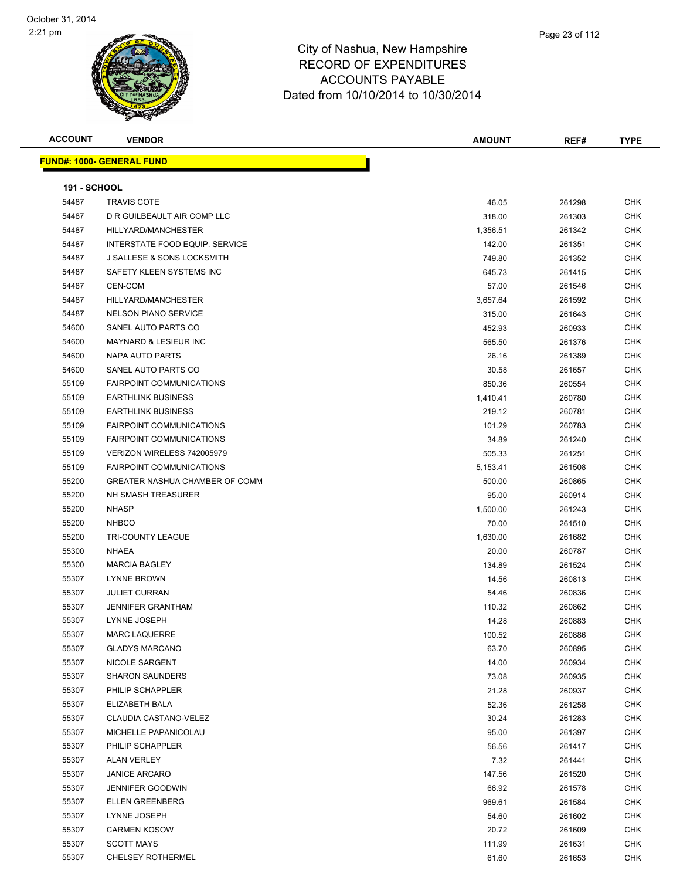City of Nashua, New Hampshire
RECORD OF EXPENDITURES
ACCOUNTS PAYABLE
Dated from 10/10/2014 to 10/30/2014

| ACCOUNT | VENDOR | AMOUNT | REF# | TYPE |
|---|---|---|---|---|

**FUND#: 1000- GENERAL FUND**

**191 - SCHOOL**

| ACCOUNT | VENDOR | AMOUNT | REF# | TYPE |
|---|---|---|---|---|
| 54487 | TRAVIS COTE | 46.05 | 261298 | CHK |
| 54487 | D R GUILBEAULT AIR COMP LLC | 318.00 | 261303 | CHK |
| 54487 | HILLYARD/MANCHESTER | 1,356.51 | 261342 | CHK |
| 54487 | INTERSTATE FOOD EQUIP. SERVICE | 142.00 | 261351 | CHK |
| 54487 | J SALLESE & SONS LOCKSMITH | 749.80 | 261352 | CHK |
| 54487 | SAFETY KLEEN SYSTEMS INC | 645.73 | 261415 | CHK |
| 54487 | CEN-COM | 57.00 | 261546 | CHK |
| 54487 | HILLYARD/MANCHESTER | 3,657.64 | 261592 | CHK |
| 54487 | NELSON PIANO SERVICE | 315.00 | 261643 | CHK |
| 54600 | SANEL AUTO PARTS CO | 452.93 | 260933 | CHK |
| 54600 | MAYNARD & LESIEUR INC | 565.50 | 261376 | CHK |
| 54600 | NAPA AUTO PARTS | 26.16 | 261389 | CHK |
| 54600 | SANEL AUTO PARTS CO | 30.58 | 261657 | CHK |
| 55109 | FAIRPOINT COMMUNICATIONS | 850.36 | 260554 | CHK |
| 55109 | EARTHLINK BUSINESS | 1,410.41 | 260780 | CHK |
| 55109 | EARTHLINK BUSINESS | 219.12 | 260781 | CHK |
| 55109 | FAIRPOINT COMMUNICATIONS | 101.29 | 260783 | CHK |
| 55109 | FAIRPOINT COMMUNICATIONS | 34.89 | 261240 | CHK |
| 55109 | VERIZON WIRELESS 742005979 | 505.33 | 261251 | CHK |
| 55109 | FAIRPOINT COMMUNICATIONS | 5,153.41 | 261508 | CHK |
| 55200 | GREATER NASHUA CHAMBER OF COMM | 500.00 | 260865 | CHK |
| 55200 | NH SMASH TREASURER | 95.00 | 260914 | CHK |
| 55200 | NHASP | 1,500.00 | 261243 | CHK |
| 55200 | NHBCO | 70.00 | 261510 | CHK |
| 55200 | TRI-COUNTY LEAGUE | 1,630.00 | 261682 | CHK |
| 55300 | NHAEA | 20.00 | 260787 | CHK |
| 55300 | MARCIA BAGLEY | 134.89 | 261524 | CHK |
| 55307 | LYNNE BROWN | 14.56 | 260813 | CHK |
| 55307 | JULIET CURRAN | 54.46 | 260836 | CHK |
| 55307 | JENNIFER GRANTHAM | 110.32 | 260862 | CHK |
| 55307 | LYNNE JOSEPH | 14.28 | 260883 | CHK |
| 55307 | MARC LAQUERRE | 100.52 | 260886 | CHK |
| 55307 | GLADYS MARCANO | 63.70 | 260895 | CHK |
| 55307 | NICOLE SARGENT | 14.00 | 260934 | CHK |
| 55307 | SHARON SAUNDERS | 73.08 | 260935 | CHK |
| 55307 | PHILIP SCHAPPLER | 21.28 | 260937 | CHK |
| 55307 | ELIZABETH BALA | 52.36 | 261258 | CHK |
| 55307 | CLAUDIA CASTANO-VELEZ | 30.24 | 261283 | CHK |
| 55307 | MICHELLE PAPANICOLAU | 95.00 | 261397 | CHK |
| 55307 | PHILIP SCHAPPLER | 56.56 | 261417 | CHK |
| 55307 | ALAN VERLEY | 7.32 | 261441 | CHK |
| 55307 | JANICE ARCARO | 147.56 | 261520 | CHK |
| 55307 | JENNIFER GOODWIN | 66.92 | 261578 | CHK |
| 55307 | ELLEN GREENBERG | 969.61 | 261584 | CHK |
| 55307 | LYNNE JOSEPH | 54.60 | 261602 | CHK |
| 55307 | CARMEN KOSOW | 20.72 | 261609 | CHK |
| 55307 | SCOTT MAYS | 111.99 | 261631 | CHK |
| 55307 | CHELSEY ROTHERMEL | 61.60 | 261653 | CHK |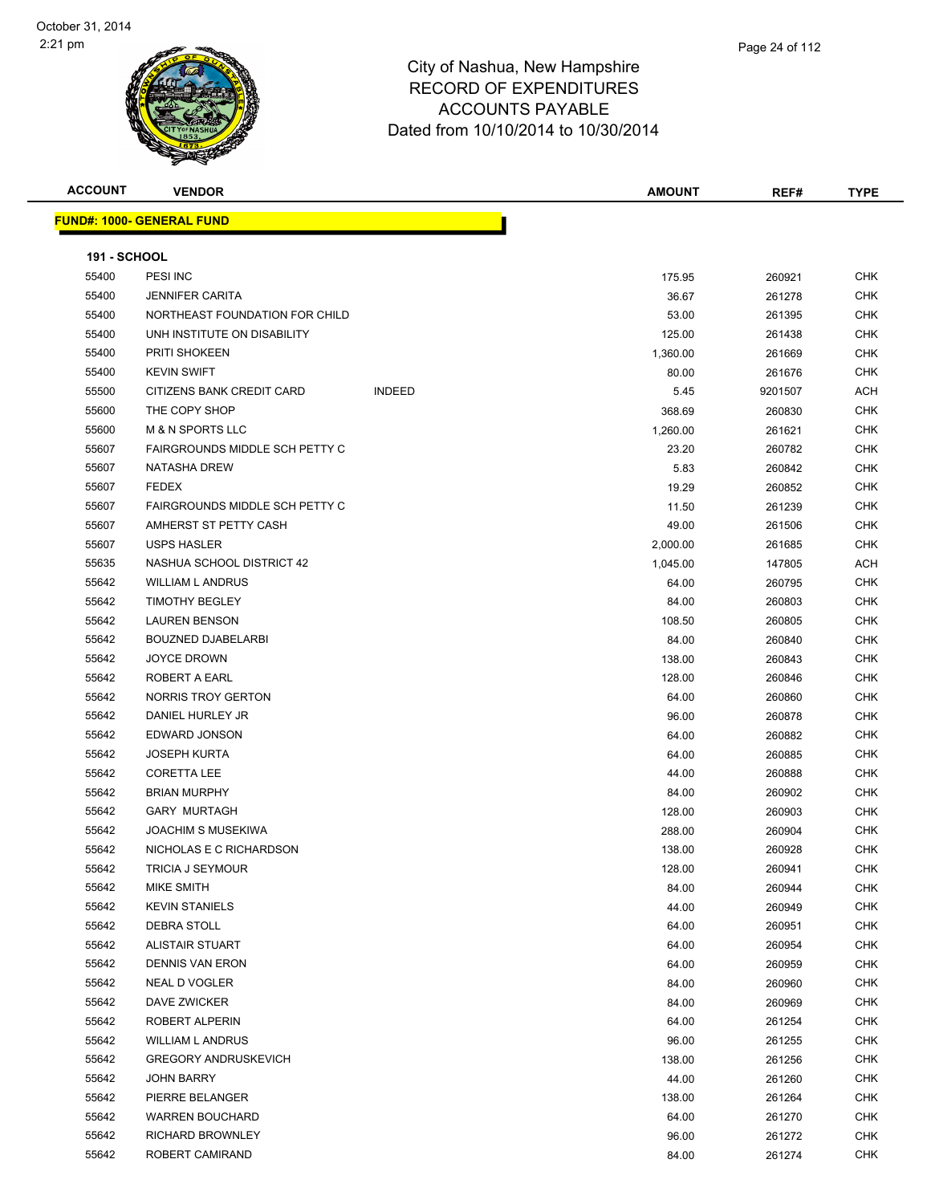City of Nashua, New Hampshire
RECORD OF EXPENDITURES
ACCOUNTS PAYABLE
Dated from 10/10/2014 to 10/30/2014

October 31, 2014
2:21 pm

| ACCOUNT | VENDOR | | AMOUNT | REF# | TYPE |
|---|---|---|---|---|---|

**FUND#: 1000- GENERAL FUND**

**191 - SCHOOL**

| ACCOUNT | VENDOR | | AMOUNT | REF# | TYPE |
|---|---|---|---|---|---|
| 55400 | PESI INC | | 175.95 | 260921 | CHK |
| 55400 | JENNIFER CARITA | | 36.67 | 261278 | CHK |
| 55400 | NORTHEAST FOUNDATION FOR CHILD | | 53.00 | 261395 | CHK |
| 55400 | UNH INSTITUTE ON DISABILITY | | 125.00 | 261438 | CHK |
| 55400 | PRITI SHOKEEN | | 1,360.00 | 261669 | CHK |
| 55400 | KEVIN SWIFT | | 80.00 | 261676 | CHK |
| 55500 | CITIZENS BANK CREDIT CARD | INDEED | 5.45 | 9201507 | ACH |
| 55600 | THE COPY SHOP | | 368.69 | 260830 | CHK |
| 55600 | M & N SPORTS LLC | | 1,260.00 | 261621 | CHK |
| 55607 | FAIRGROUNDS MIDDLE SCH PETTY C | | 23.20 | 260782 | CHK |
| 55607 | NATASHA DREW | | 5.83 | 260842 | CHK |
| 55607 | FEDEX | | 19.29 | 260852 | CHK |
| 55607 | FAIRGROUNDS MIDDLE SCH PETTY C | | 11.50 | 261239 | CHK |
| 55607 | AMHERST ST PETTY CASH | | 49.00 | 261506 | CHK |
| 55607 | USPS HASLER | | 2,000.00 | 261685 | CHK |
| 55635 | NASHUA SCHOOL DISTRICT 42 | | 1,045.00 | 147805 | ACH |
| 55642 | WILLIAM L ANDRUS | | 64.00 | 260795 | CHK |
| 55642 | TIMOTHY BEGLEY | | 84.00 | 260803 | CHK |
| 55642 | LAUREN BENSON | | 108.50 | 260805 | CHK |
| 55642 | BOUZNED DJABELARBI | | 84.00 | 260840 | CHK |
| 55642 | JOYCE DROWN | | 138.00 | 260843 | CHK |
| 55642 | ROBERT A EARL | | 128.00 | 260846 | CHK |
| 55642 | NORRIS TROY GERTON | | 64.00 | 260860 | CHK |
| 55642 | DANIEL HURLEY JR | | 96.00 | 260878 | CHK |
| 55642 | EDWARD JONSON | | 64.00 | 260882 | CHK |
| 55642 | JOSEPH KURTA | | 64.00 | 260885 | CHK |
| 55642 | CORETTA LEE | | 44.00 | 260888 | CHK |
| 55642 | BRIAN MURPHY | | 84.00 | 260902 | CHK |
| 55642 | GARY MURTAGH | | 128.00 | 260903 | CHK |
| 55642 | JOACHIM S MUSEKIWA | | 288.00 | 260904 | CHK |
| 55642 | NICHOLAS E C RICHARDSON | | 138.00 | 260928 | CHK |
| 55642 | TRICIA J SEYMOUR | | 128.00 | 260941 | CHK |
| 55642 | MIKE SMITH | | 84.00 | 260944 | CHK |
| 55642 | KEVIN STANIELS | | 44.00 | 260949 | CHK |
| 55642 | DEBRA STOLL | | 64.00 | 260951 | CHK |
| 55642 | ALISTAIR STUART | | 64.00 | 260954 | CHK |
| 55642 | DENNIS VAN ERON | | 64.00 | 260959 | CHK |
| 55642 | NEAL D VOGLER | | 84.00 | 260960 | CHK |
| 55642 | DAVE ZWICKER | | 84.00 | 260969 | CHK |
| 55642 | ROBERT ALPERIN | | 64.00 | 261254 | CHK |
| 55642 | WILLIAM L ANDRUS | | 96.00 | 261255 | CHK |
| 55642 | GREGORY ANDRUSKEVICH | | 138.00 | 261256 | CHK |
| 55642 | JOHN BARRY | | 44.00 | 261260 | CHK |
| 55642 | PIERRE BELANGER | | 138.00 | 261264 | CHK |
| 55642 | WARREN BOUCHARD | | 64.00 | 261270 | CHK |
| 55642 | RICHARD BROWNLEY | | 96.00 | 261272 | CHK |
| 55642 | ROBERT CAMIRAND | | 84.00 | 261274 | CHK |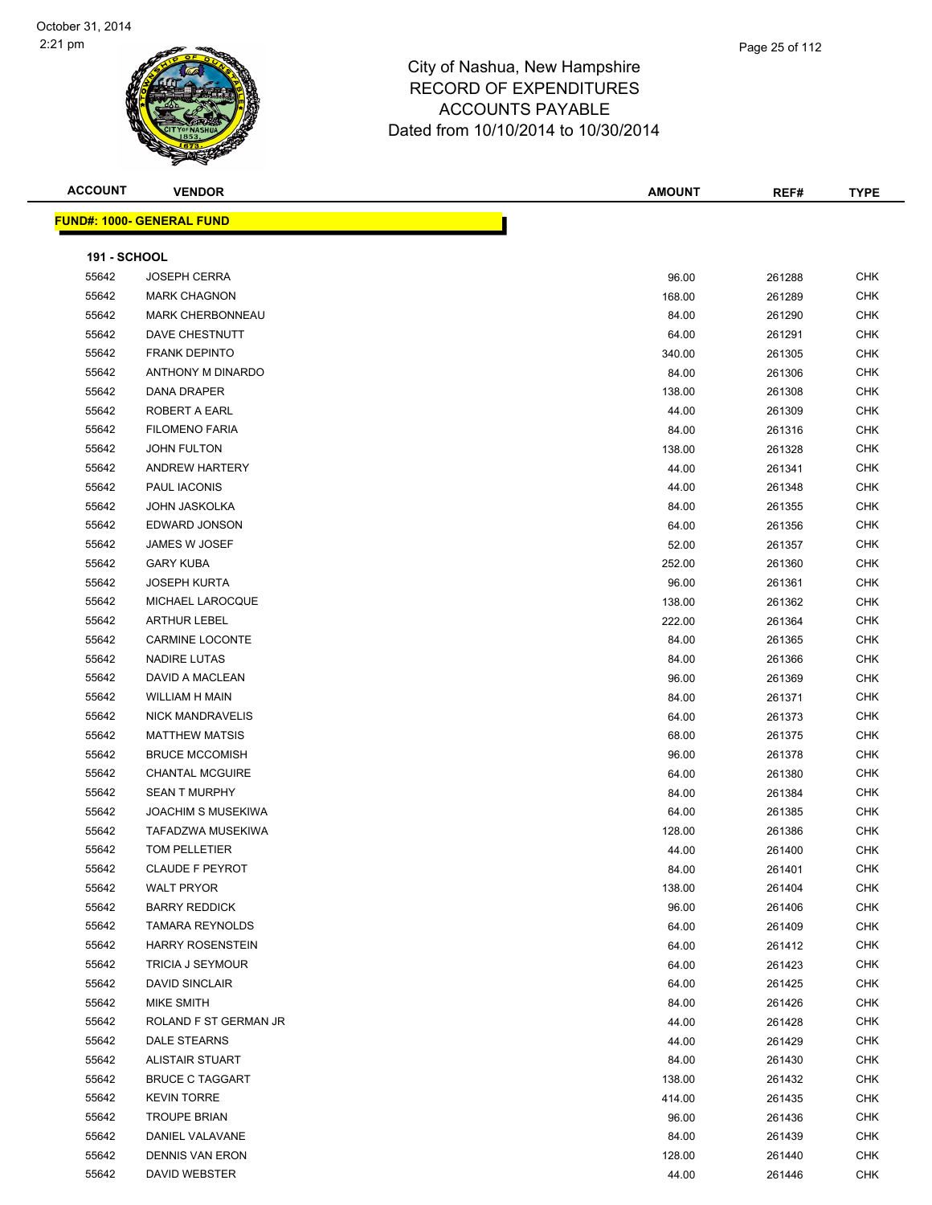# City of Nashua, New Hampshire
## RECORD OF EXPENDITURES
## ACCOUNTS PAYABLE
### Dated from 10/10/2014 to 10/30/2014

October 31, 2014
2:21 pm

| ACCOUNT | VENDOR | AMOUNT | REF# | TYPE |
|---|---|---|---|---|
| **FUND#: 1000- GENERAL FUND** | | | | |
| **191 - SCHOOL** | | | | |
| 55642 | JOSEPH CERRA | 96.00 | 261288 | CHK |
| 55642 | MARK CHAGNON | 168.00 | 261289 | CHK |
| 55642 | MARK CHERBONNEAU | 84.00 | 261290 | CHK |
| 55642 | DAVE CHESTNUTT | 64.00 | 261291 | CHK |
| 55642 | FRANK DEPINTO | 340.00 | 261305 | CHK |
| 55642 | ANTHONY M DINARDO | 84.00 | 261306 | CHK |
| 55642 | DANA DRAPER | 138.00 | 261308 | CHK |
| 55642 | ROBERT A EARL | 44.00 | 261309 | CHK |
| 55642 | FILOMENO FARIA | 84.00 | 261316 | CHK |
| 55642 | JOHN FULTON | 138.00 | 261328 | CHK |
| 55642 | ANDREW HARTERY | 44.00 | 261341 | CHK |
| 55642 | PAUL IACONIS | 44.00 | 261348 | CHK |
| 55642 | JOHN JASKOLKA | 84.00 | 261355 | CHK |
| 55642 | EDWARD JONSON | 64.00 | 261356 | CHK |
| 55642 | JAMES W JOSEF | 52.00 | 261357 | CHK |
| 55642 | GARY KUBA | 252.00 | 261360 | CHK |
| 55642 | JOSEPH KURTA | 96.00 | 261361 | CHK |
| 55642 | MICHAEL LAROCQUE | 138.00 | 261362 | CHK |
| 55642 | ARTHUR LEBEL | 222.00 | 261364 | CHK |
| 55642 | CARMINE LOCONTE | 84.00 | 261365 | CHK |
| 55642 | NADIRE LUTAS | 84.00 | 261366 | CHK |
| 55642 | DAVID A MACLEAN | 96.00 | 261369 | CHK |
| 55642 | WILLIAM H MAIN | 84.00 | 261371 | CHK |
| 55642 | NICK MANDRAVELIS | 64.00 | 261373 | CHK |
| 55642 | MATTHEW MATSIS | 68.00 | 261375 | CHK |
| 55642 | BRUCE MCCOMISH | 96.00 | 261378 | CHK |
| 55642 | CHANTAL MCGUIRE | 64.00 | 261380 | CHK |
| 55642 | SEAN T MURPHY | 84.00 | 261384 | CHK |
| 55642 | JOACHIM S MUSEKIWA | 64.00 | 261385 | CHK |
| 55642 | TAFADZWA MUSEKIWA | 128.00 | 261386 | CHK |
| 55642 | TOM PELLETIER | 44.00 | 261400 | CHK |
| 55642 | CLAUDE F PEYROT | 84.00 | 261401 | CHK |
| 55642 | WALT PRYOR | 138.00 | 261404 | CHK |
| 55642 | BARRY REDDICK | 96.00 | 261406 | CHK |
| 55642 | TAMARA REYNOLDS | 64.00 | 261409 | CHK |
| 55642 | HARRY ROSENSTEIN | 64.00 | 261412 | CHK |
| 55642 | TRICIA J SEYMOUR | 64.00 | 261423 | CHK |
| 55642 | DAVID SINCLAIR | 64.00 | 261425 | CHK |
| 55642 | MIKE SMITH | 84.00 | 261426 | CHK |
| 55642 | ROLAND F ST GERMAN JR | 44.00 | 261428 | CHK |
| 55642 | DALE STEARNS | 44.00 | 261429 | CHK |
| 55642 | ALISTAIR STUART | 84.00 | 261430 | CHK |
| 55642 | BRUCE C TAGGART | 138.00 | 261432 | CHK |
| 55642 | KEVIN TORRE | 414.00 | 261435 | CHK |
| 55642 | TROUPE BRIAN | 96.00 | 261436 | CHK |
| 55642 | DANIEL VALAVANE | 84.00 | 261439 | CHK |
| 55642 | DENNIS VAN ERON | 128.00 | 261440 | CHK |
| 55642 | DAVID WEBSTER | 44.00 | 261446 | CHK |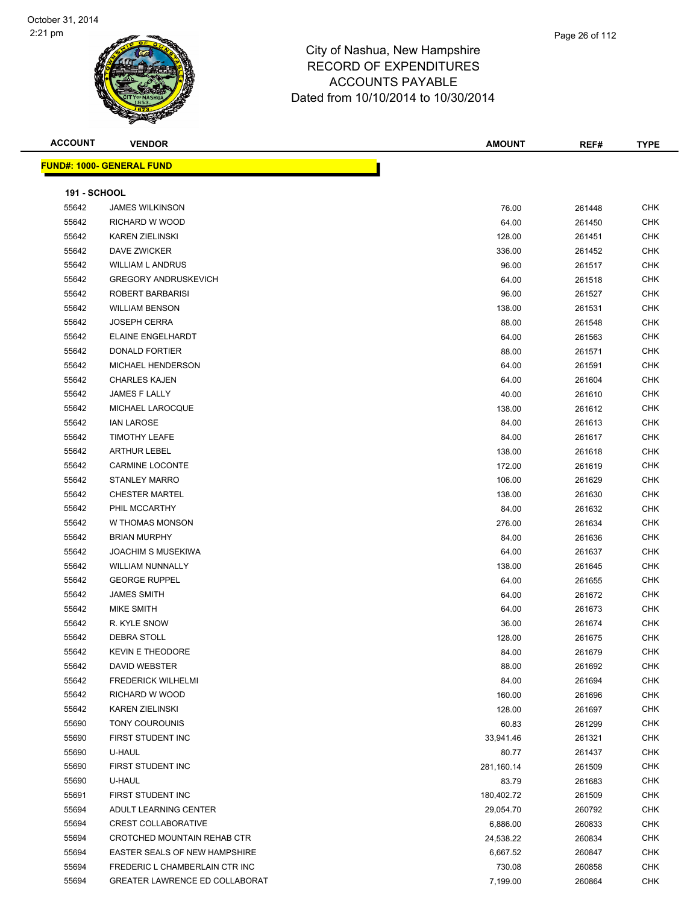City of Nashua, New Hampshire
RECORD OF EXPENDITURES
ACCOUNTS PAYABLE
Dated from 10/10/2014 to 10/30/2014

**FUND#: 1000- GENERAL FUND**

**191 - SCHOOL**

| ACCOUNT | VENDOR | AMOUNT | REF# | TYPE |
|---|---|---|---|---|
| 55642 | JAMES WILKINSON | 76.00 | 261448 | CHK |
| 55642 | RICHARD W WOOD | 64.00 | 261450 | CHK |
| 55642 | KAREN ZIELINSKI | 128.00 | 261451 | CHK |
| 55642 | DAVE ZWICKER | 336.00 | 261452 | CHK |
| 55642 | WILLIAM L ANDRUS | 96.00 | 261517 | CHK |
| 55642 | GREGORY ANDRUSKEVICH | 64.00 | 261518 | CHK |
| 55642 | ROBERT BARBARISI | 96.00 | 261527 | CHK |
| 55642 | WILLIAM BENSON | 138.00 | 261531 | CHK |
| 55642 | JOSEPH CERRA | 88.00 | 261548 | CHK |
| 55642 | ELAINE ENGELHARDT | 64.00 | 261563 | CHK |
| 55642 | DONALD FORTIER | 88.00 | 261571 | CHK |
| 55642 | MICHAEL HENDERSON | 64.00 | 261591 | CHK |
| 55642 | CHARLES KAJEN | 64.00 | 261604 | CHK |
| 55642 | JAMES F LALLY | 40.00 | 261610 | CHK |
| 55642 | MICHAEL LAROCQUE | 138.00 | 261612 | CHK |
| 55642 | IAN LAROSE | 84.00 | 261613 | CHK |
| 55642 | TIMOTHY LEAFE | 84.00 | 261617 | CHK |
| 55642 | ARTHUR LEBEL | 138.00 | 261618 | CHK |
| 55642 | CARMINE LOCONTE | 172.00 | 261619 | CHK |
| 55642 | STANLEY MARRO | 106.00 | 261629 | CHK |
| 55642 | CHESTER MARTEL | 138.00 | 261630 | CHK |
| 55642 | PHIL MCCARTHY | 84.00 | 261632 | CHK |
| 55642 | W THOMAS MONSON | 276.00 | 261634 | CHK |
| 55642 | BRIAN MURPHY | 84.00 | 261636 | CHK |
| 55642 | JOACHIM S MUSEKIWA | 64.00 | 261637 | CHK |
| 55642 | WILLIAM NUNNALLY | 138.00 | 261645 | CHK |
| 55642 | GEORGE RUPPEL | 64.00 | 261655 | CHK |
| 55642 | JAMES SMITH | 64.00 | 261672 | CHK |
| 55642 | MIKE SMITH | 64.00 | 261673 | CHK |
| 55642 | R. KYLE SNOW | 36.00 | 261674 | CHK |
| 55642 | DEBRA STOLL | 128.00 | 261675 | CHK |
| 55642 | KEVIN E THEODORE | 84.00 | 261679 | CHK |
| 55642 | DAVID WEBSTER | 88.00 | 261692 | CHK |
| 55642 | FREDERICK WILHELMI | 84.00 | 261694 | CHK |
| 55642 | RICHARD W WOOD | 160.00 | 261696 | CHK |
| 55642 | KAREN ZIELINSKI | 128.00 | 261697 | CHK |
| 55690 | TONY COUROUNIS | 60.83 | 261299 | CHK |
| 55690 | FIRST STUDENT INC | 33,941.46 | 261321 | CHK |
| 55690 | U-HAUL | 80.77 | 261437 | CHK |
| 55690 | FIRST STUDENT INC | 281,160.14 | 261509 | CHK |
| 55690 | U-HAUL | 83.79 | 261683 | CHK |
| 55691 | FIRST STUDENT INC | 180,402.72 | 261509 | CHK |
| 55694 | ADULT LEARNING CENTER | 29,054.70 | 260792 | CHK |
| 55694 | CREST COLLABORATIVE | 6,886.00 | 260833 | CHK |
| 55694 | CROTCHED MOUNTAIN REHAB CTR | 24,538.22 | 260834 | CHK |
| 55694 | EASTER SEALS OF NEW HAMPSHIRE | 6,667.52 | 260847 | CHK |
| 55694 | FREDERIC L CHAMBERLAIN CTR INC | 730.08 | 260858 | CHK |
| 55694 | GREATER LAWRENCE ED COLLABORAT | 7,199.00 | 260864 | CHK |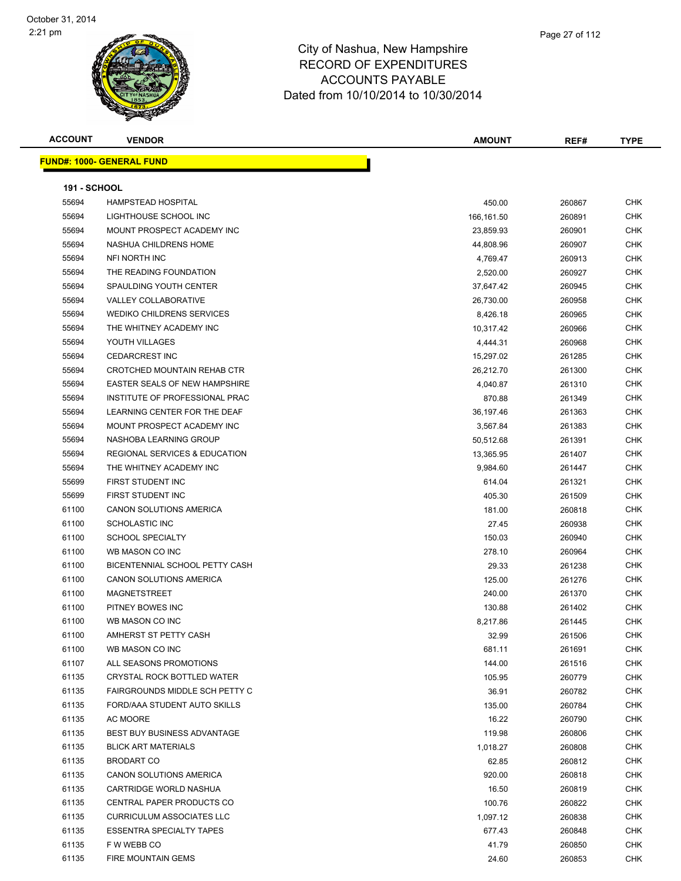# City of Nashua, New Hampshire
## RECORD OF EXPENDITURES
## ACCOUNTS PAYABLE
### Dated from 10/10/2014 to 10/30/2014

| ACCOUNT | VENDOR | AMOUNT | REF# | TYPE |
|---|---|---|---|---|

**FUND#: 1000- GENERAL FUND**

**191 - SCHOOL**

| ACCOUNT | VENDOR | AMOUNT | REF# | TYPE |
|---|---|---|---|---|
| 55694 | HAMPSTEAD HOSPITAL | 450.00 | 260867 | CHK |
| 55694 | LIGHTHOUSE SCHOOL INC | 166,161.50 | 260891 | CHK |
| 55694 | MOUNT PROSPECT ACADEMY INC | 23,859.93 | 260901 | CHK |
| 55694 | NASHUA CHILDRENS HOME | 44,808.96 | 260907 | CHK |
| 55694 | NFI NORTH INC | 4,769.47 | 260913 | CHK |
| 55694 | THE READING FOUNDATION | 2,520.00 | 260927 | CHK |
| 55694 | SPAULDING YOUTH CENTER | 37,647.42 | 260945 | CHK |
| 55694 | VALLEY COLLABORATIVE | 26,730.00 | 260958 | CHK |
| 55694 | WEDIKO CHILDRENS SERVICES | 8,426.18 | 260965 | CHK |
| 55694 | THE WHITNEY ACADEMY INC | 10,317.42 | 260966 | CHK |
| 55694 | YOUTH VILLAGES | 4,444.31 | 260968 | CHK |
| 55694 | CEDARCREST INC | 15,297.02 | 261285 | CHK |
| 55694 | CROTCHED MOUNTAIN REHAB CTR | 26,212.70 | 261300 | CHK |
| 55694 | EASTER SEALS OF NEW HAMPSHIRE | 4,040.87 | 261310 | CHK |
| 55694 | INSTITUTE OF PROFESSIONAL PRAC | 870.88 | 261349 | CHK |
| 55694 | LEARNING CENTER FOR THE DEAF | 36,197.46 | 261363 | CHK |
| 55694 | MOUNT PROSPECT ACADEMY INC | 3,567.84 | 261383 | CHK |
| 55694 | NASHOBA LEARNING GROUP | 50,512.68 | 261391 | CHK |
| 55694 | REGIONAL SERVICES & EDUCATION | 13,365.95 | 261407 | CHK |
| 55694 | THE WHITNEY ACADEMY INC | 9,984.60 | 261447 | CHK |
| 55699 | FIRST STUDENT INC | 614.04 | 261321 | CHK |
| 55699 | FIRST STUDENT INC | 405.30 | 261509 | CHK |
| 61100 | CANON SOLUTIONS AMERICA | 181.00 | 260818 | CHK |
| 61100 | SCHOLASTIC INC | 27.45 | 260938 | CHK |
| 61100 | SCHOOL SPECIALTY | 150.03 | 260940 | CHK |
| 61100 | WB MASON CO INC | 278.10 | 260964 | CHK |
| 61100 | BICENTENNIAL SCHOOL PETTY CASH | 29.33 | 261238 | CHK |
| 61100 | CANON SOLUTIONS AMERICA | 125.00 | 261276 | CHK |
| 61100 | MAGNETSTREET | 240.00 | 261370 | CHK |
| 61100 | PITNEY BOWES INC | 130.88 | 261402 | CHK |
| 61100 | WB MASON CO INC | 8,217.86 | 261445 | CHK |
| 61100 | AMHERST ST PETTY CASH | 32.99 | 261506 | CHK |
| 61100 | WB MASON CO INC | 681.11 | 261691 | CHK |
| 61107 | ALL SEASONS PROMOTIONS | 144.00 | 261516 | CHK |
| 61135 | CRYSTAL ROCK BOTTLED WATER | 105.95 | 260779 | CHK |
| 61135 | FAIRGROUNDS MIDDLE SCH PETTY C | 36.91 | 260782 | CHK |
| 61135 | FORD/AAA STUDENT AUTO SKILLS | 135.00 | 260784 | CHK |
| 61135 | AC MOORE | 16.22 | 260790 | CHK |
| 61135 | BEST BUY BUSINESS ADVANTAGE | 119.98 | 260806 | CHK |
| 61135 | BLICK ART MATERIALS | 1,018.27 | 260808 | CHK |
| 61135 | BRODART CO | 62.85 | 260812 | CHK |
| 61135 | CANON SOLUTIONS AMERICA | 920.00 | 260818 | CHK |
| 61135 | CARTRIDGE WORLD NASHUA | 16.50 | 260819 | CHK |
| 61135 | CENTRAL PAPER PRODUCTS CO | 100.76 | 260822 | CHK |
| 61135 | CURRICULUM ASSOCIATES LLC | 1,097.12 | 260838 | CHK |
| 61135 | ESSENTRA SPECIALTY TAPES | 677.43 | 260848 | CHK |
| 61135 | F W WEBB CO | 41.79 | 260850 | CHK |
| 61135 | FIRE MOUNTAIN GEMS | 24.60 | 260853 | CHK |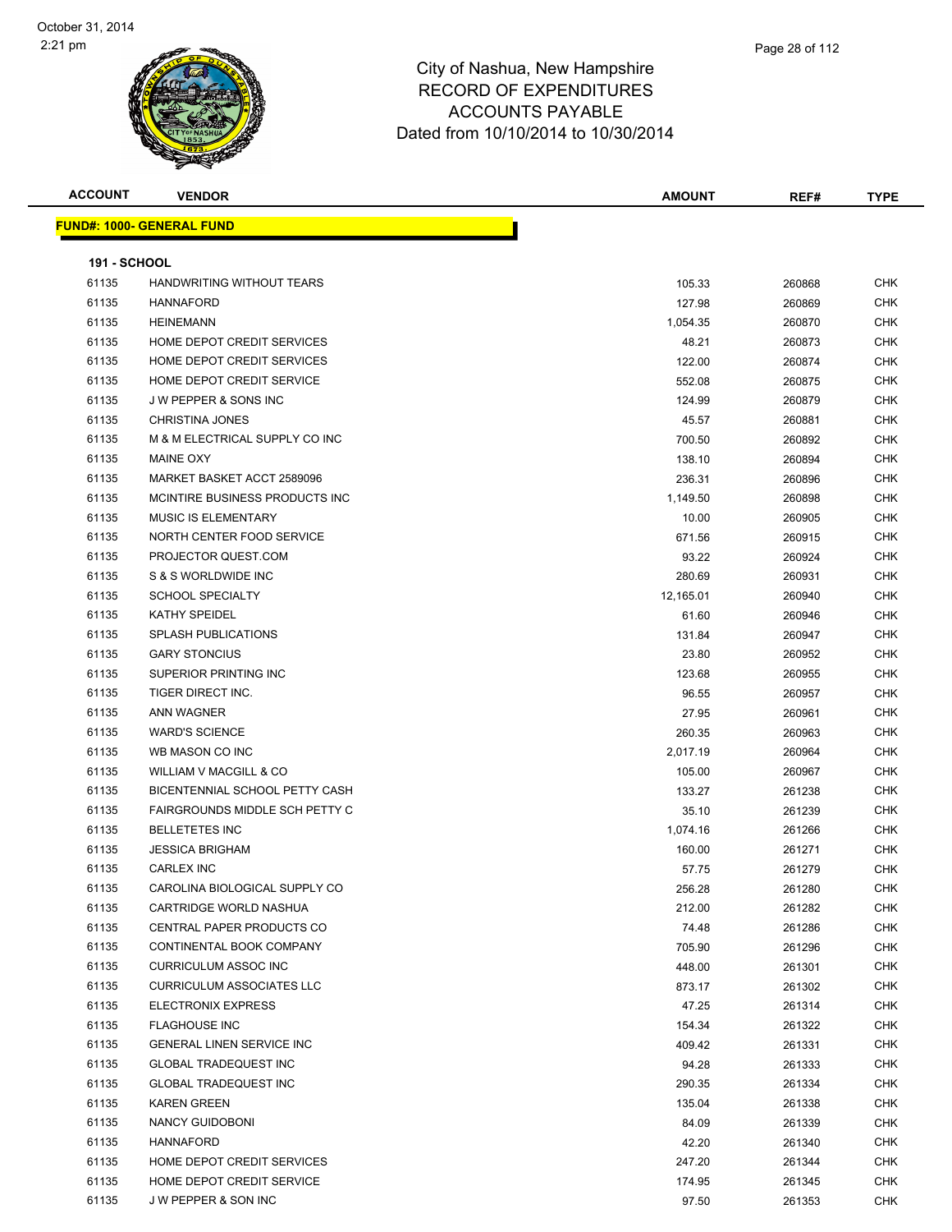# City of Nashua, New Hampshire
## RECORD OF EXPENDITURES
## ACCOUNTS PAYABLE
### Dated from 10/10/2014 to 10/30/2014

October 31, 2014
2:21 pm

**FUND#: 1000- GENERAL FUND**

**191 - SCHOOL**

| ACCOUNT | VENDOR | AMOUNT | REF# | TYPE |
|---|---|---|---|---|
| 61135 | HANDWRITING WITHOUT TEARS | 105.33 | 260868 | CHK |
| 61135 | HANNAFORD | 127.98 | 260869 | CHK |
| 61135 | HEINEMANN | 1,054.35 | 260870 | CHK |
| 61135 | HOME DEPOT CREDIT SERVICES | 48.21 | 260873 | CHK |
| 61135 | HOME DEPOT CREDIT SERVICES | 122.00 | 260874 | CHK |
| 61135 | HOME DEPOT CREDIT SERVICE | 552.08 | 260875 | CHK |
| 61135 | J W PEPPER & SONS INC | 124.99 | 260879 | CHK |
| 61135 | CHRISTINA JONES | 45.57 | 260881 | CHK |
| 61135 | M & M ELECTRICAL SUPPLY CO INC | 700.50 | 260892 | CHK |
| 61135 | MAINE OXY | 138.10 | 260894 | CHK |
| 61135 | MARKET BASKET ACCT 2589096 | 236.31 | 260896 | CHK |
| 61135 | MCINTIRE BUSINESS PRODUCTS INC | 1,149.50 | 260898 | CHK |
| 61135 | MUSIC IS ELEMENTARY | 10.00 | 260905 | CHK |
| 61135 | NORTH CENTER FOOD SERVICE | 671.56 | 260915 | CHK |
| 61135 | PROJECTOR QUEST.COM | 93.22 | 260924 | CHK |
| 61135 | S & S WORLDWIDE INC | 280.69 | 260931 | CHK |
| 61135 | SCHOOL SPECIALTY | 12,165.01 | 260940 | CHK |
| 61135 | KATHY SPEIDEL | 61.60 | 260946 | CHK |
| 61135 | SPLASH PUBLICATIONS | 131.84 | 260947 | CHK |
| 61135 | GARY STONCIUS | 23.80 | 260952 | CHK |
| 61135 | SUPERIOR PRINTING INC | 123.68 | 260955 | CHK |
| 61135 | TIGER DIRECT INC. | 96.55 | 260957 | CHK |
| 61135 | ANN WAGNER | 27.95 | 260961 | CHK |
| 61135 | WARD'S SCIENCE | 260.35 | 260963 | CHK |
| 61135 | WB MASON CO INC | 2,017.19 | 260964 | CHK |
| 61135 | WILLIAM V MACGILL & CO | 105.00 | 260967 | CHK |
| 61135 | BICENTENNIAL SCHOOL PETTY CASH | 133.27 | 261238 | CHK |
| 61135 | FAIRGROUNDS MIDDLE SCH PETTY C | 35.10 | 261239 | CHK |
| 61135 | BELLETETES INC | 1,074.16 | 261266 | CHK |
| 61135 | JESSICA BRIGHAM | 160.00 | 261271 | CHK |
| 61135 | CARLEX INC | 57.75 | 261279 | CHK |
| 61135 | CAROLINA BIOLOGICAL SUPPLY CO | 256.28 | 261280 | CHK |
| 61135 | CARTRIDGE WORLD NASHUA | 212.00 | 261282 | CHK |
| 61135 | CENTRAL PAPER PRODUCTS CO | 74.48 | 261286 | CHK |
| 61135 | CONTINENTAL BOOK COMPANY | 705.90 | 261296 | CHK |
| 61135 | CURRICULUM ASSOC INC | 448.00 | 261301 | CHK |
| 61135 | CURRICULUM ASSOCIATES LLC | 873.17 | 261302 | CHK |
| 61135 | ELECTRONIX EXPRESS | 47.25 | 261314 | CHK |
| 61135 | FLAGHOUSE INC | 154.34 | 261322 | CHK |
| 61135 | GENERAL LINEN SERVICE INC | 409.42 | 261331 | CHK |
| 61135 | GLOBAL TRADEQUEST INC | 94.28 | 261333 | CHK |
| 61135 | GLOBAL TRADEQUEST INC | 290.35 | 261334 | CHK |
| 61135 | KAREN GREEN | 135.04 | 261338 | CHK |
| 61135 | NANCY GUIDOBONI | 84.09 | 261339 | CHK |
| 61135 | HANNAFORD | 42.20 | 261340 | CHK |
| 61135 | HOME DEPOT CREDIT SERVICES | 247.20 | 261344 | CHK |
| 61135 | HOME DEPOT CREDIT SERVICE | 174.95 | 261345 | CHK |
| 61135 | J W PEPPER & SON INC | 97.50 | 261353 | CHK |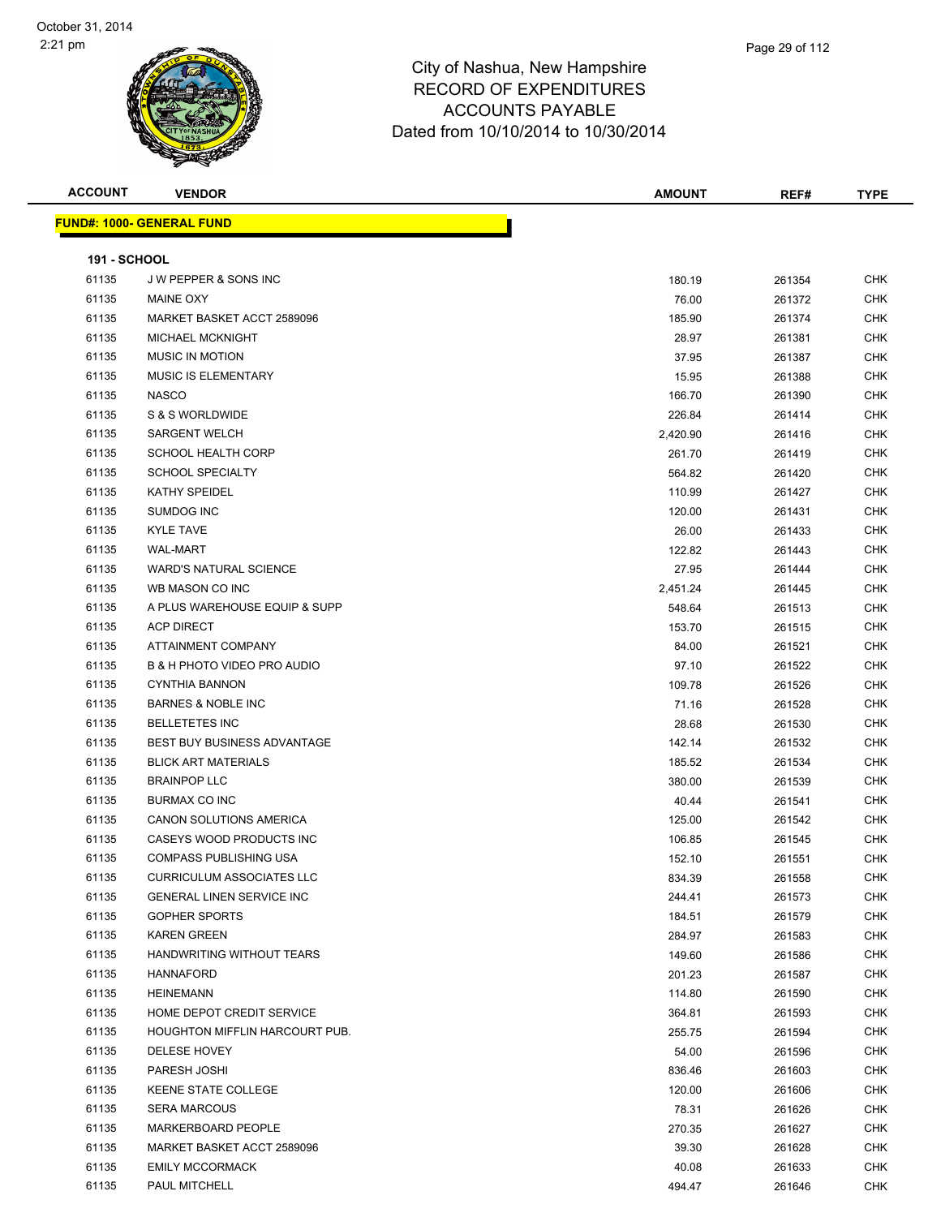City of Nashua, New Hampshire
RECORD OF EXPENDITURES
ACCOUNTS PAYABLE
Dated from 10/10/2014 to 10/30/2014

**FUND#: 1000- GENERAL FUND**

**191 - SCHOOL**

| ACCOUNT | VENDOR | AMOUNT | REF# | TYPE |
|---|---|---|---|---|
| 61135 | J W PEPPER & SONS INC | 180.19 | 261354 | CHK |
| 61135 | MAINE OXY | 76.00 | 261372 | CHK |
| 61135 | MARKET BASKET ACCT 2589096 | 185.90 | 261374 | CHK |
| 61135 | MICHAEL MCKNIGHT | 28.97 | 261381 | CHK |
| 61135 | MUSIC IN MOTION | 37.95 | 261387 | CHK |
| 61135 | MUSIC IS ELEMENTARY | 15.95 | 261388 | CHK |
| 61135 | NASCO | 166.70 | 261390 | CHK |
| 61135 | S & S WORLDWIDE | 226.84 | 261414 | CHK |
| 61135 | SARGENT WELCH | 2,420.90 | 261416 | CHK |
| 61135 | SCHOOL HEALTH CORP | 261.70 | 261419 | CHK |
| 61135 | SCHOOL SPECIALTY | 564.82 | 261420 | CHK |
| 61135 | KATHY SPEIDEL | 110.99 | 261427 | CHK |
| 61135 | SUMDOG INC | 120.00 | 261431 | CHK |
| 61135 | KYLE TAVE | 26.00 | 261433 | CHK |
| 61135 | WAL-MART | 122.82 | 261443 | CHK |
| 61135 | WARD'S NATURAL SCIENCE | 27.95 | 261444 | CHK |
| 61135 | WB MASON CO INC | 2,451.24 | 261445 | CHK |
| 61135 | A PLUS WAREHOUSE EQUIP & SUPP | 548.64 | 261513 | CHK |
| 61135 | ACP DIRECT | 153.70 | 261515 | CHK |
| 61135 | ATTAINMENT COMPANY | 84.00 | 261521 | CHK |
| 61135 | B & H PHOTO VIDEO PRO AUDIO | 97.10 | 261522 | CHK |
| 61135 | CYNTHIA BANNON | 109.78 | 261526 | CHK |
| 61135 | BARNES & NOBLE INC | 71.16 | 261528 | CHK |
| 61135 | BELLETETES INC | 28.68 | 261530 | CHK |
| 61135 | BEST BUY BUSINESS ADVANTAGE | 142.14 | 261532 | CHK |
| 61135 | BLICK ART MATERIALS | 185.52 | 261534 | CHK |
| 61135 | BRAINPOP LLC | 380.00 | 261539 | CHK |
| 61135 | BURMAX CO INC | 40.44 | 261541 | CHK |
| 61135 | CANON SOLUTIONS AMERICA | 125.00 | 261542 | CHK |
| 61135 | CASEYS WOOD PRODUCTS INC | 106.85 | 261545 | CHK |
| 61135 | COMPASS PUBLISHING USA | 152.10 | 261551 | CHK |
| 61135 | CURRICULUM ASSOCIATES LLC | 834.39 | 261558 | CHK |
| 61135 | GENERAL LINEN SERVICE INC | 244.41 | 261573 | CHK |
| 61135 | GOPHER SPORTS | 184.51 | 261579 | CHK |
| 61135 | KAREN GREEN | 284.97 | 261583 | CHK |
| 61135 | HANDWRITING WITHOUT TEARS | 149.60 | 261586 | CHK |
| 61135 | HANNAFORD | 201.23 | 261587 | CHK |
| 61135 | HEINEMANN | 114.80 | 261590 | CHK |
| 61135 | HOME DEPOT CREDIT SERVICE | 364.81 | 261593 | CHK |
| 61135 | HOUGHTON MIFFLIN HARCOURT PUB. | 255.75 | 261594 | CHK |
| 61135 | DELESE HOVEY | 54.00 | 261596 | CHK |
| 61135 | PARESH JOSHI | 836.46 | 261603 | CHK |
| 61135 | KEENE STATE COLLEGE | 120.00 | 261606 | CHK |
| 61135 | SERA MARCOUS | 78.31 | 261626 | CHK |
| 61135 | MARKERBOARD PEOPLE | 270.35 | 261627 | CHK |
| 61135 | MARKET BASKET ACCT 2589096 | 39.30 | 261628 | CHK |
| 61135 | EMILY MCCORMACK | 40.08 | 261633 | CHK |
| 61135 | PAUL MITCHELL | 494.47 | 261646 | CHK |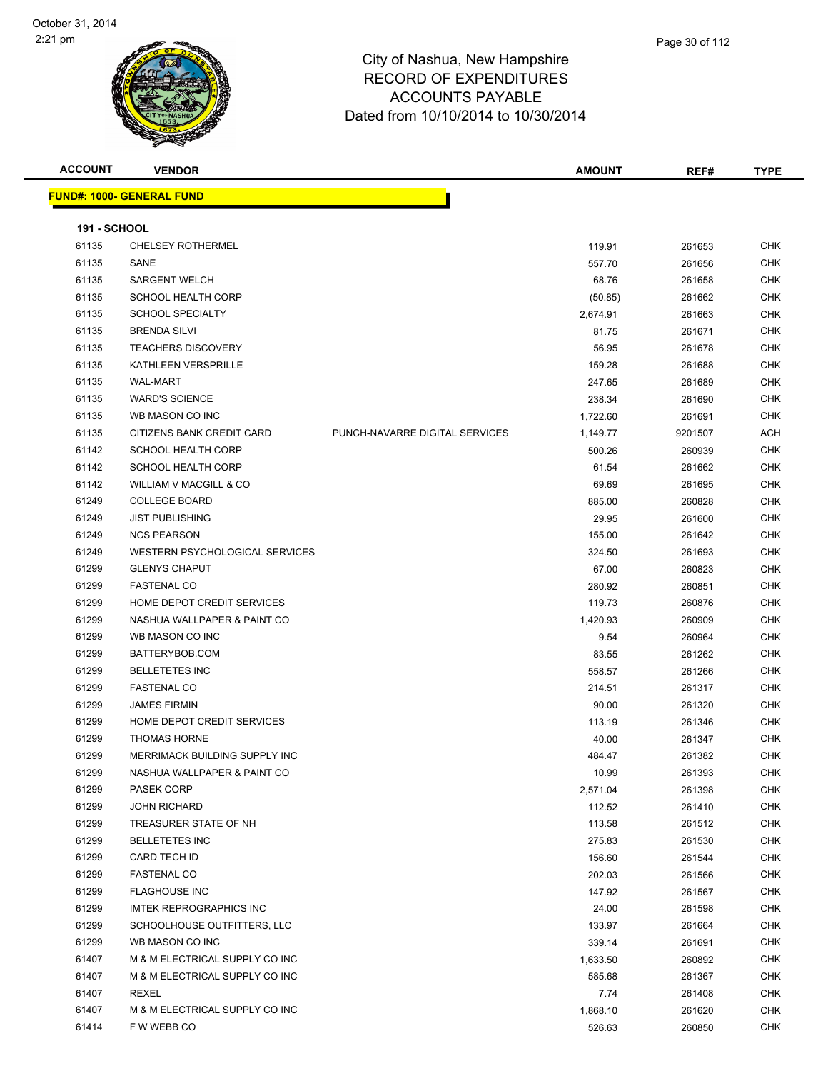October 31, 2014
2:21 pm

# City of Nashua, New Hampshire
## RECORD OF EXPENDITURES
## ACCOUNTS PAYABLE
## Dated from 10/10/2014 to 10/30/2014

**FUND#: 1000- GENERAL FUND**

**191 - SCHOOL**

| ACCOUNT | VENDOR | | AMOUNT | REF# | TYPE |
|---|---|---|---|---|---|
| 61135 | CHELSEY ROTHERMEL | | 119.91 | 261653 | CHK |
| 61135 | SANE | | 557.70 | 261656 | CHK |
| 61135 | SARGENT WELCH | | 68.76 | 261658 | CHK |
| 61135 | SCHOOL HEALTH CORP | | (50.85) | 261662 | CHK |
| 61135 | SCHOOL SPECIALTY | | 2,674.91 | 261663 | CHK |
| 61135 | BRENDA SILVI | | 81.75 | 261671 | CHK |
| 61135 | TEACHERS DISCOVERY | | 56.95 | 261678 | CHK |
| 61135 | KATHLEEN VERSPRILLE | | 159.28 | 261688 | CHK |
| 61135 | WAL-MART | | 247.65 | 261689 | CHK |
| 61135 | WARD'S SCIENCE | | 238.34 | 261690 | CHK |
| 61135 | WB MASON CO INC | | 1,722.60 | 261691 | CHK |
| 61135 | CITIZENS BANK CREDIT CARD | PUNCH-NAVARRE DIGITAL SERVICES | 1,149.77 | 9201507 | ACH |
| 61142 | SCHOOL HEALTH CORP | | 500.26 | 260939 | CHK |
| 61142 | SCHOOL HEALTH CORP | | 61.54 | 261662 | CHK |
| 61142 | WILLIAM V MACGILL & CO | | 69.69 | 261695 | CHK |
| 61249 | COLLEGE BOARD | | 885.00 | 260828 | CHK |
| 61249 | JIST PUBLISHING | | 29.95 | 261600 | CHK |
| 61249 | NCS PEARSON | | 155.00 | 261642 | CHK |
| 61249 | WESTERN PSYCHOLOGICAL SERVICES | | 324.50 | 261693 | CHK |
| 61299 | GLENYS CHAPUT | | 67.00 | 260823 | CHK |
| 61299 | FASTENAL CO | | 280.92 | 260851 | CHK |
| 61299 | HOME DEPOT CREDIT SERVICES | | 119.73 | 260876 | CHK |
| 61299 | NASHUA WALLPAPER & PAINT CO | | 1,420.93 | 260909 | CHK |
| 61299 | WB MASON CO INC | | 9.54 | 260964 | CHK |
| 61299 | BATTERYBOB.COM | | 83.55 | 261262 | CHK |
| 61299 | BELLETETES INC | | 558.57 | 261266 | CHK |
| 61299 | FASTENAL CO | | 214.51 | 261317 | CHK |
| 61299 | JAMES FIRMIN | | 90.00 | 261320 | CHK |
| 61299 | HOME DEPOT CREDIT SERVICES | | 113.19 | 261346 | CHK |
| 61299 | THOMAS HORNE | | 40.00 | 261347 | CHK |
| 61299 | MERRIMACK BUILDING SUPPLY INC | | 484.47 | 261382 | CHK |
| 61299 | NASHUA WALLPAPER & PAINT CO | | 10.99 | 261393 | CHK |
| 61299 | PASEK CORP | | 2,571.04 | 261398 | CHK |
| 61299 | JOHN RICHARD | | 112.52 | 261410 | CHK |
| 61299 | TREASURER STATE OF NH | | 113.58 | 261512 | CHK |
| 61299 | BELLETETES INC | | 275.83 | 261530 | CHK |
| 61299 | CARD TECH ID | | 156.60 | 261544 | CHK |
| 61299 | FASTENAL CO | | 202.03 | 261566 | CHK |
| 61299 | FLAGHOUSE INC | | 147.92 | 261567 | CHK |
| 61299 | IMTEK REPROGRAPHICS INC | | 24.00 | 261598 | CHK |
| 61299 | SCHOOLHOUSE OUTFITTERS, LLC | | 133.97 | 261664 | CHK |
| 61299 | WB MASON CO INC | | 339.14 | 261691 | CHK |
| 61407 | M & M ELECTRICAL SUPPLY CO INC | | 1,633.50 | 260892 | CHK |
| 61407 | M & M ELECTRICAL SUPPLY CO INC | | 585.68 | 261367 | CHK |
| 61407 | REXEL | | 7.74 | 261408 | CHK |
| 61407 | M & M ELECTRICAL SUPPLY CO INC | | 1,868.10 | 261620 | CHK |
| 61414 | F W WEBB CO | | 526.63 | 260850 | CHK |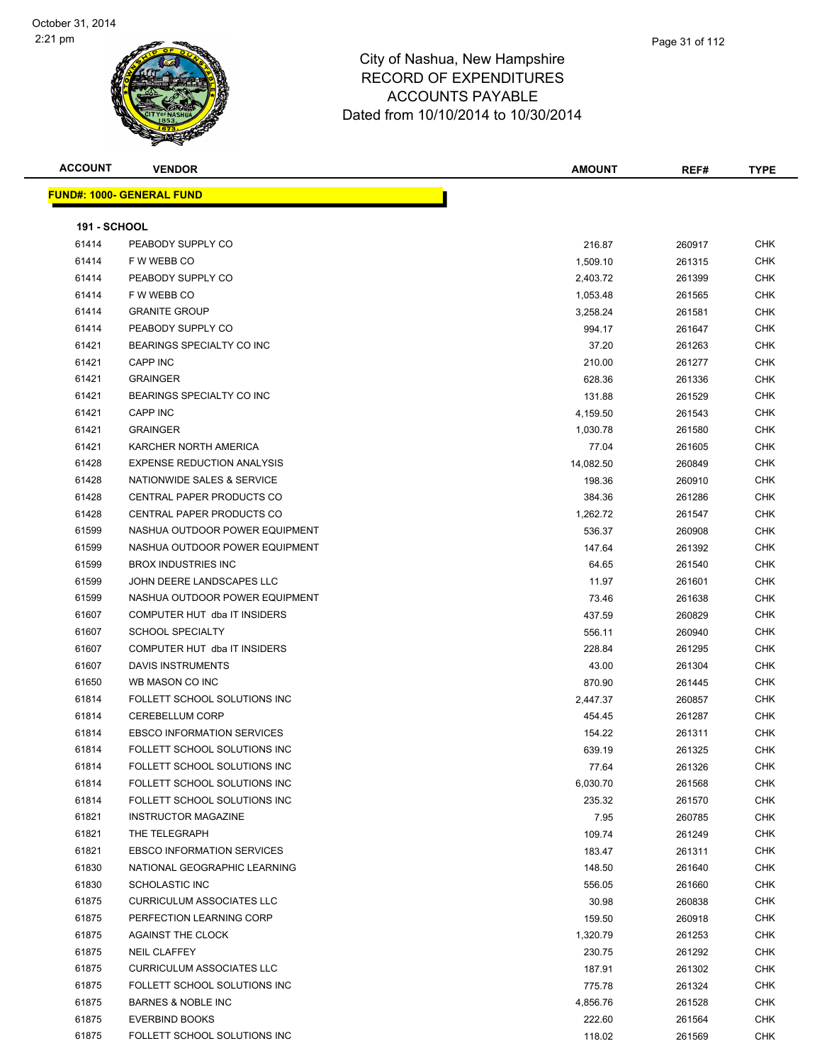City of Nashua, New Hampshire
RECORD OF EXPENDITURES
ACCOUNTS PAYABLE
Dated from 10/10/2014 to 10/30/2014

**FUND#: 1000- GENERAL FUND**

**191 - SCHOOL**

| ACCOUNT | VENDOR | AMOUNT | REF# | TYPE |
|---|---|---|---|---|
| 61414 | PEABODY SUPPLY CO | 216.87 | 260917 | CHK |
| 61414 | F W WEBB CO | 1,509.10 | 261315 | CHK |
| 61414 | PEABODY SUPPLY CO | 2,403.72 | 261399 | CHK |
| 61414 | F W WEBB CO | 1,053.48 | 261565 | CHK |
| 61414 | GRANITE GROUP | 3,258.24 | 261581 | CHK |
| 61414 | PEABODY SUPPLY CO | 994.17 | 261647 | CHK |
| 61421 | BEARINGS SPECIALTY CO INC | 37.20 | 261263 | CHK |
| 61421 | CAPP INC | 210.00 | 261277 | CHK |
| 61421 | GRAINGER | 628.36 | 261336 | CHK |
| 61421 | BEARINGS SPECIALTY CO INC | 131.88 | 261529 | CHK |
| 61421 | CAPP INC | 4,159.50 | 261543 | CHK |
| 61421 | GRAINGER | 1,030.78 | 261580 | CHK |
| 61421 | KARCHER NORTH AMERICA | 77.04 | 261605 | CHK |
| 61428 | EXPENSE REDUCTION ANALYSIS | 14,082.50 | 260849 | CHK |
| 61428 | NATIONWIDE SALES & SERVICE | 198.36 | 260910 | CHK |
| 61428 | CENTRAL PAPER PRODUCTS CO | 384.36 | 261286 | CHK |
| 61428 | CENTRAL PAPER PRODUCTS CO | 1,262.72 | 261547 | CHK |
| 61599 | NASHUA OUTDOOR POWER EQUIPMENT | 536.37 | 260908 | CHK |
| 61599 | NASHUA OUTDOOR POWER EQUIPMENT | 147.64 | 261392 | CHK |
| 61599 | BROX INDUSTRIES INC | 64.65 | 261540 | CHK |
| 61599 | JOHN DEERE LANDSCAPES LLC | 11.97 | 261601 | CHK |
| 61599 | NASHUA OUTDOOR POWER EQUIPMENT | 73.46 | 261638 | CHK |
| 61607 | COMPUTER HUT dba IT INSIDERS | 437.59 | 260829 | CHK |
| 61607 | SCHOOL SPECIALTY | 556.11 | 260940 | CHK |
| 61607 | COMPUTER HUT dba IT INSIDERS | 228.84 | 261295 | CHK |
| 61607 | DAVIS INSTRUMENTS | 43.00 | 261304 | CHK |
| 61650 | WB MASON CO INC | 870.90 | 261445 | CHK |
| 61814 | FOLLETT SCHOOL SOLUTIONS INC | 2,447.37 | 260857 | CHK |
| 61814 | CEREBELLUM CORP | 454.45 | 261287 | CHK |
| 61814 | EBSCO INFORMATION SERVICES | 154.22 | 261311 | CHK |
| 61814 | FOLLETT SCHOOL SOLUTIONS INC | 639.19 | 261325 | CHK |
| 61814 | FOLLETT SCHOOL SOLUTIONS INC | 77.64 | 261326 | CHK |
| 61814 | FOLLETT SCHOOL SOLUTIONS INC | 6,030.70 | 261568 | CHK |
| 61814 | FOLLETT SCHOOL SOLUTIONS INC | 235.32 | 261570 | CHK |
| 61821 | INSTRUCTOR MAGAZINE | 7.95 | 260785 | CHK |
| 61821 | THE TELEGRAPH | 109.74 | 261249 | CHK |
| 61821 | EBSCO INFORMATION SERVICES | 183.47 | 261311 | CHK |
| 61830 | NATIONAL GEOGRAPHIC LEARNING | 148.50 | 261640 | CHK |
| 61830 | SCHOLASTIC INC | 556.05 | 261660 | CHK |
| 61875 | CURRICULUM ASSOCIATES LLC | 30.98 | 260838 | CHK |
| 61875 | PERFECTION LEARNING CORP | 159.50 | 260918 | CHK |
| 61875 | AGAINST THE CLOCK | 1,320.79 | 261253 | CHK |
| 61875 | NEIL CLAFFEY | 230.75 | 261292 | CHK |
| 61875 | CURRICULUM ASSOCIATES LLC | 187.91 | 261302 | CHK |
| 61875 | FOLLETT SCHOOL SOLUTIONS INC | 775.78 | 261324 | CHK |
| 61875 | BARNES & NOBLE INC | 4,856.76 | 261528 | CHK |
| 61875 | EVERBIND BOOKS | 222.60 | 261564 | CHK |
| 61875 | FOLLETT SCHOOL SOLUTIONS INC | 118.02 | 261569 | CHK |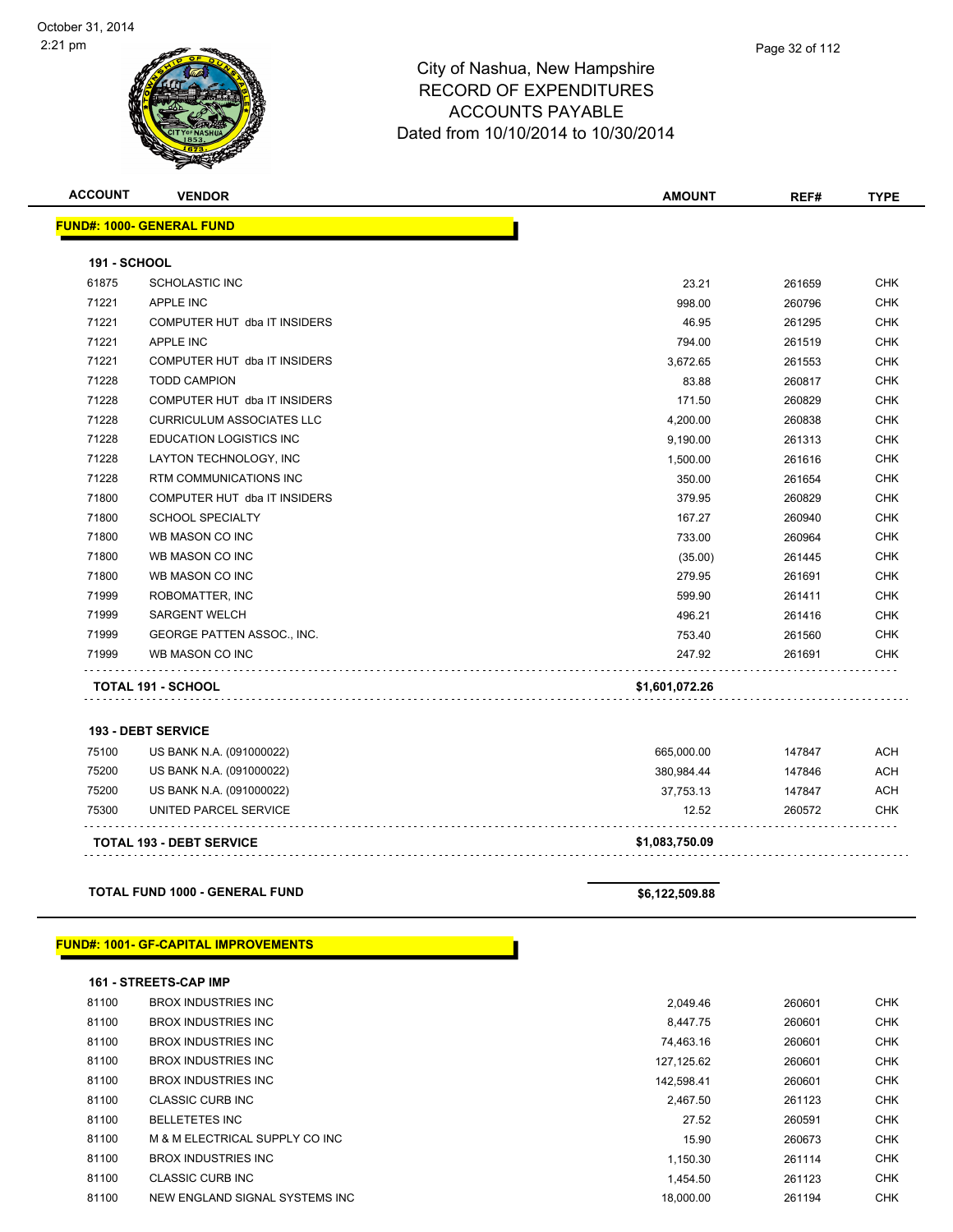City of Nashua, New Hampshire
RECORD OF EXPENDITURES
ACCOUNTS PAYABLE
Dated from 10/10/2014 to 10/30/2014

| ACCOUNT | VENDOR | AMOUNT | REF# | TYPE |
|---|---|---|---|---|
| **FUND#: 1000- GENERAL FUND** | | | | |
| **191 - SCHOOL** | | | | |
| 61875 | SCHOLASTIC INC | 23.21 | 261659 | CHK |
| 71221 | APPLE INC | 998.00 | 260796 | CHK |
| 71221 | COMPUTER HUT dba IT INSIDERS | 46.95 | 261295 | CHK |
| 71221 | APPLE INC | 794.00 | 261519 | CHK |
| 71221 | COMPUTER HUT dba IT INSIDERS | 3,672.65 | 261553 | CHK |
| 71228 | TODD CAMPION | 83.88 | 260817 | CHK |
| 71228 | COMPUTER HUT dba IT INSIDERS | 171.50 | 260829 | CHK |
| 71228 | CURRICULUM ASSOCIATES LLC | 4,200.00 | 260838 | CHK |
| 71228 | EDUCATION LOGISTICS INC | 9,190.00 | 261313 | CHK |
| 71228 | LAYTON TECHNOLOGY, INC | 1,500.00 | 261616 | CHK |
| 71228 | RTM COMMUNICATIONS INC | 350.00 | 261654 | CHK |
| 71800 | COMPUTER HUT dba IT INSIDERS | 379.95 | 260829 | CHK |
| 71800 | SCHOOL SPECIALTY | 167.27 | 260940 | CHK |
| 71800 | WB MASON CO INC | 733.00 | 260964 | CHK |
| 71800 | WB MASON CO INC | (35.00) | 261445 | CHK |
| 71800 | WB MASON CO INC | 279.95 | 261691 | CHK |
| 71999 | ROBOMATTER, INC | 599.90 | 261411 | CHK |
| 71999 | SARGENT WELCH | 496.21 | 261416 | CHK |
| 71999 | GEORGE PATTEN ASSOC., INC. | 753.40 | 261560 | CHK |
| 71999 | WB MASON CO INC | 247.92 | 261691 | CHK |
| **TOTAL 191 - SCHOOL** | | **$1,601,072.26** | | |
| **193 - DEBT SERVICE** | | | | |
| 75100 | US BANK N.A. (091000022) | 665,000.00 | 147847 | ACH |
| 75200 | US BANK N.A. (091000022) | 380,984.44 | 147846 | ACH |
| 75200 | US BANK N.A. (091000022) | 37,753.13 | 147847 | ACH |
| 75300 | UNITED PARCEL SERVICE | 12.52 | 260572 | CHK |
| **TOTAL 193 - DEBT SERVICE** | | **$1,083,750.09** | | |
| **TOTAL FUND 1000 - GENERAL FUND** | | **$6,122,509.88** | | |
| **FUND#: 1001- GF-CAPITAL IMPROVEMENTS** | | | | |
| **161 - STREETS-CAP IMP** | | | | |
| 81100 | BROX INDUSTRIES INC | 2,049.46 | 260601 | CHK |
| 81100 | BROX INDUSTRIES INC | 8,447.75 | 260601 | CHK |
| 81100 | BROX INDUSTRIES INC | 74,463.16 | 260601 | CHK |
| 81100 | BROX INDUSTRIES INC | 127,125.62 | 260601 | CHK |
| 81100 | BROX INDUSTRIES INC | 142,598.41 | 260601 | CHK |
| 81100 | CLASSIC CURB INC | 2,467.50 | 261123 | CHK |
| 81100 | BELLETETES INC | 27.52 | 260591 | CHK |
| 81100 | M & M ELECTRICAL SUPPLY CO INC | 15.90 | 260673 | CHK |
| 81100 | BROX INDUSTRIES INC | 1,150.30 | 261114 | CHK |
| 81100 | CLASSIC CURB INC | 1,454.50 | 261123 | CHK |
| 81100 | NEW ENGLAND SIGNAL SYSTEMS INC | 18,000.00 | 261194 | CHK |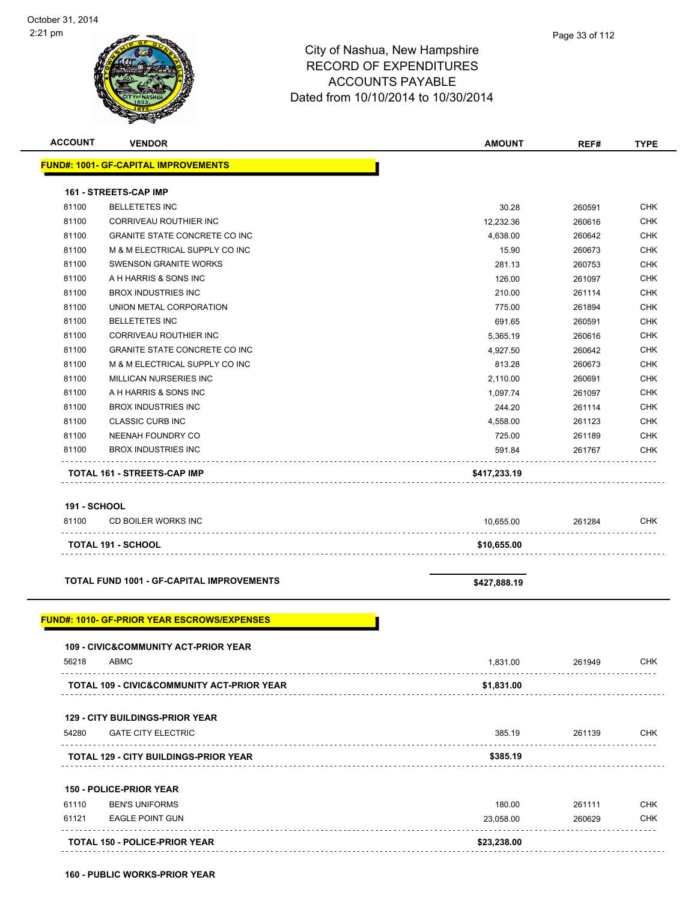City of Nashua, New Hampshire
RECORD OF EXPENDITURES
ACCOUNTS PAYABLE
Dated from 10/10/2014 to 10/30/2014

| ACCOUNT | VENDOR | AMOUNT | REF# | TYPE |
|---|---|---|---|---|
| **FUND#: 1001- GF-CAPITAL IMPROVEMENTS** | | | | |
| **161 - STREETS-CAP IMP** | | | | |
| 81100 | BELLETETES INC | 30.28 | 260591 | CHK |
| 81100 | CORRIVEAU ROUTHIER INC | 12,232.36 | 260616 | CHK |
| 81100 | GRANITE STATE CONCRETE CO INC | 4,638.00 | 260642 | CHK |
| 81100 | M & M ELECTRICAL SUPPLY CO INC | 15.90 | 260673 | CHK |
| 81100 | SWENSON GRANITE WORKS | 281.13 | 260753 | CHK |
| 81100 | A H HARRIS & SONS INC | 126.00 | 261097 | CHK |
| 81100 | BROX INDUSTRIES INC | 210.00 | 261114 | CHK |
| 81100 | UNION METAL CORPORATION | 775.00 | 261894 | CHK |
| 81100 | BELLETETES INC | 691.65 | 260591 | CHK |
| 81100 | CORRIVEAU ROUTHIER INC | 5,365.19 | 260616 | CHK |
| 81100 | GRANITE STATE CONCRETE CO INC | 4,927.50 | 260642 | CHK |
| 81100 | M & M ELECTRICAL SUPPLY CO INC | 813.28 | 260673 | CHK |
| 81100 | MILLICAN NURSERIES INC | 2,110.00 | 260691 | CHK |
| 81100 | A H HARRIS & SONS INC | 1,097.74 | 261097 | CHK |
| 81100 | BROX INDUSTRIES INC | 244.20 | 261114 | CHK |
| 81100 | CLASSIC CURB INC | 4,558.00 | 261123 | CHK |
| 81100 | NEENAH FOUNDRY CO | 725.00 | 261189 | CHK |
| 81100 | BROX INDUSTRIES INC | 591.84 | 261767 | CHK |
| | **TOTAL 161 - STREETS-CAP IMP** | **$417,233.19** | | |
| **191 - SCHOOL** | | | | |
| 81100 | CD BOILER WORKS INC | 10,655.00 | 261284 | CHK |
| | **TOTAL 191 - SCHOOL** | **$10,655.00** | | |
| | **TOTAL FUND 1001 - GF-CAPITAL IMPROVEMENTS** | **$427,888.19** | | |
| **FUND#: 1010- GF-PRIOR YEAR ESCROWS/EXPENSES** | | | | |
| **109 - CIVIC&COMMUNITY ACT-PRIOR YEAR** | | | | |
| 56218 | ABMC | 1,831.00 | 261949 | CHK |
| | **TOTAL 109 - CIVIC&COMMUNITY ACT-PRIOR YEAR** | **$1,831.00** | | |
| **129 - CITY BUILDINGS-PRIOR YEAR** | | | | |
| 54280 | GATE CITY ELECTRIC | 385.19 | 261139 | CHK |
| | **TOTAL 129 - CITY BUILDINGS-PRIOR YEAR** | **$385.19** | | |
| **150 - POLICE-PRIOR YEAR** | | | | |
| 61110 | BEN'S UNIFORMS | 180.00 | 261111 | CHK |
| 61121 | EAGLE POINT GUN | 23,058.00 | 260629 | CHK |
| | **TOTAL 150 - POLICE-PRIOR YEAR** | **$23,238.00** | | |
| **160 - PUBLIC WORKS-PRIOR YEAR** | | | | |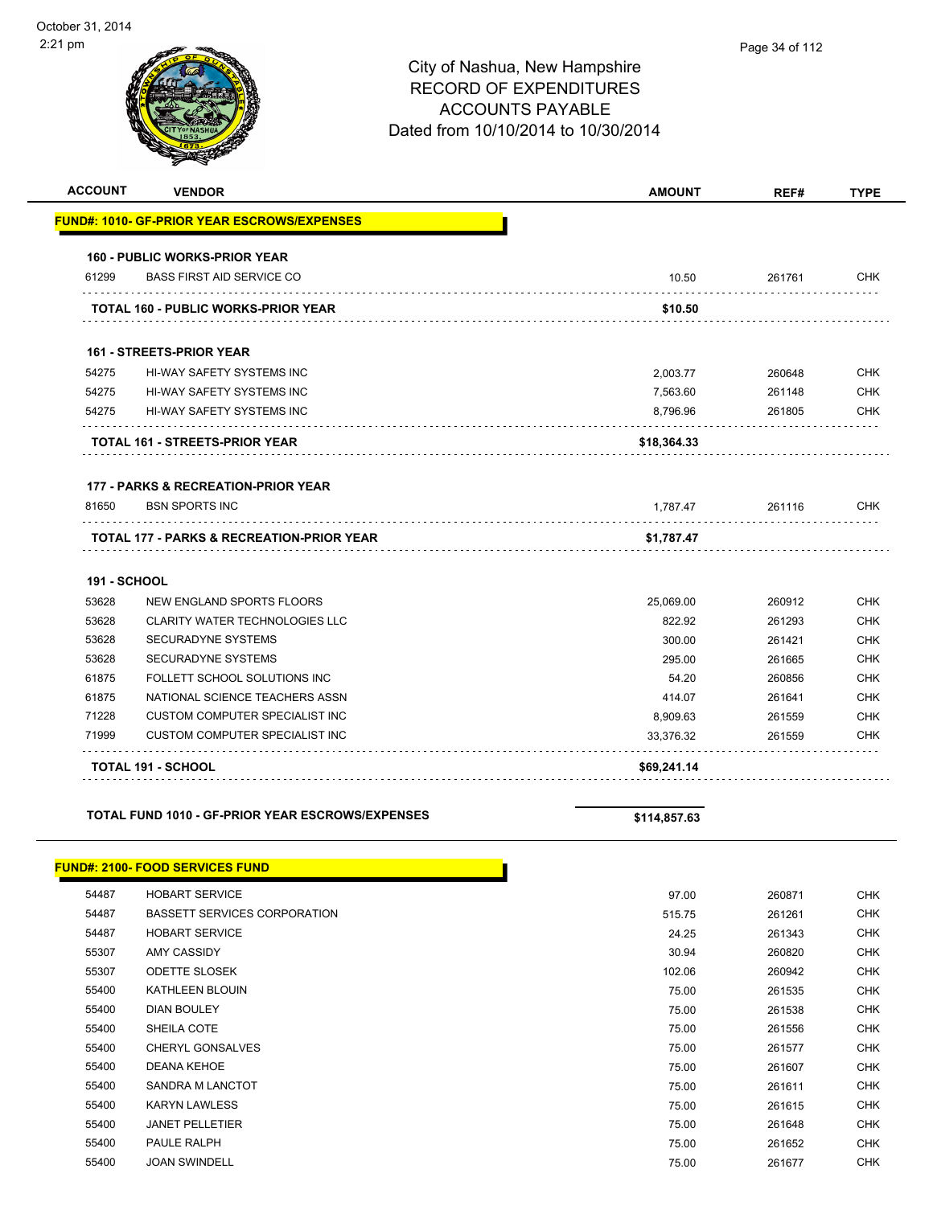# City of Nashua, New Hampshire
## RECORD OF EXPENDITURES
## ACCOUNTS PAYABLE
## Dated from 10/10/2014 to 10/30/2014

| ACCOUNT | VENDOR | AMOUNT | REF# | TYPE |
|---|---|---|---|---|
| **FUND#: 1010- GF-PRIOR YEAR ESCROWS/EXPENSES** | | | | |
| **160 - PUBLIC WORKS-PRIOR YEAR** | | | | |
| 61299 | BASS FIRST AID SERVICE CO | 10.50 | 261761 | CHK |
| | **TOTAL 160 - PUBLIC WORKS-PRIOR YEAR** | **$10.50** | | |
| **161 - STREETS-PRIOR YEAR** | | | | |
| 54275 | HI-WAY SAFETY SYSTEMS INC | 2,003.77 | 260648 | CHK |
| 54275 | HI-WAY SAFETY SYSTEMS INC | 7,563.60 | 261148 | CHK |
| 54275 | HI-WAY SAFETY SYSTEMS INC | 8,796.96 | 261805 | CHK |
| | **TOTAL 161 - STREETS-PRIOR YEAR** | **$18,364.33** | | |
| **177 - PARKS & RECREATION-PRIOR YEAR** | | | | |
| 81650 | BSN SPORTS INC | 1,787.47 | 261116 | CHK |
| | **TOTAL 177 - PARKS & RECREATION-PRIOR YEAR** | **$1,787.47** | | |
| **191 - SCHOOL** | | | | |
| 53628 | NEW ENGLAND SPORTS FLOORS | 25,069.00 | 260912 | CHK |
| 53628 | CLARITY WATER TECHNOLOGIES LLC | 822.92 | 261293 | CHK |
| 53628 | SECURADYNE SYSTEMS | 300.00 | 261421 | CHK |
| 53628 | SECURADYNE SYSTEMS | 295.00 | 261665 | CHK |
| 61875 | FOLLETT SCHOOL SOLUTIONS INC | 54.20 | 260856 | CHK |
| 61875 | NATIONAL SCIENCE TEACHERS ASSN | 414.07 | 261641 | CHK |
| 71228 | CUSTOM COMPUTER SPECIALIST INC | 8,909.63 | 261559 | CHK |
| 71999 | CUSTOM COMPUTER SPECIALIST INC | 33,376.32 | 261559 | CHK |
| | **TOTAL 191 - SCHOOL** | **$69,241.14** | | |
| | **TOTAL FUND 1010 - GF-PRIOR YEAR ESCROWS/EXPENSES** | **$114,857.63** | | |
| **FUND#: 2100- FOOD SERVICES FUND** | | | | |
| 54487 | HOBART SERVICE | 97.00 | 260871 | CHK |
| 54487 | BASSETT SERVICES CORPORATION | 515.75 | 261261 | CHK |
| 54487 | HOBART SERVICE | 24.25 | 261343 | CHK |
| 55307 | AMY CASSIDY | 30.94 | 260820 | CHK |
| 55307 | ODETTE SLOSEK | 102.06 | 260942 | CHK |
| 55400 | KATHLEEN BLOUIN | 75.00 | 261535 | CHK |
| 55400 | DIAN BOULEY | 75.00 | 261538 | CHK |
| 55400 | SHEILA COTE | 75.00 | 261556 | CHK |
| 55400 | CHERYL GONSALVES | 75.00 | 261577 | CHK |
| 55400 | DEANA KEHOE | 75.00 | 261607 | CHK |
| 55400 | SANDRA M LANCTOT | 75.00 | 261611 | CHK |
| 55400 | KARYN LAWLESS | 75.00 | 261615 | CHK |
| 55400 | JANET PELLETIER | 75.00 | 261648 | CHK |
| 55400 | PAULE RALPH | 75.00 | 261652 | CHK |
| 55400 | JOAN SWINDELL | 75.00 | 261677 | CHK |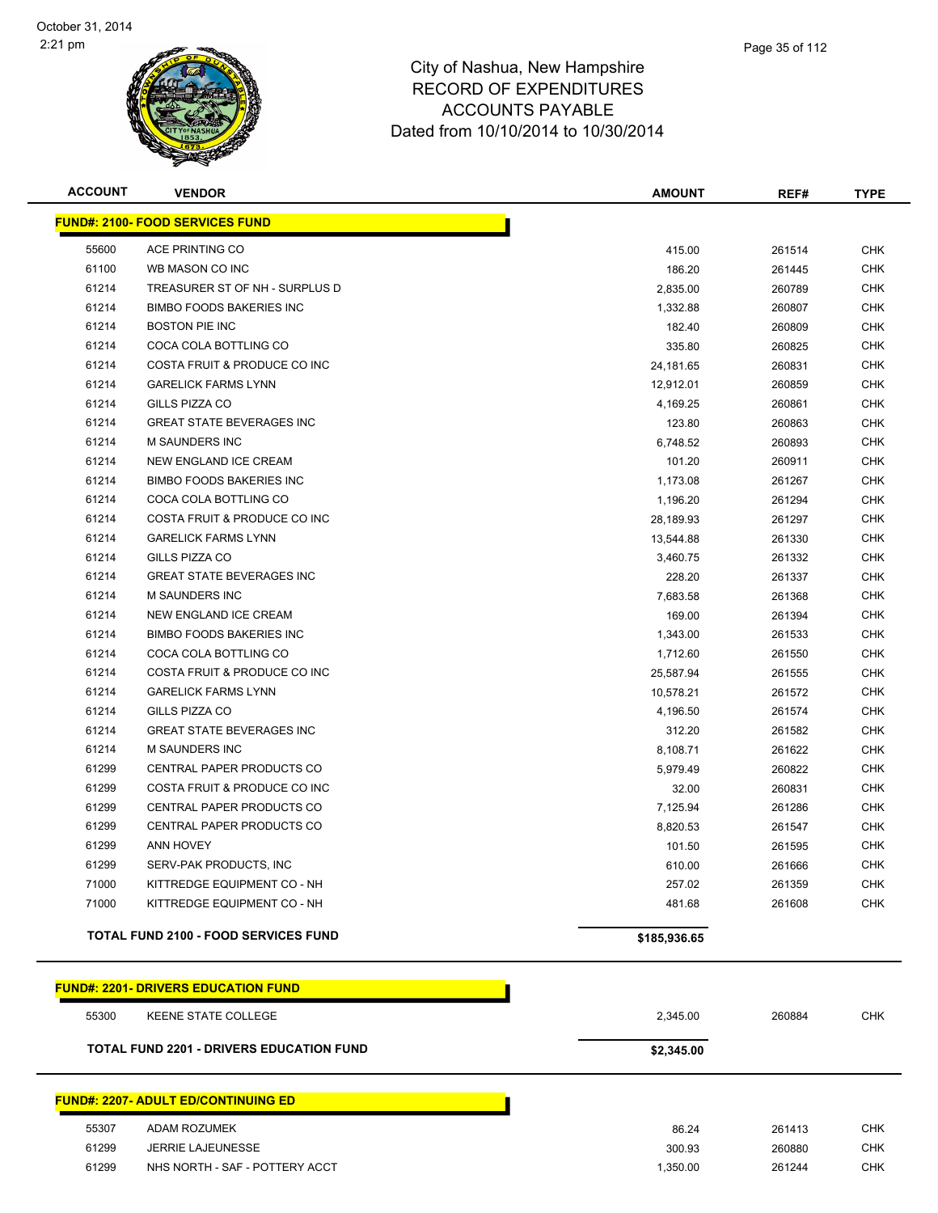City of Nashua, New Hampshire
RECORD OF EXPENDITURES
ACCOUNTS PAYABLE
Dated from 10/10/2014 to 10/30/2014

October 31, 2014
2:21 pm

| ACCOUNT | VENDOR | AMOUNT | REF# | TYPE |
|---|---|---|---|---|
| **FUND#: 2100- FOOD SERVICES FUND** | | | | |
| 55600 | ACE PRINTING CO | 415.00 | 261514 | CHK |
| 61100 | WB MASON CO INC | 186.20 | 261445 | CHK |
| 61214 | TREASURER ST OF NH - SURPLUS D | 2,835.00 | 260789 | CHK |
| 61214 | BIMBO FOODS BAKERIES INC | 1,332.88 | 260807 | CHK |
| 61214 | BOSTON PIE INC | 182.40 | 260809 | CHK |
| 61214 | COCA COLA BOTTLING CO | 335.80 | 260825 | CHK |
| 61214 | COSTA FRUIT & PRODUCE CO INC | 24,181.65 | 260831 | CHK |
| 61214 | GARELICK FARMS LYNN | 12,912.01 | 260859 | CHK |
| 61214 | GILLS PIZZA CO | 4,169.25 | 260861 | CHK |
| 61214 | GREAT STATE BEVERAGES INC | 123.80 | 260863 | CHK |
| 61214 | M SAUNDERS INC | 6,748.52 | 260893 | CHK |
| 61214 | NEW ENGLAND ICE CREAM | 101.20 | 260911 | CHK |
| 61214 | BIMBO FOODS BAKERIES INC | 1,173.08 | 261267 | CHK |
| 61214 | COCA COLA BOTTLING CO | 1,196.20 | 261294 | CHK |
| 61214 | COSTA FRUIT & PRODUCE CO INC | 28,189.93 | 261297 | CHK |
| 61214 | GARELICK FARMS LYNN | 13,544.88 | 261330 | CHK |
| 61214 | GILLS PIZZA CO | 3,460.75 | 261332 | CHK |
| 61214 | GREAT STATE BEVERAGES INC | 228.20 | 261337 | CHK |
| 61214 | M SAUNDERS INC | 7,683.58 | 261368 | CHK |
| 61214 | NEW ENGLAND ICE CREAM | 169.00 | 261394 | CHK |
| 61214 | BIMBO FOODS BAKERIES INC | 1,343.00 | 261533 | CHK |
| 61214 | COCA COLA BOTTLING CO | 1,712.60 | 261550 | CHK |
| 61214 | COSTA FRUIT & PRODUCE CO INC | 25,587.94 | 261555 | CHK |
| 61214 | GARELICK FARMS LYNN | 10,578.21 | 261572 | CHK |
| 61214 | GILLS PIZZA CO | 4,196.50 | 261574 | CHK |
| 61214 | GREAT STATE BEVERAGES INC | 312.20 | 261582 | CHK |
| 61214 | M SAUNDERS INC | 8,108.71 | 261622 | CHK |
| 61299 | CENTRAL PAPER PRODUCTS CO | 5,979.49 | 260822 | CHK |
| 61299 | COSTA FRUIT & PRODUCE CO INC | 32.00 | 260831 | CHK |
| 61299 | CENTRAL PAPER PRODUCTS CO | 7,125.94 | 261286 | CHK |
| 61299 | CENTRAL PAPER PRODUCTS CO | 8,820.53 | 261547 | CHK |
| 61299 | ANN HOVEY | 101.50 | 261595 | CHK |
| 61299 | SERV-PAK PRODUCTS, INC | 610.00 | 261666 | CHK |
| 71000 | KITTREDGE EQUIPMENT CO - NH | 257.02 | 261359 | CHK |
| 71000 | KITTREDGE EQUIPMENT CO - NH | 481.68 | 261608 | CHK |
| **TOTAL FUND 2100 - FOOD SERVICES FUND** | | **$185,936.65** | | |
| **FUND#: 2201- DRIVERS EDUCATION FUND** | | | | |
| 55300 | KEENE STATE COLLEGE | 2,345.00 | 260884 | CHK |
| **TOTAL FUND 2201 - DRIVERS EDUCATION FUND** | | **$2,345.00** | | |
| **FUND#: 2207- ADULT ED/CONTINUING ED** | | | | |
| 55307 | ADAM ROZUMEK | 86.24 | 261413 | CHK |
| 61299 | JERRIE LAJEUNESSE | 300.93 | 260880 | CHK |
| 61299 | NHS NORTH - SAF - POTTERY ACCT | 1,350.00 | 261244 | CHK |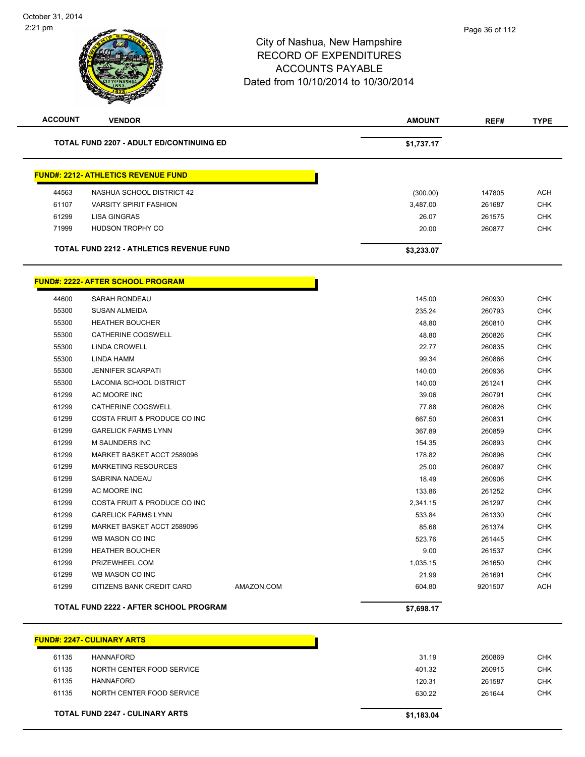# City of Nashua, New Hampshire
## RECORD OF EXPENDITURES
## ACCOUNTS PAYABLE
## Dated from 10/10/2014 to 10/30/2014

| ACCOUNT | VENDOR | | AMOUNT | REF# | TYPE |
|---|---|---|---|---|---|
| **TOTAL FUND 2207 - ADULT ED/CONTINUING ED** | | | **$1,737.17** | | |

**FUND#: 2212- ATHLETICS REVENUE FUND**

| ACCOUNT | VENDOR | | AMOUNT | REF# | TYPE |
|---|---|---|---|---|---|
| 44563 | NASHUA SCHOOL DISTRICT 42 | | (300.00) | 147805 | ACH |
| 61107 | VARSITY SPIRIT FASHION | | 3,487.00 | 261687 | CHK |
| 61299 | LISA GINGRAS | | 26.07 | 261575 | CHK |
| 71999 | HUDSON TROPHY CO | | 20.00 | 260877 | CHK |
| **TOTAL FUND 2212 - ATHLETICS REVENUE FUND** | | | **$3,233.07** | | |

**FUND#: 2222- AFTER SCHOOL PROGRAM**

| ACCOUNT | VENDOR | | AMOUNT | REF# | TYPE |
|---|---|---|---|---|---|
| 44600 | SARAH RONDEAU | | 145.00 | 260930 | CHK |
| 55300 | SUSAN ALMEIDA | | 235.24 | 260793 | CHK |
| 55300 | HEATHER BOUCHER | | 48.80 | 260810 | CHK |
| 55300 | CATHERINE COGSWELL | | 48.80 | 260826 | CHK |
| 55300 | LINDA CROWELL | | 22.77 | 260835 | CHK |
| 55300 | LINDA HAMM | | 99.34 | 260866 | CHK |
| 55300 | JENNIFER SCARPATI | | 140.00 | 260936 | CHK |
| 55300 | LACONIA SCHOOL DISTRICT | | 140.00 | 261241 | CHK |
| 61299 | AC MOORE INC | | 39.06 | 260791 | CHK |
| 61299 | CATHERINE COGSWELL | | 77.88 | 260826 | CHK |
| 61299 | COSTA FRUIT & PRODUCE CO INC | | 667.50 | 260831 | CHK |
| 61299 | GARELICK FARMS LYNN | | 367.89 | 260859 | CHK |
| 61299 | M SAUNDERS INC | | 154.35 | 260893 | CHK |
| 61299 | MARKET BASKET ACCT 2589096 | | 178.82 | 260896 | CHK |
| 61299 | MARKETING RESOURCES | | 25.00 | 260897 | CHK |
| 61299 | SABRINA NADEAU | | 18.49 | 260906 | CHK |
| 61299 | AC MOORE INC | | 133.86 | 261252 | CHK |
| 61299 | COSTA FRUIT & PRODUCE CO INC | | 2,341.15 | 261297 | CHK |
| 61299 | GARELICK FARMS LYNN | | 533.84 | 261330 | CHK |
| 61299 | MARKET BASKET ACCT 2589096 | | 85.68 | 261374 | CHK |
| 61299 | WB MASON CO INC | | 523.76 | 261445 | CHK |
| 61299 | HEATHER BOUCHER | | 9.00 | 261537 | CHK |
| 61299 | PRIZEWHEEL.COM | | 1,035.15 | 261650 | CHK |
| 61299 | WB MASON CO INC | | 21.99 | 261691 | CHK |
| 61299 | CITIZENS BANK CREDIT CARD | AMAZON.COM | 604.80 | 9201507 | ACH |
| **TOTAL FUND 2222 - AFTER SCHOOL PROGRAM** | | | **$7,698.17** | | |

**FUND#: 2247- CULINARY ARTS**

| ACCOUNT | VENDOR | | AMOUNT | REF# | TYPE |
|---|---|---|---|---|---|
| 61135 | HANNAFORD | | 31.19 | 260869 | CHK |
| 61135 | NORTH CENTER FOOD SERVICE | | 401.32 | 260915 | CHK |
| 61135 | HANNAFORD | | 120.31 | 261587 | CHK |
| 61135 | NORTH CENTER FOOD SERVICE | | 630.22 | 261644 | CHK |
| **TOTAL FUND 2247 - CULINARY ARTS** | | | **$1,183.04** | | |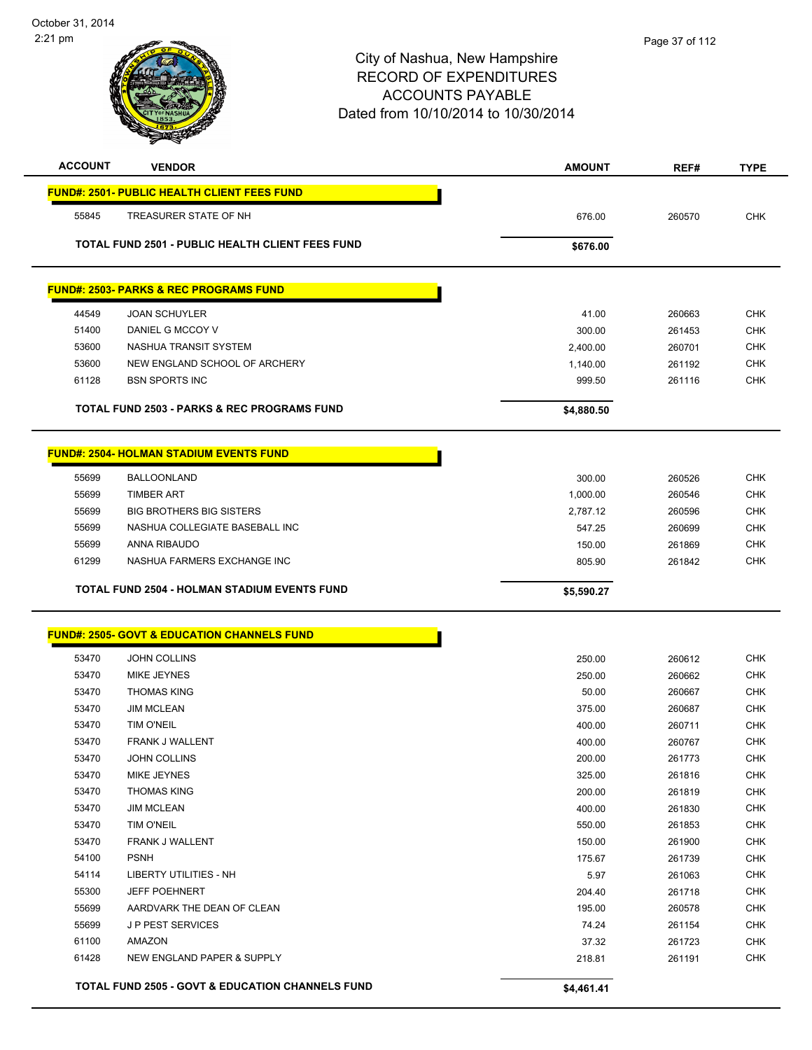October 31, 2014
2:21 pm

# City of Nashua, New Hampshire
## RECORD OF EXPENDITURES
## ACCOUNTS PAYABLE
### Dated from 10/10/2014 to 10/30/2014

| ACCOUNT | VENDOR | AMOUNT | REF# | TYPE |
|---|---|---|---|---|
| **FUND#: 2501- PUBLIC HEALTH CLIENT FEES FUND** | | | | |
| 55845 | TREASURER STATE OF NH | 676.00 | 260570 | CHK |
| | **TOTAL FUND 2501 - PUBLIC HEALTH CLIENT FEES FUND** | **$676.00** | | |
| **FUND#: 2503- PARKS & REC PROGRAMS FUND** | | | | |
| 44549 | JOAN SCHUYLER | 41.00 | 260663 | CHK |
| 51400 | DANIEL G MCCOY V | 300.00 | 261453 | CHK |
| 53600 | NASHUA TRANSIT SYSTEM | 2,400.00 | 260701 | CHK |
| 53600 | NEW ENGLAND SCHOOL OF ARCHERY | 1,140.00 | 261192 | CHK |
| 61128 | BSN SPORTS INC | 999.50 | 261116 | CHK |
| | **TOTAL FUND 2503 - PARKS & REC PROGRAMS FUND** | **$4,880.50** | | |
| **FUND#: 2504- HOLMAN STADIUM EVENTS FUND** | | | | |
| 55699 | BALLOONLAND | 300.00 | 260526 | CHK |
| 55699 | TIMBER ART | 1,000.00 | 260546 | CHK |
| 55699 | BIG BROTHERS BIG SISTERS | 2,787.12 | 260596 | CHK |
| 55699 | NASHUA COLLEGIATE BASEBALL INC | 547.25 | 260699 | CHK |
| 55699 | ANNA RIBAUDO | 150.00 | 261869 | CHK |
| 61299 | NASHUA FARMERS EXCHANGE INC | 805.90 | 261842 | CHK |
| | **TOTAL FUND 2504 - HOLMAN STADIUM EVENTS FUND** | **$5,590.27** | | |
| **FUND#: 2505- GOVT & EDUCATION CHANNELS FUND** | | | | |
| 53470 | JOHN COLLINS | 250.00 | 260612 | CHK |
| 53470 | MIKE JEYNES | 250.00 | 260662 | CHK |
| 53470 | THOMAS KING | 50.00 | 260667 | CHK |
| 53470 | JIM MCLEAN | 375.00 | 260687 | CHK |
| 53470 | TIM O'NEIL | 400.00 | 260711 | CHK |
| 53470 | FRANK J WALLENT | 400.00 | 260767 | CHK |
| 53470 | JOHN COLLINS | 200.00 | 261773 | CHK |
| 53470 | MIKE JEYNES | 325.00 | 261816 | CHK |
| 53470 | THOMAS KING | 200.00 | 261819 | CHK |
| 53470 | JIM MCLEAN | 400.00 | 261830 | CHK |
| 53470 | TIM O'NEIL | 550.00 | 261853 | CHK |
| 53470 | FRANK J WALLENT | 150.00 | 261900 | CHK |
| 54100 | PSNH | 175.67 | 261739 | CHK |
| 54114 | LIBERTY UTILITIES - NH | 5.97 | 261063 | CHK |
| 55300 | JEFF POEHNERT | 204.40 | 261718 | CHK |
| 55699 | AARDVARK THE DEAN OF CLEAN | 195.00 | 260578 | CHK |
| 55699 | J P PEST SERVICES | 74.24 | 261154 | CHK |
| 61100 | AMAZON | 37.32 | 261723 | CHK |
| 61428 | NEW ENGLAND PAPER & SUPPLY | 218.81 | 261191 | CHK |
| | **TOTAL FUND 2505 - GOVT & EDUCATION CHANNELS FUND** | **$4,461.41** | | |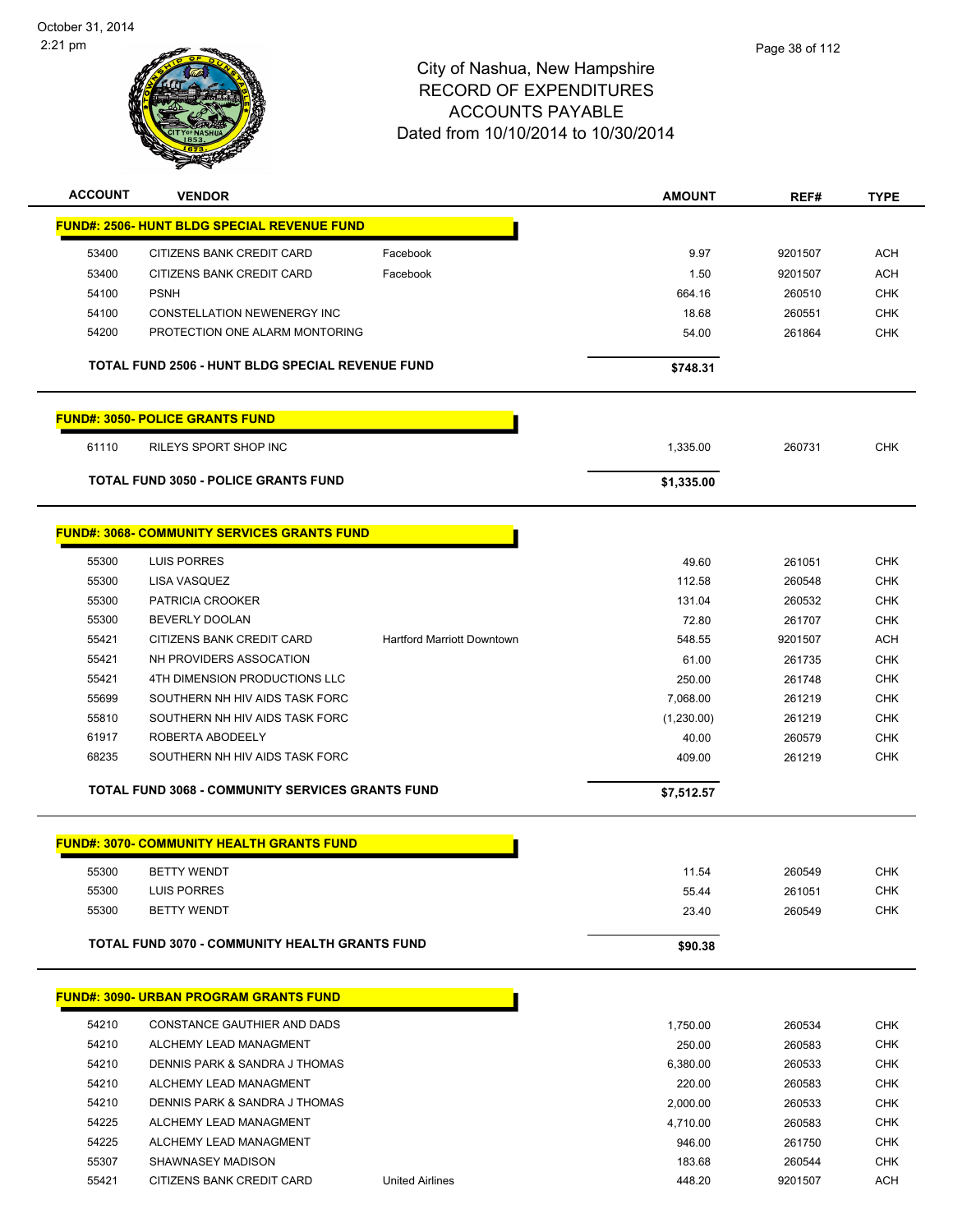# City of Nashua, New Hampshire
## RECORD OF EXPENDITURES
## ACCOUNTS PAYABLE
## Dated from 10/10/2014 to 10/30/2014

| ACCOUNT | VENDOR | | AMOUNT | REF# | TYPE |
|---|---|---|---|---|---|
| **FUND#: 2506- HUNT BLDG SPECIAL REVENUE FUND** | | | | | |
| 53400 | CITIZENS BANK CREDIT CARD | Facebook | 9.97 | 9201507 | ACH |
| 53400 | CITIZENS BANK CREDIT CARD | Facebook | 1.50 | 9201507 | ACH |
| 54100 | PSNH | | 664.16 | 260510 | CHK |
| 54100 | CONSTELLATION NEWENERGY INC | | 18.68 | 260551 | CHK |
| 54200 | PROTECTION ONE ALARM MONTORING | | 54.00 | 261864 | CHK |
| **TOTAL FUND 2506 - HUNT BLDG SPECIAL REVENUE FUND** | | | **$748.31** | | |
| **FUND#: 3050- POLICE GRANTS FUND** | | | | | |
| 61110 | RILEYS SPORT SHOP INC | | 1,335.00 | 260731 | CHK |
| **TOTAL FUND 3050 - POLICE GRANTS FUND** | | | **$1,335.00** | | |
| **FUND#: 3068- COMMUNITY SERVICES GRANTS FUND** | | | | | |
| 55300 | LUIS PORRES | | 49.60 | 261051 | CHK |
| 55300 | LISA VASQUEZ | | 112.58 | 260548 | CHK |
| 55300 | PATRICIA CROOKER | | 131.04 | 260532 | CHK |
| 55300 | BEVERLY DOOLAN | | 72.80 | 261707 | CHK |
| 55421 | CITIZENS BANK CREDIT CARD | Hartford Marriott Downtown | 548.55 | 9201507 | ACH |
| 55421 | NH PROVIDERS ASSOCATION | | 61.00 | 261735 | CHK |
| 55421 | 4TH DIMENSION PRODUCTIONS LLC | | 250.00 | 261748 | CHK |
| 55699 | SOUTHERN NH HIV AIDS TASK FORC | | 7,068.00 | 261219 | CHK |
| 55810 | SOUTHERN NH HIV AIDS TASK FORC | | (1,230.00) | 261219 | CHK |
| 61917 | ROBERTA ABODEELY | | 40.00 | 260579 | CHK |
| 68235 | SOUTHERN NH HIV AIDS TASK FORC | | 409.00 | 261219 | CHK |
| **TOTAL FUND 3068 - COMMUNITY SERVICES GRANTS FUND** | | | **$7,512.57** | | |
| **FUND#: 3070- COMMUNITY HEALTH GRANTS FUND** | | | | | |
| 55300 | BETTY WENDT | | 11.54 | 260549 | CHK |
| 55300 | LUIS PORRES | | 55.44 | 261051 | CHK |
| 55300 | BETTY WENDT | | 23.40 | 260549 | CHK |
| **TOTAL FUND 3070 - COMMUNITY HEALTH GRANTS FUND** | | | **$90.38** | | |
| **FUND#: 3090- URBAN PROGRAM GRANTS FUND** | | | | | |
| 54210 | CONSTANCE GAUTHIER AND DADS | | 1,750.00 | 260534 | CHK |
| 54210 | ALCHEMY LEAD MANAGMENT | | 250.00 | 260583 | CHK |
| 54210 | DENNIS PARK & SANDRA J THOMAS | | 6,380.00 | 260533 | CHK |
| 54210 | ALCHEMY LEAD MANAGMENT | | 220.00 | 260583 | CHK |
| 54210 | DENNIS PARK & SANDRA J THOMAS | | 2,000.00 | 260533 | CHK |
| 54225 | ALCHEMY LEAD MANAGMENT | | 4,710.00 | 260583 | CHK |
| 54225 | ALCHEMY LEAD MANAGMENT | | 946.00 | 261750 | CHK |
| 55307 | SHAWNASEY MADISON | | 183.68 | 260544 | CHK |
| 55421 | CITIZENS BANK CREDIT CARD | United Airlines | 448.20 | 9201507 | ACH |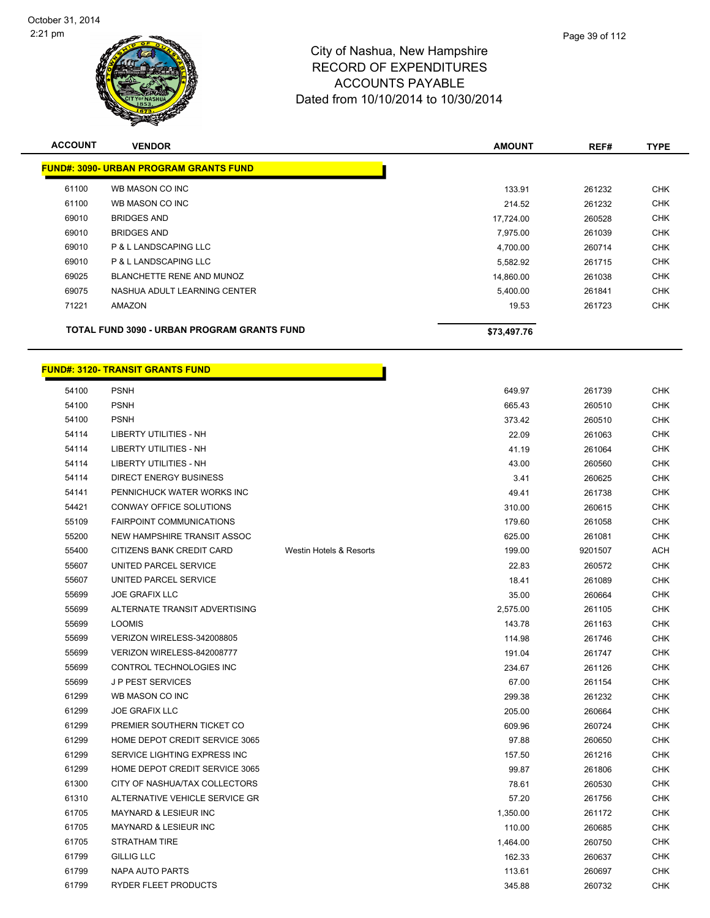# City of Nashua, New Hampshire
## RECORD OF EXPENDITURES
## ACCOUNTS PAYABLE
## Dated from 10/10/2014 to 10/30/2014

| ACCOUNT | VENDOR | | AMOUNT | REF# | TYPE |
|---|---|---|---|---|---|
| **FUND#: 3090- URBAN PROGRAM GRANTS FUND** | | | | | |
| 61100 | WB MASON CO INC | | 133.91 | 261232 | CHK |
| 61100 | WB MASON CO INC | | 214.52 | 261232 | CHK |
| 69010 | BRIDGES AND | | 17,724.00 | 260528 | CHK |
| 69010 | BRIDGES AND | | 7,975.00 | 261039 | CHK |
| 69010 | P & L LANDSCAPING LLC | | 4,700.00 | 260714 | CHK |
| 69010 | P & L LANDSCAPING LLC | | 5,582.92 | 261715 | CHK |
| 69025 | BLANCHETTE RENE AND MUNOZ | | 14,860.00 | 261038 | CHK |
| 69075 | NASHUA ADULT LEARNING CENTER | | 5,400.00 | 261841 | CHK |
| 71221 | AMAZON | | 19.53 | 261723 | CHK |
| **TOTAL FUND 3090 - URBAN PROGRAM GRANTS FUND** | | | **$73,497.76** | | |

| ACCOUNT | VENDOR | | AMOUNT | REF# | TYPE |
|---|---|---|---|---|---|
| **FUND#: 3120- TRANSIT GRANTS FUND** | | | | | |
| 54100 | PSNH | | 649.97 | 261739 | CHK |
| 54100 | PSNH | | 665.43 | 260510 | CHK |
| 54100 | PSNH | | 373.42 | 260510 | CHK |
| 54114 | LIBERTY UTILITIES - NH | | 22.09 | 261063 | CHK |
| 54114 | LIBERTY UTILITIES - NH | | 41.19 | 261064 | CHK |
| 54114 | LIBERTY UTILITIES - NH | | 43.00 | 260560 | CHK |
| 54114 | DIRECT ENERGY BUSINESS | | 3.41 | 260625 | CHK |
| 54141 | PENNICHUCK WATER WORKS INC | | 49.41 | 261738 | CHK |
| 54421 | CONWAY OFFICE SOLUTIONS | | 310.00 | 260615 | CHK |
| 55109 | FAIRPOINT COMMUNICATIONS | | 179.60 | 261058 | CHK |
| 55200 | NEW HAMPSHIRE TRANSIT ASSOC | | 625.00 | 261081 | CHK |
| 55400 | CITIZENS BANK CREDIT CARD | Westin Hotels & Resorts | 199.00 | 9201507 | ACH |
| 55607 | UNITED PARCEL SERVICE | | 22.83 | 260572 | CHK |
| 55607 | UNITED PARCEL SERVICE | | 18.41 | 261089 | CHK |
| 55699 | JOE GRAFIX LLC | | 35.00 | 260664 | CHK |
| 55699 | ALTERNATE TRANSIT ADVERTISING | | 2,575.00 | 261105 | CHK |
| 55699 | LOOMIS | | 143.78 | 261163 | CHK |
| 55699 | VERIZON WIRELESS-342008805 | | 114.98 | 261746 | CHK |
| 55699 | VERIZON WIRELESS-842008777 | | 191.04 | 261747 | CHK |
| 55699 | CONTROL TECHNOLOGIES INC | | 234.67 | 261126 | CHK |
| 55699 | J P PEST SERVICES | | 67.00 | 261154 | CHK |
| 61299 | WB MASON CO INC | | 299.38 | 261232 | CHK |
| 61299 | JOE GRAFIX LLC | | 205.00 | 260664 | CHK |
| 61299 | PREMIER SOUTHERN TICKET CO | | 609.96 | 260724 | CHK |
| 61299 | HOME DEPOT CREDIT SERVICE 3065 | | 97.88 | 260650 | CHK |
| 61299 | SERVICE LIGHTING EXPRESS INC | | 157.50 | 261216 | CHK |
| 61299 | HOME DEPOT CREDIT SERVICE 3065 | | 99.87 | 261806 | CHK |
| 61300 | CITY OF NASHUA/TAX COLLECTORS | | 78.61 | 260530 | CHK |
| 61310 | ALTERNATIVE VEHICLE SERVICE GR | | 57.20 | 261756 | CHK |
| 61705 | MAYNARD & LESIEUR INC | | 1,350.00 | 261172 | CHK |
| 61705 | MAYNARD & LESIEUR INC | | 110.00 | 260685 | CHK |
| 61705 | STRATHAM TIRE | | 1,464.00 | 260750 | CHK |
| 61799 | GILLIG LLC | | 162.33 | 260637 | CHK |
| 61799 | NAPA AUTO PARTS | | 113.61 | 260697 | CHK |
| 61799 | RYDER FLEET PRODUCTS | | 345.88 | 260732 | CHK |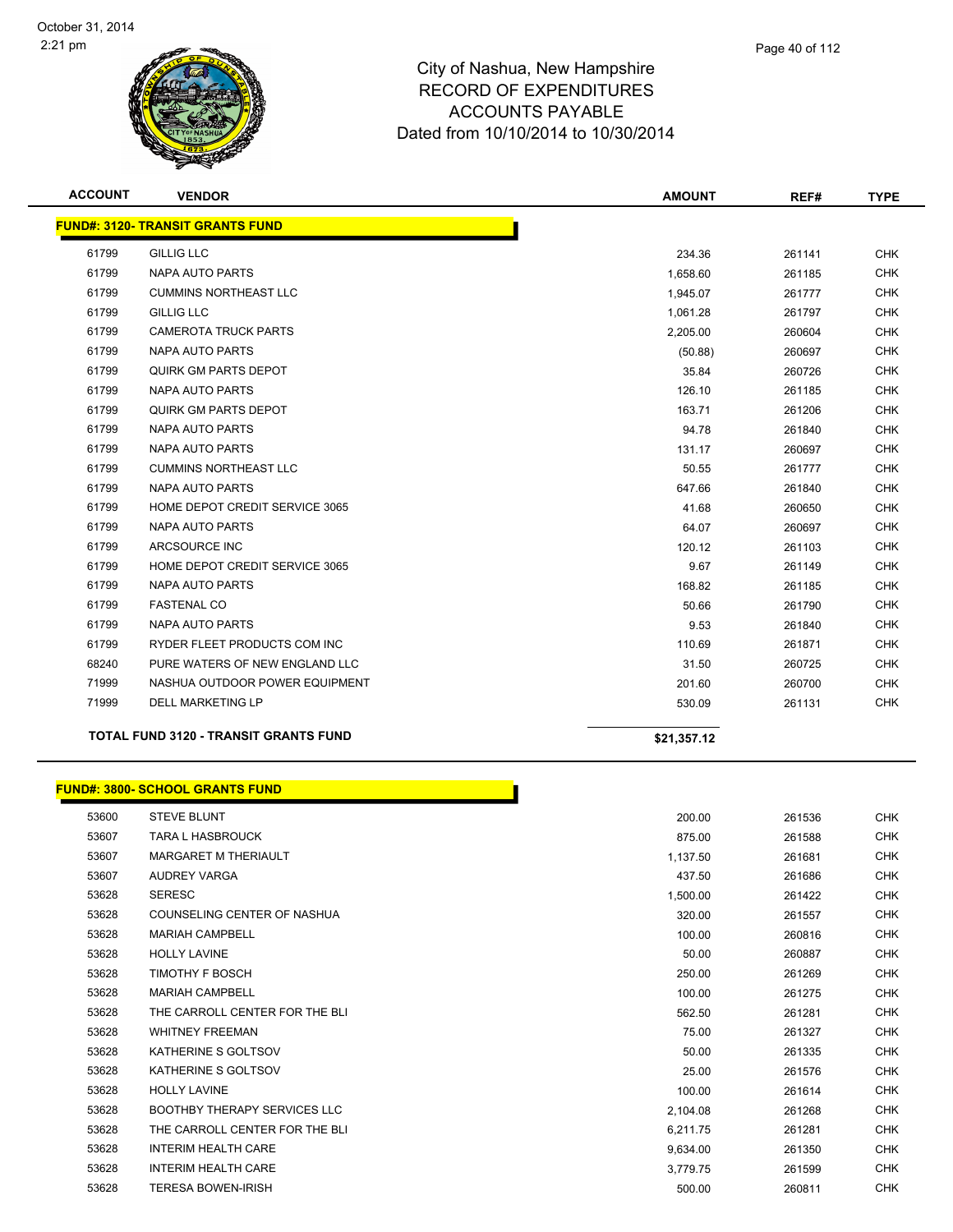City of Nashua, New Hampshire
RECORD OF EXPENDITURES
ACCOUNTS PAYABLE
Dated from 10/10/2014 to 10/30/2014

| ACCOUNT | VENDOR | AMOUNT | REF# | TYPE |
|---|---|---|---|---|
| **FUND#: 3120- TRANSIT GRANTS FUND** | | | | |
| 61799 | GILLIG LLC | 234.36 | 261141 | CHK |
| 61799 | NAPA AUTO PARTS | 1,658.60 | 261185 | CHK |
| 61799 | CUMMINS NORTHEAST LLC | 1,945.07 | 261777 | CHK |
| 61799 | GILLIG LLC | 1,061.28 | 261797 | CHK |
| 61799 | CAMEROTA TRUCK PARTS | 2,205.00 | 260604 | CHK |
| 61799 | NAPA AUTO PARTS | (50.88) | 260697 | CHK |
| 61799 | QUIRK GM PARTS DEPOT | 35.84 | 260726 | CHK |
| 61799 | NAPA AUTO PARTS | 126.10 | 261185 | CHK |
| 61799 | QUIRK GM PARTS DEPOT | 163.71 | 261206 | CHK |
| 61799 | NAPA AUTO PARTS | 94.78 | 261840 | CHK |
| 61799 | NAPA AUTO PARTS | 131.17 | 260697 | CHK |
| 61799 | CUMMINS NORTHEAST LLC | 50.55 | 261777 | CHK |
| 61799 | NAPA AUTO PARTS | 647.66 | 261840 | CHK |
| 61799 | HOME DEPOT CREDIT SERVICE 3065 | 41.68 | 260650 | CHK |
| 61799 | NAPA AUTO PARTS | 64.07 | 260697 | CHK |
| 61799 | ARCSOURCE INC | 120.12 | 261103 | CHK |
| 61799 | HOME DEPOT CREDIT SERVICE 3065 | 9.67 | 261149 | CHK |
| 61799 | NAPA AUTO PARTS | 168.82 | 261185 | CHK |
| 61799 | FASTENAL CO | 50.66 | 261790 | CHK |
| 61799 | NAPA AUTO PARTS | 9.53 | 261840 | CHK |
| 61799 | RYDER FLEET PRODUCTS COM INC | 110.69 | 261871 | CHK |
| 68240 | PURE WATERS OF NEW ENGLAND LLC | 31.50 | 260725 | CHK |
| 71999 | NASHUA OUTDOOR POWER EQUIPMENT | 201.60 | 260700 | CHK |
| 71999 | DELL MARKETING LP | 530.09 | 261131 | CHK |
| **TOTAL FUND 3120 - TRANSIT GRANTS FUND** | | **$21,357.12** | | |

| ACCOUNT | VENDOR | AMOUNT | REF# | TYPE |
|---|---|---|---|---|
| **FUND#: 3800- SCHOOL GRANTS FUND** | | | | |
| 53600 | STEVE BLUNT | 200.00 | 261536 | CHK |
| 53607 | TARA L HASBROUCK | 875.00 | 261588 | CHK |
| 53607 | MARGARET M THERIAULT | 1,137.50 | 261681 | CHK |
| 53607 | AUDREY VARGA | 437.50 | 261686 | CHK |
| 53628 | SERESC | 1,500.00 | 261422 | CHK |
| 53628 | COUNSELING CENTER OF NASHUA | 320.00 | 261557 | CHK |
| 53628 | MARIAH CAMPBELL | 100.00 | 260816 | CHK |
| 53628 | HOLLY LAVINE | 50.00 | 260887 | CHK |
| 53628 | TIMOTHY F BOSCH | 250.00 | 261269 | CHK |
| 53628 | MARIAH CAMPBELL | 100.00 | 261275 | CHK |
| 53628 | THE CARROLL CENTER FOR THE BLI | 562.50 | 261281 | CHK |
| 53628 | WHITNEY FREEMAN | 75.00 | 261327 | CHK |
| 53628 | KATHERINE S GOLTSOV | 50.00 | 261335 | CHK |
| 53628 | KATHERINE S GOLTSOV | 25.00 | 261576 | CHK |
| 53628 | HOLLY LAVINE | 100.00 | 261614 | CHK |
| 53628 | BOOTHBY THERAPY SERVICES LLC | 2,104.08 | 261268 | CHK |
| 53628 | THE CARROLL CENTER FOR THE BLI | 6,211.75 | 261281 | CHK |
| 53628 | INTERIM HEALTH CARE | 9,634.00 | 261350 | CHK |
| 53628 | INTERIM HEALTH CARE | 3,779.75 | 261599 | CHK |
| 53628 | TERESA BOWEN-IRISH | 500.00 | 260811 | CHK |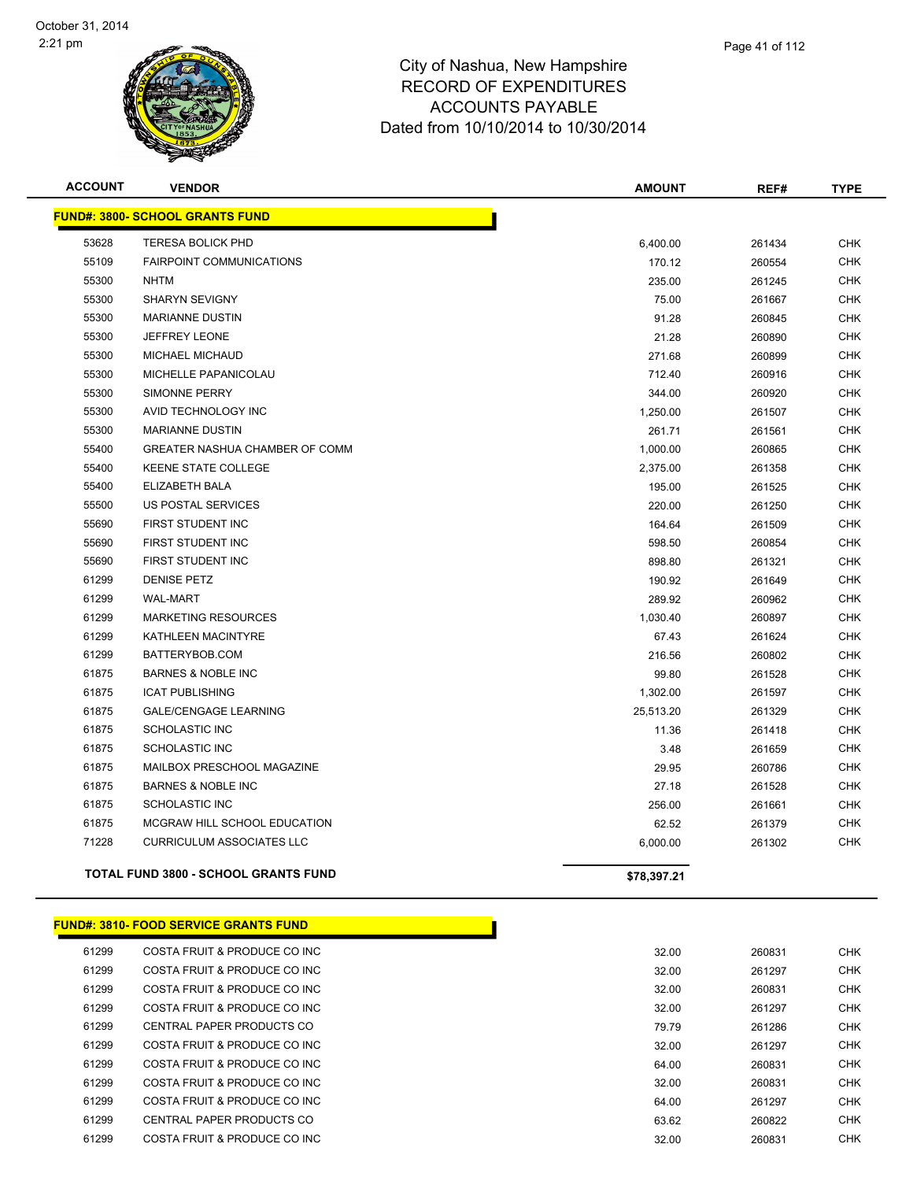# City of Nashua, New Hampshire
## RECORD OF EXPENDITURES
## ACCOUNTS PAYABLE
### Dated from 10/10/2014 to 10/30/2014

| ACCOUNT | VENDOR | AMOUNT | REF# | TYPE |
|---|---|---|---|---|
| **FUND#: 3800- SCHOOL GRANTS FUND** | | | | |
| 53628 | TERESA BOLICK PHD | 6,400.00 | 261434 | CHK |
| 55109 | FAIRPOINT COMMUNICATIONS | 170.12 | 260554 | CHK |
| 55300 | NHTM | 235.00 | 261245 | CHK |
| 55300 | SHARYN SEVIGNY | 75.00 | 261667 | CHK |
| 55300 | MARIANNE DUSTIN | 91.28 | 260845 | CHK |
| 55300 | JEFFREY LEONE | 21.28 | 260890 | CHK |
| 55300 | MICHAEL MICHAUD | 271.68 | 260899 | CHK |
| 55300 | MICHELLE PAPANICOLAU | 712.40 | 260916 | CHK |
| 55300 | SIMONNE PERRY | 344.00 | 260920 | CHK |
| 55300 | AVID TECHNOLOGY INC | 1,250.00 | 261507 | CHK |
| 55300 | MARIANNE DUSTIN | 261.71 | 261561 | CHK |
| 55400 | GREATER NASHUA CHAMBER OF COMM | 1,000.00 | 260865 | CHK |
| 55400 | KEENE STATE COLLEGE | 2,375.00 | 261358 | CHK |
| 55400 | ELIZABETH BALA | 195.00 | 261525 | CHK |
| 55500 | US POSTAL SERVICES | 220.00 | 261250 | CHK |
| 55690 | FIRST STUDENT INC | 164.64 | 261509 | CHK |
| 55690 | FIRST STUDENT INC | 598.50 | 260854 | CHK |
| 55690 | FIRST STUDENT INC | 898.80 | 261321 | CHK |
| 61299 | DENISE PETZ | 190.92 | 261649 | CHK |
| 61299 | WAL-MART | 289.92 | 260962 | CHK |
| 61299 | MARKETING RESOURCES | 1,030.40 | 260897 | CHK |
| 61299 | KATHLEEN MACINTYRE | 67.43 | 261624 | CHK |
| 61299 | BATTERYBOB.COM | 216.56 | 260802 | CHK |
| 61875 | BARNES & NOBLE INC | 99.80 | 261528 | CHK |
| 61875 | ICAT PUBLISHING | 1,302.00 | 261597 | CHK |
| 61875 | GALE/CENGAGE LEARNING | 25,513.20 | 261329 | CHK |
| 61875 | SCHOLASTIC INC | 11.36 | 261418 | CHK |
| 61875 | SCHOLASTIC INC | 3.48 | 261659 | CHK |
| 61875 | MAILBOX PRESCHOOL MAGAZINE | 29.95 | 260786 | CHK |
| 61875 | BARNES & NOBLE INC | 27.18 | 261528 | CHK |
| 61875 | SCHOLASTIC INC | 256.00 | 261661 | CHK |
| 61875 | MCGRAW HILL SCHOOL EDUCATION | 62.52 | 261379 | CHK |
| 71228 | CURRICULUM ASSOCIATES LLC | 6,000.00 | 261302 | CHK |
| | **TOTAL FUND 3800 - SCHOOL GRANTS FUND** | **$78,397.21** | | |

| ACCOUNT | VENDOR | AMOUNT | REF# | TYPE |
|---|---|---|---|---|
| **FUND#: 3810- FOOD SERVICE GRANTS FUND** | | | | |
| 61299 | COSTA FRUIT & PRODUCE CO INC | 32.00 | 260831 | CHK |
| 61299 | COSTA FRUIT & PRODUCE CO INC | 32.00 | 261297 | CHK |
| 61299 | COSTA FRUIT & PRODUCE CO INC | 32.00 | 260831 | CHK |
| 61299 | COSTA FRUIT & PRODUCE CO INC | 32.00 | 261297 | CHK |
| 61299 | CENTRAL PAPER PRODUCTS CO | 79.79 | 261286 | CHK |
| 61299 | COSTA FRUIT & PRODUCE CO INC | 32.00 | 261297 | CHK |
| 61299 | COSTA FRUIT & PRODUCE CO INC | 64.00 | 260831 | CHK |
| 61299 | COSTA FRUIT & PRODUCE CO INC | 32.00 | 260831 | CHK |
| 61299 | COSTA FRUIT & PRODUCE CO INC | 64.00 | 261297 | CHK |
| 61299 | CENTRAL PAPER PRODUCTS CO | 63.62 | 260822 | CHK |
| 61299 | COSTA FRUIT & PRODUCE CO INC | 32.00 | 260831 | CHK |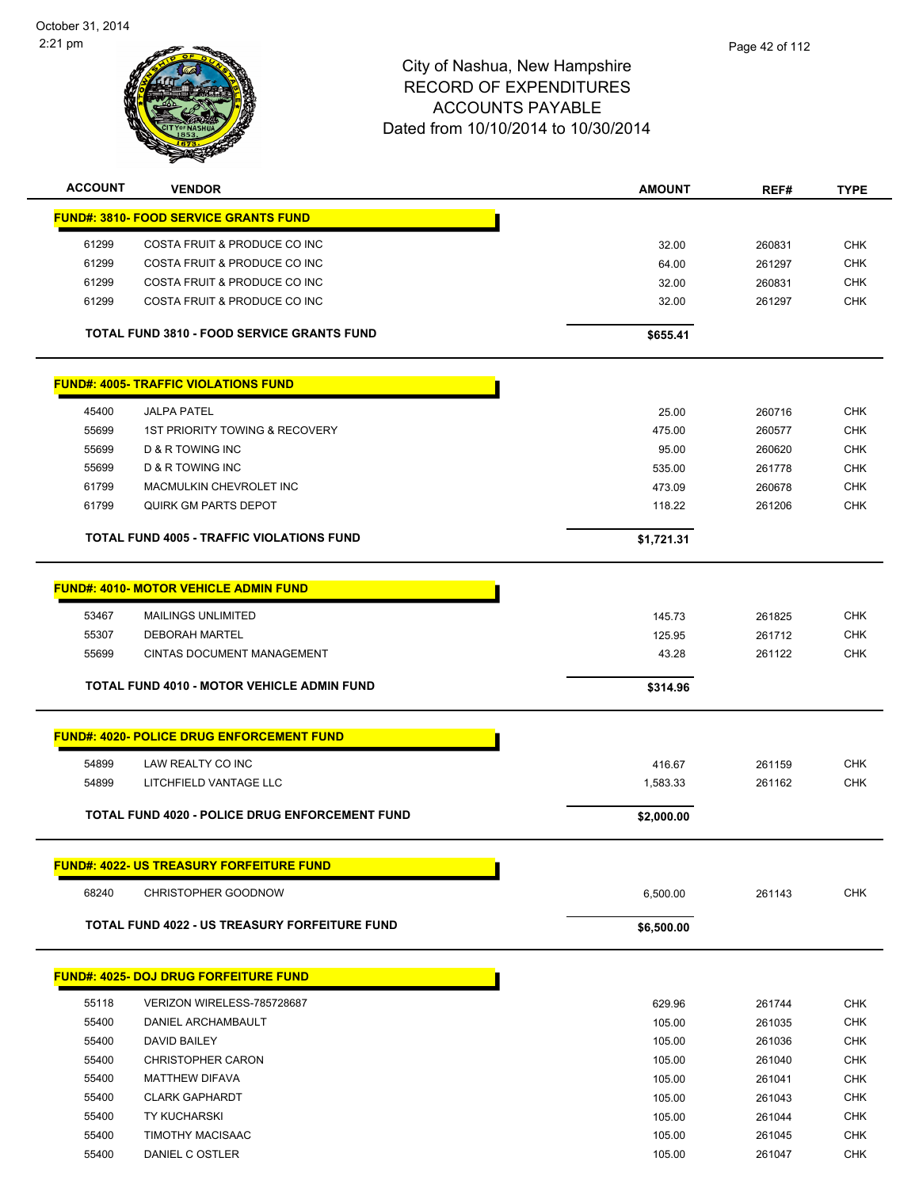City of Nashua, New Hampshire
RECORD OF EXPENDITURES
ACCOUNTS PAYABLE
Dated from 10/10/2014 to 10/30/2014

| ACCOUNT | VENDOR | AMOUNT | REF# | TYPE |
|---|---|---|---|---|
| **FUND#: 3810- FOOD SERVICE GRANTS FUND** | | | | |
| 61299 | COSTA FRUIT & PRODUCE CO INC | 32.00 | 260831 | CHK |
| 61299 | COSTA FRUIT & PRODUCE CO INC | 64.00 | 261297 | CHK |
| 61299 | COSTA FRUIT & PRODUCE CO INC | 32.00 | 260831 | CHK |
| 61299 | COSTA FRUIT & PRODUCE CO INC | 32.00 | 261297 | CHK |
| | **TOTAL FUND 3810 - FOOD SERVICE GRANTS FUND** | **$655.41** | | |
| **FUND#: 4005- TRAFFIC VIOLATIONS FUND** | | | | |
| 45400 | JALPA PATEL | 25.00 | 260716 | CHK |
| 55699 | 1ST PRIORITY TOWING & RECOVERY | 475.00 | 260577 | CHK |
| 55699 | D & R TOWING INC | 95.00 | 260620 | CHK |
| 55699 | D & R TOWING INC | 535.00 | 261778 | CHK |
| 61799 | MACMULKIN CHEVROLET INC | 473.09 | 260678 | CHK |
| 61799 | QUIRK GM PARTS DEPOT | 118.22 | 261206 | CHK |
| | **TOTAL FUND 4005 - TRAFFIC VIOLATIONS FUND** | **$1,721.31** | | |
| **FUND#: 4010- MOTOR VEHICLE ADMIN FUND** | | | | |
| 53467 | MAILINGS UNLIMITED | 145.73 | 261825 | CHK |
| 55307 | DEBORAH MARTEL | 125.95 | 261712 | CHK |
| 55699 | CINTAS DOCUMENT MANAGEMENT | 43.28 | 261122 | CHK |
| | **TOTAL FUND 4010 - MOTOR VEHICLE ADMIN FUND** | **$314.96** | | |
| **FUND#: 4020- POLICE DRUG ENFORCEMENT FUND** | | | | |
| 54899 | LAW REALTY CO INC | 416.67 | 261159 | CHK |
| 54899 | LITCHFIELD VANTAGE LLC | 1,583.33 | 261162 | CHK |
| | **TOTAL FUND 4020 - POLICE DRUG ENFORCEMENT FUND** | **$2,000.00** | | |
| **FUND#: 4022- US TREASURY FORFEITURE FUND** | | | | |
| 68240 | CHRISTOPHER GOODNOW | 6,500.00 | 261143 | CHK |
| | **TOTAL FUND 4022 - US TREASURY FORFEITURE FUND** | **$6,500.00** | | |
| **FUND#: 4025- DOJ DRUG FORFEITURE FUND** | | | | |
| 55118 | VERIZON WIRELESS-785728687 | 629.96 | 261744 | CHK |
| 55400 | DANIEL ARCHAMBAULT | 105.00 | 261035 | CHK |
| 55400 | DAVID BAILEY | 105.00 | 261036 | CHK |
| 55400 | CHRISTOPHER CARON | 105.00 | 261040 | CHK |
| 55400 | MATTHEW DIFAVA | 105.00 | 261041 | CHK |
| 55400 | CLARK GAPHARDT | 105.00 | 261043 | CHK |
| 55400 | TY KUCHARSKI | 105.00 | 261044 | CHK |
| 55400 | TIMOTHY MACISAAC | 105.00 | 261045 | CHK |
| 55400 | DANIEL C OSTLER | 105.00 | 261047 | CHK |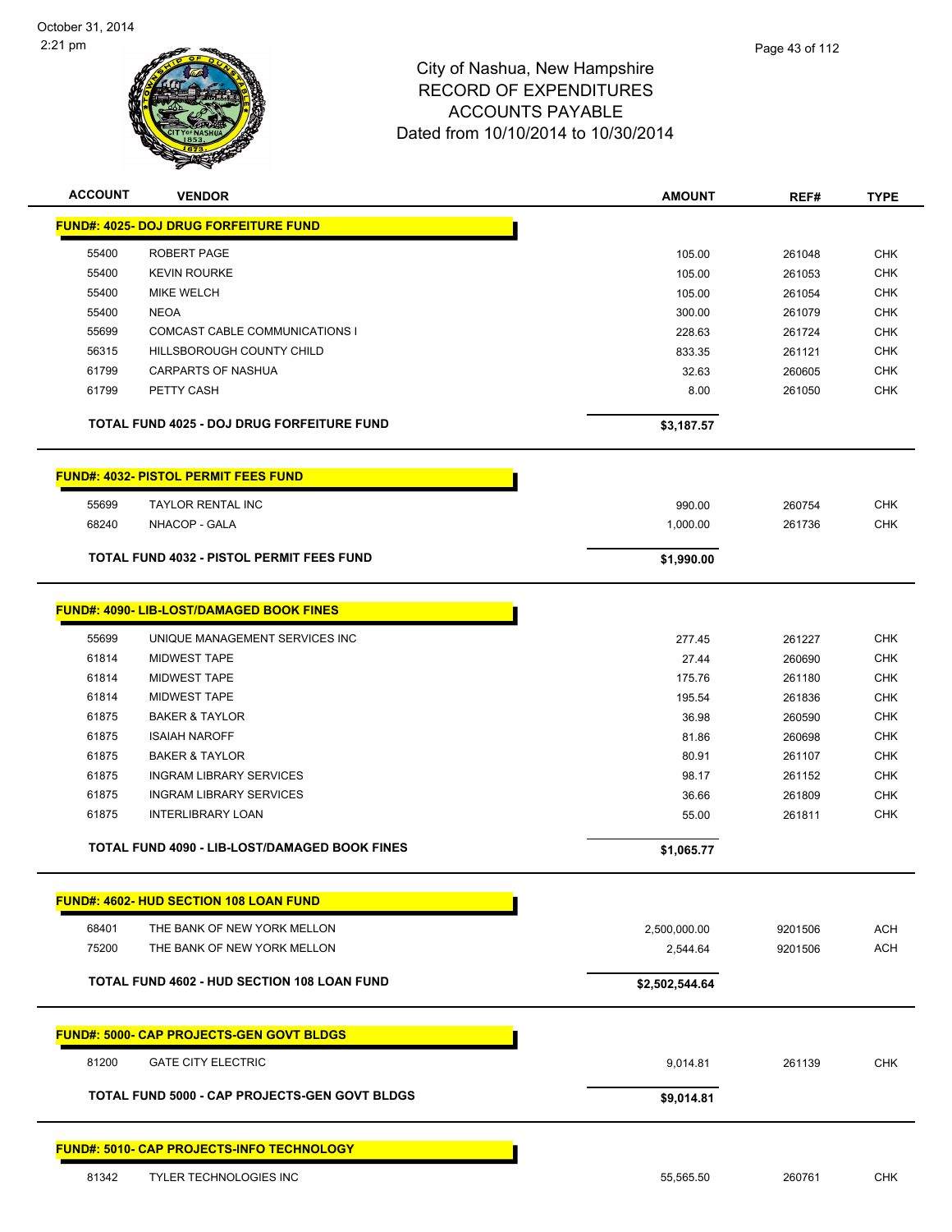City of Nashua, New Hampshire
RECORD OF EXPENDITURES
ACCOUNTS PAYABLE
Dated from 10/10/2014 to 10/30/2014

| ACCOUNT | VENDOR | AMOUNT | REF# | TYPE |
|---|---|---|---|---|
| **FUND#: 4025- DOJ DRUG FORFEITURE FUND** | | | | |
| 55400 | ROBERT PAGE | 105.00 | 261048 | CHK |
| 55400 | KEVIN ROURKE | 105.00 | 261053 | CHK |
| 55400 | MIKE WELCH | 105.00 | 261054 | CHK |
| 55400 | NEOA | 300.00 | 261079 | CHK |
| 55699 | COMCAST CABLE COMMUNICATIONS I | 228.63 | 261724 | CHK |
| 56315 | HILLSBOROUGH COUNTY CHILD | 833.35 | 261121 | CHK |
| 61799 | CARPARTS OF NASHUA | 32.63 | 260605 | CHK |
| 61799 | PETTY CASH | 8.00 | 261050 | CHK |
| | **TOTAL FUND 4025 - DOJ DRUG FORFEITURE FUND** | **$3,187.57** | | |
| **FUND#: 4032- PISTOL PERMIT FEES FUND** | | | | |
| 55699 | TAYLOR RENTAL INC | 990.00 | 260754 | CHK |
| 68240 | NHACOP - GALA | 1,000.00 | 261736 | CHK |
| | **TOTAL FUND 4032 - PISTOL PERMIT FEES FUND** | **$1,990.00** | | |
| **FUND#: 4090- LIB-LOST/DAMAGED BOOK FINES** | | | | |
| 55699 | UNIQUE MANAGEMENT SERVICES INC | 277.45 | 261227 | CHK |
| 61814 | MIDWEST TAPE | 27.44 | 260690 | CHK |
| 61814 | MIDWEST TAPE | 175.76 | 261180 | CHK |
| 61814 | MIDWEST TAPE | 195.54 | 261836 | CHK |
| 61875 | BAKER & TAYLOR | 36.98 | 260590 | CHK |
| 61875 | ISAIAH NAROFF | 81.86 | 260698 | CHK |
| 61875 | BAKER & TAYLOR | 80.91 | 261107 | CHK |
| 61875 | INGRAM LIBRARY SERVICES | 98.17 | 261152 | CHK |
| 61875 | INGRAM LIBRARY SERVICES | 36.66 | 261809 | CHK |
| 61875 | INTERLIBRARY LOAN | 55.00 | 261811 | CHK |
| | **TOTAL FUND 4090 - LIB-LOST/DAMAGED BOOK FINES** | **$1,065.77** | | |
| **FUND#: 4602- HUD SECTION 108 LOAN FUND** | | | | |
| 68401 | THE BANK OF NEW YORK MELLON | 2,500,000.00 | 9201506 | ACH |
| 75200 | THE BANK OF NEW YORK MELLON | 2,544.64 | 9201506 | ACH |
| | **TOTAL FUND 4602 - HUD SECTION 108 LOAN FUND** | **$2,502,544.64** | | |
| **FUND#: 5000- CAP PROJECTS-GEN GOVT BLDGS** | | | | |
| 81200 | GATE CITY ELECTRIC | 9,014.81 | 261139 | CHK |
| | **TOTAL FUND 5000 - CAP PROJECTS-GEN GOVT BLDGS** | **$9,014.81** | | |
| **FUND#: 5010- CAP PROJECTS-INFO TECHNOLOGY** | | | | |
| 81342 | TYLER TECHNOLOGIES INC | 55,565.50 | 260761 | CHK |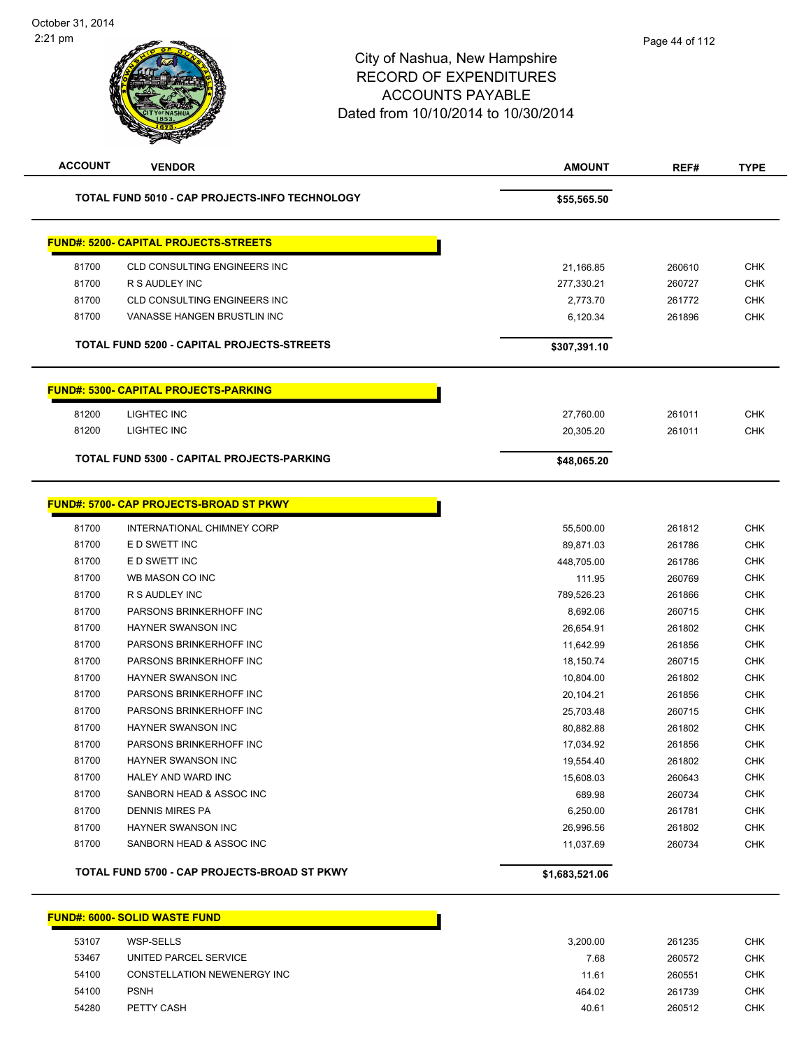City of Nashua, New Hampshire
RECORD OF EXPENDITURES
ACCOUNTS PAYABLE
Dated from 10/10/2014 to 10/30/2014

| ACCOUNT | VENDOR | AMOUNT | REF# | TYPE |
|---|---|---|---|---|
| | **TOTAL FUND 5010 - CAP PROJECTS-INFO TECHNOLOGY** | **$55,565.50** | | |

**FUND#: 5200- CAPITAL PROJECTS-STREETS**

| ACCOUNT | VENDOR | AMOUNT | REF# | TYPE |
|---|---|---|---|---|
| 81700 | CLD CONSULTING ENGINEERS INC | 21,166.85 | 260610 | CHK |
| 81700 | R S AUDLEY INC | 277,330.21 | 260727 | CHK |
| 81700 | CLD CONSULTING ENGINEERS INC | 2,773.70 | 261772 | CHK |
| 81700 | VANASSE HANGEN BRUSTLIN INC | 6,120.34 | 261896 | CHK |
| | **TOTAL FUND 5200 - CAPITAL PROJECTS-STREETS** | **$307,391.10** | | |

**FUND#: 5300- CAPITAL PROJECTS-PARKING**

| ACCOUNT | VENDOR | AMOUNT | REF# | TYPE |
|---|---|---|---|---|
| 81200 | LIGHTEC INC | 27,760.00 | 261011 | CHK |
| 81200 | LIGHTEC INC | 20,305.20 | 261011 | CHK |
| | **TOTAL FUND 5300 - CAPITAL PROJECTS-PARKING** | **$48,065.20** | | |

**FUND#: 5700- CAP PROJECTS-BROAD ST PKWY**

| ACCOUNT | VENDOR | AMOUNT | REF# | TYPE |
|---|---|---|---|---|
| 81700 | INTERNATIONAL CHIMNEY CORP | 55,500.00 | 261812 | CHK |
| 81700 | E D SWETT INC | 89,871.03 | 261786 | CHK |
| 81700 | E D SWETT INC | 448,705.00 | 261786 | CHK |
| 81700 | WB MASON CO INC | 111.95 | 260769 | CHK |
| 81700 | R S AUDLEY INC | 789,526.23 | 261866 | CHK |
| 81700 | PARSONS BRINKERHOFF INC | 8,692.06 | 260715 | CHK |
| 81700 | HAYNER SWANSON INC | 26,654.91 | 261802 | CHK |
| 81700 | PARSONS BRINKERHOFF INC | 11,642.99 | 261856 | CHK |
| 81700 | PARSONS BRINKERHOFF INC | 18,150.74 | 260715 | CHK |
| 81700 | HAYNER SWANSON INC | 10,804.00 | 261802 | CHK |
| 81700 | PARSONS BRINKERHOFF INC | 20,104.21 | 261856 | CHK |
| 81700 | PARSONS BRINKERHOFF INC | 25,703.48 | 260715 | CHK |
| 81700 | HAYNER SWANSON INC | 80,882.88 | 261802 | CHK |
| 81700 | PARSONS BRINKERHOFF INC | 17,034.92 | 261856 | CHK |
| 81700 | HAYNER SWANSON INC | 19,554.40 | 261802 | CHK |
| 81700 | HALEY AND WARD INC | 15,608.03 | 260643 | CHK |
| 81700 | SANBORN HEAD & ASSOC INC | 689.98 | 260734 | CHK |
| 81700 | DENNIS MIRES PA | 6,250.00 | 261781 | CHK |
| 81700 | HAYNER SWANSON INC | 26,996.56 | 261802 | CHK |
| 81700 | SANBORN HEAD & ASSOC INC | 11,037.69 | 260734 | CHK |
| | **TOTAL FUND 5700 - CAP PROJECTS-BROAD ST PKWY** | **$1,683,521.06** | | |

**FUND#: 6000- SOLID WASTE FUND**

| ACCOUNT | VENDOR | AMOUNT | REF# | TYPE |
|---|---|---|---|---|
| 53107 | WSP-SELLS | 3,200.00 | 261235 | CHK |
| 53467 | UNITED PARCEL SERVICE | 7.68 | 260572 | CHK |
| 54100 | CONSTELLATION NEWENERGY INC | 11.61 | 260551 | CHK |
| 54100 | PSNH | 464.02 | 261739 | CHK |
| 54280 | PETTY CASH | 40.61 | 260512 | CHK |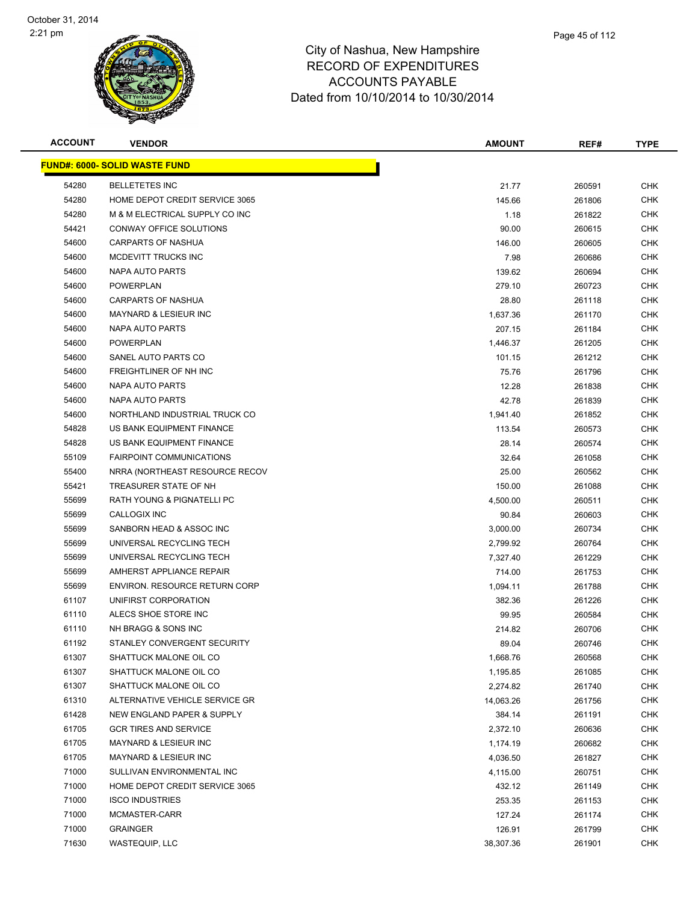# City of Nashua, New Hampshire
## RECORD OF EXPENDITURES
## ACCOUNTS PAYABLE
## Dated from 10/10/2014 to 10/30/2014

| ACCOUNT | VENDOR | AMOUNT | REF# | TYPE |
|---|---|---|---|---|
| **FUND#: 6000- SOLID WASTE FUND** | | | | |
| 54280 | BELLETETES INC | 21.77 | 260591 | CHK |
| 54280 | HOME DEPOT CREDIT SERVICE 3065 | 145.66 | 261806 | CHK |
| 54280 | M & M ELECTRICAL SUPPLY CO INC | 1.18 | 261822 | CHK |
| 54421 | CONWAY OFFICE SOLUTIONS | 90.00 | 260615 | CHK |
| 54600 | CARPARTS OF NASHUA | 146.00 | 260605 | CHK |
| 54600 | MCDEVITT TRUCKS INC | 7.98 | 260686 | CHK |
| 54600 | NAPA AUTO PARTS | 139.62 | 260694 | CHK |
| 54600 | POWERPLAN | 279.10 | 260723 | CHK |
| 54600 | CARPARTS OF NASHUA | 28.80 | 261118 | CHK |
| 54600 | MAYNARD & LESIEUR INC | 1,637.36 | 261170 | CHK |
| 54600 | NAPA AUTO PARTS | 207.15 | 261184 | CHK |
| 54600 | POWERPLAN | 1,446.37 | 261205 | CHK |
| 54600 | SANEL AUTO PARTS CO | 101.15 | 261212 | CHK |
| 54600 | FREIGHTLINER OF NH INC | 75.76 | 261796 | CHK |
| 54600 | NAPA AUTO PARTS | 12.28 | 261838 | CHK |
| 54600 | NAPA AUTO PARTS | 42.78 | 261839 | CHK |
| 54600 | NORTHLAND INDUSTRIAL TRUCK CO | 1,941.40 | 261852 | CHK |
| 54828 | US BANK EQUIPMENT FINANCE | 113.54 | 260573 | CHK |
| 54828 | US BANK EQUIPMENT FINANCE | 28.14 | 260574 | CHK |
| 55109 | FAIRPOINT COMMUNICATIONS | 32.64 | 261058 | CHK |
| 55400 | NRRA (NORTHEAST RESOURCE RECOV | 25.00 | 260562 | CHK |
| 55421 | TREASURER STATE OF NH | 150.00 | 261088 | CHK |
| 55699 | RATH YOUNG & PIGNATELLI PC | 4,500.00 | 260511 | CHK |
| 55699 | CALLOGIX INC | 90.84 | 260603 | CHK |
| 55699 | SANBORN HEAD & ASSOC INC | 3,000.00 | 260734 | CHK |
| 55699 | UNIVERSAL RECYCLING TECH | 2,799.92 | 260764 | CHK |
| 55699 | UNIVERSAL RECYCLING TECH | 7,327.40 | 261229 | CHK |
| 55699 | AMHERST APPLIANCE REPAIR | 714.00 | 261753 | CHK |
| 55699 | ENVIRON. RESOURCE RETURN CORP | 1,094.11 | 261788 | CHK |
| 61107 | UNIFIRST CORPORATION | 382.36 | 261226 | CHK |
| 61110 | ALECS SHOE STORE INC | 99.95 | 260584 | CHK |
| 61110 | NH BRAGG & SONS INC | 214.82 | 260706 | CHK |
| 61192 | STANLEY CONVERGENT SECURITY | 89.04 | 260746 | CHK |
| 61307 | SHATTUCK MALONE OIL CO | 1,668.76 | 260568 | CHK |
| 61307 | SHATTUCK MALONE OIL CO | 1,195.85 | 261085 | CHK |
| 61307 | SHATTUCK MALONE OIL CO | 2,274.82 | 261740 | CHK |
| 61310 | ALTERNATIVE VEHICLE SERVICE GR | 14,063.26 | 261756 | CHK |
| 61428 | NEW ENGLAND PAPER & SUPPLY | 384.14 | 261191 | CHK |
| 61705 | GCR TIRES AND SERVICE | 2,372.10 | 260636 | CHK |
| 61705 | MAYNARD & LESIEUR INC | 1,174.19 | 260682 | CHK |
| 61705 | MAYNARD & LESIEUR INC | 4,036.50 | 261827 | CHK |
| 71000 | SULLIVAN ENVIRONMENTAL INC | 4,115.00 | 260751 | CHK |
| 71000 | HOME DEPOT CREDIT SERVICE 3065 | 432.12 | 261149 | CHK |
| 71000 | ISCO INDUSTRIES | 253.35 | 261153 | CHK |
| 71000 | MCMASTER-CARR | 127.24 | 261174 | CHK |
| 71000 | GRAINGER | 126.91 | 261799 | CHK |
| 71630 | WASTEQUIP, LLC | 38,307.36 | 261901 | CHK |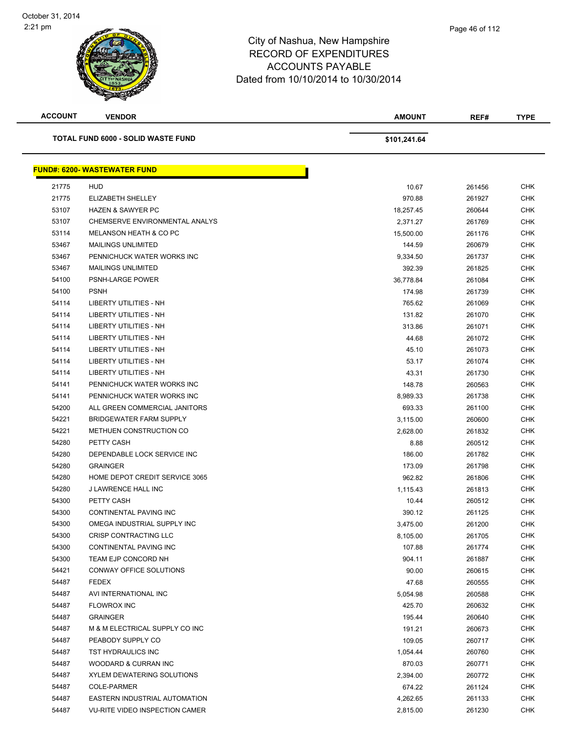City of Nashua, New Hampshire
RECORD OF EXPENDITURES
ACCOUNTS PAYABLE
Dated from 10/10/2014 to 10/30/2014

| ACCOUNT | VENDOR | AMOUNT | REF# | TYPE |
|---|---|---|---|---|
| | **TOTAL FUND 6000 - SOLID WASTE FUND** | **$101,241.64** | | |

## FUND#: 6200- WASTEWATER FUND

| ACCOUNT | VENDOR | AMOUNT | REF# | TYPE |
|---|---|---|---|---|
| 21775 | HUD | 10.67 | 261456 | CHK |
| 21775 | ELIZABETH SHELLEY | 970.88 | 261927 | CHK |
| 53107 | HAZEN & SAWYER PC | 18,257.45 | 260644 | CHK |
| 53107 | CHEMSERVE ENVIRONMENTAL ANALYS | 2,371.27 | 261769 | CHK |
| 53114 | MELANSON HEATH & CO PC | 15,500.00 | 261176 | CHK |
| 53467 | MAILINGS UNLIMITED | 144.59 | 260679 | CHK |
| 53467 | PENNICHUCK WATER WORKS INC | 9,334.50 | 261737 | CHK |
| 53467 | MAILINGS UNLIMITED | 392.39 | 261825 | CHK |
| 54100 | PSNH-LARGE POWER | 36,778.84 | 261084 | CHK |
| 54100 | PSNH | 174.98 | 261739 | CHK |
| 54114 | LIBERTY UTILITIES - NH | 765.62 | 261069 | CHK |
| 54114 | LIBERTY UTILITIES - NH | 131.82 | 261070 | CHK |
| 54114 | LIBERTY UTILITIES - NH | 313.86 | 261071 | CHK |
| 54114 | LIBERTY UTILITIES - NH | 44.68 | 261072 | CHK |
| 54114 | LIBERTY UTILITIES - NH | 45.10 | 261073 | CHK |
| 54114 | LIBERTY UTILITIES - NH | 53.17 | 261074 | CHK |
| 54114 | LIBERTY UTILITIES - NH | 43.31 | 261730 | CHK |
| 54141 | PENNICHUCK WATER WORKS INC | 148.78 | 260563 | CHK |
| 54141 | PENNICHUCK WATER WORKS INC | 8,989.33 | 261738 | CHK |
| 54200 | ALL GREEN COMMERCIAL JANITORS | 693.33 | 261100 | CHK |
| 54221 | BRIDGEWATER FARM SUPPLY | 3,115.00 | 260600 | CHK |
| 54221 | METHUEN CONSTRUCTION CO | 2,628.00 | 261832 | CHK |
| 54280 | PETTY CASH | 8.88 | 260512 | CHK |
| 54280 | DEPENDABLE LOCK SERVICE INC | 186.00 | 261782 | CHK |
| 54280 | GRAINGER | 173.09 | 261798 | CHK |
| 54280 | HOME DEPOT CREDIT SERVICE 3065 | 962.82 | 261806 | CHK |
| 54280 | J LAWRENCE HALL INC | 1,115.43 | 261813 | CHK |
| 54300 | PETTY CASH | 10.44 | 260512 | CHK |
| 54300 | CONTINENTAL PAVING INC | 390.12 | 261125 | CHK |
| 54300 | OMEGA INDUSTRIAL SUPPLY INC | 3,475.00 | 261200 | CHK |
| 54300 | CRISP CONTRACTING LLC | 8,105.00 | 261705 | CHK |
| 54300 | CONTINENTAL PAVING INC | 107.88 | 261774 | CHK |
| 54300 | TEAM EJP CONCORD NH | 904.11 | 261887 | CHK |
| 54421 | CONWAY OFFICE SOLUTIONS | 90.00 | 260615 | CHK |
| 54487 | FEDEX | 47.68 | 260555 | CHK |
| 54487 | AVI INTERNATIONAL INC | 5,054.98 | 260588 | CHK |
| 54487 | FLOWROX INC | 425.70 | 260632 | CHK |
| 54487 | GRAINGER | 195.44 | 260640 | CHK |
| 54487 | M & M ELECTRICAL SUPPLY CO INC | 191.21 | 260673 | CHK |
| 54487 | PEABODY SUPPLY CO | 109.05 | 260717 | CHK |
| 54487 | TST HYDRAULICS INC | 1,054.44 | 260760 | CHK |
| 54487 | WOODARD & CURRAN INC | 870.03 | 260771 | CHK |
| 54487 | XYLEM DEWATERING SOLUTIONS | 2,394.00 | 260772 | CHK |
| 54487 | COLE-PARMER | 674.22 | 261124 | CHK |
| 54487 | EASTERN INDUSTRIAL AUTOMATION | 4,262.65 | 261133 | CHK |
| 54487 | VU-RITE VIDEO INSPECTION CAMER | 2,815.00 | 261230 | CHK |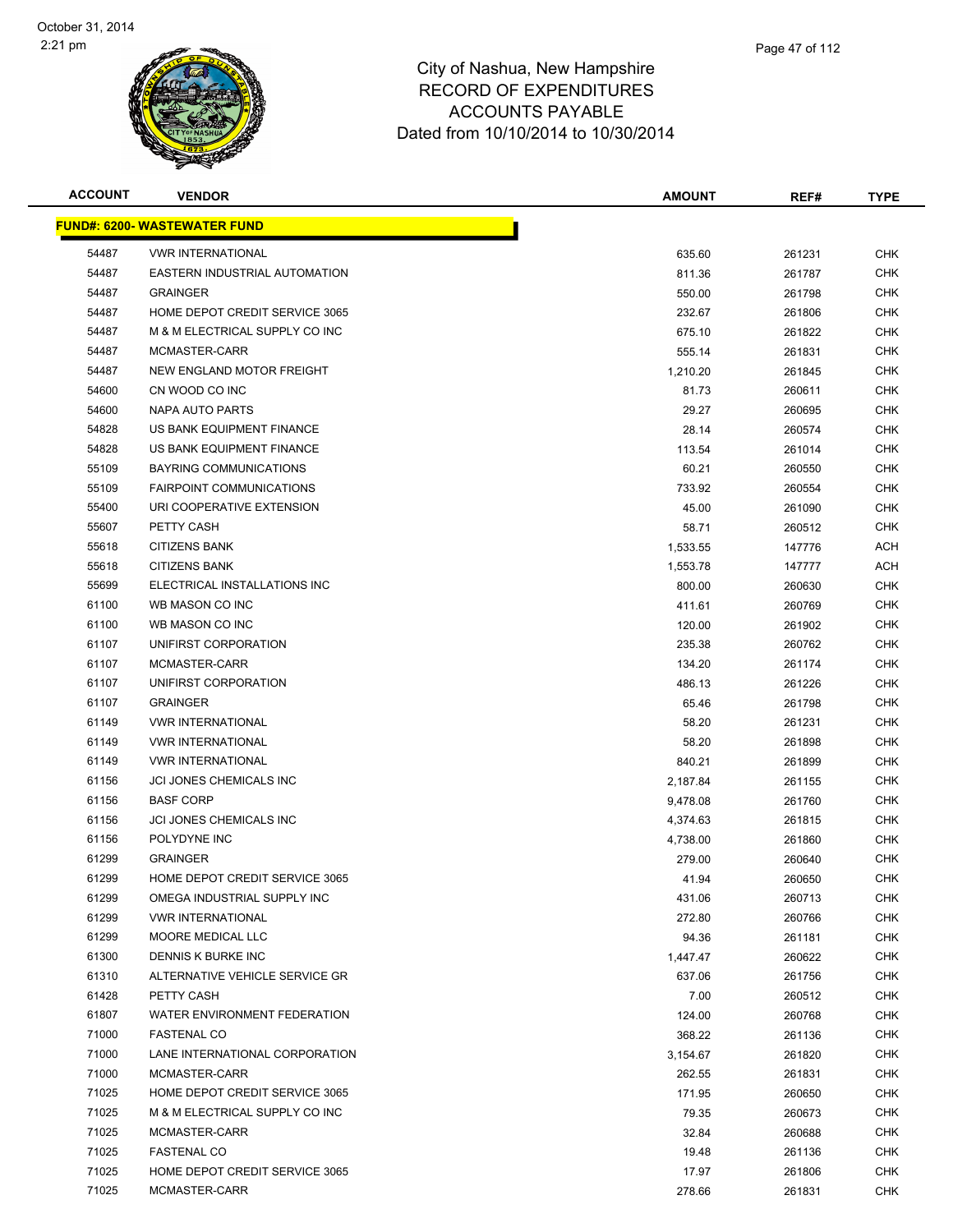# City of Nashua, New Hampshire
## RECORD OF EXPENDITURES
## ACCOUNTS PAYABLE
### Dated from 10/10/2014 to 10/30/2014

| ACCOUNT | VENDOR | AMOUNT | REF# | TYPE |
|---|---|---|---|---|
| **FUND#: 6200- WASTEWATER FUND** | | | | |
| 54487 | VWR INTERNATIONAL | 635.60 | 261231 | CHK |
| 54487 | EASTERN INDUSTRIAL AUTOMATION | 811.36 | 261787 | CHK |
| 54487 | GRAINGER | 550.00 | 261798 | CHK |
| 54487 | HOME DEPOT CREDIT SERVICE 3065 | 232.67 | 261806 | CHK |
| 54487 | M & M ELECTRICAL SUPPLY CO INC | 675.10 | 261822 | CHK |
| 54487 | MCMASTER-CARR | 555.14 | 261831 | CHK |
| 54487 | NEW ENGLAND MOTOR FREIGHT | 1,210.20 | 261845 | CHK |
| 54600 | CN WOOD CO INC | 81.73 | 260611 | CHK |
| 54600 | NAPA AUTO PARTS | 29.27 | 260695 | CHK |
| 54828 | US BANK EQUIPMENT FINANCE | 28.14 | 260574 | CHK |
| 54828 | US BANK EQUIPMENT FINANCE | 113.54 | 261014 | CHK |
| 55109 | BAYRING COMMUNICATIONS | 60.21 | 260550 | CHK |
| 55109 | FAIRPOINT COMMUNICATIONS | 733.92 | 260554 | CHK |
| 55400 | URI COOPERATIVE EXTENSION | 45.00 | 261090 | CHK |
| 55607 | PETTY CASH | 58.71 | 260512 | CHK |
| 55618 | CITIZENS BANK | 1,533.55 | 147776 | ACH |
| 55618 | CITIZENS BANK | 1,553.78 | 147777 | ACH |
| 55699 | ELECTRICAL INSTALLATIONS INC | 800.00 | 260630 | CHK |
| 61100 | WB MASON CO INC | 411.61 | 260769 | CHK |
| 61100 | WB MASON CO INC | 120.00 | 261902 | CHK |
| 61107 | UNIFIRST CORPORATION | 235.38 | 260762 | CHK |
| 61107 | MCMASTER-CARR | 134.20 | 261174 | CHK |
| 61107 | UNIFIRST CORPORATION | 486.13 | 261226 | CHK |
| 61107 | GRAINGER | 65.46 | 261798 | CHK |
| 61149 | VWR INTERNATIONAL | 58.20 | 261231 | CHK |
| 61149 | VWR INTERNATIONAL | 58.20 | 261898 | CHK |
| 61149 | VWR INTERNATIONAL | 840.21 | 261899 | CHK |
| 61156 | JCI JONES CHEMICALS INC | 2,187.84 | 261155 | CHK |
| 61156 | BASF CORP | 9,478.08 | 261760 | CHK |
| 61156 | JCI JONES CHEMICALS INC | 4,374.63 | 261815 | CHK |
| 61156 | POLYDYNE INC | 4,738.00 | 261860 | CHK |
| 61299 | GRAINGER | 279.00 | 260640 | CHK |
| 61299 | HOME DEPOT CREDIT SERVICE 3065 | 41.94 | 260650 | CHK |
| 61299 | OMEGA INDUSTRIAL SUPPLY INC | 431.06 | 260713 | CHK |
| 61299 | VWR INTERNATIONAL | 272.80 | 260766 | CHK |
| 61299 | MOORE MEDICAL LLC | 94.36 | 261181 | CHK |
| 61300 | DENNIS K BURKE INC | 1,447.47 | 260622 | CHK |
| 61310 | ALTERNATIVE VEHICLE SERVICE GR | 637.06 | 261756 | CHK |
| 61428 | PETTY CASH | 7.00 | 260512 | CHK |
| 61807 | WATER ENVIRONMENT FEDERATION | 124.00 | 260768 | CHK |
| 71000 | FASTENAL CO | 368.22 | 261136 | CHK |
| 71000 | LANE INTERNATIONAL CORPORATION | 3,154.67 | 261820 | CHK |
| 71000 | MCMASTER-CARR | 262.55 | 261831 | CHK |
| 71025 | HOME DEPOT CREDIT SERVICE 3065 | 171.95 | 260650 | CHK |
| 71025 | M & M ELECTRICAL SUPPLY CO INC | 79.35 | 260673 | CHK |
| 71025 | MCMASTER-CARR | 32.84 | 260688 | CHK |
| 71025 | FASTENAL CO | 19.48 | 261136 | CHK |
| 71025 | HOME DEPOT CREDIT SERVICE 3065 | 17.97 | 261806 | CHK |
| 71025 | MCMASTER-CARR | 278.66 | 261831 | CHK |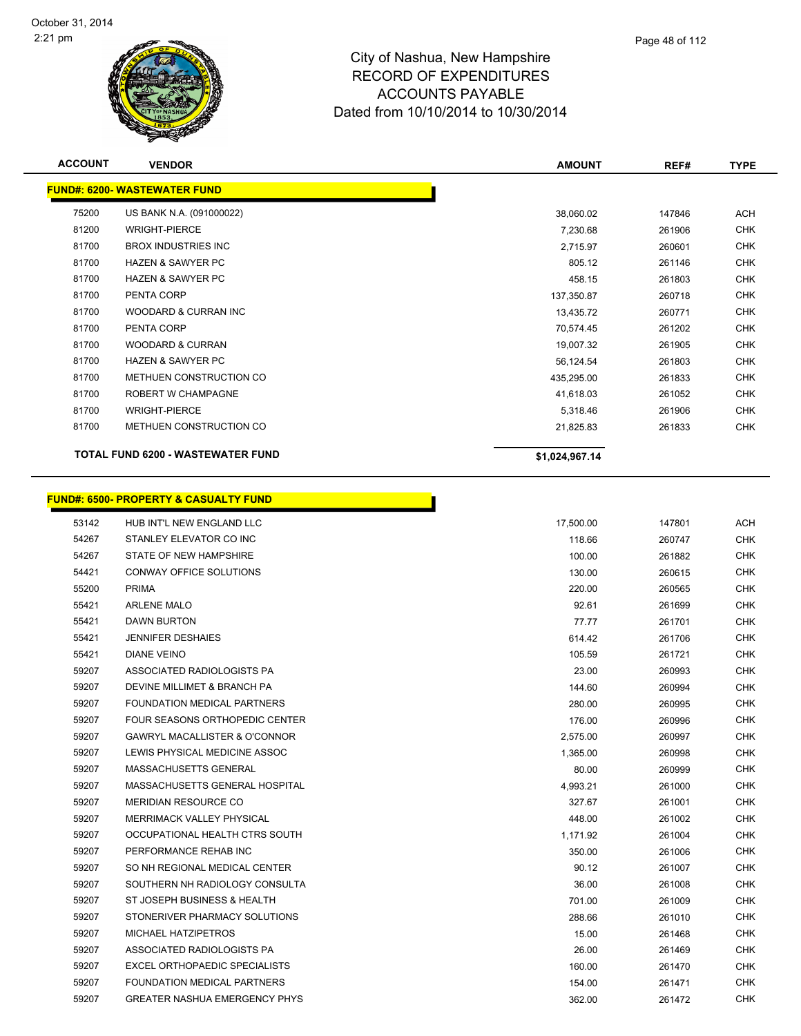# City of Nashua, New Hampshire
## RECORD OF EXPENDITURES
## ACCOUNTS PAYABLE
### Dated from 10/10/2014 to 10/30/2014

**FUND#: 6200- WASTEWATER FUND**

| ACCOUNT | VENDOR | AMOUNT | REF# | TYPE |
|---|---|---|---|---|
| 75200 | US BANK N.A. (091000022) | 38,060.02 | 147846 | ACH |
| 81200 | WRIGHT-PIERCE | 7,230.68 | 261906 | CHK |
| 81700 | BROX INDUSTRIES INC | 2,715.97 | 260601 | CHK |
| 81700 | HAZEN & SAWYER PC | 805.12 | 261146 | CHK |
| 81700 | HAZEN & SAWYER PC | 458.15 | 261803 | CHK |
| 81700 | PENTA CORP | 137,350.87 | 260718 | CHK |
| 81700 | WOODARD & CURRAN INC | 13,435.72 | 260771 | CHK |
| 81700 | PENTA CORP | 70,574.45 | 261202 | CHK |
| 81700 | WOODARD & CURRAN | 19,007.32 | 261905 | CHK |
| 81700 | HAZEN & SAWYER PC | 56,124.54 | 261803 | CHK |
| 81700 | METHUEN CONSTRUCTION CO | 435,295.00 | 261833 | CHK |
| 81700 | ROBERT W CHAMPAGNE | 41,618.03 | 261052 | CHK |
| 81700 | WRIGHT-PIERCE | 5,318.46 | 261906 | CHK |
| 81700 | METHUEN CONSTRUCTION CO | 21,825.83 | 261833 | CHK |
| | **TOTAL FUND 6200 - WASTEWATER FUND** | **$1,024,967.14** | | |

**FUND#: 6500- PROPERTY & CASUALTY FUND**

| ACCOUNT | VENDOR | AMOUNT | REF# | TYPE |
|---|---|---|---|---|
| 53142 | HUB INT'L NEW ENGLAND LLC | 17,500.00 | 147801 | ACH |
| 54267 | STANLEY ELEVATOR CO INC | 118.66 | 260747 | CHK |
| 54267 | STATE OF NEW HAMPSHIRE | 100.00 | 261882 | CHK |
| 54421 | CONWAY OFFICE SOLUTIONS | 130.00 | 260615 | CHK |
| 55200 | PRIMA | 220.00 | 260565 | CHK |
| 55421 | ARLENE MALO | 92.61 | 261699 | CHK |
| 55421 | DAWN BURTON | 77.77 | 261701 | CHK |
| 55421 | JENNIFER DESHAIES | 614.42 | 261706 | CHK |
| 55421 | DIANE VEINO | 105.59 | 261721 | CHK |
| 59207 | ASSOCIATED RADIOLOGISTS PA | 23.00 | 260993 | CHK |
| 59207 | DEVINE MILLIMET & BRANCH PA | 144.60 | 260994 | CHK |
| 59207 | FOUNDATION MEDICAL PARTNERS | 280.00 | 260995 | CHK |
| 59207 | FOUR SEASONS ORTHOPEDIC CENTER | 176.00 | 260996 | CHK |
| 59207 | GAWRYL MACALLISTER & O'CONNOR | 2,575.00 | 260997 | CHK |
| 59207 | LEWIS PHYSICAL MEDICINE ASSOC | 1,365.00 | 260998 | CHK |
| 59207 | MASSACHUSETTS GENERAL | 80.00 | 260999 | CHK |
| 59207 | MASSACHUSETTS GENERAL HOSPITAL | 4,993.21 | 261000 | CHK |
| 59207 | MERIDIAN RESOURCE CO | 327.67 | 261001 | CHK |
| 59207 | MERRIMACK VALLEY PHYSICAL | 448.00 | 261002 | CHK |
| 59207 | OCCUPATIONAL HEALTH CTRS SOUTH | 1,171.92 | 261004 | CHK |
| 59207 | PERFORMANCE REHAB INC | 350.00 | 261006 | CHK |
| 59207 | SO NH REGIONAL MEDICAL CENTER | 90.12 | 261007 | CHK |
| 59207 | SOUTHERN NH RADIOLOGY CONSULTA | 36.00 | 261008 | CHK |
| 59207 | ST JOSEPH BUSINESS & HEALTH | 701.00 | 261009 | CHK |
| 59207 | STONERIVER PHARMACY SOLUTIONS | 288.66 | 261010 | CHK |
| 59207 | MICHAEL HATZIPETROS | 15.00 | 261468 | CHK |
| 59207 | ASSOCIATED RADIOLOGISTS PA | 26.00 | 261469 | CHK |
| 59207 | EXCEL ORTHOPAEDIC SPECIALISTS | 160.00 | 261470 | CHK |
| 59207 | FOUNDATION MEDICAL PARTNERS | 154.00 | 261471 | CHK |
| 59207 | GREATER NASHUA EMERGENCY PHYS | 362.00 | 261472 | CHK |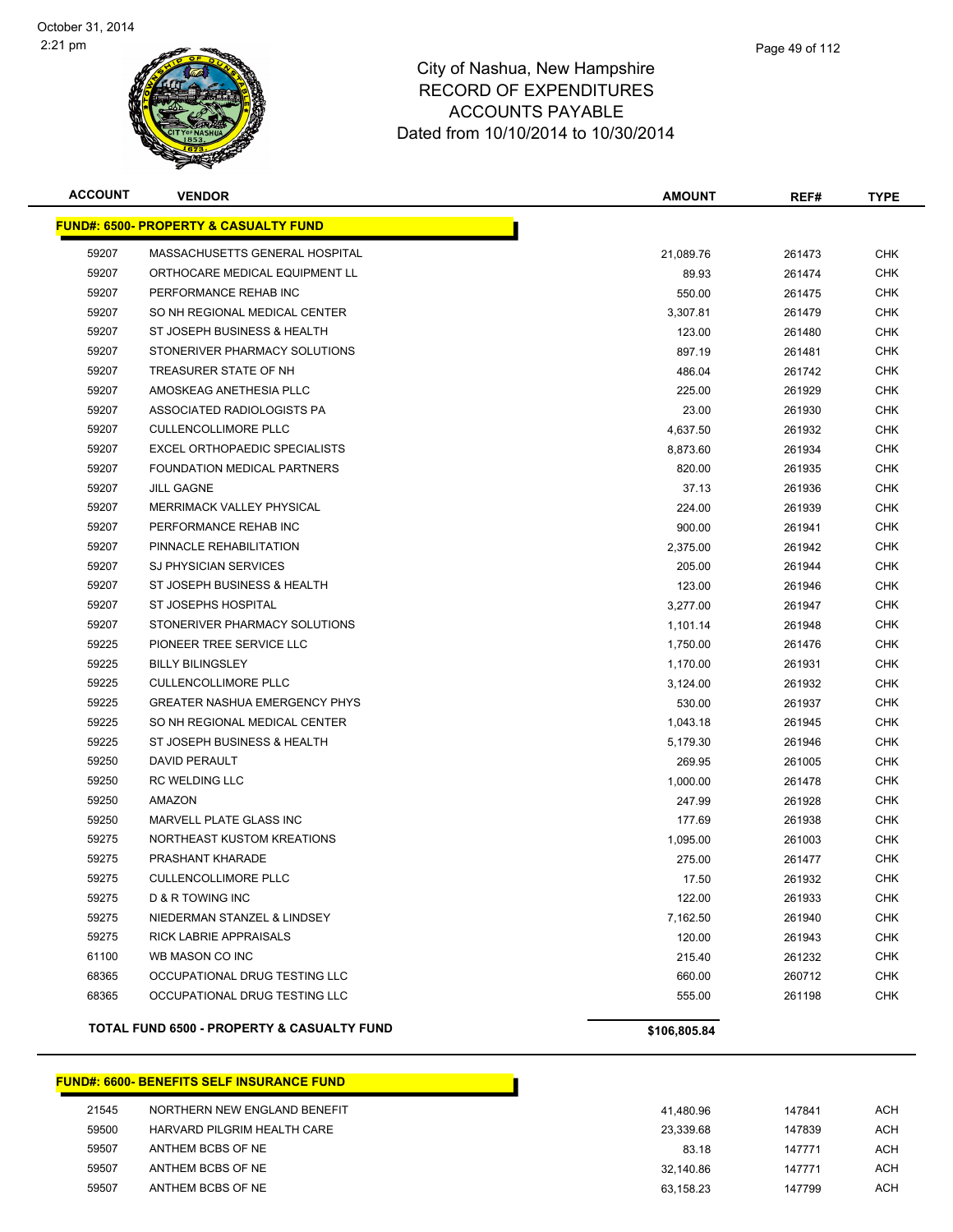# City of Nashua, New Hampshire
## RECORD OF EXPENDITURES
## ACCOUNTS PAYABLE
### Dated from 10/10/2014 to 10/30/2014

| ACCOUNT | VENDOR | AMOUNT | REF# | TYPE |
|---|---|---|---|---|
| **FUND#: 6500- PROPERTY & CASUALTY FUND** | | | | |
| 59207 | MASSACHUSETTS GENERAL HOSPITAL | 21,089.76 | 261473 | CHK |
| 59207 | ORTHOCARE MEDICAL EQUIPMENT LL | 89.93 | 261474 | CHK |
| 59207 | PERFORMANCE REHAB INC | 550.00 | 261475 | CHK |
| 59207 | SO NH REGIONAL MEDICAL CENTER | 3,307.81 | 261479 | CHK |
| 59207 | ST JOSEPH BUSINESS & HEALTH | 123.00 | 261480 | CHK |
| 59207 | STONERIVER PHARMACY SOLUTIONS | 897.19 | 261481 | CHK |
| 59207 | TREASURER STATE OF NH | 486.04 | 261742 | CHK |
| 59207 | AMOSKEAG ANETHESIA PLLC | 225.00 | 261929 | CHK |
| 59207 | ASSOCIATED RADIOLOGISTS PA | 23.00 | 261930 | CHK |
| 59207 | CULLENCOLLIMORE PLLC | 4,637.50 | 261932 | CHK |
| 59207 | EXCEL ORTHOPAEDIC SPECIALISTS | 8,873.60 | 261934 | CHK |
| 59207 | FOUNDATION MEDICAL PARTNERS | 820.00 | 261935 | CHK |
| 59207 | JILL GAGNE | 37.13 | 261936 | CHK |
| 59207 | MERRIMACK VALLEY PHYSICAL | 224.00 | 261939 | CHK |
| 59207 | PERFORMANCE REHAB INC | 900.00 | 261941 | CHK |
| 59207 | PINNACLE REHABILITATION | 2,375.00 | 261942 | CHK |
| 59207 | SJ PHYSICIAN SERVICES | 205.00 | 261944 | CHK |
| 59207 | ST JOSEPH BUSINESS & HEALTH | 123.00 | 261946 | CHK |
| 59207 | ST JOSEPHS HOSPITAL | 3,277.00 | 261947 | CHK |
| 59207 | STONERIVER PHARMACY SOLUTIONS | 1,101.14 | 261948 | CHK |
| 59225 | PIONEER TREE SERVICE LLC | 1,750.00 | 261476 | CHK |
| 59225 | BILLY BILINGSLEY | 1,170.00 | 261931 | CHK |
| 59225 | CULLENCOLLIMORE PLLC | 3,124.00 | 261932 | CHK |
| 59225 | GREATER NASHUA EMERGENCY PHYS | 530.00 | 261937 | CHK |
| 59225 | SO NH REGIONAL MEDICAL CENTER | 1,043.18 | 261945 | CHK |
| 59225 | ST JOSEPH BUSINESS & HEALTH | 5,179.30 | 261946 | CHK |
| 59250 | DAVID PERAULT | 269.95 | 261005 | CHK |
| 59250 | RC WELDING LLC | 1,000.00 | 261478 | CHK |
| 59250 | AMAZON | 247.99 | 261928 | CHK |
| 59250 | MARVELL PLATE GLASS INC | 177.69 | 261938 | CHK |
| 59275 | NORTHEAST KUSTOM KREATIONS | 1,095.00 | 261003 | CHK |
| 59275 | PRASHANT KHARADE | 275.00 | 261477 | CHK |
| 59275 | CULLENCOLLIMORE PLLC | 17.50 | 261932 | CHK |
| 59275 | D & R TOWING INC | 122.00 | 261933 | CHK |
| 59275 | NIEDERMAN STANZEL & LINDSEY | 7,162.50 | 261940 | CHK |
| 59275 | RICK LABRIE APPRAISALS | 120.00 | 261943 | CHK |
| 61100 | WB MASON CO INC | 215.40 | 261232 | CHK |
| 68365 | OCCUPATIONAL DRUG TESTING LLC | 660.00 | 260712 | CHK |
| 68365 | OCCUPATIONAL DRUG TESTING LLC | 555.00 | 261198 | CHK |
| | **TOTAL FUND 6500 - PROPERTY & CASUALTY FUND** | **$106,805.84** | | |

| ACCOUNT | VENDOR | AMOUNT | REF# | TYPE |
|---|---|---|---|---|
| **FUND#: 6600- BENEFITS SELF INSURANCE FUND** | | | | |
| 21545 | NORTHERN NEW ENGLAND BENEFIT | 41,480.96 | 147841 | ACH |
| 59500 | HARVARD PILGRIM HEALTH CARE | 23,339.68 | 147839 | ACH |
| 59507 | ANTHEM BCBS OF NE | 83.18 | 147771 | ACH |
| 59507 | ANTHEM BCBS OF NE | 32,140.86 | 147771 | ACH |
| 59507 | ANTHEM BCBS OF NE | 63,158.23 | 147799 | ACH |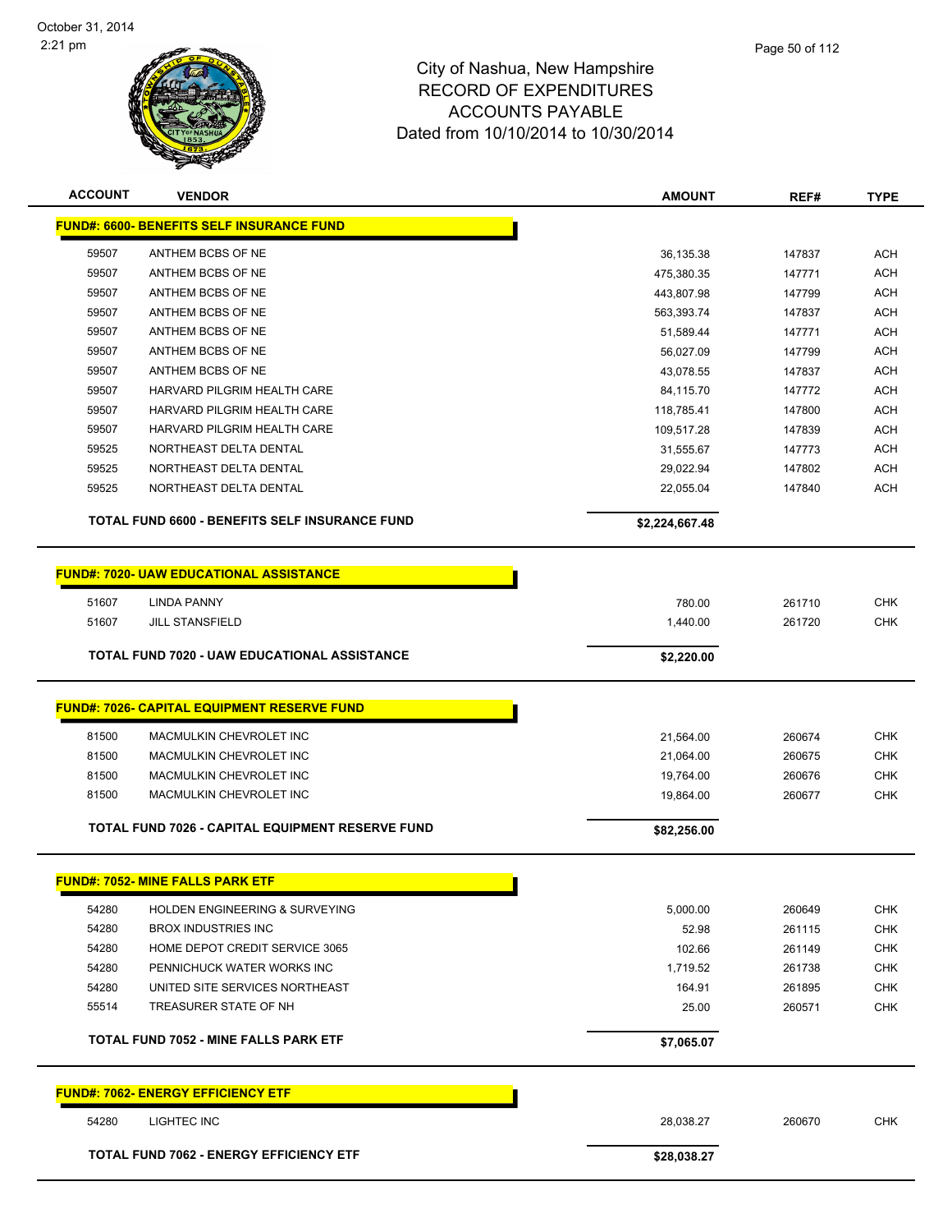City of Nashua, New Hampshire
RECORD OF EXPENDITURES
ACCOUNTS PAYABLE
Dated from 10/10/2014 to 10/30/2014

| ACCOUNT | VENDOR | AMOUNT | REF# | TYPE |
|---|---|---|---|---|
| **FUND#: 6600- BENEFITS SELF INSURANCE FUND** | | | | |
| 59507 | ANTHEM BCBS OF NE | 36,135.38 | 147837 | ACH |
| 59507 | ANTHEM BCBS OF NE | 475,380.35 | 147771 | ACH |
| 59507 | ANTHEM BCBS OF NE | 443,807.98 | 147799 | ACH |
| 59507 | ANTHEM BCBS OF NE | 563,393.74 | 147837 | ACH |
| 59507 | ANTHEM BCBS OF NE | 51,589.44 | 147771 | ACH |
| 59507 | ANTHEM BCBS OF NE | 56,027.09 | 147799 | ACH |
| 59507 | ANTHEM BCBS OF NE | 43,078.55 | 147837 | ACH |
| 59507 | HARVARD PILGRIM HEALTH CARE | 84,115.70 | 147772 | ACH |
| 59507 | HARVARD PILGRIM HEALTH CARE | 118,785.41 | 147800 | ACH |
| 59507 | HARVARD PILGRIM HEALTH CARE | 109,517.28 | 147839 | ACH |
| 59525 | NORTHEAST DELTA DENTAL | 31,555.67 | 147773 | ACH |
| 59525 | NORTHEAST DELTA DENTAL | 29,022.94 | 147802 | ACH |
| 59525 | NORTHEAST DELTA DENTAL | 22,055.04 | 147840 | ACH |
| | **TOTAL FUND 6600 - BENEFITS SELF INSURANCE FUND** | **$2,224,667.48** | | |
| **FUND#: 7020- UAW EDUCATIONAL ASSISTANCE** | | | | |
| 51607 | LINDA PANNY | 780.00 | 261710 | CHK |
| 51607 | JILL STANSFIELD | 1,440.00 | 261720 | CHK |
| | **TOTAL FUND 7020 - UAW EDUCATIONAL ASSISTANCE** | **$2,220.00** | | |
| **FUND#: 7026- CAPITAL EQUIPMENT RESERVE FUND** | | | | |
| 81500 | MACMULKIN CHEVROLET INC | 21,564.00 | 260674 | CHK |
| 81500 | MACMULKIN CHEVROLET INC | 21,064.00 | 260675 | CHK |
| 81500 | MACMULKIN CHEVROLET INC | 19,764.00 | 260676 | CHK |
| 81500 | MACMULKIN CHEVROLET INC | 19,864.00 | 260677 | CHK |
| | **TOTAL FUND 7026 - CAPITAL EQUIPMENT RESERVE FUND** | **$82,256.00** | | |
| **FUND#: 7052- MINE FALLS PARK ETF** | | | | |
| 54280 | HOLDEN ENGINEERING & SURVEYING | 5,000.00 | 260649 | CHK |
| 54280 | BROX INDUSTRIES INC | 52.98 | 261115 | CHK |
| 54280 | HOME DEPOT CREDIT SERVICE 3065 | 102.66 | 261149 | CHK |
| 54280 | PENNICHUCK WATER WORKS INC | 1,719.52 | 261738 | CHK |
| 54280 | UNITED SITE SERVICES NORTHEAST | 164.91 | 261895 | CHK |
| 55514 | TREASURER STATE OF NH | 25.00 | 260571 | CHK |
| | **TOTAL FUND 7052 - MINE FALLS PARK ETF** | **$7,065.07** | | |
| **FUND#: 7062- ENERGY EFFICIENCY ETF** | | | | |
| 54280 | LIGHTEC INC | 28,038.27 | 260670 | CHK |
| | **TOTAL FUND 7062 - ENERGY EFFICIENCY ETF** | **$28,038.27** | | |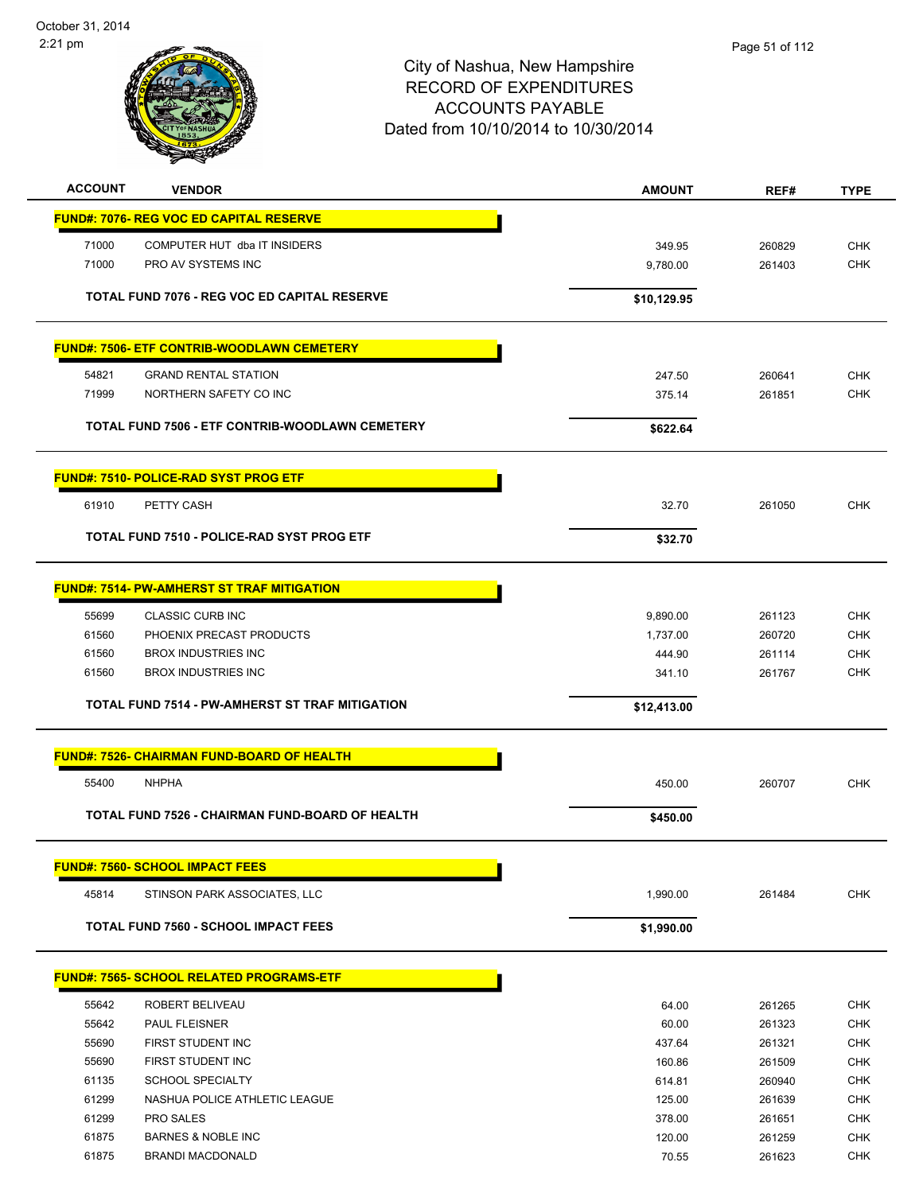City of Nashua, New Hampshire
RECORD OF EXPENDITURES
ACCOUNTS PAYABLE
Dated from 10/10/2014 to 10/30/2014

| ACCOUNT | VENDOR | AMOUNT | REF# | TYPE |
|---|---|---|---|---|
| **FUND#: 7076- REG VOC ED CAPITAL RESERVE** | | | | |
| 71000 | COMPUTER HUT dba IT INSIDERS | 349.95 | 260829 | CHK |
| 71000 | PRO AV SYSTEMS INC | 9,780.00 | 261403 | CHK |
| | **TOTAL FUND 7076 - REG VOC ED CAPITAL RESERVE** | **$10,129.95** | | |
| **FUND#: 7506- ETF CONTRIB-WOODLAWN CEMETERY** | | | | |
| 54821 | GRAND RENTAL STATION | 247.50 | 260641 | CHK |
| 71999 | NORTHERN SAFETY CO INC | 375.14 | 261851 | CHK |
| | **TOTAL FUND 7506 - ETF CONTRIB-WOODLAWN CEMETERY** | **$622.64** | | |
| **FUND#: 7510- POLICE-RAD SYST PROG ETF** | | | | |
| 61910 | PETTY CASH | 32.70 | 261050 | CHK |
| | **TOTAL FUND 7510 - POLICE-RAD SYST PROG ETF** | **$32.70** | | |
| **FUND#: 7514- PW-AMHERST ST TRAF MITIGATION** | | | | |
| 55699 | CLASSIC CURB INC | 9,890.00 | 261123 | CHK |
| 61560 | PHOENIX PRECAST PRODUCTS | 1,737.00 | 260720 | CHK |
| 61560 | BROX INDUSTRIES INC | 444.90 | 261114 | CHK |
| 61560 | BROX INDUSTRIES INC | 341.10 | 261767 | CHK |
| | **TOTAL FUND 7514 - PW-AMHERST ST TRAF MITIGATION** | **$12,413.00** | | |
| **FUND#: 7526- CHAIRMAN FUND-BOARD OF HEALTH** | | | | |
| 55400 | NHPHA | 450.00 | 260707 | CHK |
| | **TOTAL FUND 7526 - CHAIRMAN FUND-BOARD OF HEALTH** | **$450.00** | | |
| **FUND#: 7560- SCHOOL IMPACT FEES** | | | | |
| 45814 | STINSON PARK ASSOCIATES, LLC | 1,990.00 | 261484 | CHK |
| | **TOTAL FUND 7560 - SCHOOL IMPACT FEES** | **$1,990.00** | | |
| **FUND#: 7565- SCHOOL RELATED PROGRAMS-ETF** | | | | |
| 55642 | ROBERT BELIVEAU | 64.00 | 261265 | CHK |
| 55642 | PAUL FLEISNER | 60.00 | 261323 | CHK |
| 55690 | FIRST STUDENT INC | 437.64 | 261321 | CHK |
| 55690 | FIRST STUDENT INC | 160.86 | 261509 | CHK |
| 61135 | SCHOOL SPECIALTY | 614.81 | 260940 | CHK |
| 61299 | NASHUA POLICE ATHLETIC LEAGUE | 125.00 | 261639 | CHK |
| 61299 | PRO SALES | 378.00 | 261651 | CHK |
| 61875 | BARNES & NOBLE INC | 120.00 | 261259 | CHK |
| 61875 | BRANDI MACDONALD | 70.55 | 261623 | CHK |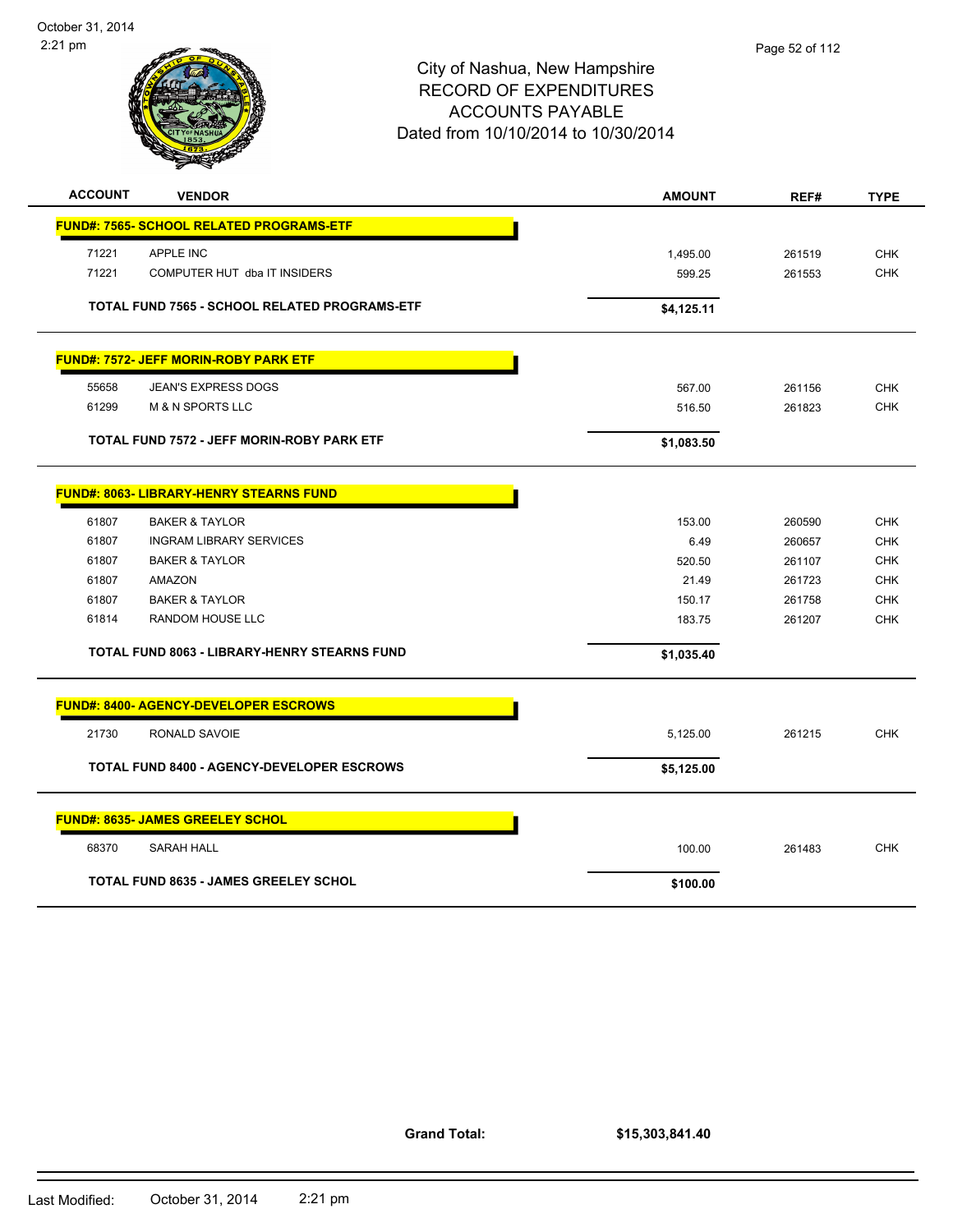# City of Nashua, New Hampshire
## RECORD OF EXPENDITURES
## ACCOUNTS PAYABLE
### Dated from 10/10/2014 to 10/30/2014

| ACCOUNT | VENDOR | AMOUNT | REF# | TYPE |
|---|---|---|---|---|
| **FUND#: 7565- SCHOOL RELATED PROGRAMS-ETF** | | | | |
| 71221 | APPLE INC | 1,495.00 | 261519 | CHK |
| 71221 | COMPUTER HUT dba IT INSIDERS | 599.25 | 261553 | CHK |
| | **TOTAL FUND 7565 - SCHOOL RELATED PROGRAMS-ETF** | **$4,125.11** | | |
| **FUND#: 7572- JEFF MORIN-ROBY PARK ETF** | | | | |
| 55658 | JEAN'S EXPRESS DOGS | 567.00 | 261156 | CHK |
| 61299 | M & N SPORTS LLC | 516.50 | 261823 | CHK |
| | **TOTAL FUND 7572 - JEFF MORIN-ROBY PARK ETF** | **$1,083.50** | | |
| **FUND#: 8063- LIBRARY-HENRY STEARNS FUND** | | | | |
| 61807 | BAKER & TAYLOR | 153.00 | 260590 | CHK |
| 61807 | INGRAM LIBRARY SERVICES | 6.49 | 260657 | CHK |
| 61807 | BAKER & TAYLOR | 520.50 | 261107 | CHK |
| 61807 | AMAZON | 21.49 | 261723 | CHK |
| 61807 | BAKER & TAYLOR | 150.17 | 261758 | CHK |
| 61814 | RANDOM HOUSE LLC | 183.75 | 261207 | CHK |
| | **TOTAL FUND 8063 - LIBRARY-HENRY STEARNS FUND** | **$1,035.40** | | |
| **FUND#: 8400- AGENCY-DEVELOPER ESCROWS** | | | | |
| 21730 | RONALD SAVOIE | 5,125.00 | 261215 | CHK |
| | **TOTAL FUND 8400 - AGENCY-DEVELOPER ESCROWS** | **$5,125.00** | | |
| **FUND#: 8635- JAMES GREELEY SCHOL** | | | | |
| 68370 | SARAH HALL | 100.00 | 261483 | CHK |
| | **TOTAL FUND 8635 - JAMES GREELEY SCHOL** | **$100.00** | | |

**Grand Total: $15,303,841.40**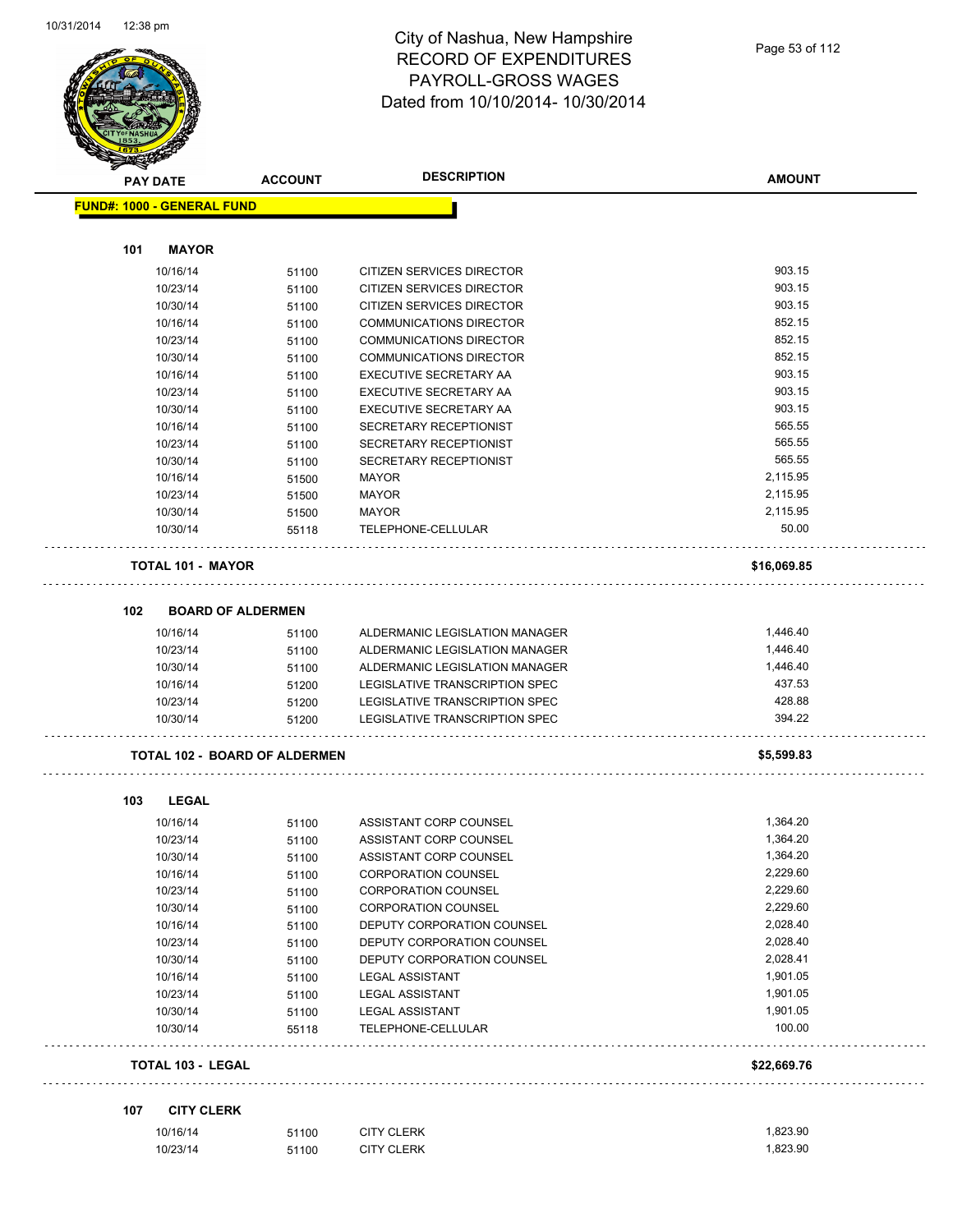# City of Nashua, New Hampshire
## RECORD OF EXPENDITURES
## PAYROLL-GROSS WAGES
## Dated from 10/10/2014- 10/30/2014

10/31/2014 12:38 pm

| PAY DATE | ACCOUNT | DESCRIPTION | AMOUNT |
|---|---|---|---|
| **FUND#: 1000 - GENERAL FUND** | | | |
| **101 MAYOR** | | | |
| 10/16/14 | 51100 | CITIZEN SERVICES DIRECTOR | 903.15 |
| 10/23/14 | 51100 | CITIZEN SERVICES DIRECTOR | 903.15 |
| 10/30/14 | 51100 | CITIZEN SERVICES DIRECTOR | 903.15 |
| 10/16/14 | 51100 | COMMUNICATIONS DIRECTOR | 852.15 |
| 10/23/14 | 51100 | COMMUNICATIONS DIRECTOR | 852.15 |
| 10/30/14 | 51100 | COMMUNICATIONS DIRECTOR | 852.15 |
| 10/16/14 | 51100 | EXECUTIVE SECRETARY AA | 903.15 |
| 10/23/14 | 51100 | EXECUTIVE SECRETARY AA | 903.15 |
| 10/30/14 | 51100 | EXECUTIVE SECRETARY AA | 903.15 |
| 10/16/14 | 51100 | SECRETARY RECEPTIONIST | 565.55 |
| 10/23/14 | 51100 | SECRETARY RECEPTIONIST | 565.55 |
| 10/30/14 | 51100 | SECRETARY RECEPTIONIST | 565.55 |
| 10/16/14 | 51500 | MAYOR | 2,115.95 |
| 10/23/14 | 51500 | MAYOR | 2,115.95 |
| 10/30/14 | 51500 | MAYOR | 2,115.95 |
| 10/30/14 | 55118 | TELEPHONE-CELLULAR | 50.00 |
| **TOTAL 101 - MAYOR** | | | **$16,069.85** |
| **102 BOARD OF ALDERMEN** | | | |
| 10/16/14 | 51100 | ALDERMANIC LEGISLATION MANAGER | 1,446.40 |
| 10/23/14 | 51100 | ALDERMANIC LEGISLATION MANAGER | 1,446.40 |
| 10/30/14 | 51100 | ALDERMANIC LEGISLATION MANAGER | 1,446.40 |
| 10/16/14 | 51200 | LEGISLATIVE TRANSCRIPTION SPEC | 437.53 |
| 10/23/14 | 51200 | LEGISLATIVE TRANSCRIPTION SPEC | 428.88 |
| 10/30/14 | 51200 | LEGISLATIVE TRANSCRIPTION SPEC | 394.22 |
| **TOTAL 102 - BOARD OF ALDERMEN** | | | **$5,599.83** |
| **103 LEGAL** | | | |
| 10/16/14 | 51100 | ASSISTANT CORP COUNSEL | 1,364.20 |
| 10/23/14 | 51100 | ASSISTANT CORP COUNSEL | 1,364.20 |
| 10/30/14 | 51100 | ASSISTANT CORP COUNSEL | 1,364.20 |
| 10/16/14 | 51100 | CORPORATION COUNSEL | 2,229.60 |
| 10/23/14 | 51100 | CORPORATION COUNSEL | 2,229.60 |
| 10/30/14 | 51100 | CORPORATION COUNSEL | 2,229.60 |
| 10/16/14 | 51100 | DEPUTY CORPORATION COUNSEL | 2,028.40 |
| 10/23/14 | 51100 | DEPUTY CORPORATION COUNSEL | 2,028.40 |
| 10/30/14 | 51100 | DEPUTY CORPORATION COUNSEL | 2,028.41 |
| 10/16/14 | 51100 | LEGAL ASSISTANT | 1,901.05 |
| 10/23/14 | 51100 | LEGAL ASSISTANT | 1,901.05 |
| 10/30/14 | 51100 | LEGAL ASSISTANT | 1,901.05 |
| 10/30/14 | 55118 | TELEPHONE-CELLULAR | 100.00 |
| **TOTAL 103 - LEGAL** | | | **$22,669.76** |
| **107 CITY CLERK** | | | |
| 10/16/14 | 51100 | CITY CLERK | 1,823.90 |
| 10/23/14 | 51100 | CITY CLERK | 1,823.90 |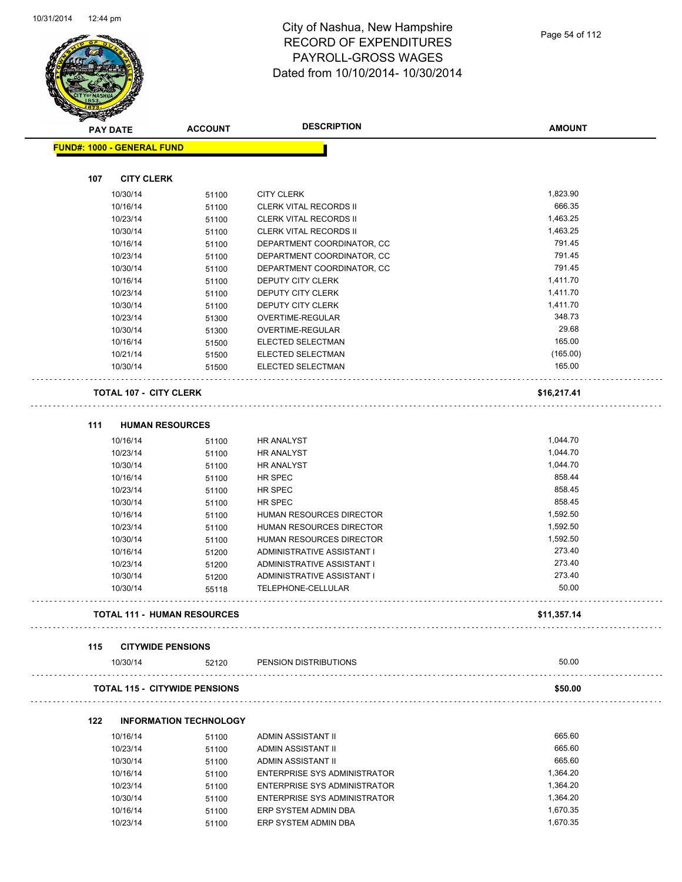# City of Nashua, New Hampshire
## RECORD OF EXPENDITURES
## PAYROLL-GROSS WAGES
## Dated from 10/10/2014- 10/30/2014

| PAY DATE | ACCOUNT | DESCRIPTION | AMOUNT |
|---|---|---|---|
| **FUND#: 1000 - GENERAL FUND** | | | |
| **107 CITY CLERK** | | | |
| 10/30/14 | 51100 | CITY CLERK | 1,823.90 |
| 10/16/14 | 51100 | CLERK VITAL RECORDS II | 666.35 |
| 10/23/14 | 51100 | CLERK VITAL RECORDS II | 1,463.25 |
| 10/30/14 | 51100 | CLERK VITAL RECORDS II | 1,463.25 |
| 10/16/14 | 51100 | DEPARTMENT COORDINATOR, CC | 791.45 |
| 10/23/14 | 51100 | DEPARTMENT COORDINATOR, CC | 791.45 |
| 10/30/14 | 51100 | DEPARTMENT COORDINATOR, CC | 791.45 |
| 10/16/14 | 51100 | DEPUTY CITY CLERK | 1,411.70 |
| 10/23/14 | 51100 | DEPUTY CITY CLERK | 1,411.70 |
| 10/30/14 | 51100 | DEPUTY CITY CLERK | 1,411.70 |
| 10/23/14 | 51300 | OVERTIME-REGULAR | 348.73 |
| 10/30/14 | 51300 | OVERTIME-REGULAR | 29.68 |
| 10/16/14 | 51500 | ELECTED SELECTMAN | 165.00 |
| 10/21/14 | 51500 | ELECTED SELECTMAN | (165.00) |
| 10/30/14 | 51500 | ELECTED SELECTMAN | 165.00 |
| **TOTAL 107 - CITY CLERK** | | | **$16,217.41** |
| **111 HUMAN RESOURCES** | | | |
| 10/16/14 | 51100 | HR ANALYST | 1,044.70 |
| 10/23/14 | 51100 | HR ANALYST | 1,044.70 |
| 10/30/14 | 51100 | HR ANALYST | 1,044.70 |
| 10/16/14 | 51100 | HR SPEC | 858.44 |
| 10/23/14 | 51100 | HR SPEC | 858.45 |
| 10/30/14 | 51100 | HR SPEC | 858.45 |
| 10/16/14 | 51100 | HUMAN RESOURCES DIRECTOR | 1,592.50 |
| 10/23/14 | 51100 | HUMAN RESOURCES DIRECTOR | 1,592.50 |
| 10/30/14 | 51100 | HUMAN RESOURCES DIRECTOR | 1,592.50 |
| 10/16/14 | 51200 | ADMINISTRATIVE ASSISTANT I | 273.40 |
| 10/23/14 | 51200 | ADMINISTRATIVE ASSISTANT I | 273.40 |
| 10/30/14 | 51200 | ADMINISTRATIVE ASSISTANT I | 273.40 |
| 10/30/14 | 55118 | TELEPHONE-CELLULAR | 50.00 |
| **TOTAL 111 - HUMAN RESOURCES** | | | **$11,357.14** |
| **115 CITYWIDE PENSIONS** | | | |
| 10/30/14 | 52120 | PENSION DISTRIBUTIONS | 50.00 |
| **TOTAL 115 - CITYWIDE PENSIONS** | | | **$50.00** |
| **122 INFORMATION TECHNOLOGY** | | | |
| 10/16/14 | 51100 | ADMIN ASSISTANT II | 665.60 |
| 10/23/14 | 51100 | ADMIN ASSISTANT II | 665.60 |
| 10/30/14 | 51100 | ADMIN ASSISTANT II | 665.60 |
| 10/16/14 | 51100 | ENTERPRISE SYS ADMINISTRATOR | 1,364.20 |
| 10/23/14 | 51100 | ENTERPRISE SYS ADMINISTRATOR | 1,364.20 |
| 10/30/14 | 51100 | ENTERPRISE SYS ADMINISTRATOR | 1,364.20 |
| 10/16/14 | 51100 | ERP SYSTEM ADMIN DBA | 1,670.35 |
| 10/23/14 | 51100 | ERP SYSTEM ADMIN DBA | 1,670.35 |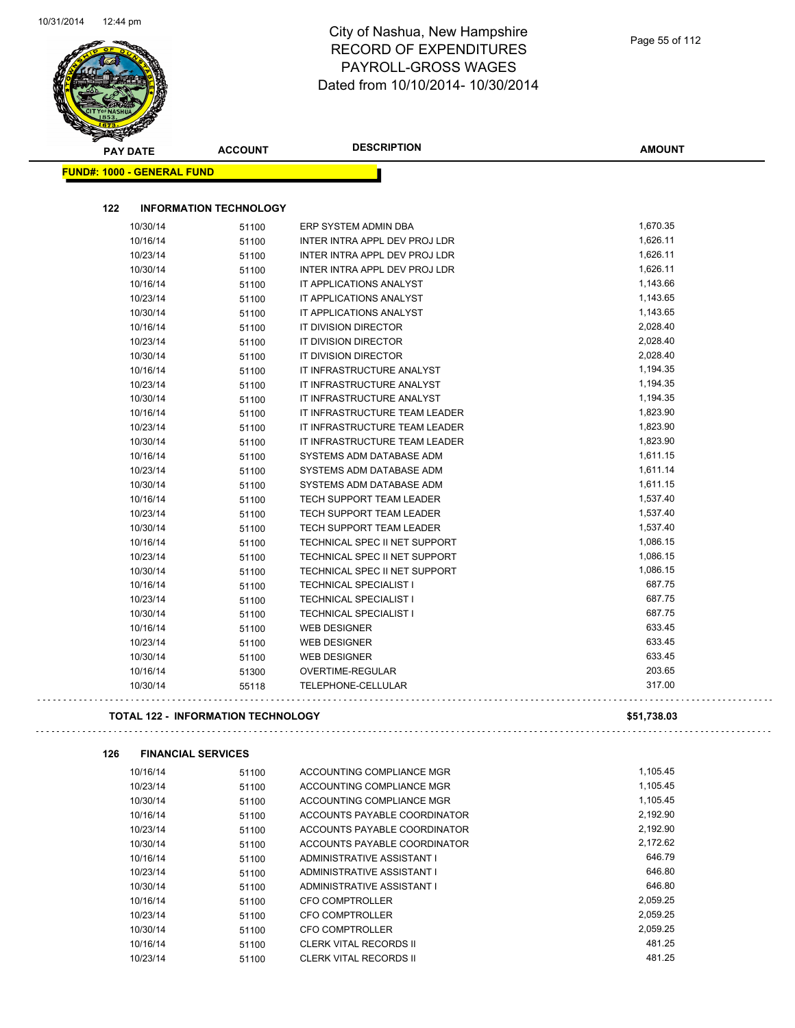# City of Nashua, New Hampshire
## RECORD OF EXPENDITURES
## PAYROLL-GROSS WAGES
## Dated from 10/10/2014- 10/30/2014

**FUND#: 1000 - GENERAL FUND**

### 122 INFORMATION TECHNOLOGY

| PAY DATE | ACCOUNT | DESCRIPTION | AMOUNT |
|---|---|---|---|
| 10/30/14 | 51100 | ERP SYSTEM ADMIN DBA | 1,670.35 |
| 10/16/14 | 51100 | INTER INTRA APPL DEV PROJ LDR | 1,626.11 |
| 10/23/14 | 51100 | INTER INTRA APPL DEV PROJ LDR | 1,626.11 |
| 10/30/14 | 51100 | INTER INTRA APPL DEV PROJ LDR | 1,626.11 |
| 10/16/14 | 51100 | IT APPLICATIONS ANALYST | 1,143.66 |
| 10/23/14 | 51100 | IT APPLICATIONS ANALYST | 1,143.65 |
| 10/30/14 | 51100 | IT APPLICATIONS ANALYST | 1,143.65 |
| 10/16/14 | 51100 | IT DIVISION DIRECTOR | 2,028.40 |
| 10/23/14 | 51100 | IT DIVISION DIRECTOR | 2,028.40 |
| 10/30/14 | 51100 | IT DIVISION DIRECTOR | 2,028.40 |
| 10/16/14 | 51100 | IT INFRASTRUCTURE ANALYST | 1,194.35 |
| 10/23/14 | 51100 | IT INFRASTRUCTURE ANALYST | 1,194.35 |
| 10/30/14 | 51100 | IT INFRASTRUCTURE ANALYST | 1,194.35 |
| 10/16/14 | 51100 | IT INFRASTRUCTURE TEAM LEADER | 1,823.90 |
| 10/23/14 | 51100 | IT INFRASTRUCTURE TEAM LEADER | 1,823.90 |
| 10/30/14 | 51100 | IT INFRASTRUCTURE TEAM LEADER | 1,823.90 |
| 10/16/14 | 51100 | SYSTEMS ADM DATABASE ADM | 1,611.15 |
| 10/23/14 | 51100 | SYSTEMS ADM DATABASE ADM | 1,611.14 |
| 10/30/14 | 51100 | SYSTEMS ADM DATABASE ADM | 1,611.15 |
| 10/16/14 | 51100 | TECH SUPPORT TEAM LEADER | 1,537.40 |
| 10/23/14 | 51100 | TECH SUPPORT TEAM LEADER | 1,537.40 |
| 10/30/14 | 51100 | TECH SUPPORT TEAM LEADER | 1,537.40 |
| 10/16/14 | 51100 | TECHNICAL SPEC II NET SUPPORT | 1,086.15 |
| 10/23/14 | 51100 | TECHNICAL SPEC II NET SUPPORT | 1,086.15 |
| 10/30/14 | 51100 | TECHNICAL SPEC II NET SUPPORT | 1,086.15 |
| 10/16/14 | 51100 | TECHNICAL SPECIALIST I | 687.75 |
| 10/23/14 | 51100 | TECHNICAL SPECIALIST I | 687.75 |
| 10/30/14 | 51100 | TECHNICAL SPECIALIST I | 687.75 |
| 10/16/14 | 51100 | WEB DESIGNER | 633.45 |
| 10/23/14 | 51100 | WEB DESIGNER | 633.45 |
| 10/30/14 | 51100 | WEB DESIGNER | 633.45 |
| 10/16/14 | 51300 | OVERTIME-REGULAR | 203.65 |
| 10/30/14 | 55118 | TELEPHONE-CELLULAR | 317.00 |

**TOTAL 122 - INFORMATION TECHNOLOGY** **$51,738.03**

### 126 FINANCIAL SERVICES

| PAY DATE | ACCOUNT | DESCRIPTION | AMOUNT |
|---|---|---|---|
| 10/16/14 | 51100 | ACCOUNTING COMPLIANCE MGR | 1,105.45 |
| 10/23/14 | 51100 | ACCOUNTING COMPLIANCE MGR | 1,105.45 |
| 10/30/14 | 51100 | ACCOUNTING COMPLIANCE MGR | 1,105.45 |
| 10/16/14 | 51100 | ACCOUNTS PAYABLE COORDINATOR | 2,192.90 |
| 10/23/14 | 51100 | ACCOUNTS PAYABLE COORDINATOR | 2,192.90 |
| 10/30/14 | 51100 | ACCOUNTS PAYABLE COORDINATOR | 2,172.62 |
| 10/16/14 | 51100 | ADMINISTRATIVE ASSISTANT I | 646.79 |
| 10/23/14 | 51100 | ADMINISTRATIVE ASSISTANT I | 646.80 |
| 10/30/14 | 51100 | ADMINISTRATIVE ASSISTANT I | 646.80 |
| 10/16/14 | 51100 | CFO COMPTROLLER | 2,059.25 |
| 10/23/14 | 51100 | CFO COMPTROLLER | 2,059.25 |
| 10/30/14 | 51100 | CFO COMPTROLLER | 2,059.25 |
| 10/16/14 | 51100 | CLERK VITAL RECORDS II | 481.25 |
| 10/23/14 | 51100 | CLERK VITAL RECORDS II | 481.25 |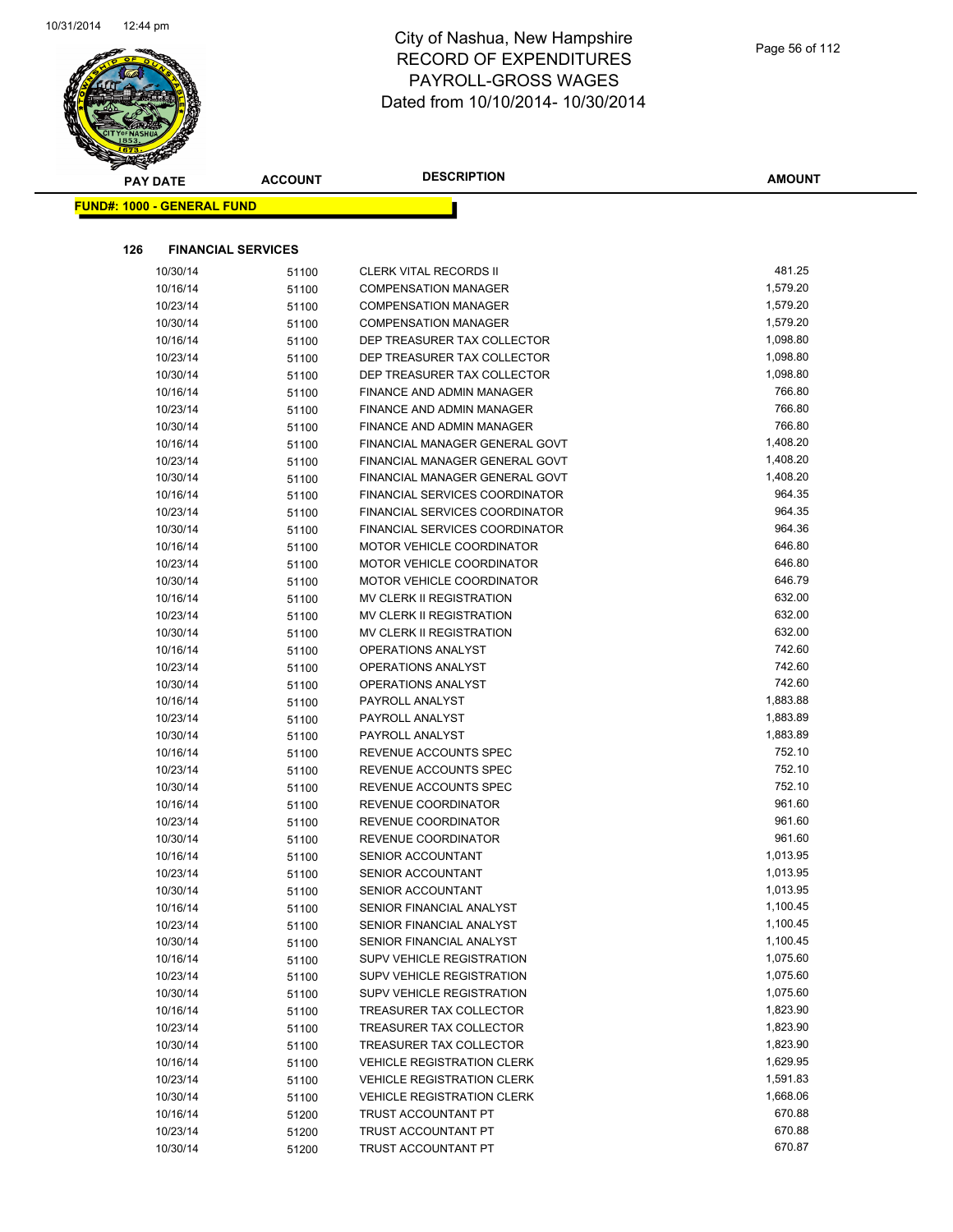# City of Nashua, New Hampshire
## RECORD OF EXPENDITURES
## PAYROLL-GROSS WAGES
## Dated from 10/10/2014- 10/30/2014

**FUND#: 1000 - GENERAL FUND**

**126 FINANCIAL SERVICES**

| PAY DATE | ACCOUNT | DESCRIPTION | AMOUNT |
|---|---|---|---|
| 10/30/14 | 51100 | CLERK VITAL RECORDS II | 481.25 |
| 10/16/14 | 51100 | COMPENSATION MANAGER | 1,579.20 |
| 10/23/14 | 51100 | COMPENSATION MANAGER | 1,579.20 |
| 10/30/14 | 51100 | COMPENSATION MANAGER | 1,579.20 |
| 10/16/14 | 51100 | DEP TREASURER TAX COLLECTOR | 1,098.80 |
| 10/23/14 | 51100 | DEP TREASURER TAX COLLECTOR | 1,098.80 |
| 10/30/14 | 51100 | DEP TREASURER TAX COLLECTOR | 1,098.80 |
| 10/16/14 | 51100 | FINANCE AND ADMIN MANAGER | 766.80 |
| 10/23/14 | 51100 | FINANCE AND ADMIN MANAGER | 766.80 |
| 10/30/14 | 51100 | FINANCE AND ADMIN MANAGER | 766.80 |
| 10/16/14 | 51100 | FINANCIAL MANAGER GENERAL GOVT | 1,408.20 |
| 10/23/14 | 51100 | FINANCIAL MANAGER GENERAL GOVT | 1,408.20 |
| 10/30/14 | 51100 | FINANCIAL MANAGER GENERAL GOVT | 1,408.20 |
| 10/16/14 | 51100 | FINANCIAL SERVICES COORDINATOR | 964.35 |
| 10/23/14 | 51100 | FINANCIAL SERVICES COORDINATOR | 964.35 |
| 10/30/14 | 51100 | FINANCIAL SERVICES COORDINATOR | 964.36 |
| 10/16/14 | 51100 | MOTOR VEHICLE COORDINATOR | 646.80 |
| 10/23/14 | 51100 | MOTOR VEHICLE COORDINATOR | 646.80 |
| 10/30/14 | 51100 | MOTOR VEHICLE COORDINATOR | 646.79 |
| 10/16/14 | 51100 | MV CLERK II REGISTRATION | 632.00 |
| 10/23/14 | 51100 | MV CLERK II REGISTRATION | 632.00 |
| 10/30/14 | 51100 | MV CLERK II REGISTRATION | 632.00 |
| 10/16/14 | 51100 | OPERATIONS ANALYST | 742.60 |
| 10/23/14 | 51100 | OPERATIONS ANALYST | 742.60 |
| 10/30/14 | 51100 | OPERATIONS ANALYST | 742.60 |
| 10/16/14 | 51100 | PAYROLL ANALYST | 1,883.88 |
| 10/23/14 | 51100 | PAYROLL ANALYST | 1,883.89 |
| 10/30/14 | 51100 | PAYROLL ANALYST | 1,883.89 |
| 10/16/14 | 51100 | REVENUE ACCOUNTS SPEC | 752.10 |
| 10/23/14 | 51100 | REVENUE ACCOUNTS SPEC | 752.10 |
| 10/30/14 | 51100 | REVENUE ACCOUNTS SPEC | 752.10 |
| 10/16/14 | 51100 | REVENUE COORDINATOR | 961.60 |
| 10/23/14 | 51100 | REVENUE COORDINATOR | 961.60 |
| 10/30/14 | 51100 | REVENUE COORDINATOR | 961.60 |
| 10/16/14 | 51100 | SENIOR ACCOUNTANT | 1,013.95 |
| 10/23/14 | 51100 | SENIOR ACCOUNTANT | 1,013.95 |
| 10/30/14 | 51100 | SENIOR ACCOUNTANT | 1,013.95 |
| 10/16/14 | 51100 | SENIOR FINANCIAL ANALYST | 1,100.45 |
| 10/23/14 | 51100 | SENIOR FINANCIAL ANALYST | 1,100.45 |
| 10/30/14 | 51100 | SENIOR FINANCIAL ANALYST | 1,100.45 |
| 10/16/14 | 51100 | SUPV VEHICLE REGISTRATION | 1,075.60 |
| 10/23/14 | 51100 | SUPV VEHICLE REGISTRATION | 1,075.60 |
| 10/30/14 | 51100 | SUPV VEHICLE REGISTRATION | 1,075.60 |
| 10/16/14 | 51100 | TREASURER TAX COLLECTOR | 1,823.90 |
| 10/23/14 | 51100 | TREASURER TAX COLLECTOR | 1,823.90 |
| 10/30/14 | 51100 | TREASURER TAX COLLECTOR | 1,823.90 |
| 10/16/14 | 51100 | VEHICLE REGISTRATION CLERK | 1,629.95 |
| 10/23/14 | 51100 | VEHICLE REGISTRATION CLERK | 1,591.83 |
| 10/30/14 | 51100 | VEHICLE REGISTRATION CLERK | 1,668.06 |
| 10/16/14 | 51200 | TRUST ACCOUNTANT PT | 670.88 |
| 10/23/14 | 51200 | TRUST ACCOUNTANT PT | 670.88 |
| 10/30/14 | 51200 | TRUST ACCOUNTANT PT | 670.87 |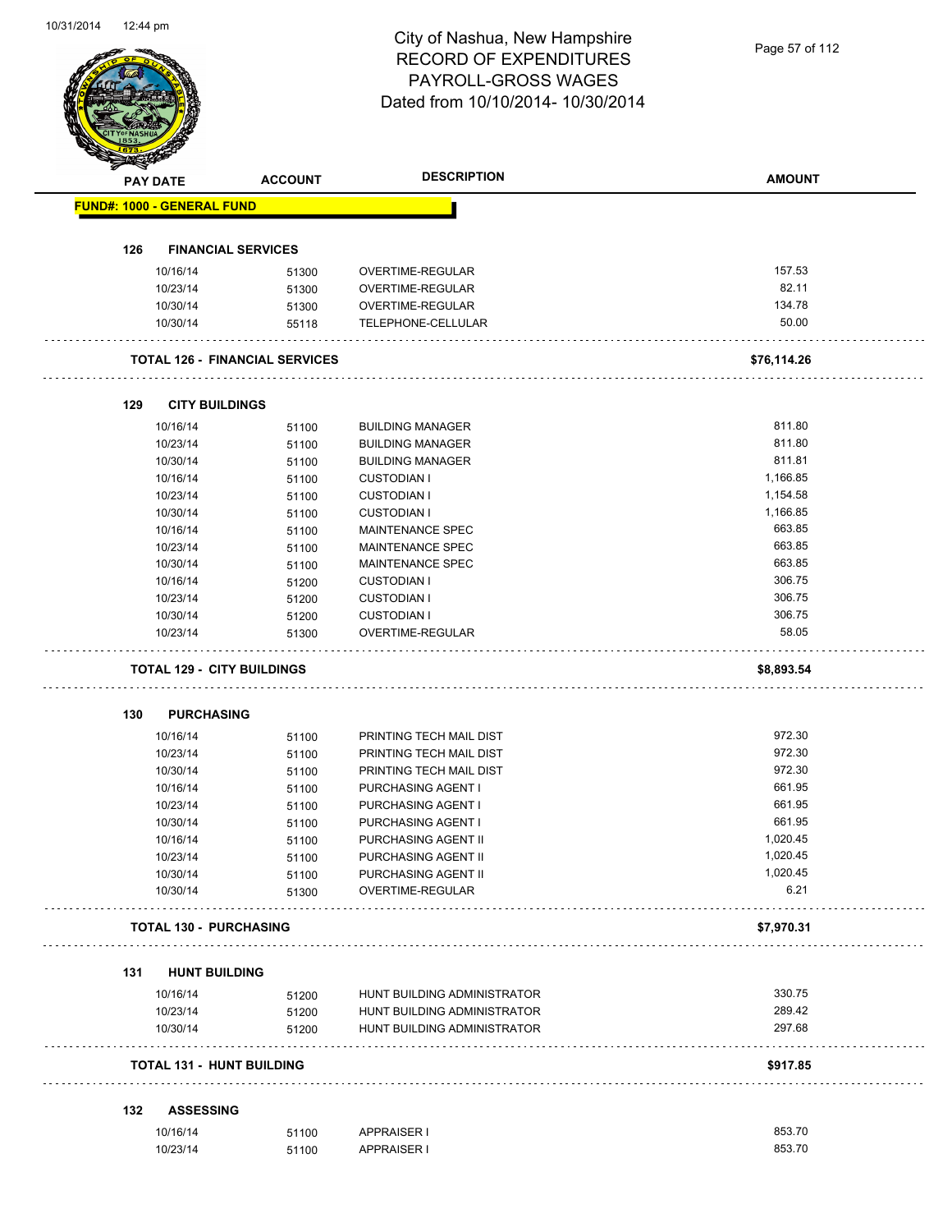# City of Nashua, New Hampshire
## RECORD OF EXPENDITURES
## PAYROLL-GROSS WAGES
## Dated from 10/10/2014- 10/30/2014

| PAY DATE | ACCOUNT | DESCRIPTION | AMOUNT |
|---|---|---|---|
| **FUND#: 1000 - GENERAL FUND** | | | |
| **126 FINANCIAL SERVICES** | | | |
| 10/16/14 | 51300 | OVERTIME-REGULAR | 157.53 |
| 10/23/14 | 51300 | OVERTIME-REGULAR | 82.11 |
| 10/30/14 | 51300 | OVERTIME-REGULAR | 134.78 |
| 10/30/14 | 55118 | TELEPHONE-CELLULAR | 50.00 |
| **TOTAL 126 - FINANCIAL SERVICES** | | | **$76,114.26** |
| **129 CITY BUILDINGS** | | | |
| 10/16/14 | 51100 | BUILDING MANAGER | 811.80 |
| 10/23/14 | 51100 | BUILDING MANAGER | 811.80 |
| 10/30/14 | 51100 | BUILDING MANAGER | 811.81 |
| 10/16/14 | 51100 | CUSTODIAN I | 1,166.85 |
| 10/23/14 | 51100 | CUSTODIAN I | 1,154.58 |
| 10/30/14 | 51100 | CUSTODIAN I | 1,166.85 |
| 10/16/14 | 51100 | MAINTENANCE SPEC | 663.85 |
| 10/23/14 | 51100 | MAINTENANCE SPEC | 663.85 |
| 10/30/14 | 51100 | MAINTENANCE SPEC | 663.85 |
| 10/16/14 | 51200 | CUSTODIAN I | 306.75 |
| 10/23/14 | 51200 | CUSTODIAN I | 306.75 |
| 10/30/14 | 51200 | CUSTODIAN I | 306.75 |
| 10/23/14 | 51300 | OVERTIME-REGULAR | 58.05 |
| **TOTAL 129 - CITY BUILDINGS** | | | **$8,893.54** |
| **130 PURCHASING** | | | |
| 10/16/14 | 51100 | PRINTING TECH MAIL DIST | 972.30 |
| 10/23/14 | 51100 | PRINTING TECH MAIL DIST | 972.30 |
| 10/30/14 | 51100 | PRINTING TECH MAIL DIST | 972.30 |
| 10/16/14 | 51100 | PURCHASING AGENT I | 661.95 |
| 10/23/14 | 51100 | PURCHASING AGENT I | 661.95 |
| 10/30/14 | 51100 | PURCHASING AGENT I | 661.95 |
| 10/16/14 | 51100 | PURCHASING AGENT II | 1,020.45 |
| 10/23/14 | 51100 | PURCHASING AGENT II | 1,020.45 |
| 10/30/14 | 51100 | PURCHASING AGENT II | 1,020.45 |
| 10/30/14 | 51300 | OVERTIME-REGULAR | 6.21 |
| **TOTAL 130 - PURCHASING** | | | **$7,970.31** |
| **131 HUNT BUILDING** | | | |
| 10/16/14 | 51200 | HUNT BUILDING ADMINISTRATOR | 330.75 |
| 10/23/14 | 51200 | HUNT BUILDING ADMINISTRATOR | 289.42 |
| 10/30/14 | 51200 | HUNT BUILDING ADMINISTRATOR | 297.68 |
| **TOTAL 131 - HUNT BUILDING** | | | **$917.85** |
| **132 ASSESSING** | | | |
| 10/16/14 | 51100 | APPRAISER I | 853.70 |
| 10/23/14 | 51100 | APPRAISER I | 853.70 |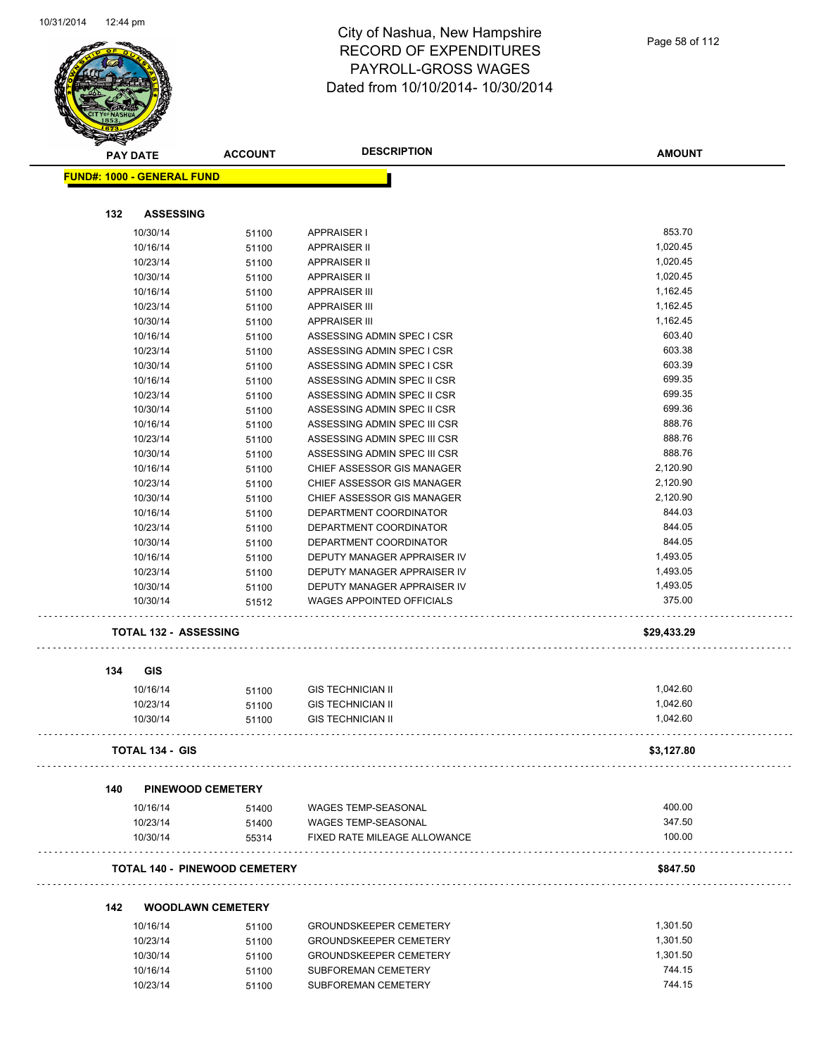# City of Nashua, New Hampshire
## RECORD OF EXPENDITURES
## PAYROLL-GROSS WAGES
## Dated from 10/10/2014- 10/30/2014

**FUND#: 1000 - GENERAL FUND**

| PAY DATE | ACCOUNT | DESCRIPTION | AMOUNT |
|---|---|---|---|
| **132 ASSESSING** | | | |
| 10/30/14 | 51100 | APPRAISER I | 853.70 |
| 10/16/14 | 51100 | APPRAISER II | 1,020.45 |
| 10/23/14 | 51100 | APPRAISER II | 1,020.45 |
| 10/30/14 | 51100 | APPRAISER II | 1,020.45 |
| 10/16/14 | 51100 | APPRAISER III | 1,162.45 |
| 10/23/14 | 51100 | APPRAISER III | 1,162.45 |
| 10/30/14 | 51100 | APPRAISER III | 1,162.45 |
| 10/16/14 | 51100 | ASSESSING ADMIN SPEC I CSR | 603.40 |
| 10/23/14 | 51100 | ASSESSING ADMIN SPEC I CSR | 603.38 |
| 10/30/14 | 51100 | ASSESSING ADMIN SPEC I CSR | 603.39 |
| 10/16/14 | 51100 | ASSESSING ADMIN SPEC II CSR | 699.35 |
| 10/23/14 | 51100 | ASSESSING ADMIN SPEC II CSR | 699.35 |
| 10/30/14 | 51100 | ASSESSING ADMIN SPEC II CSR | 699.36 |
| 10/16/14 | 51100 | ASSESSING ADMIN SPEC III CSR | 888.76 |
| 10/23/14 | 51100 | ASSESSING ADMIN SPEC III CSR | 888.76 |
| 10/30/14 | 51100 | ASSESSING ADMIN SPEC III CSR | 888.76 |
| 10/16/14 | 51100 | CHIEF ASSESSOR GIS MANAGER | 2,120.90 |
| 10/23/14 | 51100 | CHIEF ASSESSOR GIS MANAGER | 2,120.90 |
| 10/30/14 | 51100 | CHIEF ASSESSOR GIS MANAGER | 2,120.90 |
| 10/16/14 | 51100 | DEPARTMENT COORDINATOR | 844.03 |
| 10/23/14 | 51100 | DEPARTMENT COORDINATOR | 844.05 |
| 10/30/14 | 51100 | DEPARTMENT COORDINATOR | 844.05 |
| 10/16/14 | 51100 | DEPUTY MANAGER APPRAISER IV | 1,493.05 |
| 10/23/14 | 51100 | DEPUTY MANAGER APPRAISER IV | 1,493.05 |
| 10/30/14 | 51100 | DEPUTY MANAGER APPRAISER IV | 1,493.05 |
| 10/30/14 | 51512 | WAGES APPOINTED OFFICIALS | 375.00 |
| **TOTAL 132 - ASSESSING** | | | **$29,433.29** |
| **134 GIS** | | | |
| 10/16/14 | 51100 | GIS TECHNICIAN II | 1,042.60 |
| 10/23/14 | 51100 | GIS TECHNICIAN II | 1,042.60 |
| 10/30/14 | 51100 | GIS TECHNICIAN II | 1,042.60 |
| **TOTAL 134 - GIS** | | | **$3,127.80** |
| **140 PINEWOOD CEMETERY** | | | |
| 10/16/14 | 51400 | WAGES TEMP-SEASONAL | 400.00 |
| 10/23/14 | 51400 | WAGES TEMP-SEASONAL | 347.50 |
| 10/30/14 | 55314 | FIXED RATE MILEAGE ALLOWANCE | 100.00 |
| **TOTAL 140 - PINEWOOD CEMETERY** | | | **$847.50** |
| **142 WOODLAWN CEMETERY** | | | |
| 10/16/14 | 51100 | GROUNDSKEEPER CEMETERY | 1,301.50 |
| 10/23/14 | 51100 | GROUNDSKEEPER CEMETERY | 1,301.50 |
| 10/30/14 | 51100 | GROUNDSKEEPER CEMETERY | 1,301.50 |
| 10/16/14 | 51100 | SUBFOREMAN CEMETERY | 744.15 |
| 10/23/14 | 51100 | SUBFOREMAN CEMETERY | 744.15 |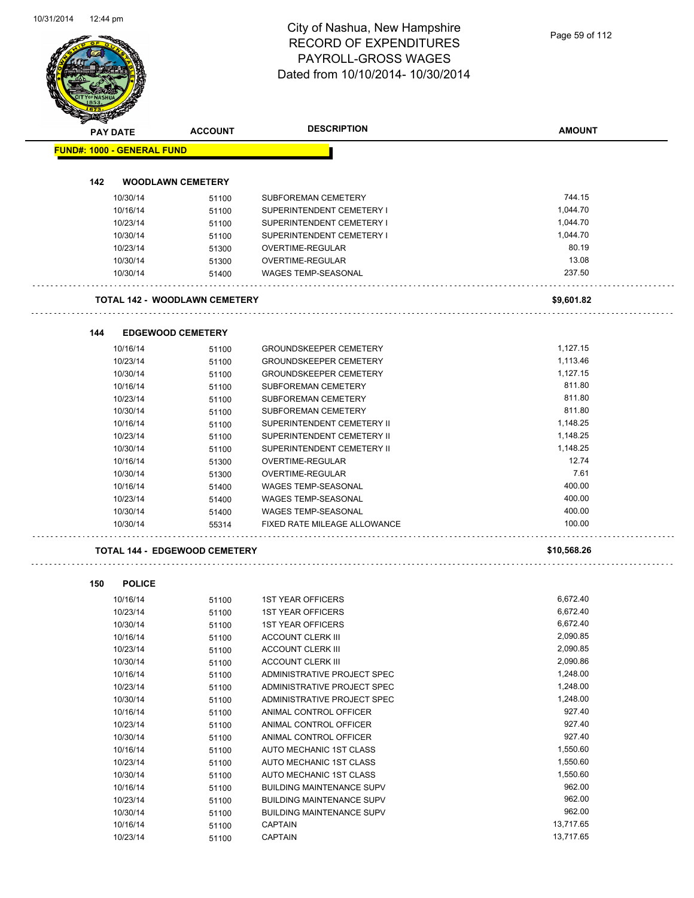# City of Nashua, New Hampshire
## RECORD OF EXPENDITURES
## PAYROLL-GROSS WAGES
## Dated from 10/10/2014- 10/30/2014

**FUND#: 1000 - GENERAL FUND**

### 142 WOODLAWN CEMETERY

| PAY DATE | ACCOUNT | DESCRIPTION | AMOUNT |
|---|---|---|---|
| 10/30/14 | 51100 | SUBFOREMAN CEMETERY | 744.15 |
| 10/16/14 | 51100 | SUPERINTENDENT CEMETERY I | 1,044.70 |
| 10/23/14 | 51100 | SUPERINTENDENT CEMETERY I | 1,044.70 |
| 10/30/14 | 51100 | SUPERINTENDENT CEMETERY I | 1,044.70 |
| 10/23/14 | 51300 | OVERTIME-REGULAR | 80.19 |
| 10/30/14 | 51300 | OVERTIME-REGULAR | 13.08 |
| 10/30/14 | 51400 | WAGES TEMP-SEASONAL | 237.50 |

**TOTAL 142 - WOODLAWN CEMETERY** **$9,601.82**

### 144 EDGEWOOD CEMETERY

| PAY DATE | ACCOUNT | DESCRIPTION | AMOUNT |
|---|---|---|---|
| 10/16/14 | 51100 | GROUNDSKEEPER CEMETERY | 1,127.15 |
| 10/23/14 | 51100 | GROUNDSKEEPER CEMETERY | 1,113.46 |
| 10/30/14 | 51100 | GROUNDSKEEPER CEMETERY | 1,127.15 |
| 10/16/14 | 51100 | SUBFOREMAN CEMETERY | 811.80 |
| 10/23/14 | 51100 | SUBFOREMAN CEMETERY | 811.80 |
| 10/30/14 | 51100 | SUBFOREMAN CEMETERY | 811.80 |
| 10/16/14 | 51100 | SUPERINTENDENT CEMETERY II | 1,148.25 |
| 10/23/14 | 51100 | SUPERINTENDENT CEMETERY II | 1,148.25 |
| 10/30/14 | 51100 | SUPERINTENDENT CEMETERY II | 1,148.25 |
| 10/16/14 | 51300 | OVERTIME-REGULAR | 12.74 |
| 10/30/14 | 51300 | OVERTIME-REGULAR | 7.61 |
| 10/16/14 | 51400 | WAGES TEMP-SEASONAL | 400.00 |
| 10/23/14 | 51400 | WAGES TEMP-SEASONAL | 400.00 |
| 10/30/14 | 51400 | WAGES TEMP-SEASONAL | 400.00 |
| 10/30/14 | 55314 | FIXED RATE MILEAGE ALLOWANCE | 100.00 |

**TOTAL 144 - EDGEWOOD CEMETERY** **$10,568.26**

### 150 POLICE

| PAY DATE | ACCOUNT | DESCRIPTION | AMOUNT |
|---|---|---|---|
| 10/16/14 | 51100 | 1ST YEAR OFFICERS | 6,672.40 |
| 10/23/14 | 51100 | 1ST YEAR OFFICERS | 6,672.40 |
| 10/30/14 | 51100 | 1ST YEAR OFFICERS | 6,672.40 |
| 10/16/14 | 51100 | ACCOUNT CLERK III | 2,090.85 |
| 10/23/14 | 51100 | ACCOUNT CLERK III | 2,090.85 |
| 10/30/14 | 51100 | ACCOUNT CLERK III | 2,090.86 |
| 10/16/14 | 51100 | ADMINISTRATIVE PROJECT SPEC | 1,248.00 |
| 10/23/14 | 51100 | ADMINISTRATIVE PROJECT SPEC | 1,248.00 |
| 10/30/14 | 51100 | ADMINISTRATIVE PROJECT SPEC | 1,248.00 |
| 10/16/14 | 51100 | ANIMAL CONTROL OFFICER | 927.40 |
| 10/23/14 | 51100 | ANIMAL CONTROL OFFICER | 927.40 |
| 10/30/14 | 51100 | ANIMAL CONTROL OFFICER | 927.40 |
| 10/16/14 | 51100 | AUTO MECHANIC 1ST CLASS | 1,550.60 |
| 10/23/14 | 51100 | AUTO MECHANIC 1ST CLASS | 1,550.60 |
| 10/30/14 | 51100 | AUTO MECHANIC 1ST CLASS | 1,550.60 |
| 10/16/14 | 51100 | BUILDING MAINTENANCE SUPV | 962.00 |
| 10/23/14 | 51100 | BUILDING MAINTENANCE SUPV | 962.00 |
| 10/30/14 | 51100 | BUILDING MAINTENANCE SUPV | 962.00 |
| 10/16/14 | 51100 | CAPTAIN | 13,717.65 |
| 10/23/14 | 51100 | CAPTAIN | 13,717.65 |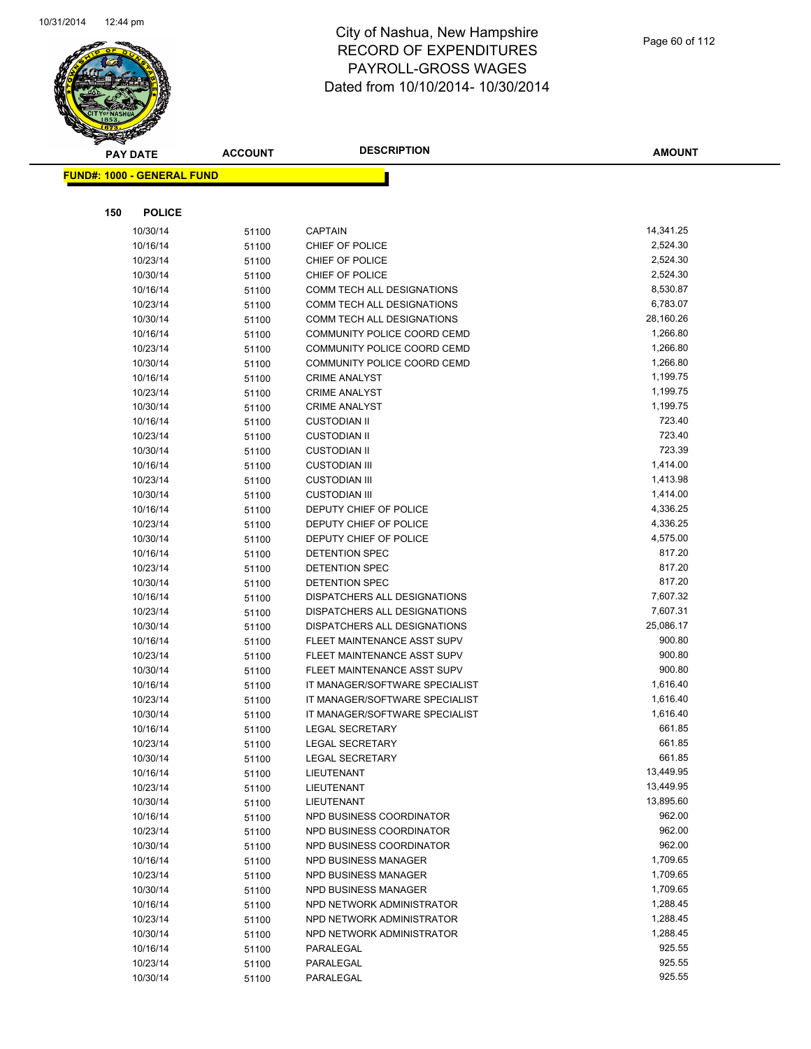# City of Nashua, New Hampshire
## RECORD OF EXPENDITURES
## PAYROLL-GROSS WAGES
## Dated from 10/10/2014- 10/30/2014

**FUND#: 1000 - GENERAL FUND**

**150 POLICE**

| PAY DATE | ACCOUNT | DESCRIPTION | AMOUNT |
|---|---|---|---|
| 10/30/14 | 51100 | CAPTAIN | 14,341.25 |
| 10/16/14 | 51100 | CHIEF OF POLICE | 2,524.30 |
| 10/23/14 | 51100 | CHIEF OF POLICE | 2,524.30 |
| 10/30/14 | 51100 | CHIEF OF POLICE | 2,524.30 |
| 10/16/14 | 51100 | COMM TECH ALL DESIGNATIONS | 8,530.87 |
| 10/23/14 | 51100 | COMM TECH ALL DESIGNATIONS | 6,783.07 |
| 10/30/14 | 51100 | COMM TECH ALL DESIGNATIONS | 28,160.26 |
| 10/16/14 | 51100 | COMMUNITY POLICE COORD CEMD | 1,266.80 |
| 10/23/14 | 51100 | COMMUNITY POLICE COORD CEMD | 1,266.80 |
| 10/30/14 | 51100 | COMMUNITY POLICE COORD CEMD | 1,266.80 |
| 10/16/14 | 51100 | CRIME ANALYST | 1,199.75 |
| 10/23/14 | 51100 | CRIME ANALYST | 1,199.75 |
| 10/30/14 | 51100 | CRIME ANALYST | 1,199.75 |
| 10/16/14 | 51100 | CUSTODIAN II | 723.40 |
| 10/23/14 | 51100 | CUSTODIAN II | 723.40 |
| 10/30/14 | 51100 | CUSTODIAN II | 723.39 |
| 10/16/14 | 51100 | CUSTODIAN III | 1,414.00 |
| 10/23/14 | 51100 | CUSTODIAN III | 1,413.98 |
| 10/30/14 | 51100 | CUSTODIAN III | 1,414.00 |
| 10/16/14 | 51100 | DEPUTY CHIEF OF POLICE | 4,336.25 |
| 10/23/14 | 51100 | DEPUTY CHIEF OF POLICE | 4,336.25 |
| 10/30/14 | 51100 | DEPUTY CHIEF OF POLICE | 4,575.00 |
| 10/16/14 | 51100 | DETENTION SPEC | 817.20 |
| 10/23/14 | 51100 | DETENTION SPEC | 817.20 |
| 10/30/14 | 51100 | DETENTION SPEC | 817.20 |
| 10/16/14 | 51100 | DISPATCHERS ALL DESIGNATIONS | 7,607.32 |
| 10/23/14 | 51100 | DISPATCHERS ALL DESIGNATIONS | 7,607.31 |
| 10/30/14 | 51100 | DISPATCHERS ALL DESIGNATIONS | 25,086.17 |
| 10/16/14 | 51100 | FLEET MAINTENANCE ASST SUPV | 900.80 |
| 10/23/14 | 51100 | FLEET MAINTENANCE ASST SUPV | 900.80 |
| 10/30/14 | 51100 | FLEET MAINTENANCE ASST SUPV | 900.80 |
| 10/16/14 | 51100 | IT MANAGER/SOFTWARE SPECIALIST | 1,616.40 |
| 10/23/14 | 51100 | IT MANAGER/SOFTWARE SPECIALIST | 1,616.40 |
| 10/30/14 | 51100 | IT MANAGER/SOFTWARE SPECIALIST | 1,616.40 |
| 10/16/14 | 51100 | LEGAL SECRETARY | 661.85 |
| 10/23/14 | 51100 | LEGAL SECRETARY | 661.85 |
| 10/30/14 | 51100 | LEGAL SECRETARY | 661.85 |
| 10/16/14 | 51100 | LIEUTENANT | 13,449.95 |
| 10/23/14 | 51100 | LIEUTENANT | 13,449.95 |
| 10/30/14 | 51100 | LIEUTENANT | 13,895.60 |
| 10/16/14 | 51100 | NPD BUSINESS COORDINATOR | 962.00 |
| 10/23/14 | 51100 | NPD BUSINESS COORDINATOR | 962.00 |
| 10/30/14 | 51100 | NPD BUSINESS COORDINATOR | 962.00 |
| 10/16/14 | 51100 | NPD BUSINESS MANAGER | 1,709.65 |
| 10/23/14 | 51100 | NPD BUSINESS MANAGER | 1,709.65 |
| 10/30/14 | 51100 | NPD BUSINESS MANAGER | 1,709.65 |
| 10/16/14 | 51100 | NPD NETWORK ADMINISTRATOR | 1,288.45 |
| 10/23/14 | 51100 | NPD NETWORK ADMINISTRATOR | 1,288.45 |
| 10/30/14 | 51100 | NPD NETWORK ADMINISTRATOR | 1,288.45 |
| 10/16/14 | 51100 | PARALEGAL | 925.55 |
| 10/23/14 | 51100 | PARALEGAL | 925.55 |
| 10/30/14 | 51100 | PARALEGAL | 925.55 |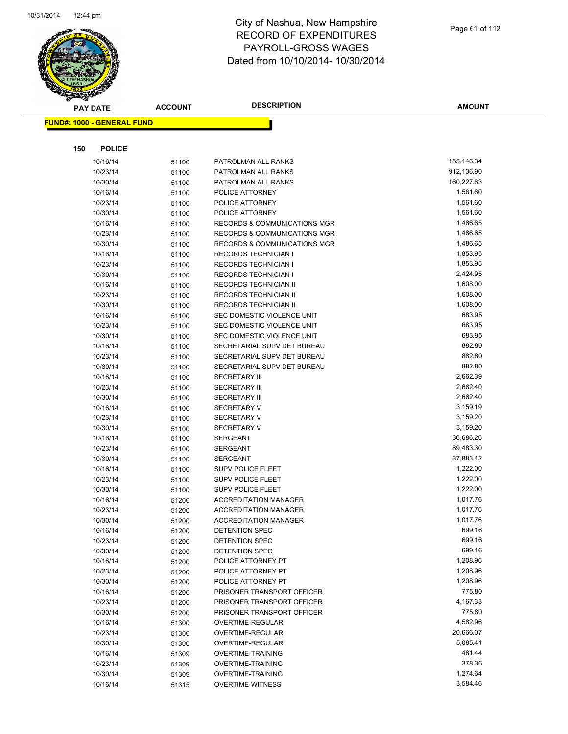# City of Nashua, New Hampshire
## RECORD OF EXPENDITURES
## PAYROLL-GROSS WAGES
## Dated from 10/10/2014- 10/30/2014

**FUND#: 1000 - GENERAL FUND**

**150 POLICE**

| PAY DATE | ACCOUNT | DESCRIPTION | AMOUNT |
|---|---|---|---|
| 10/16/14 | 51100 | PATROLMAN ALL RANKS | 155,146.34 |
| 10/23/14 | 51100 | PATROLMAN ALL RANKS | 912,136.90 |
| 10/30/14 | 51100 | PATROLMAN ALL RANKS | 160,227.63 |
| 10/16/14 | 51100 | POLICE ATTORNEY | 1,561.60 |
| 10/23/14 | 51100 | POLICE ATTORNEY | 1,561.60 |
| 10/30/14 | 51100 | POLICE ATTORNEY | 1,561.60 |
| 10/16/14 | 51100 | RECORDS & COMMUNICATIONS MGR | 1,486.65 |
| 10/23/14 | 51100 | RECORDS & COMMUNICATIONS MGR | 1,486.65 |
| 10/30/14 | 51100 | RECORDS & COMMUNICATIONS MGR | 1,486.65 |
| 10/16/14 | 51100 | RECORDS TECHNICIAN I | 1,853.95 |
| 10/23/14 | 51100 | RECORDS TECHNICIAN I | 1,853.95 |
| 10/30/14 | 51100 | RECORDS TECHNICIAN I | 2,424.95 |
| 10/16/14 | 51100 | RECORDS TECHNICIAN II | 1,608.00 |
| 10/23/14 | 51100 | RECORDS TECHNICIAN II | 1,608.00 |
| 10/30/14 | 51100 | RECORDS TECHNICIAN II | 1,608.00 |
| 10/16/14 | 51100 | SEC DOMESTIC VIOLENCE UNIT | 683.95 |
| 10/23/14 | 51100 | SEC DOMESTIC VIOLENCE UNIT | 683.95 |
| 10/30/14 | 51100 | SEC DOMESTIC VIOLENCE UNIT | 683.95 |
| 10/16/14 | 51100 | SECRETARIAL SUPV DET BUREAU | 882.80 |
| 10/23/14 | 51100 | SECRETARIAL SUPV DET BUREAU | 882.80 |
| 10/30/14 | 51100 | SECRETARIAL SUPV DET BUREAU | 882.80 |
| 10/16/14 | 51100 | SECRETARY III | 2,662.39 |
| 10/23/14 | 51100 | SECRETARY III | 2,662.40 |
| 10/30/14 | 51100 | SECRETARY III | 2,662.40 |
| 10/16/14 | 51100 | SECRETARY V | 3,159.19 |
| 10/23/14 | 51100 | SECRETARY V | 3,159.20 |
| 10/30/14 | 51100 | SECRETARY V | 3,159.20 |
| 10/16/14 | 51100 | SERGEANT | 36,686.26 |
| 10/23/14 | 51100 | SERGEANT | 89,483.30 |
| 10/30/14 | 51100 | SERGEANT | 37,883.42 |
| 10/16/14 | 51100 | SUPV POLICE FLEET | 1,222.00 |
| 10/23/14 | 51100 | SUPV POLICE FLEET | 1,222.00 |
| 10/30/14 | 51100 | SUPV POLICE FLEET | 1,222.00 |
| 10/16/14 | 51200 | ACCREDITATION MANAGER | 1,017.76 |
| 10/23/14 | 51200 | ACCREDITATION MANAGER | 1,017.76 |
| 10/30/14 | 51200 | ACCREDITATION MANAGER | 1,017.76 |
| 10/16/14 | 51200 | DETENTION SPEC | 699.16 |
| 10/23/14 | 51200 | DETENTION SPEC | 699.16 |
| 10/30/14 | 51200 | DETENTION SPEC | 699.16 |
| 10/16/14 | 51200 | POLICE ATTORNEY PT | 1,208.96 |
| 10/23/14 | 51200 | POLICE ATTORNEY PT | 1,208.96 |
| 10/30/14 | 51200 | POLICE ATTORNEY PT | 1,208.96 |
| 10/16/14 | 51200 | PRISONER TRANSPORT OFFICER | 775.80 |
| 10/23/14 | 51200 | PRISONER TRANSPORT OFFICER | 4,167.33 |
| 10/30/14 | 51200 | PRISONER TRANSPORT OFFICER | 775.80 |
| 10/16/14 | 51300 | OVERTIME-REGULAR | 4,582.96 |
| 10/23/14 | 51300 | OVERTIME-REGULAR | 20,666.07 |
| 10/30/14 | 51300 | OVERTIME-REGULAR | 5,085.41 |
| 10/16/14 | 51309 | OVERTIME-TRAINING | 481.44 |
| 10/23/14 | 51309 | OVERTIME-TRAINING | 378.36 |
| 10/30/14 | 51309 | OVERTIME-TRAINING | 1,274.64 |
| 10/16/14 | 51315 | OVERTIME-WITNESS | 3,584.46 |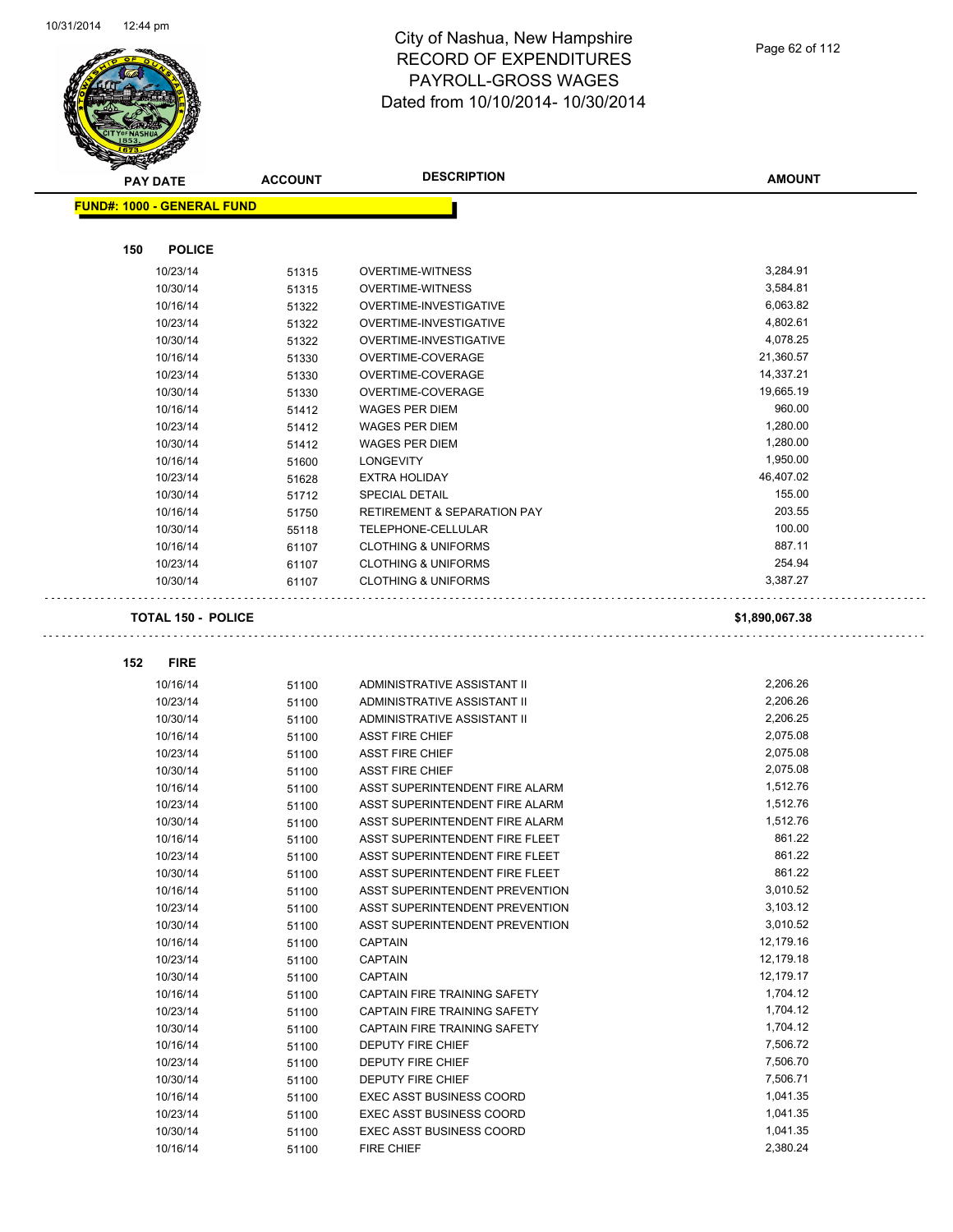# City of Nashua, New Hampshire
# RECORD OF EXPENDITURES
# PAYROLL-GROSS WAGES
# Dated from 10/10/2014- 10/30/2014

| PAY DATE | ACCOUNT | DESCRIPTION | AMOUNT |
|---|---|---|---|

**FUND#: 1000 - GENERAL FUND**

**150 POLICE**

| PAY DATE | ACCOUNT | DESCRIPTION | AMOUNT |
|---|---|---|---|
| 10/23/14 | 51315 | OVERTIME-WITNESS | 3,284.91 |
| 10/30/14 | 51315 | OVERTIME-WITNESS | 3,584.81 |
| 10/16/14 | 51322 | OVERTIME-INVESTIGATIVE | 6,063.82 |
| 10/23/14 | 51322 | OVERTIME-INVESTIGATIVE | 4,802.61 |
| 10/30/14 | 51322 | OVERTIME-INVESTIGATIVE | 4,078.25 |
| 10/16/14 | 51330 | OVERTIME-COVERAGE | 21,360.57 |
| 10/23/14 | 51330 | OVERTIME-COVERAGE | 14,337.21 |
| 10/30/14 | 51330 | OVERTIME-COVERAGE | 19,665.19 |
| 10/16/14 | 51412 | WAGES PER DIEM | 960.00 |
| 10/23/14 | 51412 | WAGES PER DIEM | 1,280.00 |
| 10/30/14 | 51412 | WAGES PER DIEM | 1,280.00 |
| 10/16/14 | 51600 | LONGEVITY | 1,950.00 |
| 10/23/14 | 51628 | EXTRA HOLIDAY | 46,407.02 |
| 10/30/14 | 51712 | SPECIAL DETAIL | 155.00 |
| 10/16/14 | 51750 | RETIREMENT & SEPARATION PAY | 203.55 |
| 10/30/14 | 55118 | TELEPHONE-CELLULAR | 100.00 |
| 10/16/14 | 61107 | CLOTHING & UNIFORMS | 887.11 |
| 10/23/14 | 61107 | CLOTHING & UNIFORMS | 254.94 |
| 10/30/14 | 61107 | CLOTHING & UNIFORMS | 3,387.27 |

**TOTAL 150 - POLICE** **$1,890,067.38**

**152 FIRE**

| PAY DATE | ACCOUNT | DESCRIPTION | AMOUNT |
|---|---|---|---|
| 10/16/14 | 51100 | ADMINISTRATIVE ASSISTANT II | 2,206.26 |
| 10/23/14 | 51100 | ADMINISTRATIVE ASSISTANT II | 2,206.26 |
| 10/30/14 | 51100 | ADMINISTRATIVE ASSISTANT II | 2,206.25 |
| 10/16/14 | 51100 | ASST FIRE CHIEF | 2,075.08 |
| 10/23/14 | 51100 | ASST FIRE CHIEF | 2,075.08 |
| 10/30/14 | 51100 | ASST FIRE CHIEF | 2,075.08 |
| 10/16/14 | 51100 | ASST SUPERINTENDENT FIRE ALARM | 1,512.76 |
| 10/23/14 | 51100 | ASST SUPERINTENDENT FIRE ALARM | 1,512.76 |
| 10/30/14 | 51100 | ASST SUPERINTENDENT FIRE ALARM | 1,512.76 |
| 10/16/14 | 51100 | ASST SUPERINTENDENT FIRE FLEET | 861.22 |
| 10/23/14 | 51100 | ASST SUPERINTENDENT FIRE FLEET | 861.22 |
| 10/30/14 | 51100 | ASST SUPERINTENDENT FIRE FLEET | 861.22 |
| 10/16/14 | 51100 | ASST SUPERINTENDENT PREVENTION | 3,010.52 |
| 10/23/14 | 51100 | ASST SUPERINTENDENT PREVENTION | 3,103.12 |
| 10/30/14 | 51100 | ASST SUPERINTENDENT PREVENTION | 3,010.52 |
| 10/16/14 | 51100 | CAPTAIN | 12,179.16 |
| 10/23/14 | 51100 | CAPTAIN | 12,179.18 |
| 10/30/14 | 51100 | CAPTAIN | 12,179.17 |
| 10/16/14 | 51100 | CAPTAIN FIRE TRAINING SAFETY | 1,704.12 |
| 10/23/14 | 51100 | CAPTAIN FIRE TRAINING SAFETY | 1,704.12 |
| 10/30/14 | 51100 | CAPTAIN FIRE TRAINING SAFETY | 1,704.12 |
| 10/16/14 | 51100 | DEPUTY FIRE CHIEF | 7,506.72 |
| 10/23/14 | 51100 | DEPUTY FIRE CHIEF | 7,506.70 |
| 10/30/14 | 51100 | DEPUTY FIRE CHIEF | 7,506.71 |
| 10/16/14 | 51100 | EXEC ASST BUSINESS COORD | 1,041.35 |
| 10/23/14 | 51100 | EXEC ASST BUSINESS COORD | 1,041.35 |
| 10/30/14 | 51100 | EXEC ASST BUSINESS COORD | 1,041.35 |
| 10/16/14 | 51100 | FIRE CHIEF | 2,380.24 |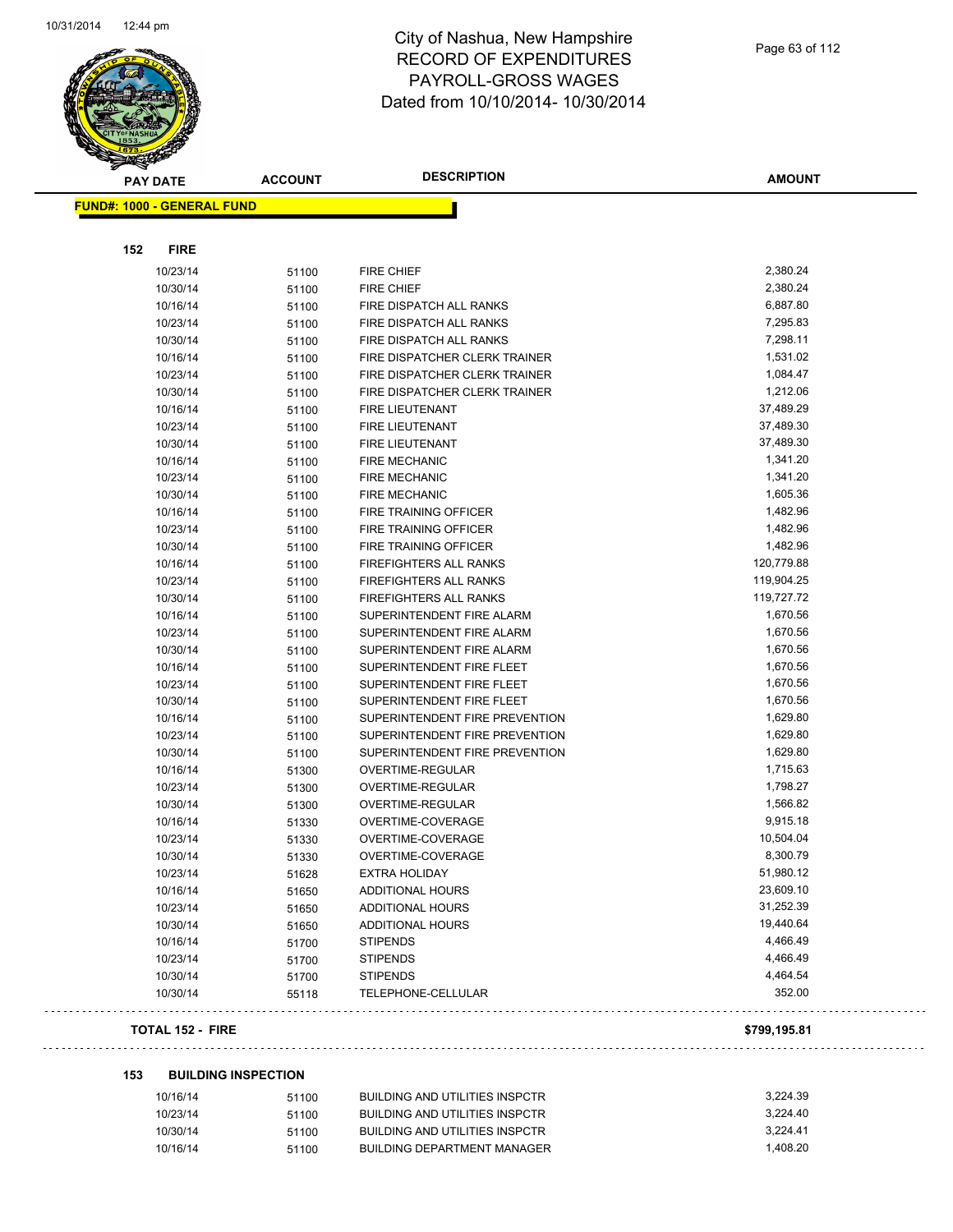# City of Nashua, New Hampshire
## RECORD OF EXPENDITURES
## PAYROLL-GROSS WAGES
## Dated from 10/10/2014- 10/30/2014

| PAY DATE | ACCOUNT | DESCRIPTION | AMOUNT |
|---|---|---|---|

**FUND#: 1000 - GENERAL FUND**

**152 FIRE**

| PAY DATE | ACCOUNT | DESCRIPTION | AMOUNT |
|---|---|---|---|
| 10/23/14 | 51100 | FIRE CHIEF | 2,380.24 |
| 10/30/14 | 51100 | FIRE CHIEF | 2,380.24 |
| 10/16/14 | 51100 | FIRE DISPATCH ALL RANKS | 6,887.80 |
| 10/23/14 | 51100 | FIRE DISPATCH ALL RANKS | 7,295.83 |
| 10/30/14 | 51100 | FIRE DISPATCH ALL RANKS | 7,298.11 |
| 10/16/14 | 51100 | FIRE DISPATCHER CLERK TRAINER | 1,531.02 |
| 10/23/14 | 51100 | FIRE DISPATCHER CLERK TRAINER | 1,084.47 |
| 10/30/14 | 51100 | FIRE DISPATCHER CLERK TRAINER | 1,212.06 |
| 10/16/14 | 51100 | FIRE LIEUTENANT | 37,489.29 |
| 10/23/14 | 51100 | FIRE LIEUTENANT | 37,489.30 |
| 10/30/14 | 51100 | FIRE LIEUTENANT | 37,489.30 |
| 10/16/14 | 51100 | FIRE MECHANIC | 1,341.20 |
| 10/23/14 | 51100 | FIRE MECHANIC | 1,341.20 |
| 10/30/14 | 51100 | FIRE MECHANIC | 1,605.36 |
| 10/16/14 | 51100 | FIRE TRAINING OFFICER | 1,482.96 |
| 10/23/14 | 51100 | FIRE TRAINING OFFICER | 1,482.96 |
| 10/30/14 | 51100 | FIRE TRAINING OFFICER | 1,482.96 |
| 10/16/14 | 51100 | FIREFIGHTERS ALL RANKS | 120,779.88 |
| 10/23/14 | 51100 | FIREFIGHTERS ALL RANKS | 119,904.25 |
| 10/30/14 | 51100 | FIREFIGHTERS ALL RANKS | 119,727.72 |
| 10/16/14 | 51100 | SUPERINTENDENT FIRE ALARM | 1,670.56 |
| 10/23/14 | 51100 | SUPERINTENDENT FIRE ALARM | 1,670.56 |
| 10/30/14 | 51100 | SUPERINTENDENT FIRE ALARM | 1,670.56 |
| 10/16/14 | 51100 | SUPERINTENDENT FIRE FLEET | 1,670.56 |
| 10/23/14 | 51100 | SUPERINTENDENT FIRE FLEET | 1,670.56 |
| 10/30/14 | 51100 | SUPERINTENDENT FIRE FLEET | 1,670.56 |
| 10/16/14 | 51100 | SUPERINTENDENT FIRE PREVENTION | 1,629.80 |
| 10/23/14 | 51100 | SUPERINTENDENT FIRE PREVENTION | 1,629.80 |
| 10/30/14 | 51100 | SUPERINTENDENT FIRE PREVENTION | 1,629.80 |
| 10/16/14 | 51300 | OVERTIME-REGULAR | 1,715.63 |
| 10/23/14 | 51300 | OVERTIME-REGULAR | 1,798.27 |
| 10/30/14 | 51300 | OVERTIME-REGULAR | 1,566.82 |
| 10/16/14 | 51330 | OVERTIME-COVERAGE | 9,915.18 |
| 10/23/14 | 51330 | OVERTIME-COVERAGE | 10,504.04 |
| 10/30/14 | 51330 | OVERTIME-COVERAGE | 8,300.79 |
| 10/23/14 | 51628 | EXTRA HOLIDAY | 51,980.12 |
| 10/16/14 | 51650 | ADDITIONAL HOURS | 23,609.10 |
| 10/23/14 | 51650 | ADDITIONAL HOURS | 31,252.39 |
| 10/30/14 | 51650 | ADDITIONAL HOURS | 19,440.64 |
| 10/16/14 | 51700 | STIPENDS | 4,466.49 |
| 10/23/14 | 51700 | STIPENDS | 4,466.49 |
| 10/30/14 | 51700 | STIPENDS | 4,464.54 |
| 10/30/14 | 55118 | TELEPHONE-CELLULAR | 352.00 |

**TOTAL 152 - FIRE** **$799,195.81**

**153 BUILDING INSPECTION**

| PAY DATE | ACCOUNT | DESCRIPTION | AMOUNT |
|---|---|---|---|
| 10/16/14 | 51100 | BUILDING AND UTILITIES INSPCTR | 3,224.39 |
| 10/23/14 | 51100 | BUILDING AND UTILITIES INSPCTR | 3,224.40 |
| 10/30/14 | 51100 | BUILDING AND UTILITIES INSPCTR | 3,224.41 |
| 10/16/14 | 51100 | BUILDING DEPARTMENT MANAGER | 1,408.20 |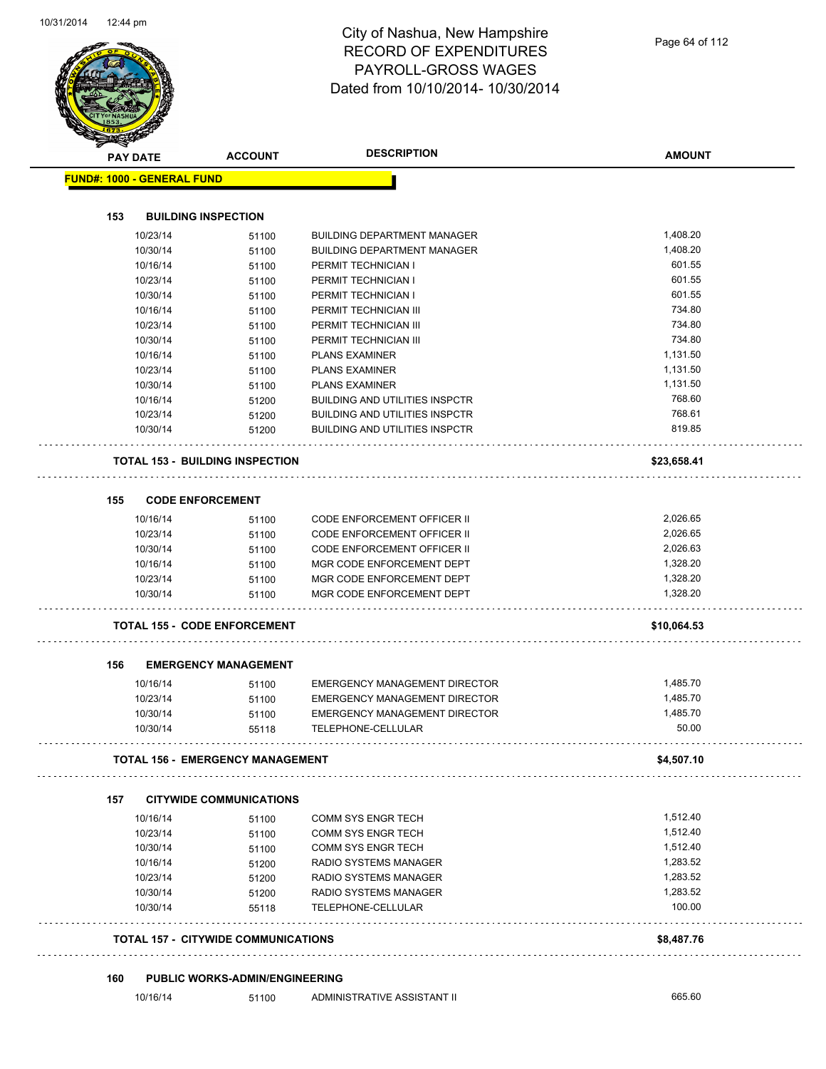# City of Nashua, New Hampshire
## RECORD OF EXPENDITURES
## PAYROLL-GROSS WAGES
## Dated from 10/10/2014- 10/30/2014

| PAY DATE | ACCOUNT | DESCRIPTION | AMOUNT |
|---|---|---|---|
| **FUND#: 1000 - GENERAL FUND** | | | |
| **153 BUILDING INSPECTION** | | | |
| 10/23/14 | 51100 | BUILDING DEPARTMENT MANAGER | 1,408.20 |
| 10/30/14 | 51100 | BUILDING DEPARTMENT MANAGER | 1,408.20 |
| 10/16/14 | 51100 | PERMIT TECHNICIAN I | 601.55 |
| 10/23/14 | 51100 | PERMIT TECHNICIAN I | 601.55 |
| 10/30/14 | 51100 | PERMIT TECHNICIAN I | 601.55 |
| 10/16/14 | 51100 | PERMIT TECHNICIAN III | 734.80 |
| 10/23/14 | 51100 | PERMIT TECHNICIAN III | 734.80 |
| 10/30/14 | 51100 | PERMIT TECHNICIAN III | 734.80 |
| 10/16/14 | 51100 | PLANS EXAMINER | 1,131.50 |
| 10/23/14 | 51100 | PLANS EXAMINER | 1,131.50 |
| 10/30/14 | 51100 | PLANS EXAMINER | 1,131.50 |
| 10/16/14 | 51200 | BUILDING AND UTILITIES INSPCTR | 768.60 |
| 10/23/14 | 51200 | BUILDING AND UTILITIES INSPCTR | 768.61 |
| 10/30/14 | 51200 | BUILDING AND UTILITIES INSPCTR | 819.85 |
| **TOTAL 153 - BUILDING INSPECTION** | | | **$23,658.41** |
| **155 CODE ENFORCEMENT** | | | |
| 10/16/14 | 51100 | CODE ENFORCEMENT OFFICER II | 2,026.65 |
| 10/23/14 | 51100 | CODE ENFORCEMENT OFFICER II | 2,026.65 |
| 10/30/14 | 51100 | CODE ENFORCEMENT OFFICER II | 2,026.63 |
| 10/16/14 | 51100 | MGR CODE ENFORCEMENT DEPT | 1,328.20 |
| 10/23/14 | 51100 | MGR CODE ENFORCEMENT DEPT | 1,328.20 |
| 10/30/14 | 51100 | MGR CODE ENFORCEMENT DEPT | 1,328.20 |
| **TOTAL 155 - CODE ENFORCEMENT** | | | **$10,064.53** |
| **156 EMERGENCY MANAGEMENT** | | | |
| 10/16/14 | 51100 | EMERGENCY MANAGEMENT DIRECTOR | 1,485.70 |
| 10/23/14 | 51100 | EMERGENCY MANAGEMENT DIRECTOR | 1,485.70 |
| 10/30/14 | 51100 | EMERGENCY MANAGEMENT DIRECTOR | 1,485.70 |
| 10/30/14 | 55118 | TELEPHONE-CELLULAR | 50.00 |
| **TOTAL 156 - EMERGENCY MANAGEMENT** | | | **$4,507.10** |
| **157 CITYWIDE COMMUNICATIONS** | | | |
| 10/16/14 | 51100 | COMM SYS ENGR TECH | 1,512.40 |
| 10/23/14 | 51100 | COMM SYS ENGR TECH | 1,512.40 |
| 10/30/14 | 51100 | COMM SYS ENGR TECH | 1,512.40 |
| 10/16/14 | 51200 | RADIO SYSTEMS MANAGER | 1,283.52 |
| 10/23/14 | 51200 | RADIO SYSTEMS MANAGER | 1,283.52 |
| 10/30/14 | 51200 | RADIO SYSTEMS MANAGER | 1,283.52 |
| 10/30/14 | 55118 | TELEPHONE-CELLULAR | 100.00 |
| **TOTAL 157 - CITYWIDE COMMUNICATIONS** | | | **$8,487.76** |
| **160 PUBLIC WORKS-ADMIN/ENGINEERING** | | | |
| 10/16/14 | 51100 | ADMINISTRATIVE ASSISTANT II | 665.60 |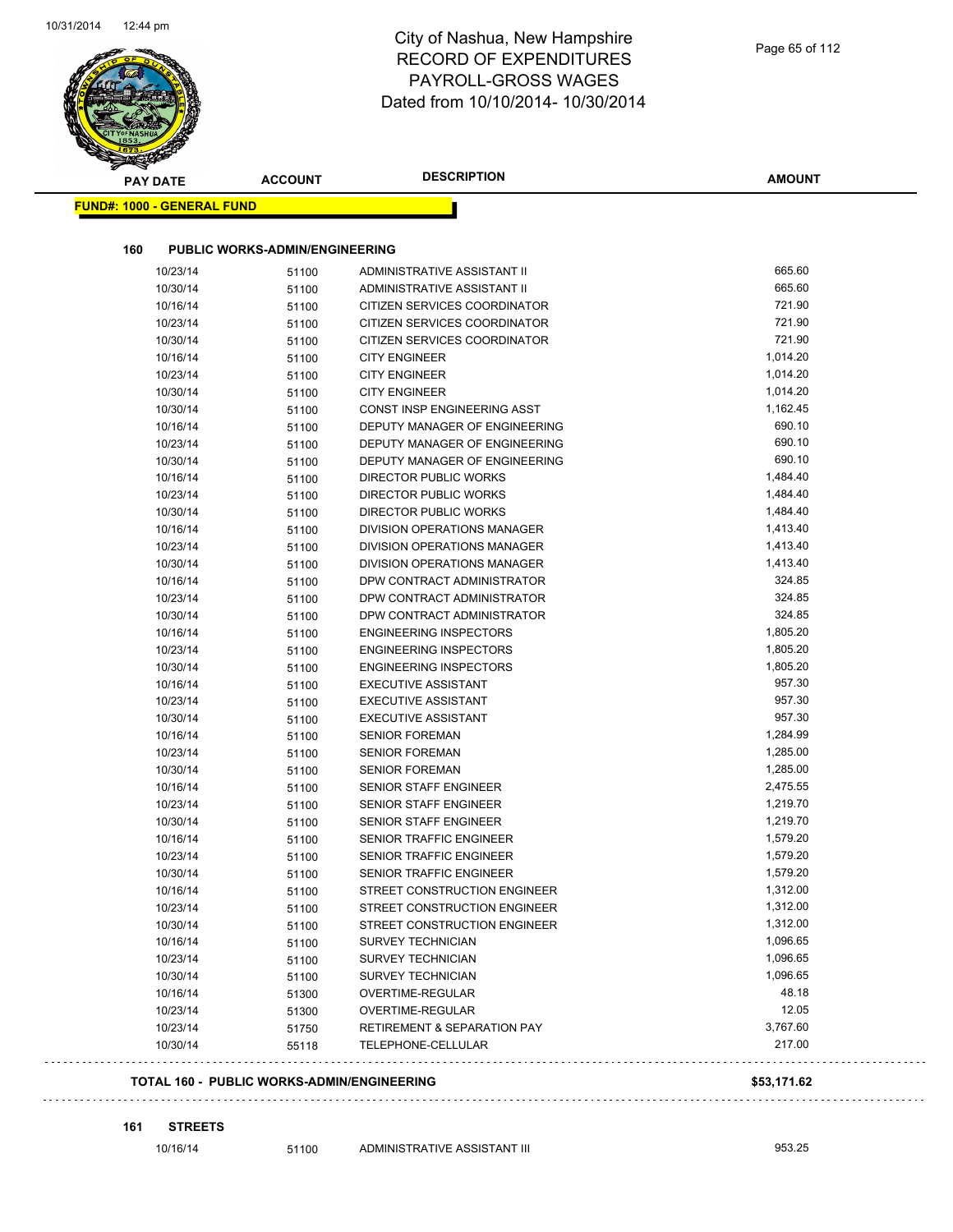# City of Nashua, New Hampshire
## RECORD OF EXPENDITURES
## PAYROLL-GROSS WAGES
## Dated from 10/10/2014- 10/30/2014

**FUND#: 1000 - GENERAL FUND**

### 160 PUBLIC WORKS-ADMIN/ENGINEERING

| PAY DATE | ACCOUNT | DESCRIPTION | AMOUNT |
|---|---|---|---|
| 10/23/14 | 51100 | ADMINISTRATIVE ASSISTANT II | 665.60 |
| 10/30/14 | 51100 | ADMINISTRATIVE ASSISTANT II | 665.60 |
| 10/16/14 | 51100 | CITIZEN SERVICES COORDINATOR | 721.90 |
| 10/23/14 | 51100 | CITIZEN SERVICES COORDINATOR | 721.90 |
| 10/30/14 | 51100 | CITIZEN SERVICES COORDINATOR | 721.90 |
| 10/16/14 | 51100 | CITY ENGINEER | 1,014.20 |
| 10/23/14 | 51100 | CITY ENGINEER | 1,014.20 |
| 10/30/14 | 51100 | CITY ENGINEER | 1,014.20 |
| 10/30/14 | 51100 | CONST INSP ENGINEERING ASST | 1,162.45 |
| 10/16/14 | 51100 | DEPUTY MANAGER OF ENGINEERING | 690.10 |
| 10/23/14 | 51100 | DEPUTY MANAGER OF ENGINEERING | 690.10 |
| 10/30/14 | 51100 | DEPUTY MANAGER OF ENGINEERING | 690.10 |
| 10/16/14 | 51100 | DIRECTOR PUBLIC WORKS | 1,484.40 |
| 10/23/14 | 51100 | DIRECTOR PUBLIC WORKS | 1,484.40 |
| 10/30/14 | 51100 | DIRECTOR PUBLIC WORKS | 1,484.40 |
| 10/16/14 | 51100 | DIVISION OPERATIONS MANAGER | 1,413.40 |
| 10/23/14 | 51100 | DIVISION OPERATIONS MANAGER | 1,413.40 |
| 10/30/14 | 51100 | DIVISION OPERATIONS MANAGER | 1,413.40 |
| 10/16/14 | 51100 | DPW CONTRACT ADMINISTRATOR | 324.85 |
| 10/23/14 | 51100 | DPW CONTRACT ADMINISTRATOR | 324.85 |
| 10/30/14 | 51100 | DPW CONTRACT ADMINISTRATOR | 324.85 |
| 10/16/14 | 51100 | ENGINEERING INSPECTORS | 1,805.20 |
| 10/23/14 | 51100 | ENGINEERING INSPECTORS | 1,805.20 |
| 10/30/14 | 51100 | ENGINEERING INSPECTORS | 1,805.20 |
| 10/16/14 | 51100 | EXECUTIVE ASSISTANT | 957.30 |
| 10/23/14 | 51100 | EXECUTIVE ASSISTANT | 957.30 |
| 10/30/14 | 51100 | EXECUTIVE ASSISTANT | 957.30 |
| 10/16/14 | 51100 | SENIOR FOREMAN | 1,284.99 |
| 10/23/14 | 51100 | SENIOR FOREMAN | 1,285.00 |
| 10/30/14 | 51100 | SENIOR FOREMAN | 1,285.00 |
| 10/16/14 | 51100 | SENIOR STAFF ENGINEER | 2,475.55 |
| 10/23/14 | 51100 | SENIOR STAFF ENGINEER | 1,219.70 |
| 10/30/14 | 51100 | SENIOR STAFF ENGINEER | 1,219.70 |
| 10/16/14 | 51100 | SENIOR TRAFFIC ENGINEER | 1,579.20 |
| 10/23/14 | 51100 | SENIOR TRAFFIC ENGINEER | 1,579.20 |
| 10/30/14 | 51100 | SENIOR TRAFFIC ENGINEER | 1,579.20 |
| 10/16/14 | 51100 | STREET CONSTRUCTION ENGINEER | 1,312.00 |
| 10/23/14 | 51100 | STREET CONSTRUCTION ENGINEER | 1,312.00 |
| 10/30/14 | 51100 | STREET CONSTRUCTION ENGINEER | 1,312.00 |
| 10/16/14 | 51100 | SURVEY TECHNICIAN | 1,096.65 |
| 10/23/14 | 51100 | SURVEY TECHNICIAN | 1,096.65 |
| 10/30/14 | 51100 | SURVEY TECHNICIAN | 1,096.65 |
| 10/16/14 | 51300 | OVERTIME-REGULAR | 48.18 |
| 10/23/14 | 51300 | OVERTIME-REGULAR | 12.05 |
| 10/23/14 | 51750 | RETIREMENT & SEPARATION PAY | 3,767.60 |
| 10/30/14 | 55118 | TELEPHONE-CELLULAR | 217.00 |

**TOTAL 160 - PUBLIC WORKS-ADMIN/ENGINEERING** **$53,171.62**

### 161 STREETS

| PAY DATE | ACCOUNT | DESCRIPTION | AMOUNT |
|---|---|---|---|
| 10/16/14 | 51100 | ADMINISTRATIVE ASSISTANT III | 953.25 |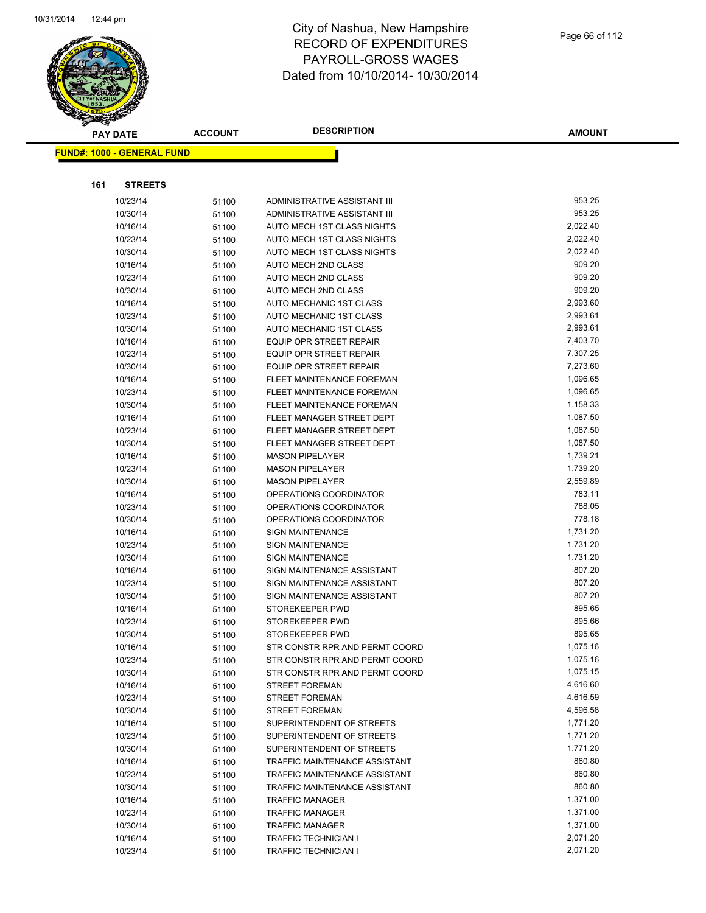# City of Nashua, New Hampshire
## RECORD OF EXPENDITURES
## PAYROLL-GROSS WAGES
## Dated from 10/10/2014- 10/30/2014

**FUND#: 1000 - GENERAL FUND**

**161 STREETS**

| PAY DATE | ACCOUNT | DESCRIPTION | AMOUNT |
|---|---|---|---|
| 10/23/14 | 51100 | ADMINISTRATIVE ASSISTANT III | 953.25 |
| 10/30/14 | 51100 | ADMINISTRATIVE ASSISTANT III | 953.25 |
| 10/16/14 | 51100 | AUTO MECH 1ST CLASS NIGHTS | 2,022.40 |
| 10/23/14 | 51100 | AUTO MECH 1ST CLASS NIGHTS | 2,022.40 |
| 10/30/14 | 51100 | AUTO MECH 1ST CLASS NIGHTS | 2,022.40 |
| 10/16/14 | 51100 | AUTO MECH 2ND CLASS | 909.20 |
| 10/23/14 | 51100 | AUTO MECH 2ND CLASS | 909.20 |
| 10/30/14 | 51100 | AUTO MECH 2ND CLASS | 909.20 |
| 10/16/14 | 51100 | AUTO MECHANIC 1ST CLASS | 2,993.60 |
| 10/23/14 | 51100 | AUTO MECHANIC 1ST CLASS | 2,993.61 |
| 10/30/14 | 51100 | AUTO MECHANIC 1ST CLASS | 2,993.61 |
| 10/16/14 | 51100 | EQUIP OPR STREET REPAIR | 7,403.70 |
| 10/23/14 | 51100 | EQUIP OPR STREET REPAIR | 7,307.25 |
| 10/30/14 | 51100 | EQUIP OPR STREET REPAIR | 7,273.60 |
| 10/16/14 | 51100 | FLEET MAINTENANCE FOREMAN | 1,096.65 |
| 10/23/14 | 51100 | FLEET MAINTENANCE FOREMAN | 1,096.65 |
| 10/30/14 | 51100 | FLEET MAINTENANCE FOREMAN | 1,158.33 |
| 10/16/14 | 51100 | FLEET MANAGER STREET DEPT | 1,087.50 |
| 10/23/14 | 51100 | FLEET MANAGER STREET DEPT | 1,087.50 |
| 10/30/14 | 51100 | FLEET MANAGER STREET DEPT | 1,087.50 |
| 10/16/14 | 51100 | MASON PIPELAYER | 1,739.21 |
| 10/23/14 | 51100 | MASON PIPELAYER | 1,739.20 |
| 10/30/14 | 51100 | MASON PIPELAYER | 2,559.89 |
| 10/16/14 | 51100 | OPERATIONS COORDINATOR | 783.11 |
| 10/23/14 | 51100 | OPERATIONS COORDINATOR | 788.05 |
| 10/30/14 | 51100 | OPERATIONS COORDINATOR | 778.18 |
| 10/16/14 | 51100 | SIGN MAINTENANCE | 1,731.20 |
| 10/23/14 | 51100 | SIGN MAINTENANCE | 1,731.20 |
| 10/30/14 | 51100 | SIGN MAINTENANCE | 1,731.20 |
| 10/16/14 | 51100 | SIGN MAINTENANCE ASSISTANT | 807.20 |
| 10/23/14 | 51100 | SIGN MAINTENANCE ASSISTANT | 807.20 |
| 10/30/14 | 51100 | SIGN MAINTENANCE ASSISTANT | 807.20 |
| 10/16/14 | 51100 | STOREKEEPER PWD | 895.65 |
| 10/23/14 | 51100 | STOREKEEPER PWD | 895.66 |
| 10/30/14 | 51100 | STOREKEEPER PWD | 895.65 |
| 10/16/14 | 51100 | STR CONSTR RPR AND PERMT COORD | 1,075.16 |
| 10/23/14 | 51100 | STR CONSTR RPR AND PERMT COORD | 1,075.16 |
| 10/30/14 | 51100 | STR CONSTR RPR AND PERMT COORD | 1,075.15 |
| 10/16/14 | 51100 | STREET FOREMAN | 4,616.60 |
| 10/23/14 | 51100 | STREET FOREMAN | 4,616.59 |
| 10/30/14 | 51100 | STREET FOREMAN | 4,596.58 |
| 10/16/14 | 51100 | SUPERINTENDENT OF STREETS | 1,771.20 |
| 10/23/14 | 51100 | SUPERINTENDENT OF STREETS | 1,771.20 |
| 10/30/14 | 51100 | SUPERINTENDENT OF STREETS | 1,771.20 |
| 10/16/14 | 51100 | TRAFFIC MAINTENANCE ASSISTANT | 860.80 |
| 10/23/14 | 51100 | TRAFFIC MAINTENANCE ASSISTANT | 860.80 |
| 10/30/14 | 51100 | TRAFFIC MAINTENANCE ASSISTANT | 860.80 |
| 10/16/14 | 51100 | TRAFFIC MANAGER | 1,371.00 |
| 10/23/14 | 51100 | TRAFFIC MANAGER | 1,371.00 |
| 10/30/14 | 51100 | TRAFFIC MANAGER | 1,371.00 |
| 10/16/14 | 51100 | TRAFFIC TECHNICIAN I | 2,071.20 |
| 10/23/14 | 51100 | TRAFFIC TECHNICIAN I | 2,071.20 |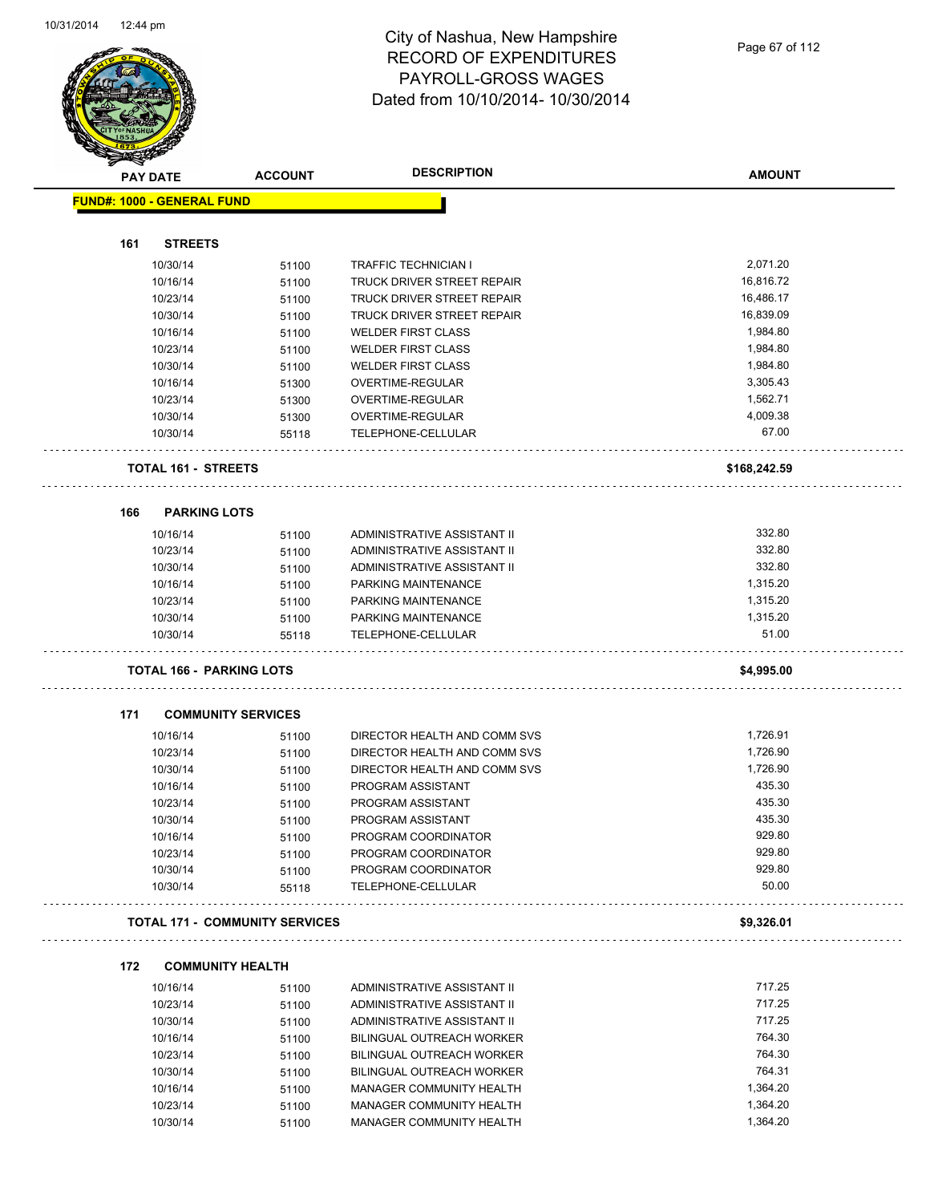# City of Nashua, New Hampshire
## RECORD OF EXPENDITURES
## PAYROLL-GROSS WAGES
## Dated from 10/10/2014- 10/30/2014

| PAY DATE | ACCOUNT | DESCRIPTION | AMOUNT |
|---|---|---|---|
| **FUND#: 1000 - GENERAL FUND** | | | |
| **161 STREETS** | | | |
| 10/30/14 | 51100 | TRAFFIC TECHNICIAN I | 2,071.20 |
| 10/16/14 | 51100 | TRUCK DRIVER STREET REPAIR | 16,816.72 |
| 10/23/14 | 51100 | TRUCK DRIVER STREET REPAIR | 16,486.17 |
| 10/30/14 | 51100 | TRUCK DRIVER STREET REPAIR | 16,839.09 |
| 10/16/14 | 51100 | WELDER FIRST CLASS | 1,984.80 |
| 10/23/14 | 51100 | WELDER FIRST CLASS | 1,984.80 |
| 10/30/14 | 51100 | WELDER FIRST CLASS | 1,984.80 |
| 10/16/14 | 51300 | OVERTIME-REGULAR | 3,305.43 |
| 10/23/14 | 51300 | OVERTIME-REGULAR | 1,562.71 |
| 10/30/14 | 51300 | OVERTIME-REGULAR | 4,009.38 |
| 10/30/14 | 55118 | TELEPHONE-CELLULAR | 67.00 |
| **TOTAL 161 - STREETS** | | | **$168,242.59** |
| **166 PARKING LOTS** | | | |
| 10/16/14 | 51100 | ADMINISTRATIVE ASSISTANT II | 332.80 |
| 10/23/14 | 51100 | ADMINISTRATIVE ASSISTANT II | 332.80 |
| 10/30/14 | 51100 | ADMINISTRATIVE ASSISTANT II | 332.80 |
| 10/16/14 | 51100 | PARKING MAINTENANCE | 1,315.20 |
| 10/23/14 | 51100 | PARKING MAINTENANCE | 1,315.20 |
| 10/30/14 | 51100 | PARKING MAINTENANCE | 1,315.20 |
| 10/30/14 | 55118 | TELEPHONE-CELLULAR | 51.00 |
| **TOTAL 166 - PARKING LOTS** | | | **$4,995.00** |
| **171 COMMUNITY SERVICES** | | | |
| 10/16/14 | 51100 | DIRECTOR HEALTH AND COMM SVS | 1,726.91 |
| 10/23/14 | 51100 | DIRECTOR HEALTH AND COMM SVS | 1,726.90 |
| 10/30/14 | 51100 | DIRECTOR HEALTH AND COMM SVS | 1,726.90 |
| 10/16/14 | 51100 | PROGRAM ASSISTANT | 435.30 |
| 10/23/14 | 51100 | PROGRAM ASSISTANT | 435.30 |
| 10/30/14 | 51100 | PROGRAM ASSISTANT | 435.30 |
| 10/16/14 | 51100 | PROGRAM COORDINATOR | 929.80 |
| 10/23/14 | 51100 | PROGRAM COORDINATOR | 929.80 |
| 10/30/14 | 51100 | PROGRAM COORDINATOR | 929.80 |
| 10/30/14 | 55118 | TELEPHONE-CELLULAR | 50.00 |
| **TOTAL 171 - COMMUNITY SERVICES** | | | **$9,326.01** |
| **172 COMMUNITY HEALTH** | | | |
| 10/16/14 | 51100 | ADMINISTRATIVE ASSISTANT II | 717.25 |
| 10/23/14 | 51100 | ADMINISTRATIVE ASSISTANT II | 717.25 |
| 10/30/14 | 51100 | ADMINISTRATIVE ASSISTANT II | 717.25 |
| 10/16/14 | 51100 | BILINGUAL OUTREACH WORKER | 764.30 |
| 10/23/14 | 51100 | BILINGUAL OUTREACH WORKER | 764.30 |
| 10/30/14 | 51100 | BILINGUAL OUTREACH WORKER | 764.31 |
| 10/16/14 | 51100 | MANAGER COMMUNITY HEALTH | 1,364.20 |
| 10/23/14 | 51100 | MANAGER COMMUNITY HEALTH | 1,364.20 |
| 10/30/14 | 51100 | MANAGER COMMUNITY HEALTH | 1,364.20 |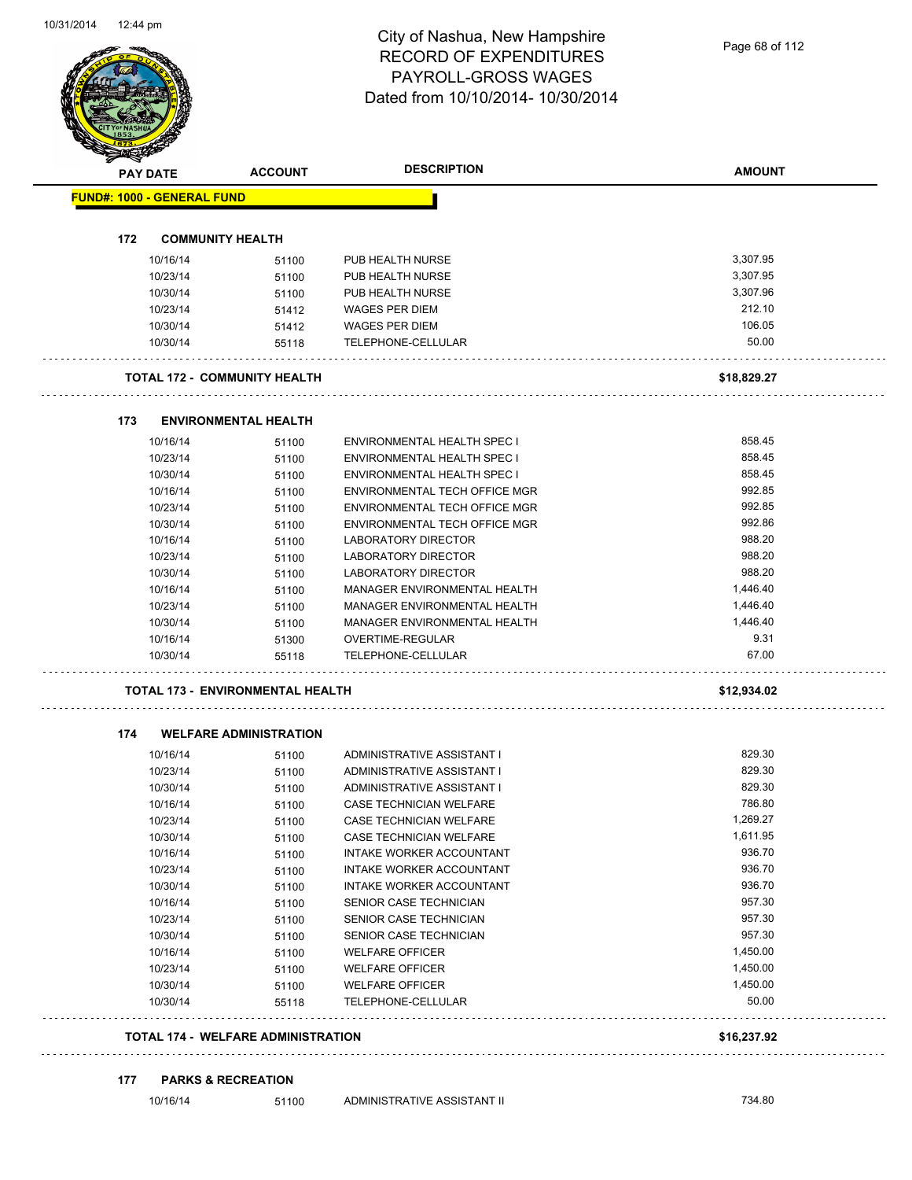# City of Nashua, New Hampshire
# RECORD OF EXPENDITURES
# PAYROLL-GROSS WAGES
# Dated from 10/10/2014- 10/30/2014

| PAY DATE | ACCOUNT | DESCRIPTION | AMOUNT |
|---|---|---|---|
| **FUND#: 1000 - GENERAL FUND** | | | |
| **172 COMMUNITY HEALTH** | | | |
| 10/16/14 | 51100 | PUB HEALTH NURSE | 3,307.95 |
| 10/23/14 | 51100 | PUB HEALTH NURSE | 3,307.95 |
| 10/30/14 | 51100 | PUB HEALTH NURSE | 3,307.96 |
| 10/23/14 | 51412 | WAGES PER DIEM | 212.10 |
| 10/30/14 | 51412 | WAGES PER DIEM | 106.05 |
| 10/30/14 | 55118 | TELEPHONE-CELLULAR | 50.00 |
| **TOTAL 172 - COMMUNITY HEALTH** | | | **$18,829.27** |
| **173 ENVIRONMENTAL HEALTH** | | | |
| 10/16/14 | 51100 | ENVIRONMENTAL HEALTH SPEC I | 858.45 |
| 10/23/14 | 51100 | ENVIRONMENTAL HEALTH SPEC I | 858.45 |
| 10/30/14 | 51100 | ENVIRONMENTAL HEALTH SPEC I | 858.45 |
| 10/16/14 | 51100 | ENVIRONMENTAL TECH OFFICE MGR | 992.85 |
| 10/23/14 | 51100 | ENVIRONMENTAL TECH OFFICE MGR | 992.85 |
| 10/30/14 | 51100 | ENVIRONMENTAL TECH OFFICE MGR | 992.86 |
| 10/16/14 | 51100 | LABORATORY DIRECTOR | 988.20 |
| 10/23/14 | 51100 | LABORATORY DIRECTOR | 988.20 |
| 10/30/14 | 51100 | LABORATORY DIRECTOR | 988.20 |
| 10/16/14 | 51100 | MANAGER ENVIRONMENTAL HEALTH | 1,446.40 |
| 10/23/14 | 51100 | MANAGER ENVIRONMENTAL HEALTH | 1,446.40 |
| 10/30/14 | 51100 | MANAGER ENVIRONMENTAL HEALTH | 1,446.40 |
| 10/16/14 | 51300 | OVERTIME-REGULAR | 9.31 |
| 10/30/14 | 55118 | TELEPHONE-CELLULAR | 67.00 |
| **TOTAL 173 - ENVIRONMENTAL HEALTH** | | | **$12,934.02** |
| **174 WELFARE ADMINISTRATION** | | | |
| 10/16/14 | 51100 | ADMINISTRATIVE ASSISTANT I | 829.30 |
| 10/23/14 | 51100 | ADMINISTRATIVE ASSISTANT I | 829.30 |
| 10/30/14 | 51100 | ADMINISTRATIVE ASSISTANT I | 829.30 |
| 10/16/14 | 51100 | CASE TECHNICIAN WELFARE | 786.80 |
| 10/23/14 | 51100 | CASE TECHNICIAN WELFARE | 1,269.27 |
| 10/30/14 | 51100 | CASE TECHNICIAN WELFARE | 1,611.95 |
| 10/16/14 | 51100 | INTAKE WORKER ACCOUNTANT | 936.70 |
| 10/23/14 | 51100 | INTAKE WORKER ACCOUNTANT | 936.70 |
| 10/30/14 | 51100 | INTAKE WORKER ACCOUNTANT | 936.70 |
| 10/16/14 | 51100 | SENIOR CASE TECHNICIAN | 957.30 |
| 10/23/14 | 51100 | SENIOR CASE TECHNICIAN | 957.30 |
| 10/30/14 | 51100 | SENIOR CASE TECHNICIAN | 957.30 |
| 10/16/14 | 51100 | WELFARE OFFICER | 1,450.00 |
| 10/23/14 | 51100 | WELFARE OFFICER | 1,450.00 |
| 10/30/14 | 51100 | WELFARE OFFICER | 1,450.00 |
| 10/30/14 | 55118 | TELEPHONE-CELLULAR | 50.00 |
| **TOTAL 174 - WELFARE ADMINISTRATION** | | | **$16,237.92** |
| **177 PARKS & RECREATION** | | | |
| 10/16/14 | 51100 | ADMINISTRATIVE ASSISTANT II | 734.80 |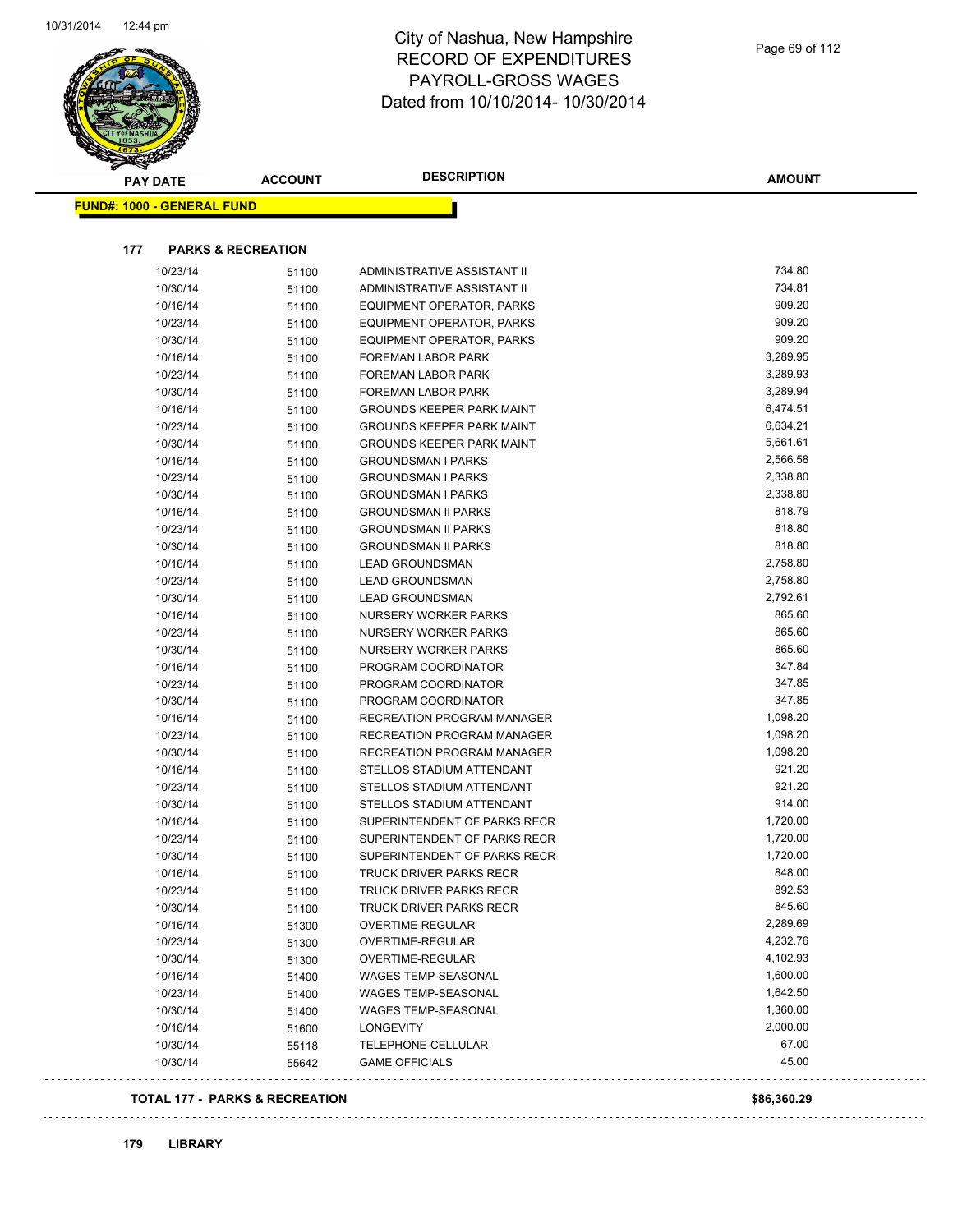# City of Nashua, New Hampshire
## RECORD OF EXPENDITURES
## PAYROLL-GROSS WAGES
## Dated from 10/10/2014- 10/30/2014

**FUND#: 1000 - GENERAL FUND**

### 177 PARKS & RECREATION

| PAY DATE | ACCOUNT | DESCRIPTION | AMOUNT |
|---|---|---|---|
| 10/23/14 | 51100 | ADMINISTRATIVE ASSISTANT II | 734.80 |
| 10/30/14 | 51100 | ADMINISTRATIVE ASSISTANT II | 734.81 |
| 10/16/14 | 51100 | EQUIPMENT OPERATOR, PARKS | 909.20 |
| 10/23/14 | 51100 | EQUIPMENT OPERATOR, PARKS | 909.20 |
| 10/30/14 | 51100 | EQUIPMENT OPERATOR, PARKS | 909.20 |
| 10/16/14 | 51100 | FOREMAN LABOR PARK | 3,289.95 |
| 10/23/14 | 51100 | FOREMAN LABOR PARK | 3,289.93 |
| 10/30/14 | 51100 | FOREMAN LABOR PARK | 3,289.94 |
| 10/16/14 | 51100 | GROUNDS KEEPER PARK MAINT | 6,474.51 |
| 10/23/14 | 51100 | GROUNDS KEEPER PARK MAINT | 6,634.21 |
| 10/30/14 | 51100 | GROUNDS KEEPER PARK MAINT | 5,661.61 |
| 10/16/14 | 51100 | GROUNDSMAN I PARKS | 2,566.58 |
| 10/23/14 | 51100 | GROUNDSMAN I PARKS | 2,338.80 |
| 10/30/14 | 51100 | GROUNDSMAN I PARKS | 2,338.80 |
| 10/16/14 | 51100 | GROUNDSMAN II PARKS | 818.79 |
| 10/23/14 | 51100 | GROUNDSMAN II PARKS | 818.80 |
| 10/30/14 | 51100 | GROUNDSMAN II PARKS | 818.80 |
| 10/16/14 | 51100 | LEAD GROUNDSMAN | 2,758.80 |
| 10/23/14 | 51100 | LEAD GROUNDSMAN | 2,758.80 |
| 10/30/14 | 51100 | LEAD GROUNDSMAN | 2,792.61 |
| 10/16/14 | 51100 | NURSERY WORKER PARKS | 865.60 |
| 10/23/14 | 51100 | NURSERY WORKER PARKS | 865.60 |
| 10/30/14 | 51100 | NURSERY WORKER PARKS | 865.60 |
| 10/16/14 | 51100 | PROGRAM COORDINATOR | 347.84 |
| 10/23/14 | 51100 | PROGRAM COORDINATOR | 347.85 |
| 10/30/14 | 51100 | PROGRAM COORDINATOR | 347.85 |
| 10/16/14 | 51100 | RECREATION PROGRAM MANAGER | 1,098.20 |
| 10/23/14 | 51100 | RECREATION PROGRAM MANAGER | 1,098.20 |
| 10/30/14 | 51100 | RECREATION PROGRAM MANAGER | 1,098.20 |
| 10/16/14 | 51100 | STELLOS STADIUM ATTENDANT | 921.20 |
| 10/23/14 | 51100 | STELLOS STADIUM ATTENDANT | 921.20 |
| 10/30/14 | 51100 | STELLOS STADIUM ATTENDANT | 914.00 |
| 10/16/14 | 51100 | SUPERINTENDENT OF PARKS RECR | 1,720.00 |
| 10/23/14 | 51100 | SUPERINTENDENT OF PARKS RECR | 1,720.00 |
| 10/30/14 | 51100 | SUPERINTENDENT OF PARKS RECR | 1,720.00 |
| 10/16/14 | 51100 | TRUCK DRIVER PARKS RECR | 848.00 |
| 10/23/14 | 51100 | TRUCK DRIVER PARKS RECR | 892.53 |
| 10/30/14 | 51100 | TRUCK DRIVER PARKS RECR | 845.60 |
| 10/16/14 | 51300 | OVERTIME-REGULAR | 2,289.69 |
| 10/23/14 | 51300 | OVERTIME-REGULAR | 4,232.76 |
| 10/30/14 | 51300 | OVERTIME-REGULAR | 4,102.93 |
| 10/16/14 | 51400 | WAGES TEMP-SEASONAL | 1,600.00 |
| 10/23/14 | 51400 | WAGES TEMP-SEASONAL | 1,642.50 |
| 10/30/14 | 51400 | WAGES TEMP-SEASONAL | 1,360.00 |
| 10/16/14 | 51600 | LONGEVITY | 2,000.00 |
| 10/30/14 | 55118 | TELEPHONE-CELLULAR | 67.00 |
| 10/30/14 | 55642 | GAME OFFICIALS | 45.00 |

**TOTAL 177 - PARKS & RECREATION** **$86,360.29**

### 179 LIBRARY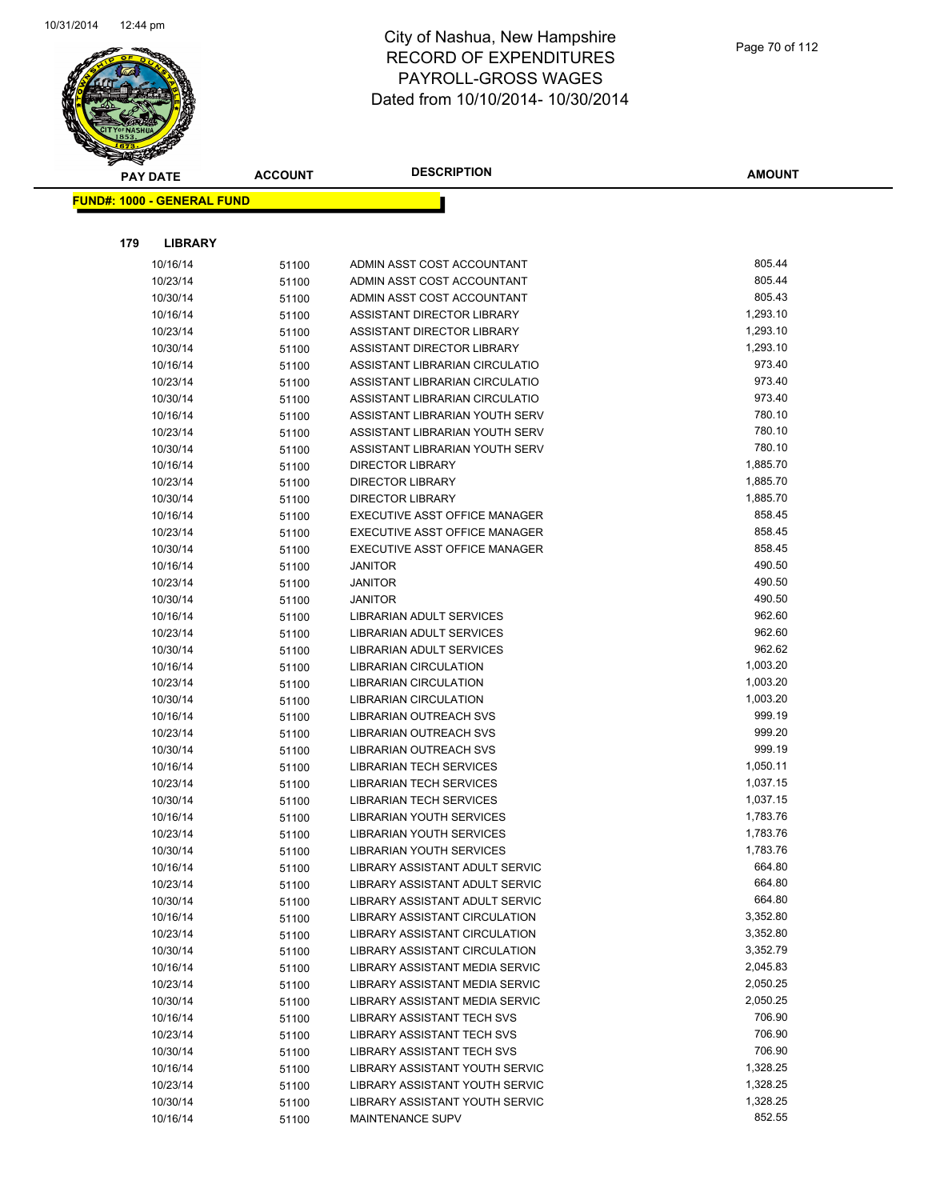# City of Nashua, New Hampshire
# RECORD OF EXPENDITURES
# PAYROLL-GROSS WAGES
# Dated from 10/10/2014- 10/30/2014

**FUND#: 1000 - GENERAL FUND**

**179 LIBRARY**

| PAY DATE | ACCOUNT | DESCRIPTION | AMOUNT |
|---|---|---|---|
| 10/16/14 | 51100 | ADMIN ASST COST ACCOUNTANT | 805.44 |
| 10/23/14 | 51100 | ADMIN ASST COST ACCOUNTANT | 805.44 |
| 10/30/14 | 51100 | ADMIN ASST COST ACCOUNTANT | 805.43 |
| 10/16/14 | 51100 | ASSISTANT DIRECTOR LIBRARY | 1,293.10 |
| 10/23/14 | 51100 | ASSISTANT DIRECTOR LIBRARY | 1,293.10 |
| 10/30/14 | 51100 | ASSISTANT DIRECTOR LIBRARY | 1,293.10 |
| 10/16/14 | 51100 | ASSISTANT LIBRARIAN CIRCULATIO | 973.40 |
| 10/23/14 | 51100 | ASSISTANT LIBRARIAN CIRCULATIO | 973.40 |
| 10/30/14 | 51100 | ASSISTANT LIBRARIAN CIRCULATIO | 973.40 |
| 10/16/14 | 51100 | ASSISTANT LIBRARIAN YOUTH SERV | 780.10 |
| 10/23/14 | 51100 | ASSISTANT LIBRARIAN YOUTH SERV | 780.10 |
| 10/30/14 | 51100 | ASSISTANT LIBRARIAN YOUTH SERV | 780.10 |
| 10/16/14 | 51100 | DIRECTOR LIBRARY | 1,885.70 |
| 10/23/14 | 51100 | DIRECTOR LIBRARY | 1,885.70 |
| 10/30/14 | 51100 | DIRECTOR LIBRARY | 1,885.70 |
| 10/16/14 | 51100 | EXECUTIVE ASST OFFICE MANAGER | 858.45 |
| 10/23/14 | 51100 | EXECUTIVE ASST OFFICE MANAGER | 858.45 |
| 10/30/14 | 51100 | EXECUTIVE ASST OFFICE MANAGER | 858.45 |
| 10/16/14 | 51100 | JANITOR | 490.50 |
| 10/23/14 | 51100 | JANITOR | 490.50 |
| 10/30/14 | 51100 | JANITOR | 490.50 |
| 10/16/14 | 51100 | LIBRARIAN ADULT SERVICES | 962.60 |
| 10/23/14 | 51100 | LIBRARIAN ADULT SERVICES | 962.60 |
| 10/30/14 | 51100 | LIBRARIAN ADULT SERVICES | 962.62 |
| 10/16/14 | 51100 | LIBRARIAN CIRCULATION | 1,003.20 |
| 10/23/14 | 51100 | LIBRARIAN CIRCULATION | 1,003.20 |
| 10/30/14 | 51100 | LIBRARIAN CIRCULATION | 1,003.20 |
| 10/16/14 | 51100 | LIBRARIAN OUTREACH SVS | 999.19 |
| 10/23/14 | 51100 | LIBRARIAN OUTREACH SVS | 999.20 |
| 10/30/14 | 51100 | LIBRARIAN OUTREACH SVS | 999.19 |
| 10/16/14 | 51100 | LIBRARIAN TECH SERVICES | 1,050.11 |
| 10/23/14 | 51100 | LIBRARIAN TECH SERVICES | 1,037.15 |
| 10/30/14 | 51100 | LIBRARIAN TECH SERVICES | 1,037.15 |
| 10/16/14 | 51100 | LIBRARIAN YOUTH SERVICES | 1,783.76 |
| 10/23/14 | 51100 | LIBRARIAN YOUTH SERVICES | 1,783.76 |
| 10/30/14 | 51100 | LIBRARIAN YOUTH SERVICES | 1,783.76 |
| 10/16/14 | 51100 | LIBRARY ASSISTANT ADULT SERVIC | 664.80 |
| 10/23/14 | 51100 | LIBRARY ASSISTANT ADULT SERVIC | 664.80 |
| 10/30/14 | 51100 | LIBRARY ASSISTANT ADULT SERVIC | 664.80 |
| 10/16/14 | 51100 | LIBRARY ASSISTANT CIRCULATION | 3,352.80 |
| 10/23/14 | 51100 | LIBRARY ASSISTANT CIRCULATION | 3,352.80 |
| 10/30/14 | 51100 | LIBRARY ASSISTANT CIRCULATION | 3,352.79 |
| 10/16/14 | 51100 | LIBRARY ASSISTANT MEDIA SERVIC | 2,045.83 |
| 10/23/14 | 51100 | LIBRARY ASSISTANT MEDIA SERVIC | 2,050.25 |
| 10/30/14 | 51100 | LIBRARY ASSISTANT MEDIA SERVIC | 2,050.25 |
| 10/16/14 | 51100 | LIBRARY ASSISTANT TECH SVS | 706.90 |
| 10/23/14 | 51100 | LIBRARY ASSISTANT TECH SVS | 706.90 |
| 10/30/14 | 51100 | LIBRARY ASSISTANT TECH SVS | 706.90 |
| 10/16/14 | 51100 | LIBRARY ASSISTANT YOUTH SERVIC | 1,328.25 |
| 10/23/14 | 51100 | LIBRARY ASSISTANT YOUTH SERVIC | 1,328.25 |
| 10/30/14 | 51100 | LIBRARY ASSISTANT YOUTH SERVIC | 1,328.25 |
| 10/16/14 | 51100 | MAINTENANCE SUPV | 852.55 |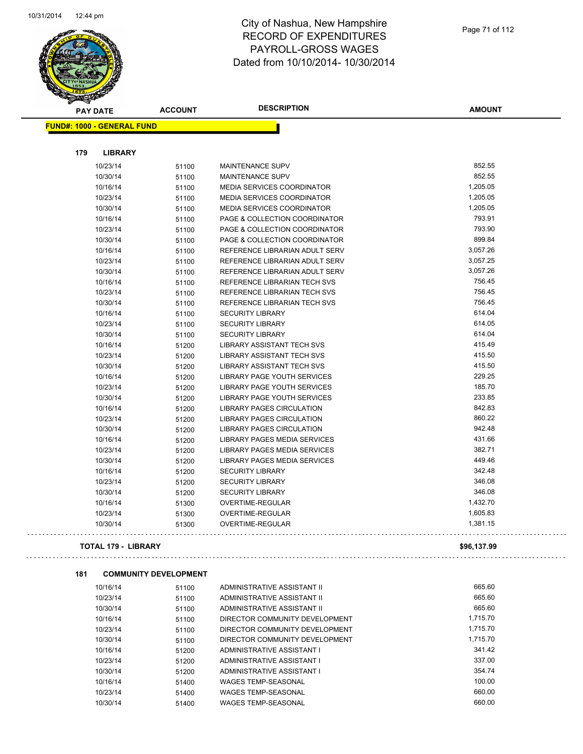# City of Nashua, New Hampshire
# RECORD OF EXPENDITURES
# PAYROLL-GROSS WAGES
# Dated from 10/10/2014- 10/30/2014

**FUND#: 1000 - GENERAL FUND**

### 179 LIBRARY

| PAY DATE | ACCOUNT | DESCRIPTION | AMOUNT |
|---|---|---|---|
| 10/23/14 | 51100 | MAINTENANCE SUPV | 852.55 |
| 10/30/14 | 51100 | MAINTENANCE SUPV | 852.55 |
| 10/16/14 | 51100 | MEDIA SERVICES COORDINATOR | 1,205.05 |
| 10/23/14 | 51100 | MEDIA SERVICES COORDINATOR | 1,205.05 |
| 10/30/14 | 51100 | MEDIA SERVICES COORDINATOR | 1,205.05 |
| 10/16/14 | 51100 | PAGE & COLLECTION COORDINATOR | 793.91 |
| 10/23/14 | 51100 | PAGE & COLLECTION COORDINATOR | 793.90 |
| 10/30/14 | 51100 | PAGE & COLLECTION COORDINATOR | 899.84 |
| 10/16/14 | 51100 | REFERENCE LIBRARIAN ADULT SERV | 3,057.26 |
| 10/23/14 | 51100 | REFERENCE LIBRARIAN ADULT SERV | 3,057.25 |
| 10/30/14 | 51100 | REFERENCE LIBRARIAN ADULT SERV | 3,057.26 |
| 10/16/14 | 51100 | REFERENCE LIBRARIAN TECH SVS | 756.45 |
| 10/23/14 | 51100 | REFERENCE LIBRARIAN TECH SVS | 756.45 |
| 10/30/14 | 51100 | REFERENCE LIBRARIAN TECH SVS | 756.45 |
| 10/16/14 | 51100 | SECURITY LIBRARY | 614.04 |
| 10/23/14 | 51100 | SECURITY LIBRARY | 614.05 |
| 10/30/14 | 51100 | SECURITY LIBRARY | 614.04 |
| 10/16/14 | 51200 | LIBRARY ASSISTANT TECH SVS | 415.49 |
| 10/23/14 | 51200 | LIBRARY ASSISTANT TECH SVS | 415.50 |
| 10/30/14 | 51200 | LIBRARY ASSISTANT TECH SVS | 415.50 |
| 10/16/14 | 51200 | LIBRARY PAGE YOUTH SERVICES | 229.25 |
| 10/23/14 | 51200 | LIBRARY PAGE YOUTH SERVICES | 185.70 |
| 10/30/14 | 51200 | LIBRARY PAGE YOUTH SERVICES | 233.85 |
| 10/16/14 | 51200 | LIBRARY PAGES CIRCULATION | 842.83 |
| 10/23/14 | 51200 | LIBRARY PAGES CIRCULATION | 860.22 |
| 10/30/14 | 51200 | LIBRARY PAGES CIRCULATION | 942.48 |
| 10/16/14 | 51200 | LIBRARY PAGES MEDIA SERVICES | 431.66 |
| 10/23/14 | 51200 | LIBRARY PAGES MEDIA SERVICES | 382.71 |
| 10/30/14 | 51200 | LIBRARY PAGES MEDIA SERVICES | 449.46 |
| 10/16/14 | 51200 | SECURITY LIBRARY | 342.48 |
| 10/23/14 | 51200 | SECURITY LIBRARY | 346.08 |
| 10/30/14 | 51200 | SECURITY LIBRARY | 346.08 |
| 10/16/14 | 51300 | OVERTIME-REGULAR | 1,432.70 |
| 10/23/14 | 51300 | OVERTIME-REGULAR | 1,605.83 |
| 10/30/14 | 51300 | OVERTIME-REGULAR | 1,381.15 |

**TOTAL 179 - LIBRARY** **$96,137.99**

### 181 COMMUNITY DEVELOPMENT

| PAY DATE | ACCOUNT | DESCRIPTION | AMOUNT |
|---|---|---|---|
| 10/16/14 | 51100 | ADMINISTRATIVE ASSISTANT II | 665.60 |
| 10/23/14 | 51100 | ADMINISTRATIVE ASSISTANT II | 665.60 |
| 10/30/14 | 51100 | ADMINISTRATIVE ASSISTANT II | 665.60 |
| 10/16/14 | 51100 | DIRECTOR COMMUNITY DEVELOPMENT | 1,715.70 |
| 10/23/14 | 51100 | DIRECTOR COMMUNITY DEVELOPMENT | 1,715.70 |
| 10/30/14 | 51100 | DIRECTOR COMMUNITY DEVELOPMENT | 1,715.70 |
| 10/16/14 | 51200 | ADMINISTRATIVE ASSISTANT I | 341.42 |
| 10/23/14 | 51200 | ADMINISTRATIVE ASSISTANT I | 337.00 |
| 10/30/14 | 51200 | ADMINISTRATIVE ASSISTANT I | 354.74 |
| 10/16/14 | 51400 | WAGES TEMP-SEASONAL | 100.00 |
| 10/23/14 | 51400 | WAGES TEMP-SEASONAL | 660.00 |
| 10/30/14 | 51400 | WAGES TEMP-SEASONAL | 660.00 |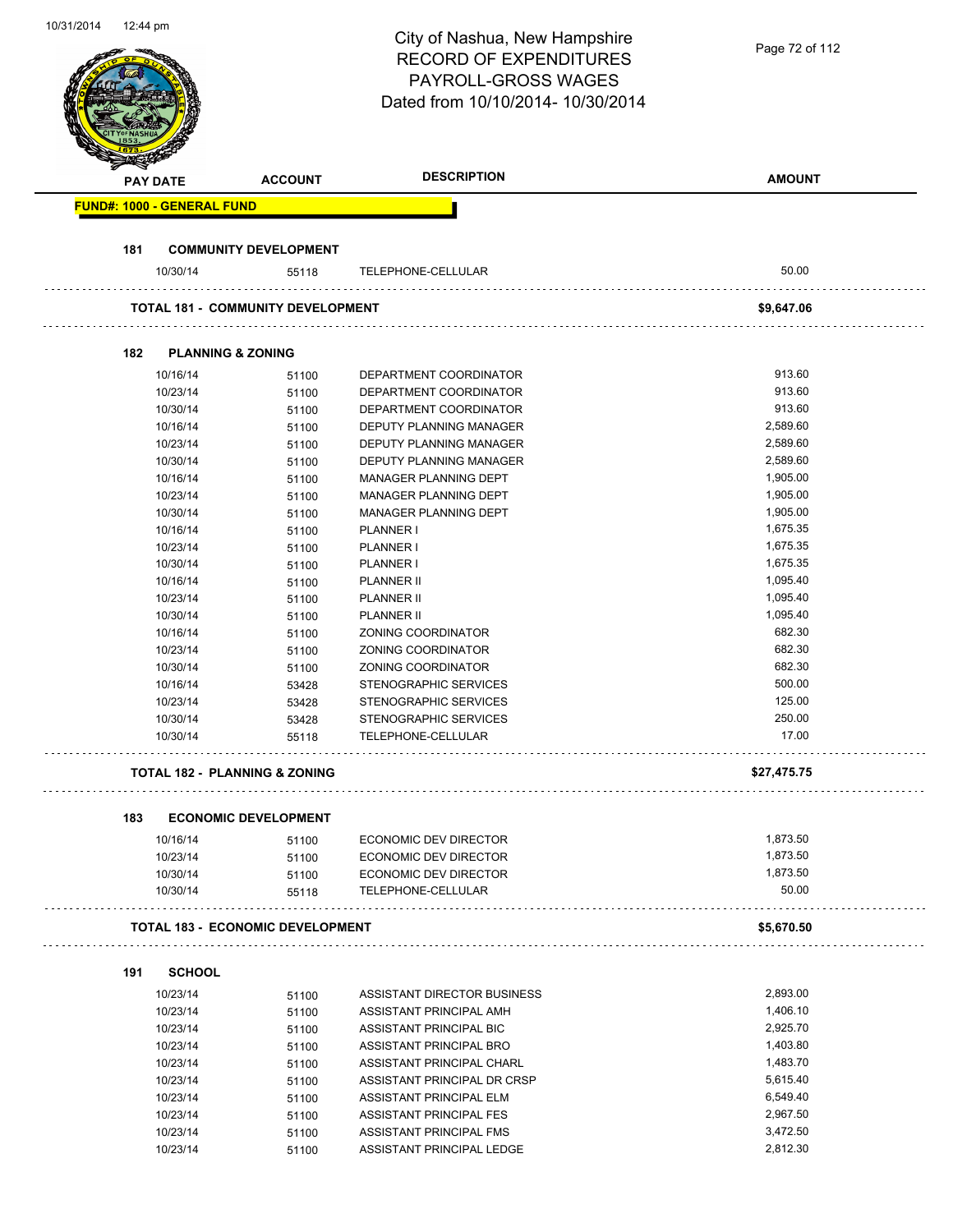# City of Nashua, New Hampshire
## RECORD OF EXPENDITURES
## PAYROLL-GROSS WAGES
## Dated from 10/10/2014- 10/30/2014

| PAY DATE | ACCOUNT | DESCRIPTION | AMOUNT |
|---|---|---|---|

**FUND#: 1000 - GENERAL FUND**

### 181 COMMUNITY DEVELOPMENT

| PAY DATE | ACCOUNT | DESCRIPTION | AMOUNT |
|---|---|---|---|
| 10/30/14 | 55118 | TELEPHONE-CELLULAR | 50.00 |

**TOTAL 181 - COMMUNITY DEVELOPMENT** **$9,647.06**

### 182 PLANNING & ZONING

| PAY DATE | ACCOUNT | DESCRIPTION | AMOUNT |
|---|---|---|---|
| 10/16/14 | 51100 | DEPARTMENT COORDINATOR | 913.60 |
| 10/23/14 | 51100 | DEPARTMENT COORDINATOR | 913.60 |
| 10/30/14 | 51100 | DEPARTMENT COORDINATOR | 913.60 |
| 10/16/14 | 51100 | DEPUTY PLANNING MANAGER | 2,589.60 |
| 10/23/14 | 51100 | DEPUTY PLANNING MANAGER | 2,589.60 |
| 10/30/14 | 51100 | DEPUTY PLANNING MANAGER | 2,589.60 |
| 10/16/14 | 51100 | MANAGER PLANNING DEPT | 1,905.00 |
| 10/23/14 | 51100 | MANAGER PLANNING DEPT | 1,905.00 |
| 10/30/14 | 51100 | MANAGER PLANNING DEPT | 1,905.00 |
| 10/16/14 | 51100 | PLANNER I | 1,675.35 |
| 10/23/14 | 51100 | PLANNER I | 1,675.35 |
| 10/30/14 | 51100 | PLANNER I | 1,675.35 |
| 10/16/14 | 51100 | PLANNER II | 1,095.40 |
| 10/23/14 | 51100 | PLANNER II | 1,095.40 |
| 10/30/14 | 51100 | PLANNER II | 1,095.40 |
| 10/16/14 | 51100 | ZONING COORDINATOR | 682.30 |
| 10/23/14 | 51100 | ZONING COORDINATOR | 682.30 |
| 10/30/14 | 51100 | ZONING COORDINATOR | 682.30 |
| 10/16/14 | 53428 | STENOGRAPHIC SERVICES | 500.00 |
| 10/23/14 | 53428 | STENOGRAPHIC SERVICES | 125.00 |
| 10/30/14 | 53428 | STENOGRAPHIC SERVICES | 250.00 |
| 10/30/14 | 55118 | TELEPHONE-CELLULAR | 17.00 |

**TOTAL 182 - PLANNING & ZONING** **$27,475.75**

### 183 ECONOMIC DEVELOPMENT

| PAY DATE | ACCOUNT | DESCRIPTION | AMOUNT |
|---|---|---|---|
| 10/16/14 | 51100 | ECONOMIC DEV DIRECTOR | 1,873.50 |
| 10/23/14 | 51100 | ECONOMIC DEV DIRECTOR | 1,873.50 |
| 10/30/14 | 51100 | ECONOMIC DEV DIRECTOR | 1,873.50 |
| 10/30/14 | 55118 | TELEPHONE-CELLULAR | 50.00 |

**TOTAL 183 - ECONOMIC DEVELOPMENT** **$5,670.50**

### 191 SCHOOL

| PAY DATE | ACCOUNT | DESCRIPTION | AMOUNT |
|---|---|---|---|
| 10/23/14 | 51100 | ASSISTANT DIRECTOR BUSINESS | 2,893.00 |
| 10/23/14 | 51100 | ASSISTANT PRINCIPAL AMH | 1,406.10 |
| 10/23/14 | 51100 | ASSISTANT PRINCIPAL BIC | 2,925.70 |
| 10/23/14 | 51100 | ASSISTANT PRINCIPAL BRO | 1,403.80 |
| 10/23/14 | 51100 | ASSISTANT PRINCIPAL CHARL | 1,483.70 |
| 10/23/14 | 51100 | ASSISTANT PRINCIPAL DR CRSP | 5,615.40 |
| 10/23/14 | 51100 | ASSISTANT PRINCIPAL ELM | 6,549.40 |
| 10/23/14 | 51100 | ASSISTANT PRINCIPAL FES | 2,967.50 |
| 10/23/14 | 51100 | ASSISTANT PRINCIPAL FMS | 3,472.50 |
| 10/23/14 | 51100 | ASSISTANT PRINCIPAL LEDGE | 2,812.30 |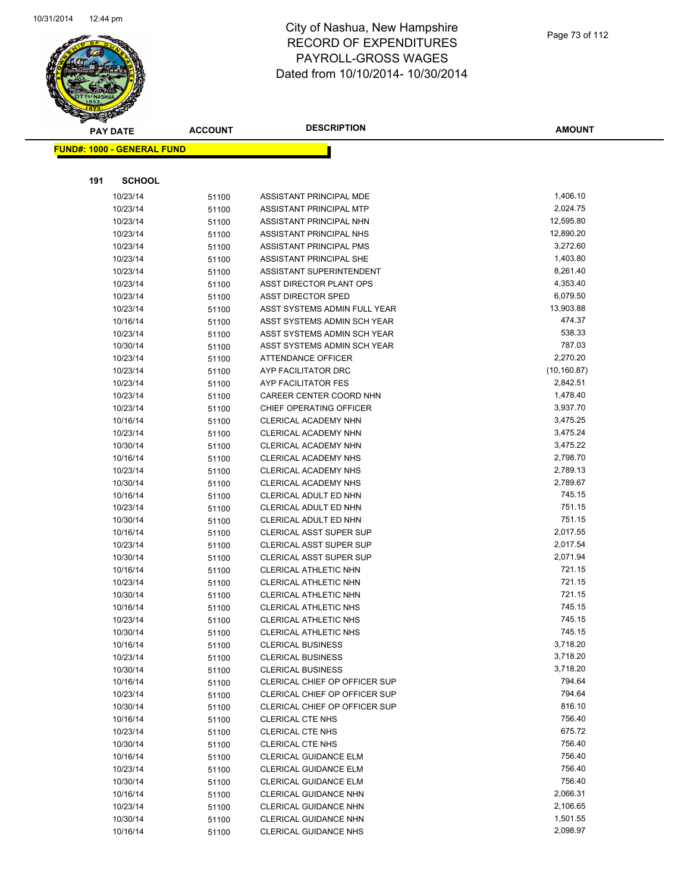# City of Nashua, New Hampshire
## RECORD OF EXPENDITURES
## PAYROLL-GROSS WAGES
## Dated from 10/10/2014- 10/30/2014

**FUND#: 1000 - GENERAL FUND**

**191 SCHOOL**

| PAY DATE | ACCOUNT | DESCRIPTION | AMOUNT |
|---|---|---|---|
| 10/23/14 | 51100 | ASSISTANT PRINCIPAL MDE | 1,406.10 |
| 10/23/14 | 51100 | ASSISTANT PRINCIPAL MTP | 2,024.75 |
| 10/23/14 | 51100 | ASSISTANT PRINCIPAL NHN | 12,595.80 |
| 10/23/14 | 51100 | ASSISTANT PRINCIPAL NHS | 12,890.20 |
| 10/23/14 | 51100 | ASSISTANT PRINCIPAL PMS | 3,272.60 |
| 10/23/14 | 51100 | ASSISTANT PRINCIPAL SHE | 1,403.80 |
| 10/23/14 | 51100 | ASSISTANT SUPERINTENDENT | 8,261.40 |
| 10/23/14 | 51100 | ASST DIRECTOR PLANT OPS | 4,353.40 |
| 10/23/14 | 51100 | ASST DIRECTOR SPED | 6,079.50 |
| 10/23/14 | 51100 | ASST SYSTEMS ADMIN FULL YEAR | 13,903.88 |
| 10/16/14 | 51100 | ASST SYSTEMS ADMIN SCH YEAR | 474.37 |
| 10/23/14 | 51100 | ASST SYSTEMS ADMIN SCH YEAR | 538.33 |
| 10/30/14 | 51100 | ASST SYSTEMS ADMIN SCH YEAR | 787.03 |
| 10/23/14 | 51100 | ATTENDANCE OFFICER | 2,270.20 |
| 10/23/14 | 51100 | AYP FACILITATOR DRC | (10,160.87) |
| 10/23/14 | 51100 | AYP FACILITATOR FES | 2,842.51 |
| 10/23/14 | 51100 | CAREER CENTER COORD NHN | 1,478.40 |
| 10/23/14 | 51100 | CHIEF OPERATING OFFICER | 3,937.70 |
| 10/16/14 | 51100 | CLERICAL ACADEMY NHN | 3,475.25 |
| 10/23/14 | 51100 | CLERICAL ACADEMY NHN | 3,475.24 |
| 10/30/14 | 51100 | CLERICAL ACADEMY NHN | 3,475.22 |
| 10/16/14 | 51100 | CLERICAL ACADEMY NHS | 2,798.70 |
| 10/23/14 | 51100 | CLERICAL ACADEMY NHS | 2,789.13 |
| 10/30/14 | 51100 | CLERICAL ACADEMY NHS | 2,789.67 |
| 10/16/14 | 51100 | CLERICAL ADULT ED NHN | 745.15 |
| 10/23/14 | 51100 | CLERICAL ADULT ED NHN | 751.15 |
| 10/30/14 | 51100 | CLERICAL ADULT ED NHN | 751.15 |
| 10/16/14 | 51100 | CLERICAL ASST SUPER SUP | 2,017.55 |
| 10/23/14 | 51100 | CLERICAL ASST SUPER SUP | 2,017.54 |
| 10/30/14 | 51100 | CLERICAL ASST SUPER SUP | 2,071.94 |
| 10/16/14 | 51100 | CLERICAL ATHLETIC NHN | 721.15 |
| 10/23/14 | 51100 | CLERICAL ATHLETIC NHN | 721.15 |
| 10/30/14 | 51100 | CLERICAL ATHLETIC NHN | 721.15 |
| 10/16/14 | 51100 | CLERICAL ATHLETIC NHS | 745.15 |
| 10/23/14 | 51100 | CLERICAL ATHLETIC NHS | 745.15 |
| 10/30/14 | 51100 | CLERICAL ATHLETIC NHS | 745.15 |
| 10/16/14 | 51100 | CLERICAL BUSINESS | 3,718.20 |
| 10/23/14 | 51100 | CLERICAL BUSINESS | 3,718.20 |
| 10/30/14 | 51100 | CLERICAL BUSINESS | 3,718.20 |
| 10/16/14 | 51100 | CLERICAL CHIEF OP OFFICER SUP | 794.64 |
| 10/23/14 | 51100 | CLERICAL CHIEF OP OFFICER SUP | 794.64 |
| 10/30/14 | 51100 | CLERICAL CHIEF OP OFFICER SUP | 816.10 |
| 10/16/14 | 51100 | CLERICAL CTE NHS | 756.40 |
| 10/23/14 | 51100 | CLERICAL CTE NHS | 675.72 |
| 10/30/14 | 51100 | CLERICAL CTE NHS | 756.40 |
| 10/16/14 | 51100 | CLERICAL GUIDANCE ELM | 756.40 |
| 10/23/14 | 51100 | CLERICAL GUIDANCE ELM | 756.40 |
| 10/30/14 | 51100 | CLERICAL GUIDANCE ELM | 756.40 |
| 10/16/14 | 51100 | CLERICAL GUIDANCE NHN | 2,066.31 |
| 10/23/14 | 51100 | CLERICAL GUIDANCE NHN | 2,106.65 |
| 10/30/14 | 51100 | CLERICAL GUIDANCE NHN | 1,501.55 |
| 10/16/14 | 51100 | CLERICAL GUIDANCE NHS | 2,098.97 |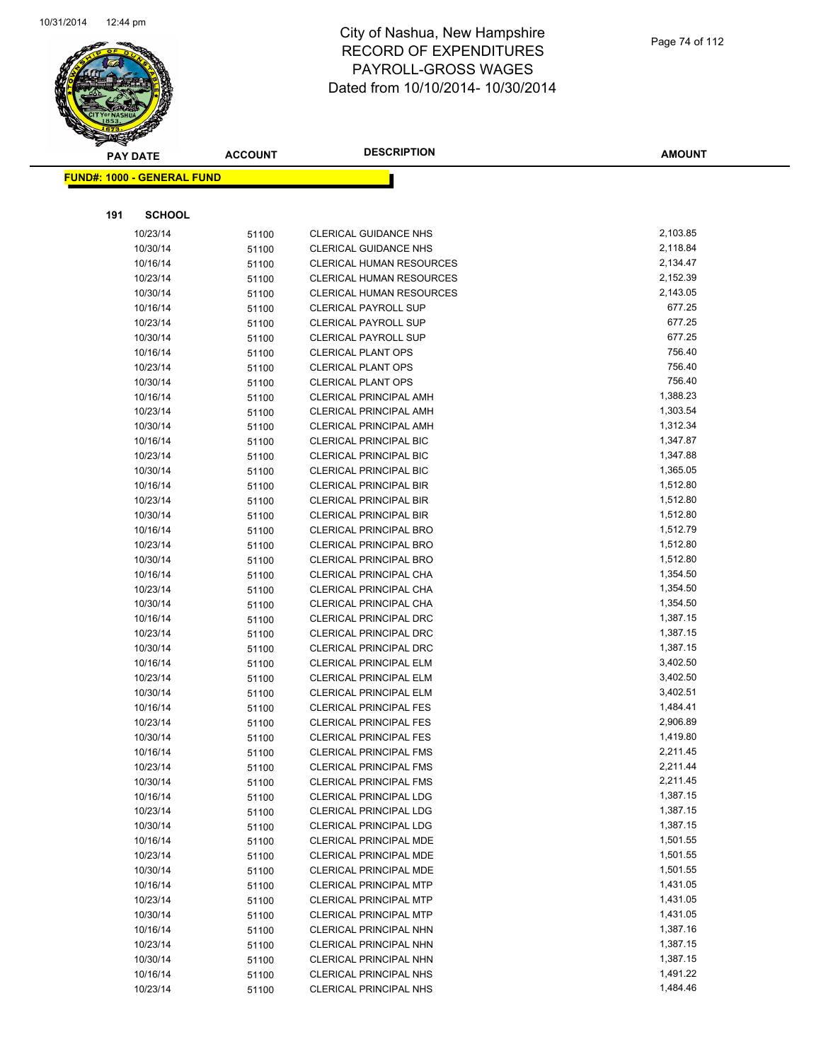# City of Nashua, New Hampshire
# RECORD OF EXPENDITURES
# PAYROLL-GROSS WAGES
# Dated from 10/10/2014- 10/30/2014

| PAY DATE | ACCOUNT | DESCRIPTION | AMOUNT |
|---|---|---|---|
| **FUND#: 1000 - GENERAL FUND** | | | |
| **191 SCHOOL** | | | |
| 10/23/14 | 51100 | CLERICAL GUIDANCE NHS | 2,103.85 |
| 10/30/14 | 51100 | CLERICAL GUIDANCE NHS | 2,118.84 |
| 10/16/14 | 51100 | CLERICAL HUMAN RESOURCES | 2,134.47 |
| 10/23/14 | 51100 | CLERICAL HUMAN RESOURCES | 2,152.39 |
| 10/30/14 | 51100 | CLERICAL HUMAN RESOURCES | 2,143.05 |
| 10/16/14 | 51100 | CLERICAL PAYROLL SUP | 677.25 |
| 10/23/14 | 51100 | CLERICAL PAYROLL SUP | 677.25 |
| 10/30/14 | 51100 | CLERICAL PAYROLL SUP | 677.25 |
| 10/16/14 | 51100 | CLERICAL PLANT OPS | 756.40 |
| 10/23/14 | 51100 | CLERICAL PLANT OPS | 756.40 |
| 10/30/14 | 51100 | CLERICAL PLANT OPS | 756.40 |
| 10/16/14 | 51100 | CLERICAL PRINCIPAL AMH | 1,388.23 |
| 10/23/14 | 51100 | CLERICAL PRINCIPAL AMH | 1,303.54 |
| 10/30/14 | 51100 | CLERICAL PRINCIPAL AMH | 1,312.34 |
| 10/16/14 | 51100 | CLERICAL PRINCIPAL BIC | 1,347.87 |
| 10/23/14 | 51100 | CLERICAL PRINCIPAL BIC | 1,347.88 |
| 10/30/14 | 51100 | CLERICAL PRINCIPAL BIC | 1,365.05 |
| 10/16/14 | 51100 | CLERICAL PRINCIPAL BIR | 1,512.80 |
| 10/23/14 | 51100 | CLERICAL PRINCIPAL BIR | 1,512.80 |
| 10/30/14 | 51100 | CLERICAL PRINCIPAL BIR | 1,512.80 |
| 10/16/14 | 51100 | CLERICAL PRINCIPAL BRO | 1,512.79 |
| 10/23/14 | 51100 | CLERICAL PRINCIPAL BRO | 1,512.80 |
| 10/30/14 | 51100 | CLERICAL PRINCIPAL BRO | 1,512.80 |
| 10/16/14 | 51100 | CLERICAL PRINCIPAL CHA | 1,354.50 |
| 10/23/14 | 51100 | CLERICAL PRINCIPAL CHA | 1,354.50 |
| 10/30/14 | 51100 | CLERICAL PRINCIPAL CHA | 1,354.50 |
| 10/16/14 | 51100 | CLERICAL PRINCIPAL DRC | 1,387.15 |
| 10/23/14 | 51100 | CLERICAL PRINCIPAL DRC | 1,387.15 |
| 10/30/14 | 51100 | CLERICAL PRINCIPAL DRC | 1,387.15 |
| 10/16/14 | 51100 | CLERICAL PRINCIPAL ELM | 3,402.50 |
| 10/23/14 | 51100 | CLERICAL PRINCIPAL ELM | 3,402.50 |
| 10/30/14 | 51100 | CLERICAL PRINCIPAL ELM | 3,402.51 |
| 10/16/14 | 51100 | CLERICAL PRINCIPAL FES | 1,484.41 |
| 10/23/14 | 51100 | CLERICAL PRINCIPAL FES | 2,906.89 |
| 10/30/14 | 51100 | CLERICAL PRINCIPAL FES | 1,419.80 |
| 10/16/14 | 51100 | CLERICAL PRINCIPAL FMS | 2,211.45 |
| 10/23/14 | 51100 | CLERICAL PRINCIPAL FMS | 2,211.44 |
| 10/30/14 | 51100 | CLERICAL PRINCIPAL FMS | 2,211.45 |
| 10/16/14 | 51100 | CLERICAL PRINCIPAL LDG | 1,387.15 |
| 10/23/14 | 51100 | CLERICAL PRINCIPAL LDG | 1,387.15 |
| 10/30/14 | 51100 | CLERICAL PRINCIPAL LDG | 1,387.15 |
| 10/16/14 | 51100 | CLERICAL PRINCIPAL MDE | 1,501.55 |
| 10/23/14 | 51100 | CLERICAL PRINCIPAL MDE | 1,501.55 |
| 10/30/14 | 51100 | CLERICAL PRINCIPAL MDE | 1,501.55 |
| 10/16/14 | 51100 | CLERICAL PRINCIPAL MTP | 1,431.05 |
| 10/23/14 | 51100 | CLERICAL PRINCIPAL MTP | 1,431.05 |
| 10/30/14 | 51100 | CLERICAL PRINCIPAL MTP | 1,431.05 |
| 10/16/14 | 51100 | CLERICAL PRINCIPAL NHN | 1,387.16 |
| 10/23/14 | 51100 | CLERICAL PRINCIPAL NHN | 1,387.15 |
| 10/30/14 | 51100 | CLERICAL PRINCIPAL NHN | 1,387.15 |
| 10/16/14 | 51100 | CLERICAL PRINCIPAL NHS | 1,491.22 |
| 10/23/14 | 51100 | CLERICAL PRINCIPAL NHS | 1,484.46 |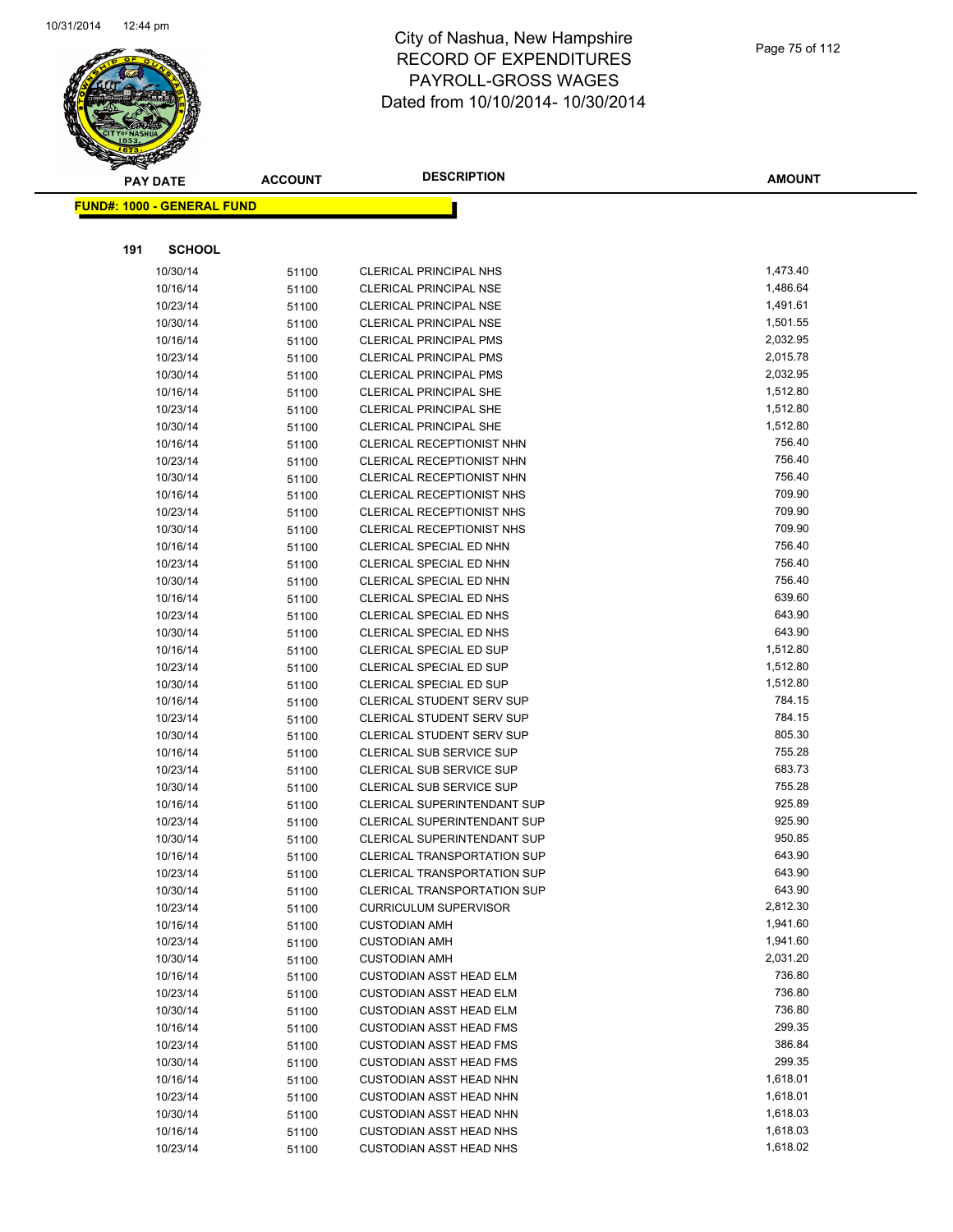# City of Nashua, New Hampshire
# RECORD OF EXPENDITURES
# PAYROLL-GROSS WAGES
# Dated from 10/10/2014- 10/30/2014

**FUND#: 1000 - GENERAL FUND**

**191 SCHOOL**

| PAY DATE | ACCOUNT | DESCRIPTION | AMOUNT |
|---|---|---|---|
| 10/30/14 | 51100 | CLERICAL PRINCIPAL NHS | 1,473.40 |
| 10/16/14 | 51100 | CLERICAL PRINCIPAL NSE | 1,486.64 |
| 10/23/14 | 51100 | CLERICAL PRINCIPAL NSE | 1,491.61 |
| 10/30/14 | 51100 | CLERICAL PRINCIPAL NSE | 1,501.55 |
| 10/16/14 | 51100 | CLERICAL PRINCIPAL PMS | 2,032.95 |
| 10/23/14 | 51100 | CLERICAL PRINCIPAL PMS | 2,015.78 |
| 10/30/14 | 51100 | CLERICAL PRINCIPAL PMS | 2,032.95 |
| 10/16/14 | 51100 | CLERICAL PRINCIPAL SHE | 1,512.80 |
| 10/23/14 | 51100 | CLERICAL PRINCIPAL SHE | 1,512.80 |
| 10/30/14 | 51100 | CLERICAL PRINCIPAL SHE | 1,512.80 |
| 10/16/14 | 51100 | CLERICAL RECEPTIONIST NHN | 756.40 |
| 10/23/14 | 51100 | CLERICAL RECEPTIONIST NHN | 756.40 |
| 10/30/14 | 51100 | CLERICAL RECEPTIONIST NHN | 756.40 |
| 10/16/14 | 51100 | CLERICAL RECEPTIONIST NHS | 709.90 |
| 10/23/14 | 51100 | CLERICAL RECEPTIONIST NHS | 709.90 |
| 10/30/14 | 51100 | CLERICAL RECEPTIONIST NHS | 709.90 |
| 10/16/14 | 51100 | CLERICAL SPECIAL ED NHN | 756.40 |
| 10/23/14 | 51100 | CLERICAL SPECIAL ED NHN | 756.40 |
| 10/30/14 | 51100 | CLERICAL SPECIAL ED NHN | 756.40 |
| 10/16/14 | 51100 | CLERICAL SPECIAL ED NHS | 639.60 |
| 10/23/14 | 51100 | CLERICAL SPECIAL ED NHS | 643.90 |
| 10/30/14 | 51100 | CLERICAL SPECIAL ED NHS | 643.90 |
| 10/16/14 | 51100 | CLERICAL SPECIAL ED SUP | 1,512.80 |
| 10/23/14 | 51100 | CLERICAL SPECIAL ED SUP | 1,512.80 |
| 10/30/14 | 51100 | CLERICAL SPECIAL ED SUP | 1,512.80 |
| 10/16/14 | 51100 | CLERICAL STUDENT SERV SUP | 784.15 |
| 10/23/14 | 51100 | CLERICAL STUDENT SERV SUP | 784.15 |
| 10/30/14 | 51100 | CLERICAL STUDENT SERV SUP | 805.30 |
| 10/16/14 | 51100 | CLERICAL SUB SERVICE SUP | 755.28 |
| 10/23/14 | 51100 | CLERICAL SUB SERVICE SUP | 683.73 |
| 10/30/14 | 51100 | CLERICAL SUB SERVICE SUP | 755.28 |
| 10/16/14 | 51100 | CLERICAL SUPERINTENDANT SUP | 925.89 |
| 10/23/14 | 51100 | CLERICAL SUPERINTENDANT SUP | 925.90 |
| 10/30/14 | 51100 | CLERICAL SUPERINTENDANT SUP | 950.85 |
| 10/16/14 | 51100 | CLERICAL TRANSPORTATION SUP | 643.90 |
| 10/23/14 | 51100 | CLERICAL TRANSPORTATION SUP | 643.90 |
| 10/30/14 | 51100 | CLERICAL TRANSPORTATION SUP | 643.90 |
| 10/23/14 | 51100 | CURRICULUM SUPERVISOR | 2,812.30 |
| 10/16/14 | 51100 | CUSTODIAN AMH | 1,941.60 |
| 10/23/14 | 51100 | CUSTODIAN AMH | 1,941.60 |
| 10/30/14 | 51100 | CUSTODIAN AMH | 2,031.20 |
| 10/16/14 | 51100 | CUSTODIAN ASST HEAD ELM | 736.80 |
| 10/23/14 | 51100 | CUSTODIAN ASST HEAD ELM | 736.80 |
| 10/30/14 | 51100 | CUSTODIAN ASST HEAD ELM | 736.80 |
| 10/16/14 | 51100 | CUSTODIAN ASST HEAD FMS | 299.35 |
| 10/23/14 | 51100 | CUSTODIAN ASST HEAD FMS | 386.84 |
| 10/30/14 | 51100 | CUSTODIAN ASST HEAD FMS | 299.35 |
| 10/16/14 | 51100 | CUSTODIAN ASST HEAD NHN | 1,618.01 |
| 10/23/14 | 51100 | CUSTODIAN ASST HEAD NHN | 1,618.01 |
| 10/30/14 | 51100 | CUSTODIAN ASST HEAD NHN | 1,618.03 |
| 10/16/14 | 51100 | CUSTODIAN ASST HEAD NHS | 1,618.03 |
| 10/23/14 | 51100 | CUSTODIAN ASST HEAD NHS | 1,618.02 |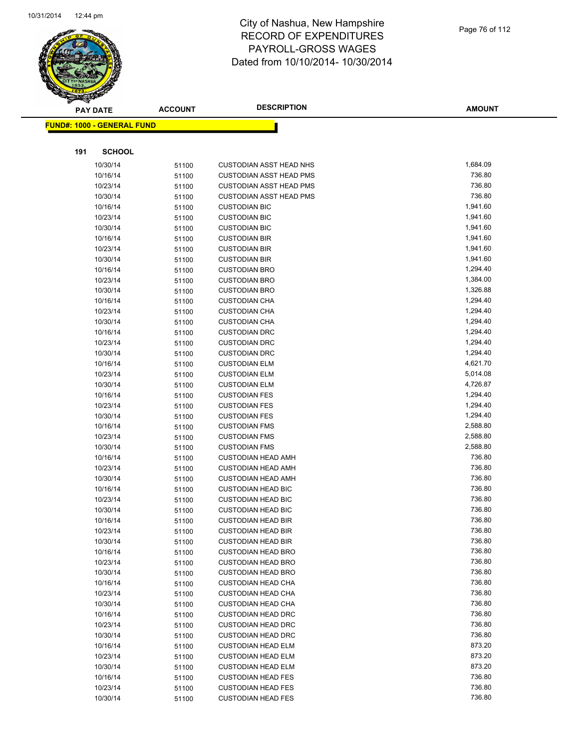# City of Nashua, New Hampshire
# RECORD OF EXPENDITURES
# PAYROLL-GROSS WAGES
# Dated from 10/10/2014- 10/30/2014

**FUND#: 1000 - GENERAL FUND**

**191 SCHOOL**

| PAY DATE | ACCOUNT | DESCRIPTION | AMOUNT |
|---|---|---|---|
| 10/30/14 | 51100 | CUSTODIAN ASST HEAD NHS | 1,684.09 |
| 10/16/14 | 51100 | CUSTODIAN ASST HEAD PMS | 736.80 |
| 10/23/14 | 51100 | CUSTODIAN ASST HEAD PMS | 736.80 |
| 10/30/14 | 51100 | CUSTODIAN ASST HEAD PMS | 736.80 |
| 10/16/14 | 51100 | CUSTODIAN BIC | 1,941.60 |
| 10/23/14 | 51100 | CUSTODIAN BIC | 1,941.60 |
| 10/30/14 | 51100 | CUSTODIAN BIC | 1,941.60 |
| 10/16/14 | 51100 | CUSTODIAN BIR | 1,941.60 |
| 10/23/14 | 51100 | CUSTODIAN BIR | 1,941.60 |
| 10/30/14 | 51100 | CUSTODIAN BIR | 1,941.60 |
| 10/16/14 | 51100 | CUSTODIAN BRO | 1,294.40 |
| 10/23/14 | 51100 | CUSTODIAN BRO | 1,384.00 |
| 10/30/14 | 51100 | CUSTODIAN BRO | 1,326.88 |
| 10/16/14 | 51100 | CUSTODIAN CHA | 1,294.40 |
| 10/23/14 | 51100 | CUSTODIAN CHA | 1,294.40 |
| 10/30/14 | 51100 | CUSTODIAN CHA | 1,294.40 |
| 10/16/14 | 51100 | CUSTODIAN DRC | 1,294.40 |
| 10/23/14 | 51100 | CUSTODIAN DRC | 1,294.40 |
| 10/30/14 | 51100 | CUSTODIAN DRC | 1,294.40 |
| 10/16/14 | 51100 | CUSTODIAN ELM | 4,621.70 |
| 10/23/14 | 51100 | CUSTODIAN ELM | 5,014.08 |
| 10/30/14 | 51100 | CUSTODIAN ELM | 4,726.87 |
| 10/16/14 | 51100 | CUSTODIAN FES | 1,294.40 |
| 10/23/14 | 51100 | CUSTODIAN FES | 1,294.40 |
| 10/30/14 | 51100 | CUSTODIAN FES | 1,294.40 |
| 10/16/14 | 51100 | CUSTODIAN FMS | 2,588.80 |
| 10/23/14 | 51100 | CUSTODIAN FMS | 2,588.80 |
| 10/30/14 | 51100 | CUSTODIAN FMS | 2,588.80 |
| 10/16/14 | 51100 | CUSTODIAN HEAD AMH | 736.80 |
| 10/23/14 | 51100 | CUSTODIAN HEAD AMH | 736.80 |
| 10/30/14 | 51100 | CUSTODIAN HEAD AMH | 736.80 |
| 10/16/14 | 51100 | CUSTODIAN HEAD BIC | 736.80 |
| 10/23/14 | 51100 | CUSTODIAN HEAD BIC | 736.80 |
| 10/30/14 | 51100 | CUSTODIAN HEAD BIC | 736.80 |
| 10/16/14 | 51100 | CUSTODIAN HEAD BIR | 736.80 |
| 10/23/14 | 51100 | CUSTODIAN HEAD BIR | 736.80 |
| 10/30/14 | 51100 | CUSTODIAN HEAD BIR | 736.80 |
| 10/16/14 | 51100 | CUSTODIAN HEAD BRO | 736.80 |
| 10/23/14 | 51100 | CUSTODIAN HEAD BRO | 736.80 |
| 10/30/14 | 51100 | CUSTODIAN HEAD BRO | 736.80 |
| 10/16/14 | 51100 | CUSTODIAN HEAD CHA | 736.80 |
| 10/23/14 | 51100 | CUSTODIAN HEAD CHA | 736.80 |
| 10/30/14 | 51100 | CUSTODIAN HEAD CHA | 736.80 |
| 10/16/14 | 51100 | CUSTODIAN HEAD DRC | 736.80 |
| 10/23/14 | 51100 | CUSTODIAN HEAD DRC | 736.80 |
| 10/30/14 | 51100 | CUSTODIAN HEAD DRC | 736.80 |
| 10/16/14 | 51100 | CUSTODIAN HEAD ELM | 873.20 |
| 10/23/14 | 51100 | CUSTODIAN HEAD ELM | 873.20 |
| 10/30/14 | 51100 | CUSTODIAN HEAD ELM | 873.20 |
| 10/16/14 | 51100 | CUSTODIAN HEAD FES | 736.80 |
| 10/23/14 | 51100 | CUSTODIAN HEAD FES | 736.80 |
| 10/30/14 | 51100 | CUSTODIAN HEAD FES | 736.80 |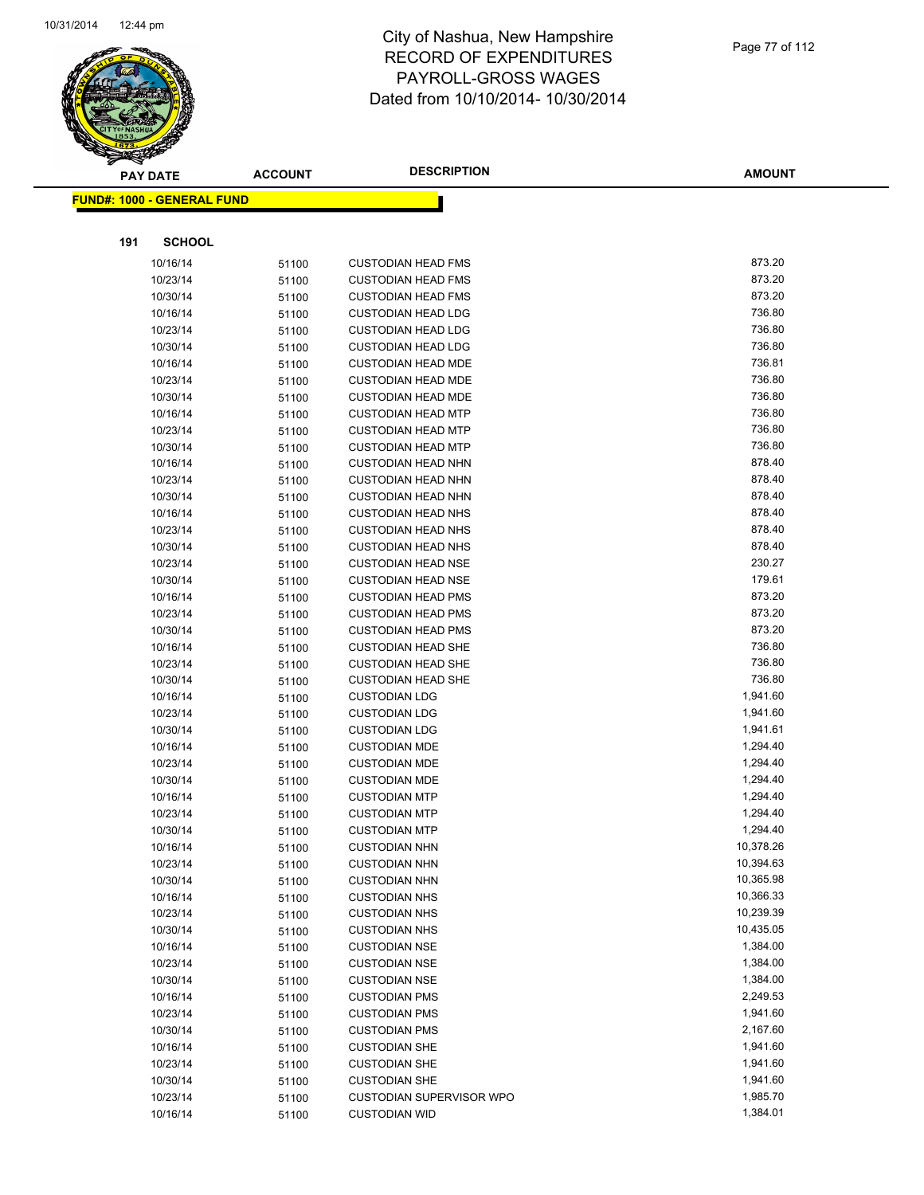# City of Nashua, New Hampshire
## RECORD OF EXPENDITURES
## PAYROLL-GROSS WAGES
## Dated from 10/10/2014- 10/30/2014

**FUND#: 1000 - GENERAL FUND**

**191 SCHOOL**

| PAY DATE | ACCOUNT | DESCRIPTION | AMOUNT |
|---|---|---|---|
| 10/16/14 | 51100 | CUSTODIAN HEAD FMS | 873.20 |
| 10/23/14 | 51100 | CUSTODIAN HEAD FMS | 873.20 |
| 10/30/14 | 51100 | CUSTODIAN HEAD FMS | 873.20 |
| 10/16/14 | 51100 | CUSTODIAN HEAD LDG | 736.80 |
| 10/23/14 | 51100 | CUSTODIAN HEAD LDG | 736.80 |
| 10/30/14 | 51100 | CUSTODIAN HEAD LDG | 736.80 |
| 10/16/14 | 51100 | CUSTODIAN HEAD MDE | 736.81 |
| 10/23/14 | 51100 | CUSTODIAN HEAD MDE | 736.80 |
| 10/30/14 | 51100 | CUSTODIAN HEAD MDE | 736.80 |
| 10/16/14 | 51100 | CUSTODIAN HEAD MTP | 736.80 |
| 10/23/14 | 51100 | CUSTODIAN HEAD MTP | 736.80 |
| 10/30/14 | 51100 | CUSTODIAN HEAD MTP | 736.80 |
| 10/16/14 | 51100 | CUSTODIAN HEAD NHN | 878.40 |
| 10/23/14 | 51100 | CUSTODIAN HEAD NHN | 878.40 |
| 10/30/14 | 51100 | CUSTODIAN HEAD NHN | 878.40 |
| 10/16/14 | 51100 | CUSTODIAN HEAD NHS | 878.40 |
| 10/23/14 | 51100 | CUSTODIAN HEAD NHS | 878.40 |
| 10/30/14 | 51100 | CUSTODIAN HEAD NHS | 878.40 |
| 10/23/14 | 51100 | CUSTODIAN HEAD NSE | 230.27 |
| 10/30/14 | 51100 | CUSTODIAN HEAD NSE | 179.61 |
| 10/16/14 | 51100 | CUSTODIAN HEAD PMS | 873.20 |
| 10/23/14 | 51100 | CUSTODIAN HEAD PMS | 873.20 |
| 10/30/14 | 51100 | CUSTODIAN HEAD PMS | 873.20 |
| 10/16/14 | 51100 | CUSTODIAN HEAD SHE | 736.80 |
| 10/23/14 | 51100 | CUSTODIAN HEAD SHE | 736.80 |
| 10/30/14 | 51100 | CUSTODIAN HEAD SHE | 736.80 |
| 10/16/14 | 51100 | CUSTODIAN LDG | 1,941.60 |
| 10/23/14 | 51100 | CUSTODIAN LDG | 1,941.60 |
| 10/30/14 | 51100 | CUSTODIAN LDG | 1,941.61 |
| 10/16/14 | 51100 | CUSTODIAN MDE | 1,294.40 |
| 10/23/14 | 51100 | CUSTODIAN MDE | 1,294.40 |
| 10/30/14 | 51100 | CUSTODIAN MDE | 1,294.40 |
| 10/16/14 | 51100 | CUSTODIAN MTP | 1,294.40 |
| 10/23/14 | 51100 | CUSTODIAN MTP | 1,294.40 |
| 10/30/14 | 51100 | CUSTODIAN MTP | 1,294.40 |
| 10/16/14 | 51100 | CUSTODIAN NHN | 10,378.26 |
| 10/23/14 | 51100 | CUSTODIAN NHN | 10,394.63 |
| 10/30/14 | 51100 | CUSTODIAN NHN | 10,365.98 |
| 10/16/14 | 51100 | CUSTODIAN NHS | 10,366.33 |
| 10/23/14 | 51100 | CUSTODIAN NHS | 10,239.39 |
| 10/30/14 | 51100 | CUSTODIAN NHS | 10,435.05 |
| 10/16/14 | 51100 | CUSTODIAN NSE | 1,384.00 |
| 10/23/14 | 51100 | CUSTODIAN NSE | 1,384.00 |
| 10/30/14 | 51100 | CUSTODIAN NSE | 1,384.00 |
| 10/16/14 | 51100 | CUSTODIAN PMS | 2,249.53 |
| 10/23/14 | 51100 | CUSTODIAN PMS | 1,941.60 |
| 10/30/14 | 51100 | CUSTODIAN PMS | 2,167.60 |
| 10/16/14 | 51100 | CUSTODIAN SHE | 1,941.60 |
| 10/23/14 | 51100 | CUSTODIAN SHE | 1,941.60 |
| 10/30/14 | 51100 | CUSTODIAN SHE | 1,941.60 |
| 10/23/14 | 51100 | CUSTODIAN SUPERVISOR WPO | 1,985.70 |
| 10/16/14 | 51100 | CUSTODIAN WID | 1,384.01 |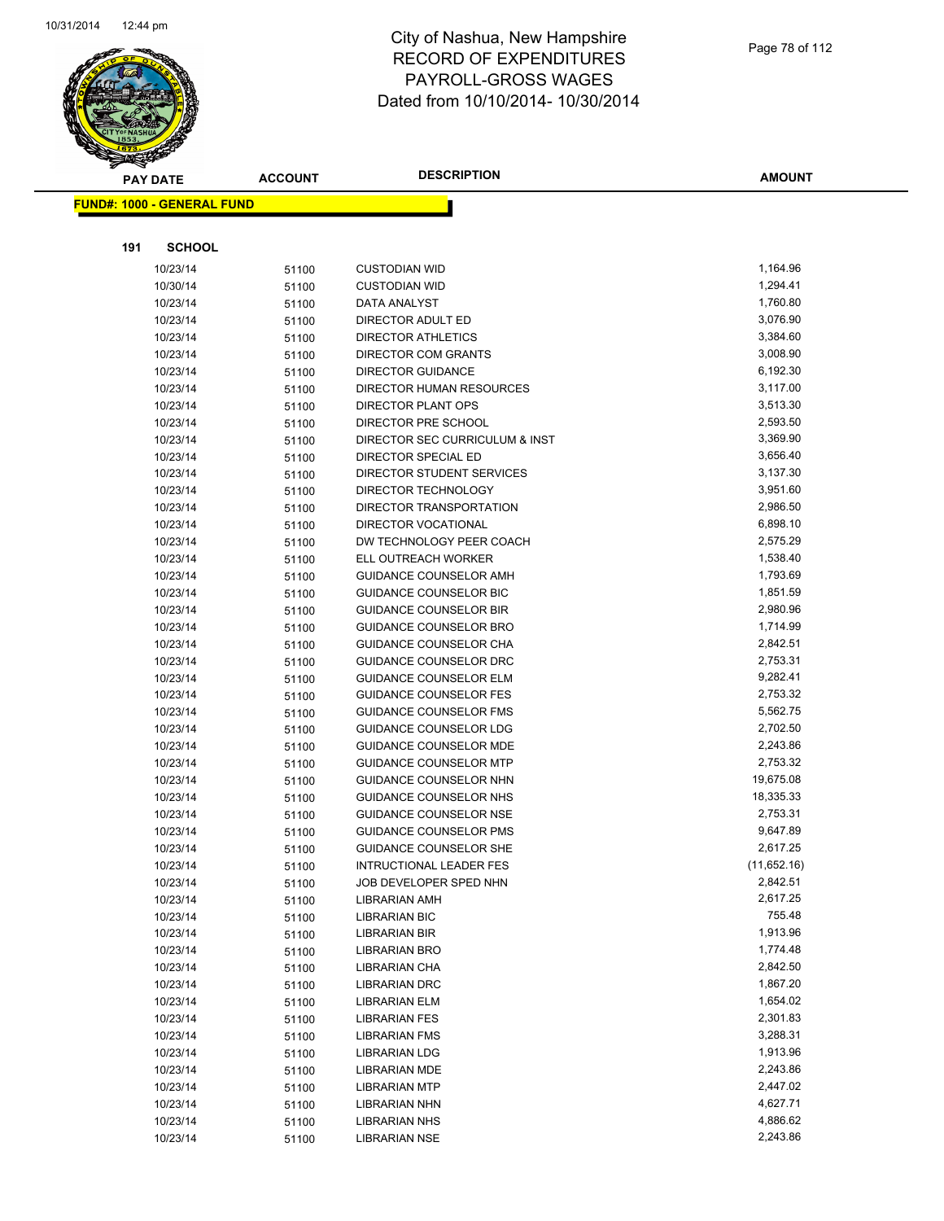# City of Nashua, New Hampshire
# RECORD OF EXPENDITURES
# PAYROLL-GROSS WAGES
# Dated from 10/10/2014- 10/30/2014

**FUND#: 1000 - GENERAL FUND**

**191 SCHOOL**

| PAY DATE | ACCOUNT | DESCRIPTION | AMOUNT |
|---|---|---|---|
| 10/23/14 | 51100 | CUSTODIAN WID | 1,164.96 |
| 10/30/14 | 51100 | CUSTODIAN WID | 1,294.41 |
| 10/23/14 | 51100 | DATA ANALYST | 1,760.80 |
| 10/23/14 | 51100 | DIRECTOR ADULT ED | 3,076.90 |
| 10/23/14 | 51100 | DIRECTOR ATHLETICS | 3,384.60 |
| 10/23/14 | 51100 | DIRECTOR COM GRANTS | 3,008.90 |
| 10/23/14 | 51100 | DIRECTOR GUIDANCE | 6,192.30 |
| 10/23/14 | 51100 | DIRECTOR HUMAN RESOURCES | 3,117.00 |
| 10/23/14 | 51100 | DIRECTOR PLANT OPS | 3,513.30 |
| 10/23/14 | 51100 | DIRECTOR PRE SCHOOL | 2,593.50 |
| 10/23/14 | 51100 | DIRECTOR SEC CURRICULUM & INST | 3,369.90 |
| 10/23/14 | 51100 | DIRECTOR SPECIAL ED | 3,656.40 |
| 10/23/14 | 51100 | DIRECTOR STUDENT SERVICES | 3,137.30 |
| 10/23/14 | 51100 | DIRECTOR TECHNOLOGY | 3,951.60 |
| 10/23/14 | 51100 | DIRECTOR TRANSPORTATION | 2,986.50 |
| 10/23/14 | 51100 | DIRECTOR VOCATIONAL | 6,898.10 |
| 10/23/14 | 51100 | DW TECHNOLOGY PEER COACH | 2,575.29 |
| 10/23/14 | 51100 | ELL OUTREACH WORKER | 1,538.40 |
| 10/23/14 | 51100 | GUIDANCE COUNSELOR AMH | 1,793.69 |
| 10/23/14 | 51100 | GUIDANCE COUNSELOR BIC | 1,851.59 |
| 10/23/14 | 51100 | GUIDANCE COUNSELOR BIR | 2,980.96 |
| 10/23/14 | 51100 | GUIDANCE COUNSELOR BRO | 1,714.99 |
| 10/23/14 | 51100 | GUIDANCE COUNSELOR CHA | 2,842.51 |
| 10/23/14 | 51100 | GUIDANCE COUNSELOR DRC | 2,753.31 |
| 10/23/14 | 51100 | GUIDANCE COUNSELOR ELM | 9,282.41 |
| 10/23/14 | 51100 | GUIDANCE COUNSELOR FES | 2,753.32 |
| 10/23/14 | 51100 | GUIDANCE COUNSELOR FMS | 5,562.75 |
| 10/23/14 | 51100 | GUIDANCE COUNSELOR LDG | 2,702.50 |
| 10/23/14 | 51100 | GUIDANCE COUNSELOR MDE | 2,243.86 |
| 10/23/14 | 51100 | GUIDANCE COUNSELOR MTP | 2,753.32 |
| 10/23/14 | 51100 | GUIDANCE COUNSELOR NHN | 19,675.08 |
| 10/23/14 | 51100 | GUIDANCE COUNSELOR NHS | 18,335.33 |
| 10/23/14 | 51100 | GUIDANCE COUNSELOR NSE | 2,753.31 |
| 10/23/14 | 51100 | GUIDANCE COUNSELOR PMS | 9,647.89 |
| 10/23/14 | 51100 | GUIDANCE COUNSELOR SHE | 2,617.25 |
| 10/23/14 | 51100 | INTRUCTIONAL LEADER FES | (11,652.16) |
| 10/23/14 | 51100 | JOB DEVELOPER SPED NHN | 2,842.51 |
| 10/23/14 | 51100 | LIBRARIAN AMH | 2,617.25 |
| 10/23/14 | 51100 | LIBRARIAN BIC | 755.48 |
| 10/23/14 | 51100 | LIBRARIAN BIR | 1,913.96 |
| 10/23/14 | 51100 | LIBRARIAN BRO | 1,774.48 |
| 10/23/14 | 51100 | LIBRARIAN CHA | 2,842.50 |
| 10/23/14 | 51100 | LIBRARIAN DRC | 1,867.20 |
| 10/23/14 | 51100 | LIBRARIAN ELM | 1,654.02 |
| 10/23/14 | 51100 | LIBRARIAN FES | 2,301.83 |
| 10/23/14 | 51100 | LIBRARIAN FMS | 3,288.31 |
| 10/23/14 | 51100 | LIBRARIAN LDG | 1,913.96 |
| 10/23/14 | 51100 | LIBRARIAN MDE | 2,243.86 |
| 10/23/14 | 51100 | LIBRARIAN MTP | 2,447.02 |
| 10/23/14 | 51100 | LIBRARIAN NHN | 4,627.71 |
| 10/23/14 | 51100 | LIBRARIAN NHS | 4,886.62 |
| 10/23/14 | 51100 | LIBRARIAN NSE | 2,243.86 |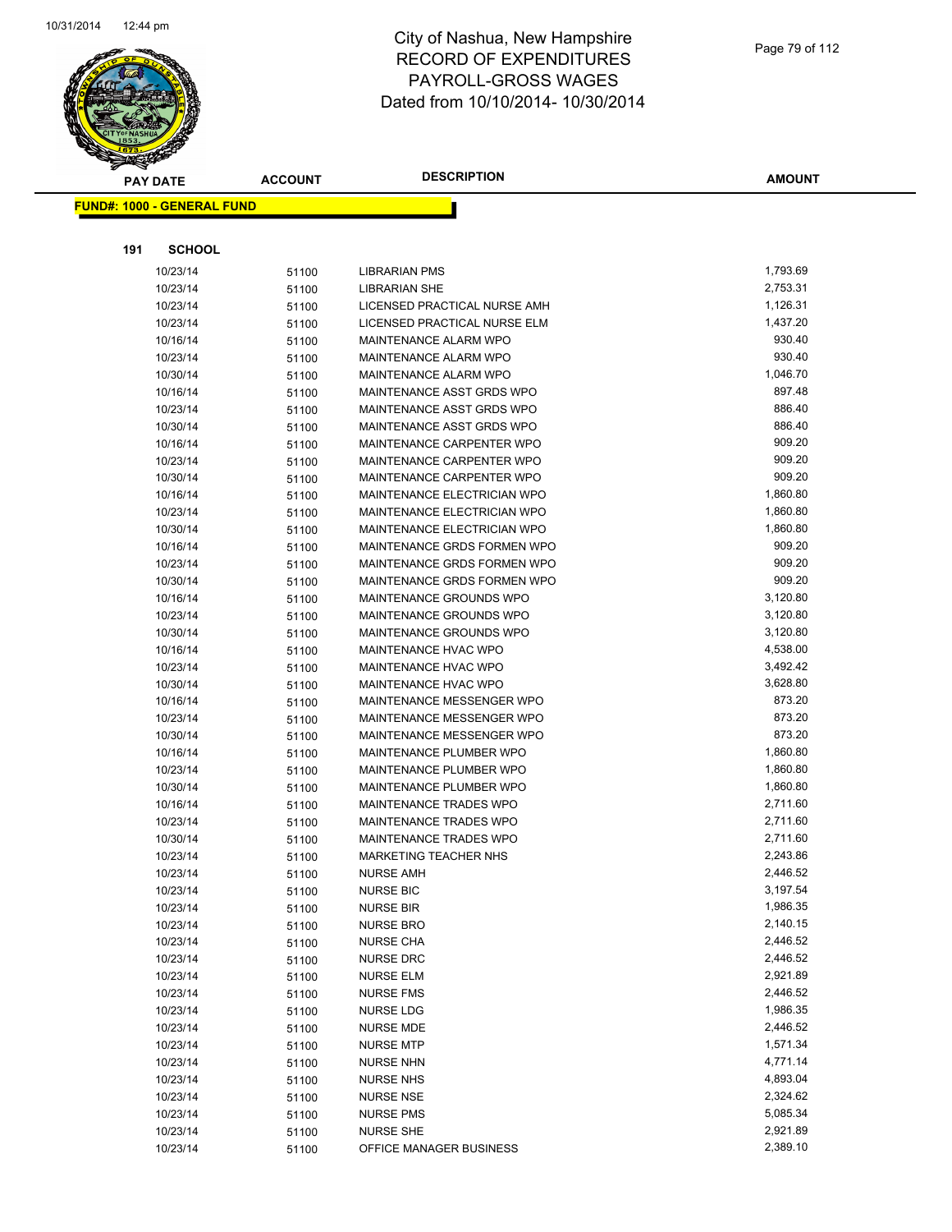# City of Nashua, New Hampshire
## RECORD OF EXPENDITURES
## PAYROLL-GROSS WAGES
## Dated from 10/10/2014- 10/30/2014

**FUND#: 1000 - GENERAL FUND**

**191 SCHOOL**

| PAY DATE | ACCOUNT | DESCRIPTION | AMOUNT |
|---|---|---|---|
| 10/23/14 | 51100 | LIBRARIAN PMS | 1,793.69 |
| 10/23/14 | 51100 | LIBRARIAN SHE | 2,753.31 |
| 10/23/14 | 51100 | LICENSED PRACTICAL NURSE AMH | 1,126.31 |
| 10/23/14 | 51100 | LICENSED PRACTICAL NURSE ELM | 1,437.20 |
| 10/16/14 | 51100 | MAINTENANCE ALARM WPO | 930.40 |
| 10/23/14 | 51100 | MAINTENANCE ALARM WPO | 930.40 |
| 10/30/14 | 51100 | MAINTENANCE ALARM WPO | 1,046.70 |
| 10/16/14 | 51100 | MAINTENANCE ASST GRDS WPO | 897.48 |
| 10/23/14 | 51100 | MAINTENANCE ASST GRDS WPO | 886.40 |
| 10/30/14 | 51100 | MAINTENANCE ASST GRDS WPO | 886.40 |
| 10/16/14 | 51100 | MAINTENANCE CARPENTER WPO | 909.20 |
| 10/23/14 | 51100 | MAINTENANCE CARPENTER WPO | 909.20 |
| 10/30/14 | 51100 | MAINTENANCE CARPENTER WPO | 909.20 |
| 10/16/14 | 51100 | MAINTENANCE ELECTRICIAN WPO | 1,860.80 |
| 10/23/14 | 51100 | MAINTENANCE ELECTRICIAN WPO | 1,860.80 |
| 10/30/14 | 51100 | MAINTENANCE ELECTRICIAN WPO | 1,860.80 |
| 10/16/14 | 51100 | MAINTENANCE GRDS FORMEN WPO | 909.20 |
| 10/23/14 | 51100 | MAINTENANCE GRDS FORMEN WPO | 909.20 |
| 10/30/14 | 51100 | MAINTENANCE GRDS FORMEN WPO | 909.20 |
| 10/16/14 | 51100 | MAINTENANCE GROUNDS WPO | 3,120.80 |
| 10/23/14 | 51100 | MAINTENANCE GROUNDS WPO | 3,120.80 |
| 10/30/14 | 51100 | MAINTENANCE GROUNDS WPO | 3,120.80 |
| 10/16/14 | 51100 | MAINTENANCE HVAC WPO | 4,538.00 |
| 10/23/14 | 51100 | MAINTENANCE HVAC WPO | 3,492.42 |
| 10/30/14 | 51100 | MAINTENANCE HVAC WPO | 3,628.80 |
| 10/16/14 | 51100 | MAINTENANCE MESSENGER WPO | 873.20 |
| 10/23/14 | 51100 | MAINTENANCE MESSENGER WPO | 873.20 |
| 10/30/14 | 51100 | MAINTENANCE MESSENGER WPO | 873.20 |
| 10/16/14 | 51100 | MAINTENANCE PLUMBER WPO | 1,860.80 |
| 10/23/14 | 51100 | MAINTENANCE PLUMBER WPO | 1,860.80 |
| 10/30/14 | 51100 | MAINTENANCE PLUMBER WPO | 1,860.80 |
| 10/16/14 | 51100 | MAINTENANCE TRADES WPO | 2,711.60 |
| 10/23/14 | 51100 | MAINTENANCE TRADES WPO | 2,711.60 |
| 10/30/14 | 51100 | MAINTENANCE TRADES WPO | 2,711.60 |
| 10/23/14 | 51100 | MARKETING TEACHER NHS | 2,243.86 |
| 10/23/14 | 51100 | NURSE AMH | 2,446.52 |
| 10/23/14 | 51100 | NURSE BIC | 3,197.54 |
| 10/23/14 | 51100 | NURSE BIR | 1,986.35 |
| 10/23/14 | 51100 | NURSE BRO | 2,140.15 |
| 10/23/14 | 51100 | NURSE CHA | 2,446.52 |
| 10/23/14 | 51100 | NURSE DRC | 2,446.52 |
| 10/23/14 | 51100 | NURSE ELM | 2,921.89 |
| 10/23/14 | 51100 | NURSE FMS | 2,446.52 |
| 10/23/14 | 51100 | NURSE LDG | 1,986.35 |
| 10/23/14 | 51100 | NURSE MDE | 2,446.52 |
| 10/23/14 | 51100 | NURSE MTP | 1,571.34 |
| 10/23/14 | 51100 | NURSE NHN | 4,771.14 |
| 10/23/14 | 51100 | NURSE NHS | 4,893.04 |
| 10/23/14 | 51100 | NURSE NSE | 2,324.62 |
| 10/23/14 | 51100 | NURSE PMS | 5,085.34 |
| 10/23/14 | 51100 | NURSE SHE | 2,921.89 |
| 10/23/14 | 51100 | OFFICE MANAGER BUSINESS | 2,389.10 |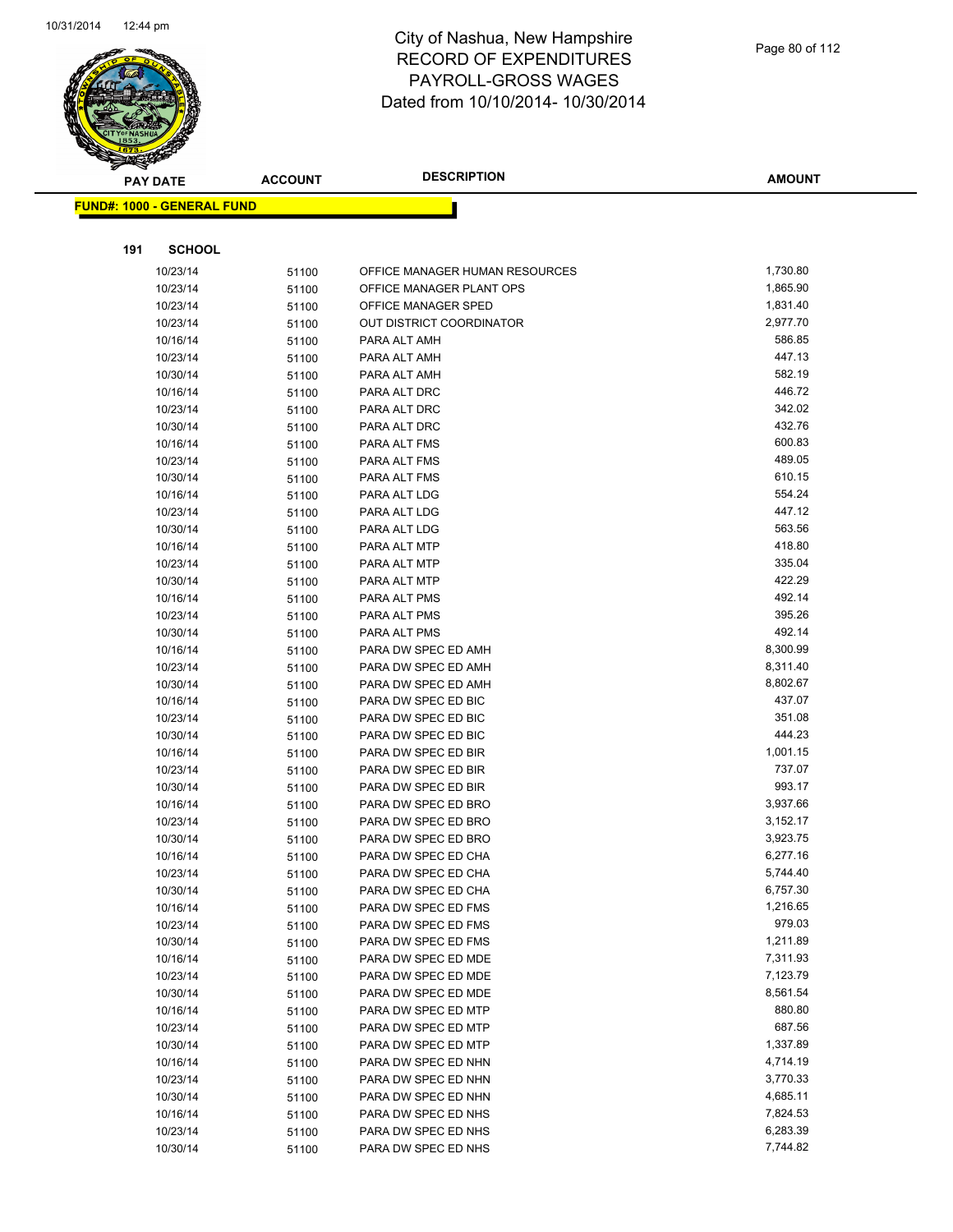# City of Nashua, New Hampshire
# RECORD OF EXPENDITURES
# PAYROLL-GROSS WAGES
# Dated from 10/10/2014- 10/30/2014

**FUND#: 1000 - GENERAL FUND**

**191 SCHOOL**

| PAY DATE | ACCOUNT | DESCRIPTION | AMOUNT |
|---|---|---|---|
| 10/23/14 | 51100 | OFFICE MANAGER HUMAN RESOURCES | 1,730.80 |
| 10/23/14 | 51100 | OFFICE MANAGER PLANT OPS | 1,865.90 |
| 10/23/14 | 51100 | OFFICE MANAGER SPED | 1,831.40 |
| 10/23/14 | 51100 | OUT DISTRICT COORDINATOR | 2,977.70 |
| 10/16/14 | 51100 | PARA ALT AMH | 586.85 |
| 10/23/14 | 51100 | PARA ALT AMH | 447.13 |
| 10/30/14 | 51100 | PARA ALT AMH | 582.19 |
| 10/16/14 | 51100 | PARA ALT DRC | 446.72 |
| 10/23/14 | 51100 | PARA ALT DRC | 342.02 |
| 10/30/14 | 51100 | PARA ALT DRC | 432.76 |
| 10/16/14 | 51100 | PARA ALT FMS | 600.83 |
| 10/23/14 | 51100 | PARA ALT FMS | 489.05 |
| 10/30/14 | 51100 | PARA ALT FMS | 610.15 |
| 10/16/14 | 51100 | PARA ALT LDG | 554.24 |
| 10/23/14 | 51100 | PARA ALT LDG | 447.12 |
| 10/30/14 | 51100 | PARA ALT LDG | 563.56 |
| 10/16/14 | 51100 | PARA ALT MTP | 418.80 |
| 10/23/14 | 51100 | PARA ALT MTP | 335.04 |
| 10/30/14 | 51100 | PARA ALT MTP | 422.29 |
| 10/16/14 | 51100 | PARA ALT PMS | 492.14 |
| 10/23/14 | 51100 | PARA ALT PMS | 395.26 |
| 10/30/14 | 51100 | PARA ALT PMS | 492.14 |
| 10/16/14 | 51100 | PARA DW SPEC ED AMH | 8,300.99 |
| 10/23/14 | 51100 | PARA DW SPEC ED AMH | 8,311.40 |
| 10/30/14 | 51100 | PARA DW SPEC ED AMH | 8,802.67 |
| 10/16/14 | 51100 | PARA DW SPEC ED BIC | 437.07 |
| 10/23/14 | 51100 | PARA DW SPEC ED BIC | 351.08 |
| 10/30/14 | 51100 | PARA DW SPEC ED BIC | 444.23 |
| 10/16/14 | 51100 | PARA DW SPEC ED BIR | 1,001.15 |
| 10/23/14 | 51100 | PARA DW SPEC ED BIR | 737.07 |
| 10/30/14 | 51100 | PARA DW SPEC ED BIR | 993.17 |
| 10/16/14 | 51100 | PARA DW SPEC ED BRO | 3,937.66 |
| 10/23/14 | 51100 | PARA DW SPEC ED BRO | 3,152.17 |
| 10/30/14 | 51100 | PARA DW SPEC ED BRO | 3,923.75 |
| 10/16/14 | 51100 | PARA DW SPEC ED CHA | 6,277.16 |
| 10/23/14 | 51100 | PARA DW SPEC ED CHA | 5,744.40 |
| 10/30/14 | 51100 | PARA DW SPEC ED CHA | 6,757.30 |
| 10/16/14 | 51100 | PARA DW SPEC ED FMS | 1,216.65 |
| 10/23/14 | 51100 | PARA DW SPEC ED FMS | 979.03 |
| 10/30/14 | 51100 | PARA DW SPEC ED FMS | 1,211.89 |
| 10/16/14 | 51100 | PARA DW SPEC ED MDE | 7,311.93 |
| 10/23/14 | 51100 | PARA DW SPEC ED MDE | 7,123.79 |
| 10/30/14 | 51100 | PARA DW SPEC ED MDE | 8,561.54 |
| 10/16/14 | 51100 | PARA DW SPEC ED MTP | 880.80 |
| 10/23/14 | 51100 | PARA DW SPEC ED MTP | 687.56 |
| 10/30/14 | 51100 | PARA DW SPEC ED MTP | 1,337.89 |
| 10/16/14 | 51100 | PARA DW SPEC ED NHN | 4,714.19 |
| 10/23/14 | 51100 | PARA DW SPEC ED NHN | 3,770.33 |
| 10/30/14 | 51100 | PARA DW SPEC ED NHN | 4,685.11 |
| 10/16/14 | 51100 | PARA DW SPEC ED NHS | 7,824.53 |
| 10/23/14 | 51100 | PARA DW SPEC ED NHS | 6,283.39 |
| 10/30/14 | 51100 | PARA DW SPEC ED NHS | 7,744.82 |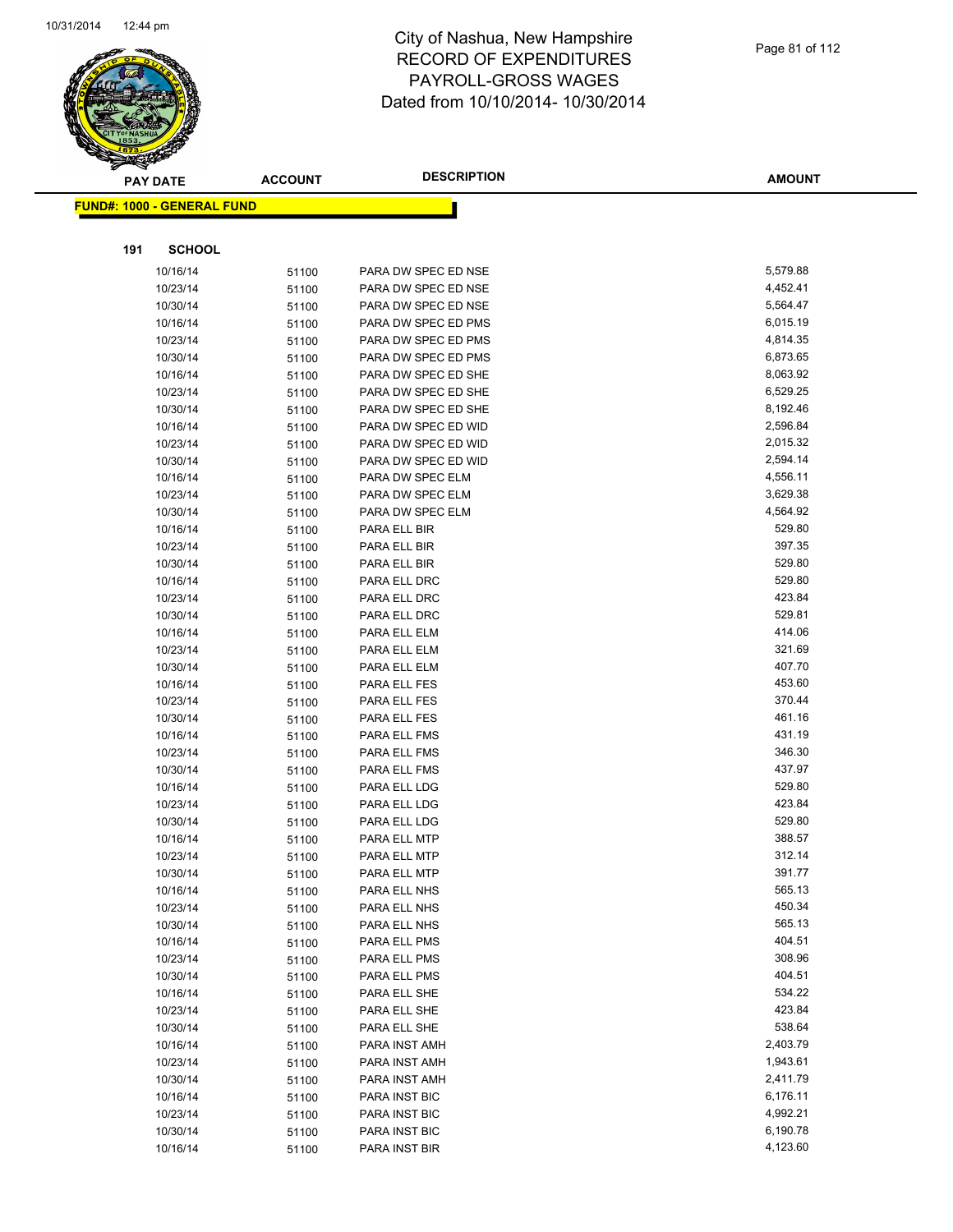# City of Nashua, New Hampshire
## RECORD OF EXPENDITURES
## PAYROLL-GROSS WAGES
## Dated from 10/10/2014- 10/30/2014

**FUND#: 1000 - GENERAL FUND**

**191 SCHOOL**

| PAY DATE | ACCOUNT | DESCRIPTION | AMOUNT |
|---|---|---|---|
| 10/16/14 | 51100 | PARA DW SPEC ED NSE | 5,579.88 |
| 10/23/14 | 51100 | PARA DW SPEC ED NSE | 4,452.41 |
| 10/30/14 | 51100 | PARA DW SPEC ED NSE | 5,564.47 |
| 10/16/14 | 51100 | PARA DW SPEC ED PMS | 6,015.19 |
| 10/23/14 | 51100 | PARA DW SPEC ED PMS | 4,814.35 |
| 10/30/14 | 51100 | PARA DW SPEC ED PMS | 6,873.65 |
| 10/16/14 | 51100 | PARA DW SPEC ED SHE | 8,063.92 |
| 10/23/14 | 51100 | PARA DW SPEC ED SHE | 6,529.25 |
| 10/30/14 | 51100 | PARA DW SPEC ED SHE | 8,192.46 |
| 10/16/14 | 51100 | PARA DW SPEC ED WID | 2,596.84 |
| 10/23/14 | 51100 | PARA DW SPEC ED WID | 2,015.32 |
| 10/30/14 | 51100 | PARA DW SPEC ED WID | 2,594.14 |
| 10/16/14 | 51100 | PARA DW SPEC ELM | 4,556.11 |
| 10/23/14 | 51100 | PARA DW SPEC ELM | 3,629.38 |
| 10/30/14 | 51100 | PARA DW SPEC ELM | 4,564.92 |
| 10/16/14 | 51100 | PARA ELL BIR | 529.80 |
| 10/23/14 | 51100 | PARA ELL BIR | 397.35 |
| 10/30/14 | 51100 | PARA ELL BIR | 529.80 |
| 10/16/14 | 51100 | PARA ELL DRC | 529.80 |
| 10/23/14 | 51100 | PARA ELL DRC | 423.84 |
| 10/30/14 | 51100 | PARA ELL DRC | 529.81 |
| 10/16/14 | 51100 | PARA ELL ELM | 414.06 |
| 10/23/14 | 51100 | PARA ELL ELM | 321.69 |
| 10/30/14 | 51100 | PARA ELL ELM | 407.70 |
| 10/16/14 | 51100 | PARA ELL FES | 453.60 |
| 10/23/14 | 51100 | PARA ELL FES | 370.44 |
| 10/30/14 | 51100 | PARA ELL FES | 461.16 |
| 10/16/14 | 51100 | PARA ELL FMS | 431.19 |
| 10/23/14 | 51100 | PARA ELL FMS | 346.30 |
| 10/30/14 | 51100 | PARA ELL FMS | 437.97 |
| 10/16/14 | 51100 | PARA ELL LDG | 529.80 |
| 10/23/14 | 51100 | PARA ELL LDG | 423.84 |
| 10/30/14 | 51100 | PARA ELL LDG | 529.80 |
| 10/16/14 | 51100 | PARA ELL MTP | 388.57 |
| 10/23/14 | 51100 | PARA ELL MTP | 312.14 |
| 10/30/14 | 51100 | PARA ELL MTP | 391.77 |
| 10/16/14 | 51100 | PARA ELL NHS | 565.13 |
| 10/23/14 | 51100 | PARA ELL NHS | 450.34 |
| 10/30/14 | 51100 | PARA ELL NHS | 565.13 |
| 10/16/14 | 51100 | PARA ELL PMS | 404.51 |
| 10/23/14 | 51100 | PARA ELL PMS | 308.96 |
| 10/30/14 | 51100 | PARA ELL PMS | 404.51 |
| 10/16/14 | 51100 | PARA ELL SHE | 534.22 |
| 10/23/14 | 51100 | PARA ELL SHE | 423.84 |
| 10/30/14 | 51100 | PARA ELL SHE | 538.64 |
| 10/16/14 | 51100 | PARA INST AMH | 2,403.79 |
| 10/23/14 | 51100 | PARA INST AMH | 1,943.61 |
| 10/30/14 | 51100 | PARA INST AMH | 2,411.79 |
| 10/16/14 | 51100 | PARA INST BIC | 6,176.11 |
| 10/23/14 | 51100 | PARA INST BIC | 4,992.21 |
| 10/30/14 | 51100 | PARA INST BIC | 6,190.78 |
| 10/16/14 | 51100 | PARA INST BIR | 4,123.60 |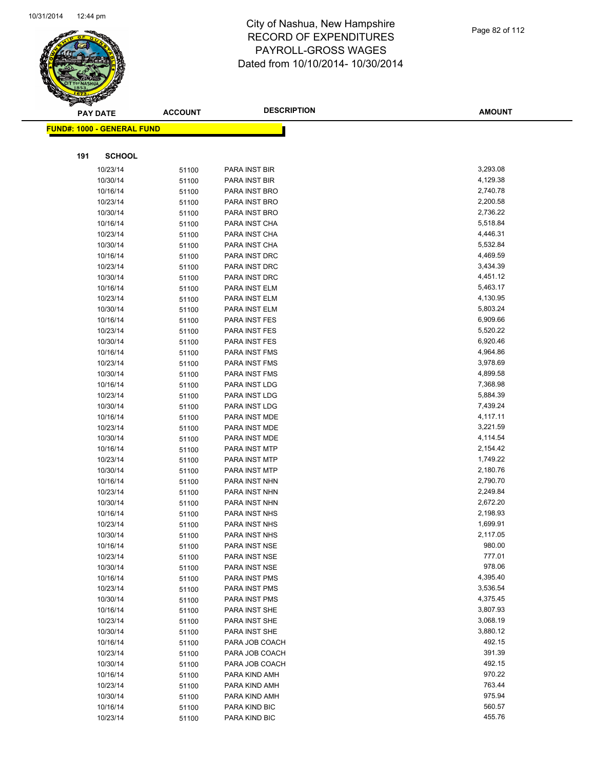# City of Nashua, New Hampshire
## RECORD OF EXPENDITURES
## PAYROLL-GROSS WAGES
## Dated from 10/10/2014- 10/30/2014

**FUND#: 1000 - GENERAL FUND**

**191 SCHOOL**

| PAY DATE | ACCOUNT | DESCRIPTION | AMOUNT |
|---|---|---|---|
| 10/23/14 | 51100 | PARA INST BIR | 3,293.08 |
| 10/30/14 | 51100 | PARA INST BIR | 4,129.38 |
| 10/16/14 | 51100 | PARA INST BRO | 2,740.78 |
| 10/23/14 | 51100 | PARA INST BRO | 2,200.58 |
| 10/30/14 | 51100 | PARA INST BRO | 2,736.22 |
| 10/16/14 | 51100 | PARA INST CHA | 5,518.84 |
| 10/23/14 | 51100 | PARA INST CHA | 4,446.31 |
| 10/30/14 | 51100 | PARA INST CHA | 5,532.84 |
| 10/16/14 | 51100 | PARA INST DRC | 4,469.59 |
| 10/23/14 | 51100 | PARA INST DRC | 3,434.39 |
| 10/30/14 | 51100 | PARA INST DRC | 4,451.12 |
| 10/16/14 | 51100 | PARA INST ELM | 5,463.17 |
| 10/23/14 | 51100 | PARA INST ELM | 4,130.95 |
| 10/30/14 | 51100 | PARA INST ELM | 5,803.24 |
| 10/16/14 | 51100 | PARA INST FES | 6,909.66 |
| 10/23/14 | 51100 | PARA INST FES | 5,520.22 |
| 10/30/14 | 51100 | PARA INST FES | 6,920.46 |
| 10/16/14 | 51100 | PARA INST FMS | 4,964.86 |
| 10/23/14 | 51100 | PARA INST FMS | 3,978.69 |
| 10/30/14 | 51100 | PARA INST FMS | 4,899.58 |
| 10/16/14 | 51100 | PARA INST LDG | 7,368.98 |
| 10/23/14 | 51100 | PARA INST LDG | 5,884.39 |
| 10/30/14 | 51100 | PARA INST LDG | 7,439.24 |
| 10/16/14 | 51100 | PARA INST MDE | 4,117.11 |
| 10/23/14 | 51100 | PARA INST MDE | 3,221.59 |
| 10/30/14 | 51100 | PARA INST MDE | 4,114.54 |
| 10/16/14 | 51100 | PARA INST MTP | 2,154.42 |
| 10/23/14 | 51100 | PARA INST MTP | 1,749.22 |
| 10/30/14 | 51100 | PARA INST MTP | 2,180.76 |
| 10/16/14 | 51100 | PARA INST NHN | 2,790.70 |
| 10/23/14 | 51100 | PARA INST NHN | 2,249.84 |
| 10/30/14 | 51100 | PARA INST NHN | 2,672.20 |
| 10/16/14 | 51100 | PARA INST NHS | 2,198.93 |
| 10/23/14 | 51100 | PARA INST NHS | 1,699.91 |
| 10/30/14 | 51100 | PARA INST NHS | 2,117.05 |
| 10/16/14 | 51100 | PARA INST NSE | 980.00 |
| 10/23/14 | 51100 | PARA INST NSE | 777.01 |
| 10/30/14 | 51100 | PARA INST NSE | 978.06 |
| 10/16/14 | 51100 | PARA INST PMS | 4,395.40 |
| 10/23/14 | 51100 | PARA INST PMS | 3,536.54 |
| 10/30/14 | 51100 | PARA INST PMS | 4,375.45 |
| 10/16/14 | 51100 | PARA INST SHE | 3,807.93 |
| 10/23/14 | 51100 | PARA INST SHE | 3,068.19 |
| 10/30/14 | 51100 | PARA INST SHE | 3,880.12 |
| 10/16/14 | 51100 | PARA JOB COACH | 492.15 |
| 10/23/14 | 51100 | PARA JOB COACH | 391.39 |
| 10/30/14 | 51100 | PARA JOB COACH | 492.15 |
| 10/16/14 | 51100 | PARA KIND AMH | 970.22 |
| 10/23/14 | 51100 | PARA KIND AMH | 763.44 |
| 10/30/14 | 51100 | PARA KIND AMH | 975.94 |
| 10/16/14 | 51100 | PARA KIND BIC | 560.57 |
| 10/23/14 | 51100 | PARA KIND BIC | 455.76 |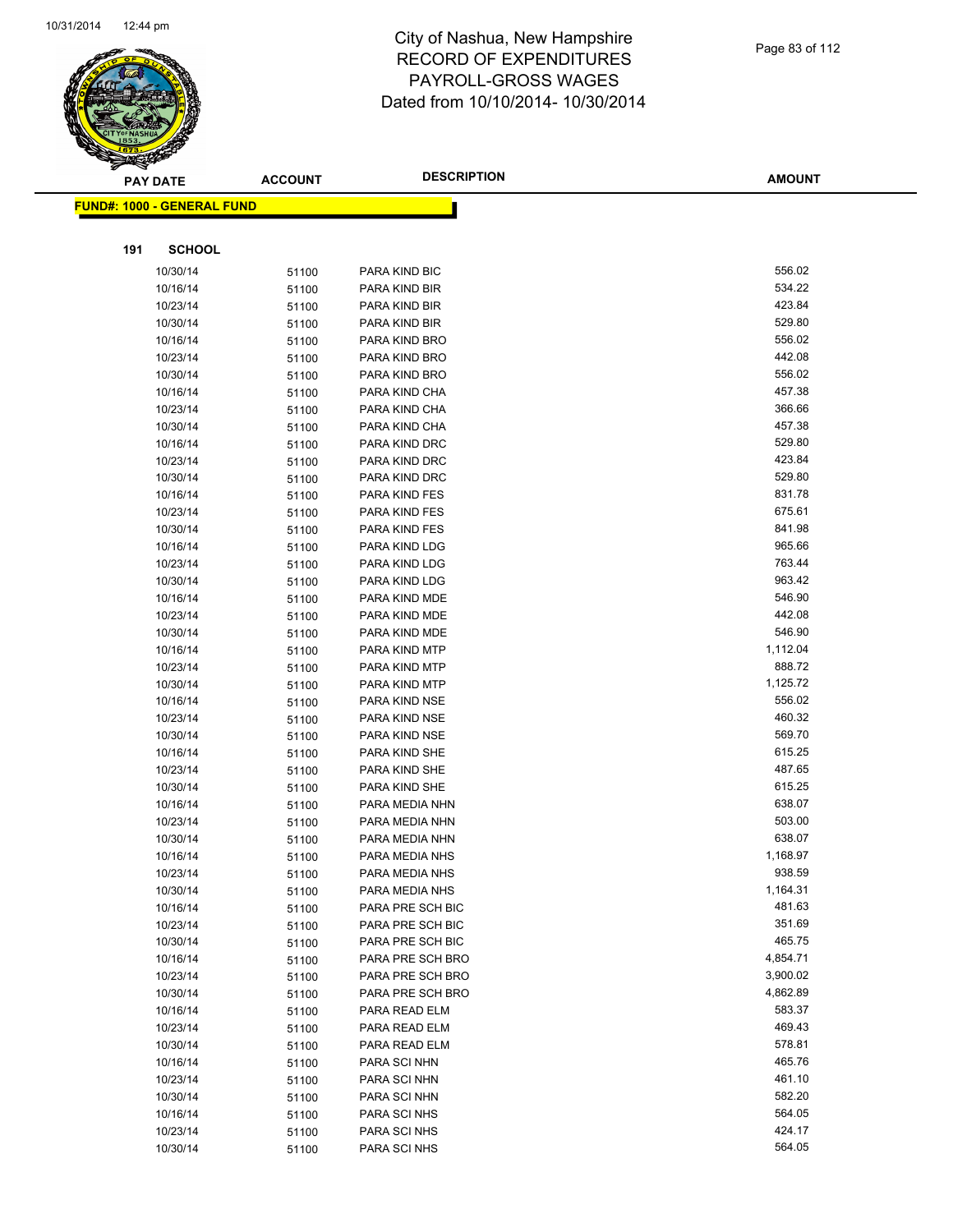# City of Nashua, New Hampshire
# RECORD OF EXPENDITURES
# PAYROLL-GROSS WAGES
# Dated from 10/10/2014- 10/30/2014

**FUND#: 1000 - GENERAL FUND**

**191 SCHOOL**

| PAY DATE | ACCOUNT | DESCRIPTION | AMOUNT |
|---|---|---|---|
| 10/30/14 | 51100 | PARA KIND BIC | 556.02 |
| 10/16/14 | 51100 | PARA KIND BIR | 534.22 |
| 10/23/14 | 51100 | PARA KIND BIR | 423.84 |
| 10/30/14 | 51100 | PARA KIND BIR | 529.80 |
| 10/16/14 | 51100 | PARA KIND BRO | 556.02 |
| 10/23/14 | 51100 | PARA KIND BRO | 442.08 |
| 10/30/14 | 51100 | PARA KIND BRO | 556.02 |
| 10/16/14 | 51100 | PARA KIND CHA | 457.38 |
| 10/23/14 | 51100 | PARA KIND CHA | 366.66 |
| 10/30/14 | 51100 | PARA KIND CHA | 457.38 |
| 10/16/14 | 51100 | PARA KIND DRC | 529.80 |
| 10/23/14 | 51100 | PARA KIND DRC | 423.84 |
| 10/30/14 | 51100 | PARA KIND DRC | 529.80 |
| 10/16/14 | 51100 | PARA KIND FES | 831.78 |
| 10/23/14 | 51100 | PARA KIND FES | 675.61 |
| 10/30/14 | 51100 | PARA KIND FES | 841.98 |
| 10/16/14 | 51100 | PARA KIND LDG | 965.66 |
| 10/23/14 | 51100 | PARA KIND LDG | 763.44 |
| 10/30/14 | 51100 | PARA KIND LDG | 963.42 |
| 10/16/14 | 51100 | PARA KIND MDE | 546.90 |
| 10/23/14 | 51100 | PARA KIND MDE | 442.08 |
| 10/30/14 | 51100 | PARA KIND MDE | 546.90 |
| 10/16/14 | 51100 | PARA KIND MTP | 1,112.04 |
| 10/23/14 | 51100 | PARA KIND MTP | 888.72 |
| 10/30/14 | 51100 | PARA KIND MTP | 1,125.72 |
| 10/16/14 | 51100 | PARA KIND NSE | 556.02 |
| 10/23/14 | 51100 | PARA KIND NSE | 460.32 |
| 10/30/14 | 51100 | PARA KIND NSE | 569.70 |
| 10/16/14 | 51100 | PARA KIND SHE | 615.25 |
| 10/23/14 | 51100 | PARA KIND SHE | 487.65 |
| 10/30/14 | 51100 | PARA KIND SHE | 615.25 |
| 10/16/14 | 51100 | PARA MEDIA NHN | 638.07 |
| 10/23/14 | 51100 | PARA MEDIA NHN | 503.00 |
| 10/30/14 | 51100 | PARA MEDIA NHN | 638.07 |
| 10/16/14 | 51100 | PARA MEDIA NHS | 1,168.97 |
| 10/23/14 | 51100 | PARA MEDIA NHS | 938.59 |
| 10/30/14 | 51100 | PARA MEDIA NHS | 1,164.31 |
| 10/16/14 | 51100 | PARA PRE SCH BIC | 481.63 |
| 10/23/14 | 51100 | PARA PRE SCH BIC | 351.69 |
| 10/30/14 | 51100 | PARA PRE SCH BIC | 465.75 |
| 10/16/14 | 51100 | PARA PRE SCH BRO | 4,854.71 |
| 10/23/14 | 51100 | PARA PRE SCH BRO | 3,900.02 |
| 10/30/14 | 51100 | PARA PRE SCH BRO | 4,862.89 |
| 10/16/14 | 51100 | PARA READ ELM | 583.37 |
| 10/23/14 | 51100 | PARA READ ELM | 469.43 |
| 10/30/14 | 51100 | PARA READ ELM | 578.81 |
| 10/16/14 | 51100 | PARA SCI NHN | 465.76 |
| 10/23/14 | 51100 | PARA SCI NHN | 461.10 |
| 10/30/14 | 51100 | PARA SCI NHN | 582.20 |
| 10/16/14 | 51100 | PARA SCI NHS | 564.05 |
| 10/23/14 | 51100 | PARA SCI NHS | 424.17 |
| 10/30/14 | 51100 | PARA SCI NHS | 564.05 |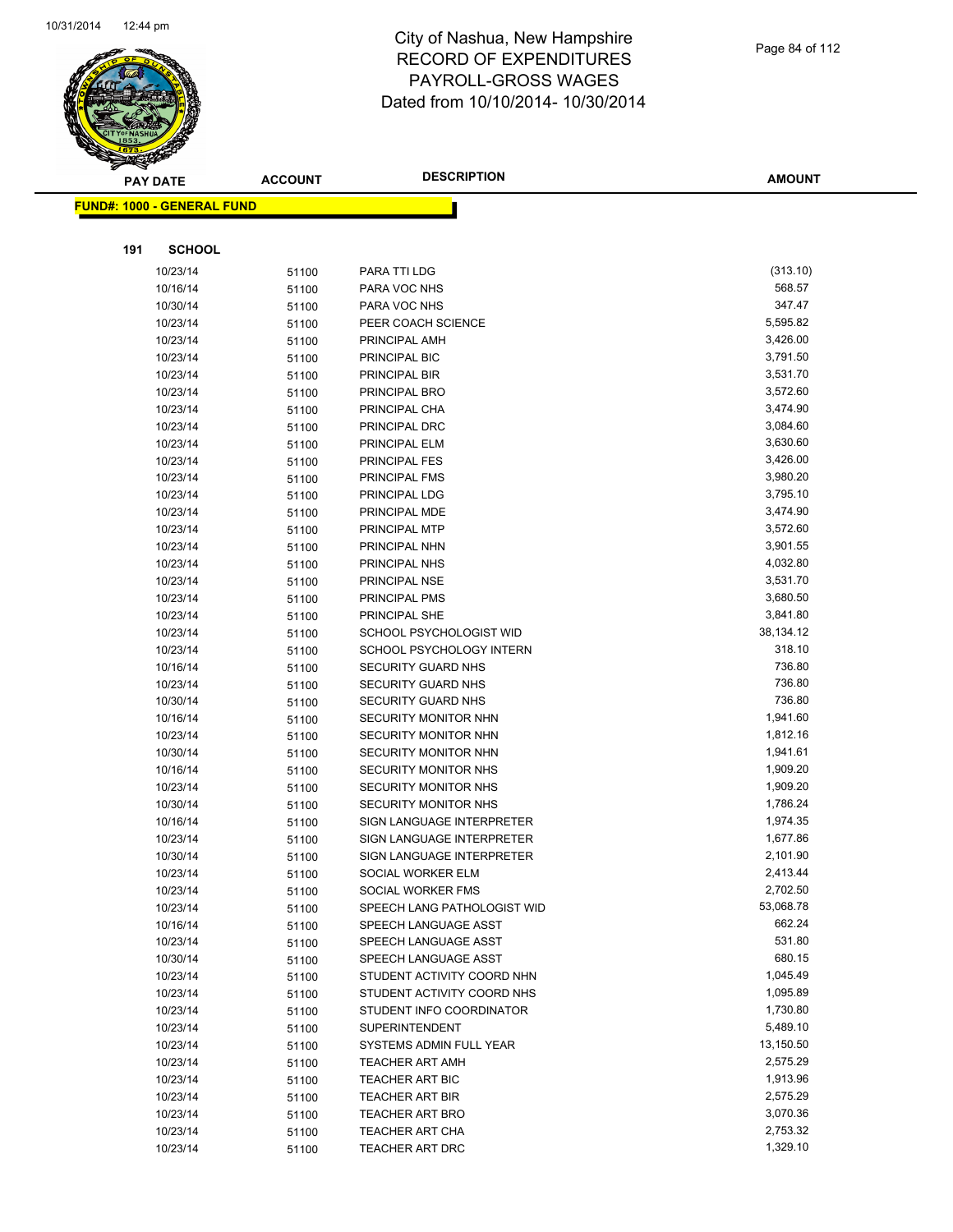# City of Nashua, New Hampshire
# RECORD OF EXPENDITURES
# PAYROLL-GROSS WAGES
# Dated from 10/10/2014- 10/30/2014

**FUND#: 1000 - GENERAL FUND**

**191 SCHOOL**

| PAY DATE | ACCOUNT | DESCRIPTION | AMOUNT |
|---|---|---|---|
| 10/23/14 | 51100 | PARA TTI LDG | (313.10) |
| 10/16/14 | 51100 | PARA VOC NHS | 568.57 |
| 10/30/14 | 51100 | PARA VOC NHS | 347.47 |
| 10/23/14 | 51100 | PEER COACH SCIENCE | 5,595.82 |
| 10/23/14 | 51100 | PRINCIPAL AMH | 3,426.00 |
| 10/23/14 | 51100 | PRINCIPAL BIC | 3,791.50 |
| 10/23/14 | 51100 | PRINCIPAL BIR | 3,531.70 |
| 10/23/14 | 51100 | PRINCIPAL BRO | 3,572.60 |
| 10/23/14 | 51100 | PRINCIPAL CHA | 3,474.90 |
| 10/23/14 | 51100 | PRINCIPAL DRC | 3,084.60 |
| 10/23/14 | 51100 | PRINCIPAL ELM | 3,630.60 |
| 10/23/14 | 51100 | PRINCIPAL FES | 3,426.00 |
| 10/23/14 | 51100 | PRINCIPAL FMS | 3,980.20 |
| 10/23/14 | 51100 | PRINCIPAL LDG | 3,795.10 |
| 10/23/14 | 51100 | PRINCIPAL MDE | 3,474.90 |
| 10/23/14 | 51100 | PRINCIPAL MTP | 3,572.60 |
| 10/23/14 | 51100 | PRINCIPAL NHN | 3,901.55 |
| 10/23/14 | 51100 | PRINCIPAL NHS | 4,032.80 |
| 10/23/14 | 51100 | PRINCIPAL NSE | 3,531.70 |
| 10/23/14 | 51100 | PRINCIPAL PMS | 3,680.50 |
| 10/23/14 | 51100 | PRINCIPAL SHE | 3,841.80 |
| 10/23/14 | 51100 | SCHOOL PSYCHOLOGIST WID | 38,134.12 |
| 10/23/14 | 51100 | SCHOOL PSYCHOLOGY INTERN | 318.10 |
| 10/16/14 | 51100 | SECURITY GUARD NHS | 736.80 |
| 10/23/14 | 51100 | SECURITY GUARD NHS | 736.80 |
| 10/30/14 | 51100 | SECURITY GUARD NHS | 736.80 |
| 10/16/14 | 51100 | SECURITY MONITOR NHN | 1,941.60 |
| 10/23/14 | 51100 | SECURITY MONITOR NHN | 1,812.16 |
| 10/30/14 | 51100 | SECURITY MONITOR NHN | 1,941.61 |
| 10/16/14 | 51100 | SECURITY MONITOR NHS | 1,909.20 |
| 10/23/14 | 51100 | SECURITY MONITOR NHS | 1,909.20 |
| 10/30/14 | 51100 | SECURITY MONITOR NHS | 1,786.24 |
| 10/16/14 | 51100 | SIGN LANGUAGE INTERPRETER | 1,974.35 |
| 10/23/14 | 51100 | SIGN LANGUAGE INTERPRETER | 1,677.86 |
| 10/30/14 | 51100 | SIGN LANGUAGE INTERPRETER | 2,101.90 |
| 10/23/14 | 51100 | SOCIAL WORKER ELM | 2,413.44 |
| 10/23/14 | 51100 | SOCIAL WORKER FMS | 2,702.50 |
| 10/23/14 | 51100 | SPEECH LANG PATHOLOGIST WID | 53,068.78 |
| 10/16/14 | 51100 | SPEECH LANGUAGE ASST | 662.24 |
| 10/23/14 | 51100 | SPEECH LANGUAGE ASST | 531.80 |
| 10/30/14 | 51100 | SPEECH LANGUAGE ASST | 680.15 |
| 10/23/14 | 51100 | STUDENT ACTIVITY COORD NHN | 1,045.49 |
| 10/23/14 | 51100 | STUDENT ACTIVITY COORD NHS | 1,095.89 |
| 10/23/14 | 51100 | STUDENT INFO COORDINATOR | 1,730.80 |
| 10/23/14 | 51100 | SUPERINTENDENT | 5,489.10 |
| 10/23/14 | 51100 | SYSTEMS ADMIN FULL YEAR | 13,150.50 |
| 10/23/14 | 51100 | TEACHER ART AMH | 2,575.29 |
| 10/23/14 | 51100 | TEACHER ART BIC | 1,913.96 |
| 10/23/14 | 51100 | TEACHER ART BIR | 2,575.29 |
| 10/23/14 | 51100 | TEACHER ART BRO | 3,070.36 |
| 10/23/14 | 51100 | TEACHER ART CHA | 2,753.32 |
| 10/23/14 | 51100 | TEACHER ART DRC | 1,329.10 |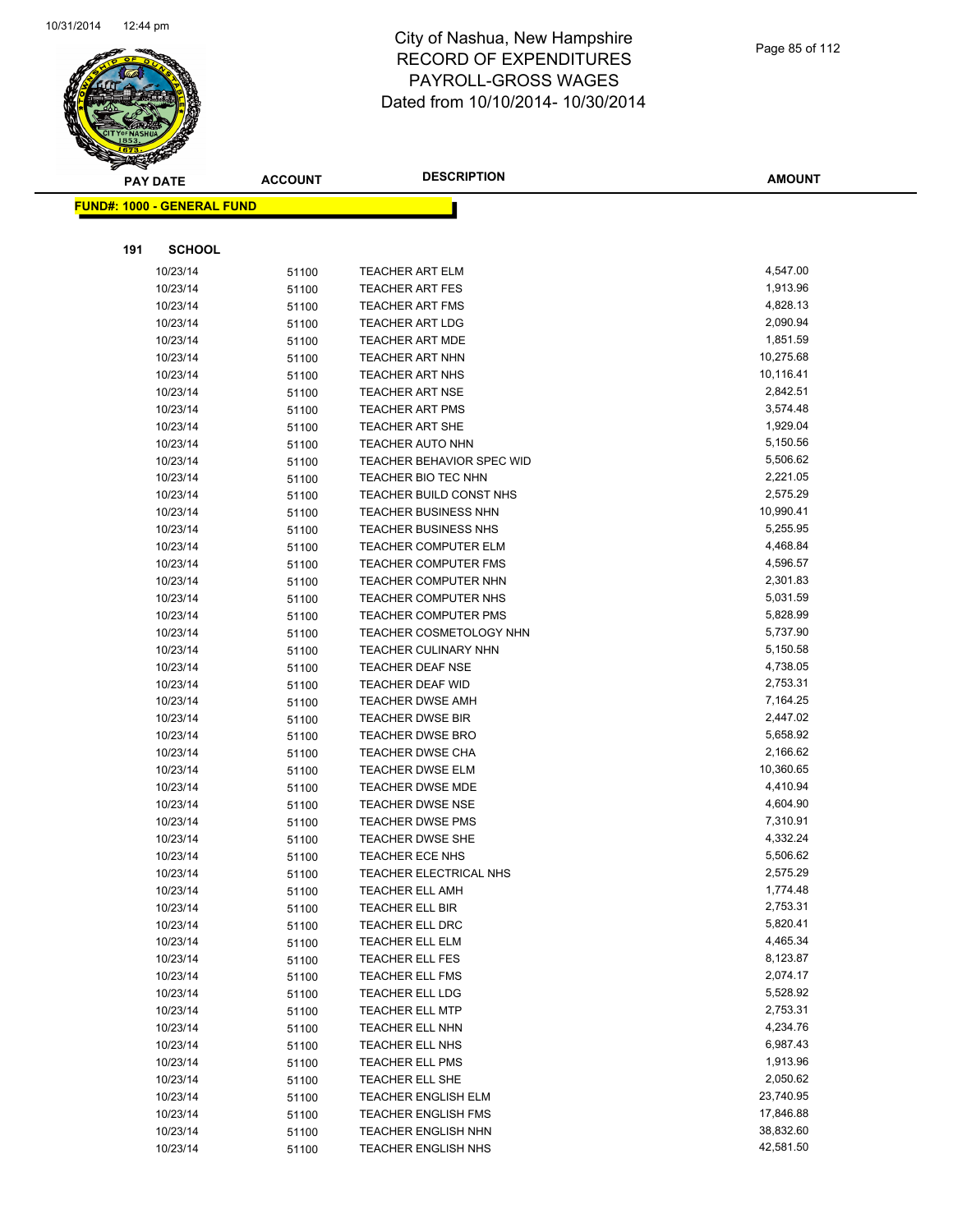# City of Nashua, New Hampshire
## RECORD OF EXPENDITURES
## PAYROLL-GROSS WAGES
## Dated from 10/10/2014- 10/30/2014

**FUND#: 1000 - GENERAL FUND**

**191 SCHOOL**

| PAY DATE | ACCOUNT | DESCRIPTION | AMOUNT |
|---|---|---|---|
| 10/23/14 | 51100 | TEACHER ART ELM | 4,547.00 |
| 10/23/14 | 51100 | TEACHER ART FES | 1,913.96 |
| 10/23/14 | 51100 | TEACHER ART FMS | 4,828.13 |
| 10/23/14 | 51100 | TEACHER ART LDG | 2,090.94 |
| 10/23/14 | 51100 | TEACHER ART MDE | 1,851.59 |
| 10/23/14 | 51100 | TEACHER ART NHN | 10,275.68 |
| 10/23/14 | 51100 | TEACHER ART NHS | 10,116.41 |
| 10/23/14 | 51100 | TEACHER ART NSE | 2,842.51 |
| 10/23/14 | 51100 | TEACHER ART PMS | 3,574.48 |
| 10/23/14 | 51100 | TEACHER ART SHE | 1,929.04 |
| 10/23/14 | 51100 | TEACHER AUTO NHN | 5,150.56 |
| 10/23/14 | 51100 | TEACHER BEHAVIOR SPEC WID | 5,506.62 |
| 10/23/14 | 51100 | TEACHER BIO TEC NHN | 2,221.05 |
| 10/23/14 | 51100 | TEACHER BUILD CONST NHS | 2,575.29 |
| 10/23/14 | 51100 | TEACHER BUSINESS NHN | 10,990.41 |
| 10/23/14 | 51100 | TEACHER BUSINESS NHS | 5,255.95 |
| 10/23/14 | 51100 | TEACHER COMPUTER ELM | 4,468.84 |
| 10/23/14 | 51100 | TEACHER COMPUTER FMS | 4,596.57 |
| 10/23/14 | 51100 | TEACHER COMPUTER NHN | 2,301.83 |
| 10/23/14 | 51100 | TEACHER COMPUTER NHS | 5,031.59 |
| 10/23/14 | 51100 | TEACHER COMPUTER PMS | 5,828.99 |
| 10/23/14 | 51100 | TEACHER COSMETOLOGY NHN | 5,737.90 |
| 10/23/14 | 51100 | TEACHER CULINARY NHN | 5,150.58 |
| 10/23/14 | 51100 | TEACHER DEAF NSE | 4,738.05 |
| 10/23/14 | 51100 | TEACHER DEAF WID | 2,753.31 |
| 10/23/14 | 51100 | TEACHER DWSE AMH | 7,164.25 |
| 10/23/14 | 51100 | TEACHER DWSE BIR | 2,447.02 |
| 10/23/14 | 51100 | TEACHER DWSE BRO | 5,658.92 |
| 10/23/14 | 51100 | TEACHER DWSE CHA | 2,166.62 |
| 10/23/14 | 51100 | TEACHER DWSE ELM | 10,360.65 |
| 10/23/14 | 51100 | TEACHER DWSE MDE | 4,410.94 |
| 10/23/14 | 51100 | TEACHER DWSE NSE | 4,604.90 |
| 10/23/14 | 51100 | TEACHER DWSE PMS | 7,310.91 |
| 10/23/14 | 51100 | TEACHER DWSE SHE | 4,332.24 |
| 10/23/14 | 51100 | TEACHER ECE NHS | 5,506.62 |
| 10/23/14 | 51100 | TEACHER ELECTRICAL NHS | 2,575.29 |
| 10/23/14 | 51100 | TEACHER ELL AMH | 1,774.48 |
| 10/23/14 | 51100 | TEACHER ELL BIR | 2,753.31 |
| 10/23/14 | 51100 | TEACHER ELL DRC | 5,820.41 |
| 10/23/14 | 51100 | TEACHER ELL ELM | 4,465.34 |
| 10/23/14 | 51100 | TEACHER ELL FES | 8,123.87 |
| 10/23/14 | 51100 | TEACHER ELL FMS | 2,074.17 |
| 10/23/14 | 51100 | TEACHER ELL LDG | 5,528.92 |
| 10/23/14 | 51100 | TEACHER ELL MTP | 2,753.31 |
| 10/23/14 | 51100 | TEACHER ELL NHN | 4,234.76 |
| 10/23/14 | 51100 | TEACHER ELL NHS | 6,987.43 |
| 10/23/14 | 51100 | TEACHER ELL PMS | 1,913.96 |
| 10/23/14 | 51100 | TEACHER ELL SHE | 2,050.62 |
| 10/23/14 | 51100 | TEACHER ENGLISH ELM | 23,740.95 |
| 10/23/14 | 51100 | TEACHER ENGLISH FMS | 17,846.88 |
| 10/23/14 | 51100 | TEACHER ENGLISH NHN | 38,832.60 |
| 10/23/14 | 51100 | TEACHER ENGLISH NHS | 42,581.50 |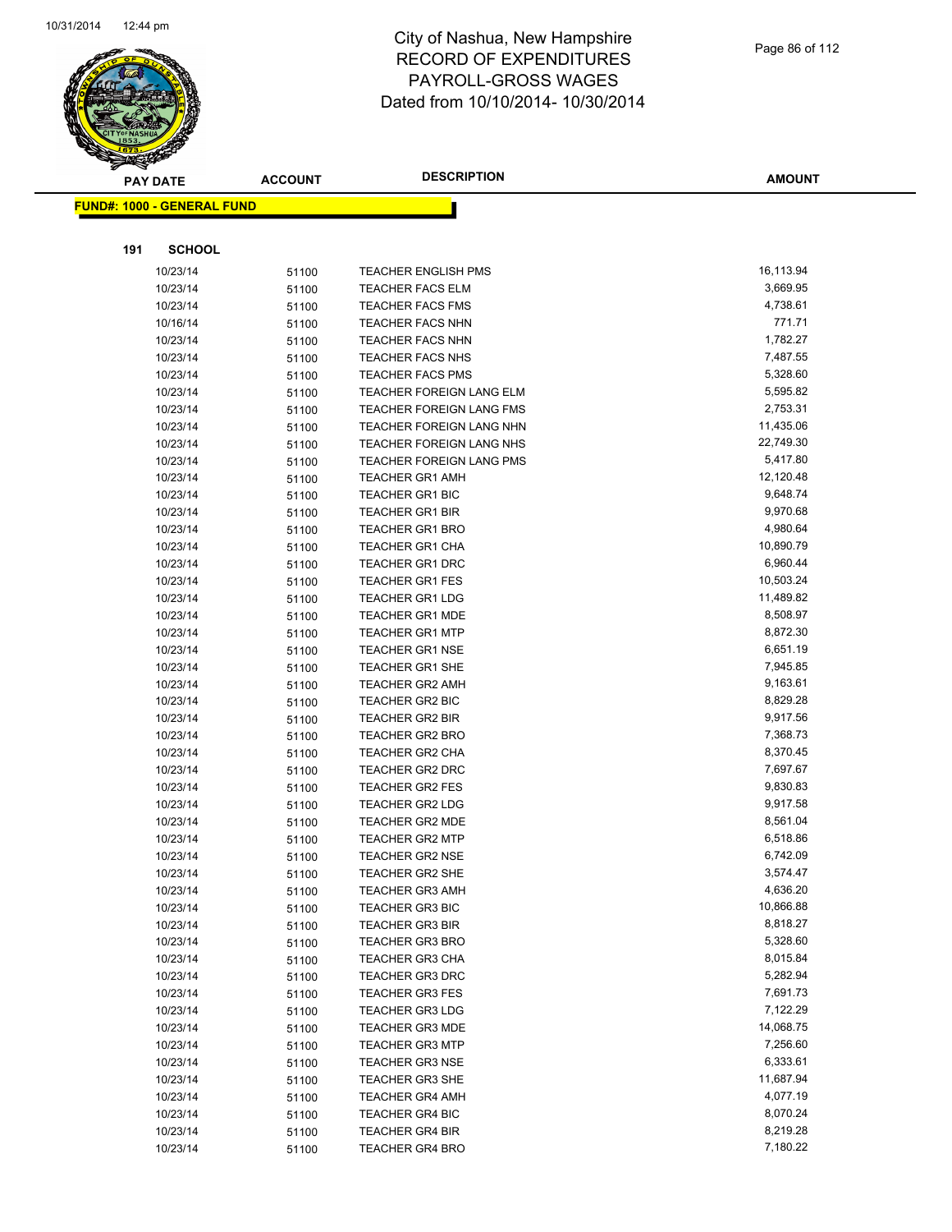# City of Nashua, New Hampshire
## RECORD OF EXPENDITURES
## PAYROLL-GROSS WAGES
## Dated from 10/10/2014- 10/30/2014

**FUND#: 1000 - GENERAL FUND**

**191 SCHOOL**

| PAY DATE | ACCOUNT | DESCRIPTION | AMOUNT |
|---|---|---|---|
| 10/23/14 | 51100 | TEACHER ENGLISH PMS | 16,113.94 |
| 10/23/14 | 51100 | TEACHER FACS ELM | 3,669.95 |
| 10/23/14 | 51100 | TEACHER FACS FMS | 4,738.61 |
| 10/16/14 | 51100 | TEACHER FACS NHN | 771.71 |
| 10/23/14 | 51100 | TEACHER FACS NHN | 1,782.27 |
| 10/23/14 | 51100 | TEACHER FACS NHS | 7,487.55 |
| 10/23/14 | 51100 | TEACHER FACS PMS | 5,328.60 |
| 10/23/14 | 51100 | TEACHER FOREIGN LANG ELM | 5,595.82 |
| 10/23/14 | 51100 | TEACHER FOREIGN LANG FMS | 2,753.31 |
| 10/23/14 | 51100 | TEACHER FOREIGN LANG NHN | 11,435.06 |
| 10/23/14 | 51100 | TEACHER FOREIGN LANG NHS | 22,749.30 |
| 10/23/14 | 51100 | TEACHER FOREIGN LANG PMS | 5,417.80 |
| 10/23/14 | 51100 | TEACHER GR1 AMH | 12,120.48 |
| 10/23/14 | 51100 | TEACHER GR1 BIC | 9,648.74 |
| 10/23/14 | 51100 | TEACHER GR1 BIR | 9,970.68 |
| 10/23/14 | 51100 | TEACHER GR1 BRO | 4,980.64 |
| 10/23/14 | 51100 | TEACHER GR1 CHA | 10,890.79 |
| 10/23/14 | 51100 | TEACHER GR1 DRC | 6,960.44 |
| 10/23/14 | 51100 | TEACHER GR1 FES | 10,503.24 |
| 10/23/14 | 51100 | TEACHER GR1 LDG | 11,489.82 |
| 10/23/14 | 51100 | TEACHER GR1 MDE | 8,508.97 |
| 10/23/14 | 51100 | TEACHER GR1 MTP | 8,872.30 |
| 10/23/14 | 51100 | TEACHER GR1 NSE | 6,651.19 |
| 10/23/14 | 51100 | TEACHER GR1 SHE | 7,945.85 |
| 10/23/14 | 51100 | TEACHER GR2 AMH | 9,163.61 |
| 10/23/14 | 51100 | TEACHER GR2 BIC | 8,829.28 |
| 10/23/14 | 51100 | TEACHER GR2 BIR | 9,917.56 |
| 10/23/14 | 51100 | TEACHER GR2 BRO | 7,368.73 |
| 10/23/14 | 51100 | TEACHER GR2 CHA | 8,370.45 |
| 10/23/14 | 51100 | TEACHER GR2 DRC | 7,697.67 |
| 10/23/14 | 51100 | TEACHER GR2 FES | 9,830.83 |
| 10/23/14 | 51100 | TEACHER GR2 LDG | 9,917.58 |
| 10/23/14 | 51100 | TEACHER GR2 MDE | 8,561.04 |
| 10/23/14 | 51100 | TEACHER GR2 MTP | 6,518.86 |
| 10/23/14 | 51100 | TEACHER GR2 NSE | 6,742.09 |
| 10/23/14 | 51100 | TEACHER GR2 SHE | 3,574.47 |
| 10/23/14 | 51100 | TEACHER GR3 AMH | 4,636.20 |
| 10/23/14 | 51100 | TEACHER GR3 BIC | 10,866.88 |
| 10/23/14 | 51100 | TEACHER GR3 BIR | 8,818.27 |
| 10/23/14 | 51100 | TEACHER GR3 BRO | 5,328.60 |
| 10/23/14 | 51100 | TEACHER GR3 CHA | 8,015.84 |
| 10/23/14 | 51100 | TEACHER GR3 DRC | 5,282.94 |
| 10/23/14 | 51100 | TEACHER GR3 FES | 7,691.73 |
| 10/23/14 | 51100 | TEACHER GR3 LDG | 7,122.29 |
| 10/23/14 | 51100 | TEACHER GR3 MDE | 14,068.75 |
| 10/23/14 | 51100 | TEACHER GR3 MTP | 7,256.60 |
| 10/23/14 | 51100 | TEACHER GR3 NSE | 6,333.61 |
| 10/23/14 | 51100 | TEACHER GR3 SHE | 11,687.94 |
| 10/23/14 | 51100 | TEACHER GR4 AMH | 4,077.19 |
| 10/23/14 | 51100 | TEACHER GR4 BIC | 8,070.24 |
| 10/23/14 | 51100 | TEACHER GR4 BIR | 8,219.28 |
| 10/23/14 | 51100 | TEACHER GR4 BRO | 7,180.22 |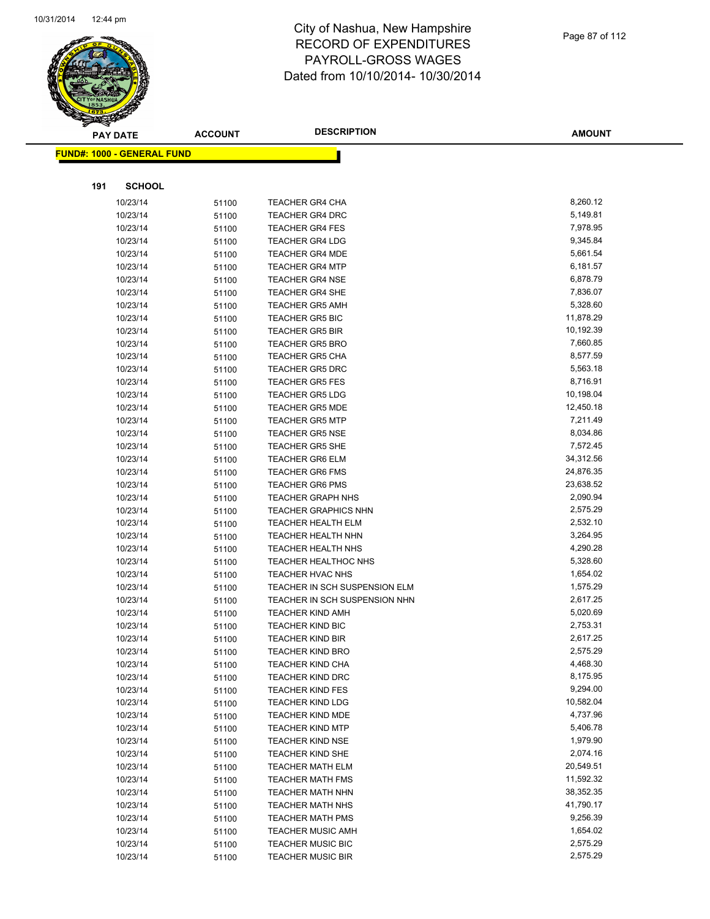# City of Nashua, New Hampshire
## RECORD OF EXPENDITURES
## PAYROLL-GROSS WAGES
## Dated from 10/10/2014- 10/30/2014

**FUND#: 1000 - GENERAL FUND**

**191 SCHOOL**

| PAY DATE | ACCOUNT | DESCRIPTION | AMOUNT |
|---|---|---|---|
| 10/23/14 | 51100 | TEACHER GR4 CHA | 8,260.12 |
| 10/23/14 | 51100 | TEACHER GR4 DRC | 5,149.81 |
| 10/23/14 | 51100 | TEACHER GR4 FES | 7,978.95 |
| 10/23/14 | 51100 | TEACHER GR4 LDG | 9,345.84 |
| 10/23/14 | 51100 | TEACHER GR4 MDE | 5,661.54 |
| 10/23/14 | 51100 | TEACHER GR4 MTP | 6,181.57 |
| 10/23/14 | 51100 | TEACHER GR4 NSE | 6,878.79 |
| 10/23/14 | 51100 | TEACHER GR4 SHE | 7,836.07 |
| 10/23/14 | 51100 | TEACHER GR5 AMH | 5,328.60 |
| 10/23/14 | 51100 | TEACHER GR5 BIC | 11,878.29 |
| 10/23/14 | 51100 | TEACHER GR5 BIR | 10,192.39 |
| 10/23/14 | 51100 | TEACHER GR5 BRO | 7,660.85 |
| 10/23/14 | 51100 | TEACHER GR5 CHA | 8,577.59 |
| 10/23/14 | 51100 | TEACHER GR5 DRC | 5,563.18 |
| 10/23/14 | 51100 | TEACHER GR5 FES | 8,716.91 |
| 10/23/14 | 51100 | TEACHER GR5 LDG | 10,198.04 |
| 10/23/14 | 51100 | TEACHER GR5 MDE | 12,450.18 |
| 10/23/14 | 51100 | TEACHER GR5 MTP | 7,211.49 |
| 10/23/14 | 51100 | TEACHER GR5 NSE | 8,034.86 |
| 10/23/14 | 51100 | TEACHER GR5 SHE | 7,572.45 |
| 10/23/14 | 51100 | TEACHER GR6 ELM | 34,312.56 |
| 10/23/14 | 51100 | TEACHER GR6 FMS | 24,876.35 |
| 10/23/14 | 51100 | TEACHER GR6 PMS | 23,638.52 |
| 10/23/14 | 51100 | TEACHER GRAPH NHS | 2,090.94 |
| 10/23/14 | 51100 | TEACHER GRAPHICS NHN | 2,575.29 |
| 10/23/14 | 51100 | TEACHER HEALTH ELM | 2,532.10 |
| 10/23/14 | 51100 | TEACHER HEALTH NHN | 3,264.95 |
| 10/23/14 | 51100 | TEACHER HEALTH NHS | 4,290.28 |
| 10/23/14 | 51100 | TEACHER HEALTHOC NHS | 5,328.60 |
| 10/23/14 | 51100 | TEACHER HVAC NHS | 1,654.02 |
| 10/23/14 | 51100 | TEACHER IN SCH SUSPENSION ELM | 1,575.29 |
| 10/23/14 | 51100 | TEACHER IN SCH SUSPENSION NHN | 2,617.25 |
| 10/23/14 | 51100 | TEACHER KIND AMH | 5,020.69 |
| 10/23/14 | 51100 | TEACHER KIND BIC | 2,753.31 |
| 10/23/14 | 51100 | TEACHER KIND BIR | 2,617.25 |
| 10/23/14 | 51100 | TEACHER KIND BRO | 2,575.29 |
| 10/23/14 | 51100 | TEACHER KIND CHA | 4,468.30 |
| 10/23/14 | 51100 | TEACHER KIND DRC | 8,175.95 |
| 10/23/14 | 51100 | TEACHER KIND FES | 9,294.00 |
| 10/23/14 | 51100 | TEACHER KIND LDG | 10,582.04 |
| 10/23/14 | 51100 | TEACHER KIND MDE | 4,737.96 |
| 10/23/14 | 51100 | TEACHER KIND MTP | 5,406.78 |
| 10/23/14 | 51100 | TEACHER KIND NSE | 1,979.90 |
| 10/23/14 | 51100 | TEACHER KIND SHE | 2,074.16 |
| 10/23/14 | 51100 | TEACHER MATH ELM | 20,549.51 |
| 10/23/14 | 51100 | TEACHER MATH FMS | 11,592.32 |
| 10/23/14 | 51100 | TEACHER MATH NHN | 38,352.35 |
| 10/23/14 | 51100 | TEACHER MATH NHS | 41,790.17 |
| 10/23/14 | 51100 | TEACHER MATH PMS | 9,256.39 |
| 10/23/14 | 51100 | TEACHER MUSIC AMH | 1,654.02 |
| 10/23/14 | 51100 | TEACHER MUSIC BIC | 2,575.29 |
| 10/23/14 | 51100 | TEACHER MUSIC BIR | 2,575.29 |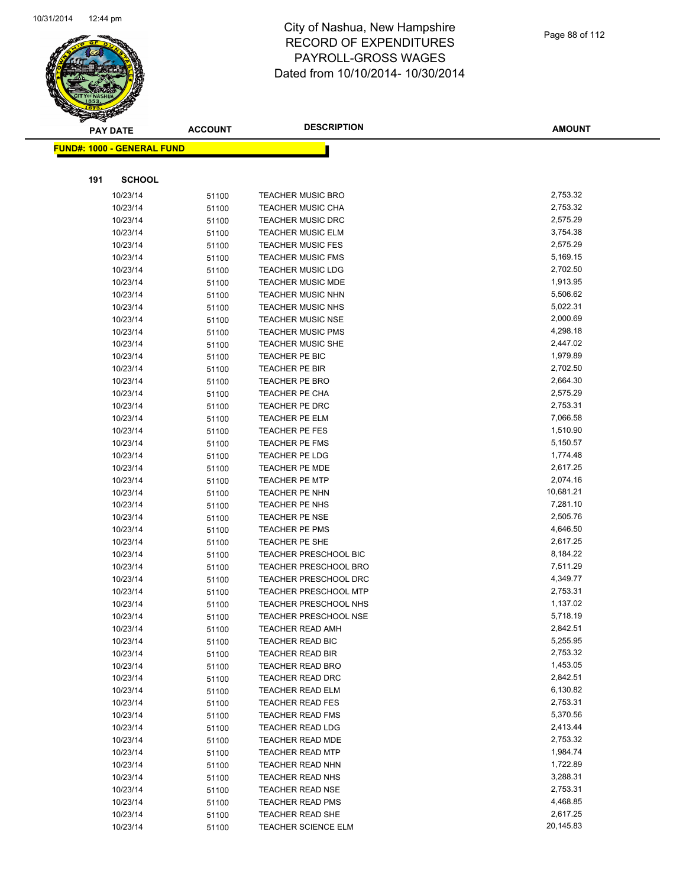# City of Nashua, New Hampshire
# RECORD OF EXPENDITURES
# PAYROLL-GROSS WAGES
# Dated from 10/10/2014- 10/30/2014

**FUND#: 1000 - GENERAL FUND**

**191 SCHOOL**

| PAY DATE | ACCOUNT | DESCRIPTION | AMOUNT |
|---|---|---|---|
| 10/23/14 | 51100 | TEACHER MUSIC BRO | 2,753.32 |
| 10/23/14 | 51100 | TEACHER MUSIC CHA | 2,753.32 |
| 10/23/14 | 51100 | TEACHER MUSIC DRC | 2,575.29 |
| 10/23/14 | 51100 | TEACHER MUSIC ELM | 3,754.38 |
| 10/23/14 | 51100 | TEACHER MUSIC FES | 2,575.29 |
| 10/23/14 | 51100 | TEACHER MUSIC FMS | 5,169.15 |
| 10/23/14 | 51100 | TEACHER MUSIC LDG | 2,702.50 |
| 10/23/14 | 51100 | TEACHER MUSIC MDE | 1,913.95 |
| 10/23/14 | 51100 | TEACHER MUSIC NHN | 5,506.62 |
| 10/23/14 | 51100 | TEACHER MUSIC NHS | 5,022.31 |
| 10/23/14 | 51100 | TEACHER MUSIC NSE | 2,000.69 |
| 10/23/14 | 51100 | TEACHER MUSIC PMS | 4,298.18 |
| 10/23/14 | 51100 | TEACHER MUSIC SHE | 2,447.02 |
| 10/23/14 | 51100 | TEACHER PE BIC | 1,979.89 |
| 10/23/14 | 51100 | TEACHER PE BIR | 2,702.50 |
| 10/23/14 | 51100 | TEACHER PE BRO | 2,664.30 |
| 10/23/14 | 51100 | TEACHER PE CHA | 2,575.29 |
| 10/23/14 | 51100 | TEACHER PE DRC | 2,753.31 |
| 10/23/14 | 51100 | TEACHER PE ELM | 7,066.58 |
| 10/23/14 | 51100 | TEACHER PE FES | 1,510.90 |
| 10/23/14 | 51100 | TEACHER PE FMS | 5,150.57 |
| 10/23/14 | 51100 | TEACHER PE LDG | 1,774.48 |
| 10/23/14 | 51100 | TEACHER PE MDE | 2,617.25 |
| 10/23/14 | 51100 | TEACHER PE MTP | 2,074.16 |
| 10/23/14 | 51100 | TEACHER PE NHN | 10,681.21 |
| 10/23/14 | 51100 | TEACHER PE NHS | 7,281.10 |
| 10/23/14 | 51100 | TEACHER PE NSE | 2,505.76 |
| 10/23/14 | 51100 | TEACHER PE PMS | 4,646.50 |
| 10/23/14 | 51100 | TEACHER PE SHE | 2,617.25 |
| 10/23/14 | 51100 | TEACHER PRESCHOOL BIC | 8,184.22 |
| 10/23/14 | 51100 | TEACHER PRESCHOOL BRO | 7,511.29 |
| 10/23/14 | 51100 | TEACHER PRESCHOOL DRC | 4,349.77 |
| 10/23/14 | 51100 | TEACHER PRESCHOOL MTP | 2,753.31 |
| 10/23/14 | 51100 | TEACHER PRESCHOOL NHS | 1,137.02 |
| 10/23/14 | 51100 | TEACHER PRESCHOOL NSE | 5,718.19 |
| 10/23/14 | 51100 | TEACHER READ AMH | 2,842.51 |
| 10/23/14 | 51100 | TEACHER READ BIC | 5,255.95 |
| 10/23/14 | 51100 | TEACHER READ BIR | 2,753.32 |
| 10/23/14 | 51100 | TEACHER READ BRO | 1,453.05 |
| 10/23/14 | 51100 | TEACHER READ DRC | 2,842.51 |
| 10/23/14 | 51100 | TEACHER READ ELM | 6,130.82 |
| 10/23/14 | 51100 | TEACHER READ FES | 2,753.31 |
| 10/23/14 | 51100 | TEACHER READ FMS | 5,370.56 |
| 10/23/14 | 51100 | TEACHER READ LDG | 2,413.44 |
| 10/23/14 | 51100 | TEACHER READ MDE | 2,753.32 |
| 10/23/14 | 51100 | TEACHER READ MTP | 1,984.74 |
| 10/23/14 | 51100 | TEACHER READ NHN | 1,722.89 |
| 10/23/14 | 51100 | TEACHER READ NHS | 3,288.31 |
| 10/23/14 | 51100 | TEACHER READ NSE | 2,753.31 |
| 10/23/14 | 51100 | TEACHER READ PMS | 4,468.85 |
| 10/23/14 | 51100 | TEACHER READ SHE | 2,617.25 |
| 10/23/14 | 51100 | TEACHER SCIENCE ELM | 20,145.83 |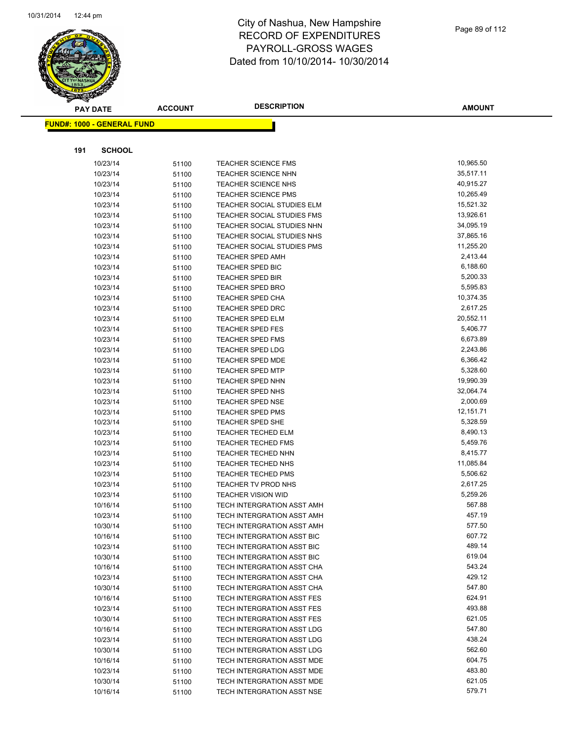# City of Nashua, New Hampshire
# RECORD OF EXPENDITURES
# PAYROLL-GROSS WAGES
# Dated from 10/10/2014- 10/30/2014

**FUND#: 1000 - GENERAL FUND**

**191 SCHOOL**

| PAY DATE | ACCOUNT | DESCRIPTION | AMOUNT |
|---|---|---|---|
| 10/23/14 | 51100 | TEACHER SCIENCE FMS | 10,965.50 |
| 10/23/14 | 51100 | TEACHER SCIENCE NHN | 35,517.11 |
| 10/23/14 | 51100 | TEACHER SCIENCE NHS | 40,915.27 |
| 10/23/14 | 51100 | TEACHER SCIENCE PMS | 10,265.49 |
| 10/23/14 | 51100 | TEACHER SOCIAL STUDIES ELM | 15,521.32 |
| 10/23/14 | 51100 | TEACHER SOCIAL STUDIES FMS | 13,926.61 |
| 10/23/14 | 51100 | TEACHER SOCIAL STUDIES NHN | 34,095.19 |
| 10/23/14 | 51100 | TEACHER SOCIAL STUDIES NHS | 37,865.16 |
| 10/23/14 | 51100 | TEACHER SOCIAL STUDIES PMS | 11,255.20 |
| 10/23/14 | 51100 | TEACHER SPED AMH | 2,413.44 |
| 10/23/14 | 51100 | TEACHER SPED BIC | 6,188.60 |
| 10/23/14 | 51100 | TEACHER SPED BIR | 5,200.33 |
| 10/23/14 | 51100 | TEACHER SPED BRO | 5,595.83 |
| 10/23/14 | 51100 | TEACHER SPED CHA | 10,374.35 |
| 10/23/14 | 51100 | TEACHER SPED DRC | 2,617.25 |
| 10/23/14 | 51100 | TEACHER SPED ELM | 20,552.11 |
| 10/23/14 | 51100 | TEACHER SPED FES | 5,406.77 |
| 10/23/14 | 51100 | TEACHER SPED FMS | 6,673.89 |
| 10/23/14 | 51100 | TEACHER SPED LDG | 2,243.86 |
| 10/23/14 | 51100 | TEACHER SPED MDE | 6,366.42 |
| 10/23/14 | 51100 | TEACHER SPED MTP | 5,328.60 |
| 10/23/14 | 51100 | TEACHER SPED NHN | 19,990.39 |
| 10/23/14 | 51100 | TEACHER SPED NHS | 32,064.74 |
| 10/23/14 | 51100 | TEACHER SPED NSE | 2,000.69 |
| 10/23/14 | 51100 | TEACHER SPED PMS | 12,151.71 |
| 10/23/14 | 51100 | TEACHER SPED SHE | 5,328.59 |
| 10/23/14 | 51100 | TEACHER TECHED ELM | 8,490.13 |
| 10/23/14 | 51100 | TEACHER TECHED FMS | 5,459.76 |
| 10/23/14 | 51100 | TEACHER TECHED NHN | 8,415.77 |
| 10/23/14 | 51100 | TEACHER TECHED NHS | 11,085.84 |
| 10/23/14 | 51100 | TEACHER TECHED PMS | 5,506.62 |
| 10/23/14 | 51100 | TEACHER TV PROD NHS | 2,617.25 |
| 10/23/14 | 51100 | TEACHER VISION WID | 5,259.26 |
| 10/16/14 | 51100 | TECH INTERGRATION ASST AMH | 567.88 |
| 10/23/14 | 51100 | TECH INTERGRATION ASST AMH | 457.19 |
| 10/30/14 | 51100 | TECH INTERGRATION ASST AMH | 577.50 |
| 10/16/14 | 51100 | TECH INTERGRATION ASST BIC | 607.72 |
| 10/23/14 | 51100 | TECH INTERGRATION ASST BIC | 489.14 |
| 10/30/14 | 51100 | TECH INTERGRATION ASST BIC | 619.04 |
| 10/16/14 | 51100 | TECH INTERGRATION ASST CHA | 543.24 |
| 10/23/14 | 51100 | TECH INTERGRATION ASST CHA | 429.12 |
| 10/30/14 | 51100 | TECH INTERGRATION ASST CHA | 547.80 |
| 10/16/14 | 51100 | TECH INTERGRATION ASST FES | 624.91 |
| 10/23/14 | 51100 | TECH INTERGRATION ASST FES | 493.88 |
| 10/30/14 | 51100 | TECH INTERGRATION ASST FES | 621.05 |
| 10/16/14 | 51100 | TECH INTERGRATION ASST LDG | 547.80 |
| 10/23/14 | 51100 | TECH INTERGRATION ASST LDG | 438.24 |
| 10/30/14 | 51100 | TECH INTERGRATION ASST LDG | 562.60 |
| 10/16/14 | 51100 | TECH INTERGRATION ASST MDE | 604.75 |
| 10/23/14 | 51100 | TECH INTERGRATION ASST MDE | 483.80 |
| 10/30/14 | 51100 | TECH INTERGRATION ASST MDE | 621.05 |
| 10/16/14 | 51100 | TECH INTERGRATION ASST NSE | 579.71 |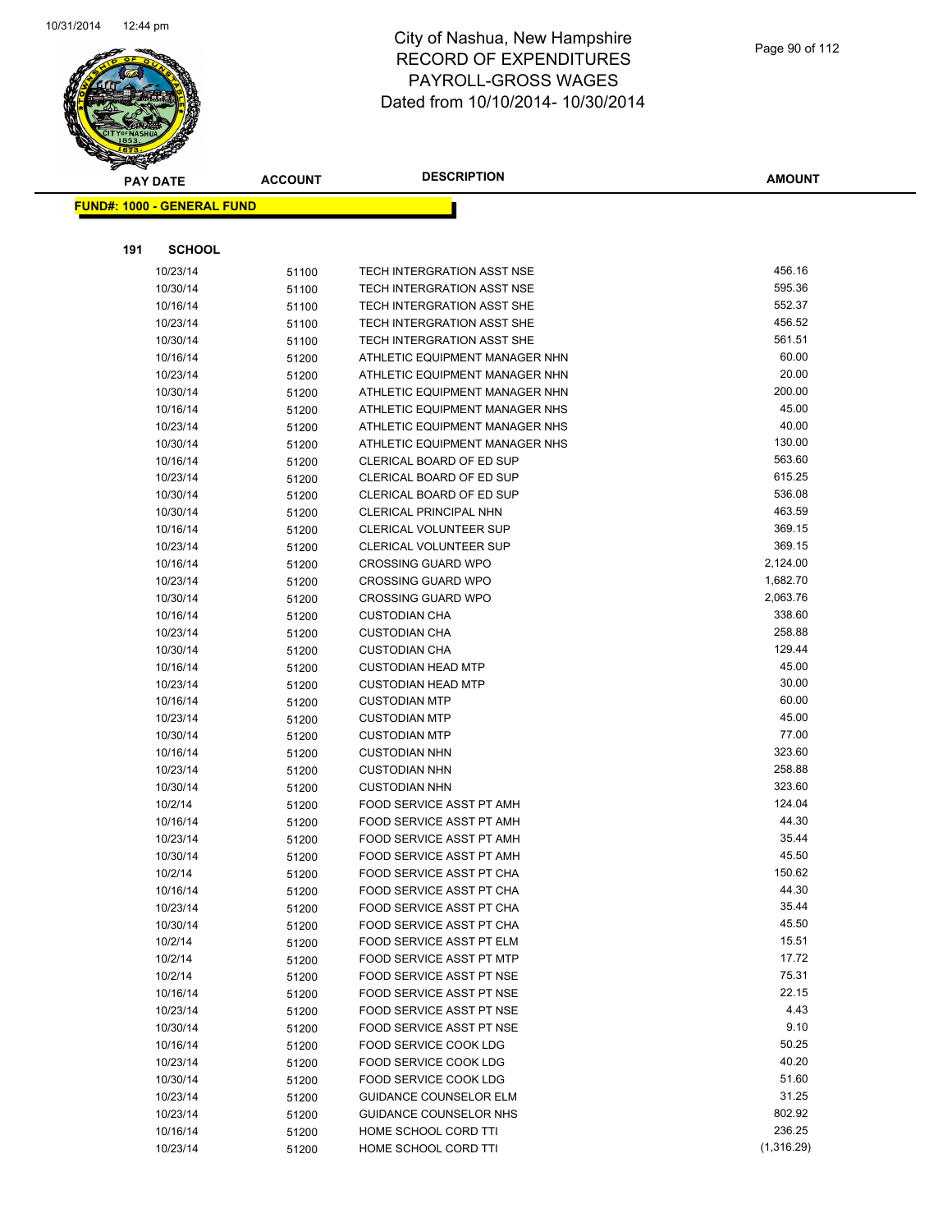# City of Nashua, New Hampshire
## RECORD OF EXPENDITURES
## PAYROLL-GROSS WAGES
## Dated from 10/10/2014- 10/30/2014

**FUND#: 1000 - GENERAL FUND**

**191 SCHOOL**

| PAY DATE | ACCOUNT | DESCRIPTION | AMOUNT |
|---|---|---|---|
| 10/23/14 | 51100 | TECH INTERGRATION ASST NSE | 456.16 |
| 10/30/14 | 51100 | TECH INTERGRATION ASST NSE | 595.36 |
| 10/16/14 | 51100 | TECH INTERGRATION ASST SHE | 552.37 |
| 10/23/14 | 51100 | TECH INTERGRATION ASST SHE | 456.52 |
| 10/30/14 | 51100 | TECH INTERGRATION ASST SHE | 561.51 |
| 10/16/14 | 51200 | ATHLETIC EQUIPMENT MANAGER NHN | 60.00 |
| 10/23/14 | 51200 | ATHLETIC EQUIPMENT MANAGER NHN | 20.00 |
| 10/30/14 | 51200 | ATHLETIC EQUIPMENT MANAGER NHN | 200.00 |
| 10/16/14 | 51200 | ATHLETIC EQUIPMENT MANAGER NHS | 45.00 |
| 10/23/14 | 51200 | ATHLETIC EQUIPMENT MANAGER NHS | 40.00 |
| 10/30/14 | 51200 | ATHLETIC EQUIPMENT MANAGER NHS | 130.00 |
| 10/16/14 | 51200 | CLERICAL BOARD OF ED SUP | 563.60 |
| 10/23/14 | 51200 | CLERICAL BOARD OF ED SUP | 615.25 |
| 10/30/14 | 51200 | CLERICAL BOARD OF ED SUP | 536.08 |
| 10/30/14 | 51200 | CLERICAL PRINCIPAL NHN | 463.59 |
| 10/16/14 | 51200 | CLERICAL VOLUNTEER SUP | 369.15 |
| 10/23/14 | 51200 | CLERICAL VOLUNTEER SUP | 369.15 |
| 10/16/14 | 51200 | CROSSING GUARD WPO | 2,124.00 |
| 10/23/14 | 51200 | CROSSING GUARD WPO | 1,682.70 |
| 10/30/14 | 51200 | CROSSING GUARD WPO | 2,063.76 |
| 10/16/14 | 51200 | CUSTODIAN CHA | 338.60 |
| 10/23/14 | 51200 | CUSTODIAN CHA | 258.88 |
| 10/30/14 | 51200 | CUSTODIAN CHA | 129.44 |
| 10/16/14 | 51200 | CUSTODIAN HEAD MTP | 45.00 |
| 10/23/14 | 51200 | CUSTODIAN HEAD MTP | 30.00 |
| 10/16/14 | 51200 | CUSTODIAN MTP | 60.00 |
| 10/23/14 | 51200 | CUSTODIAN MTP | 45.00 |
| 10/30/14 | 51200 | CUSTODIAN MTP | 77.00 |
| 10/16/14 | 51200 | CUSTODIAN NHN | 323.60 |
| 10/23/14 | 51200 | CUSTODIAN NHN | 258.88 |
| 10/30/14 | 51200 | CUSTODIAN NHN | 323.60 |
| 10/2/14 | 51200 | FOOD SERVICE ASST PT AMH | 124.04 |
| 10/16/14 | 51200 | FOOD SERVICE ASST PT AMH | 44.30 |
| 10/23/14 | 51200 | FOOD SERVICE ASST PT AMH | 35.44 |
| 10/30/14 | 51200 | FOOD SERVICE ASST PT AMH | 45.50 |
| 10/2/14 | 51200 | FOOD SERVICE ASST PT CHA | 150.62 |
| 10/16/14 | 51200 | FOOD SERVICE ASST PT CHA | 44.30 |
| 10/23/14 | 51200 | FOOD SERVICE ASST PT CHA | 35.44 |
| 10/30/14 | 51200 | FOOD SERVICE ASST PT CHA | 45.50 |
| 10/2/14 | 51200 | FOOD SERVICE ASST PT ELM | 15.51 |
| 10/2/14 | 51200 | FOOD SERVICE ASST PT MTP | 17.72 |
| 10/2/14 | 51200 | FOOD SERVICE ASST PT NSE | 75.31 |
| 10/16/14 | 51200 | FOOD SERVICE ASST PT NSE | 22.15 |
| 10/23/14 | 51200 | FOOD SERVICE ASST PT NSE | 4.43 |
| 10/30/14 | 51200 | FOOD SERVICE ASST PT NSE | 9.10 |
| 10/16/14 | 51200 | FOOD SERVICE COOK LDG | 50.25 |
| 10/23/14 | 51200 | FOOD SERVICE COOK LDG | 40.20 |
| 10/30/14 | 51200 | FOOD SERVICE COOK LDG | 51.60 |
| 10/23/14 | 51200 | GUIDANCE COUNSELOR ELM | 31.25 |
| 10/23/14 | 51200 | GUIDANCE COUNSELOR NHS | 802.92 |
| 10/16/14 | 51200 | HOME SCHOOL CORD TTI | 236.25 |
| 10/23/14 | 51200 | HOME SCHOOL CORD TTI | (1,316.29) |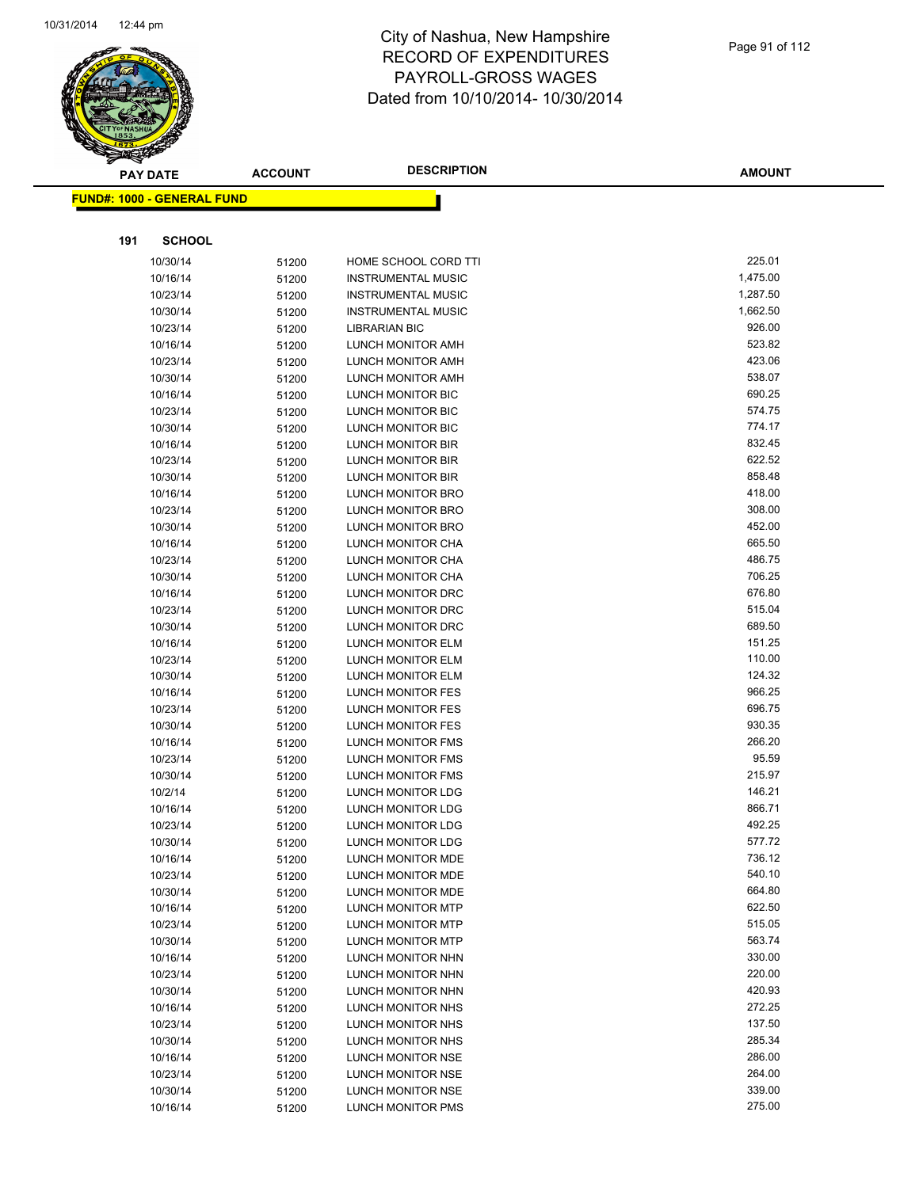# City of Nashua, New Hampshire
## RECORD OF EXPENDITURES
## PAYROLL-GROSS WAGES
## Dated from 10/10/2014- 10/30/2014

**FUND#: 1000 - GENERAL FUND**

**191 SCHOOL**

| PAY DATE | ACCOUNT | DESCRIPTION | AMOUNT |
|---|---|---|---|
| 10/30/14 | 51200 | HOME SCHOOL CORD TTI | 225.01 |
| 10/16/14 | 51200 | INSTRUMENTAL MUSIC | 1,475.00 |
| 10/23/14 | 51200 | INSTRUMENTAL MUSIC | 1,287.50 |
| 10/30/14 | 51200 | INSTRUMENTAL MUSIC | 1,662.50 |
| 10/23/14 | 51200 | LIBRARIAN BIC | 926.00 |
| 10/16/14 | 51200 | LUNCH MONITOR AMH | 523.82 |
| 10/23/14 | 51200 | LUNCH MONITOR AMH | 423.06 |
| 10/30/14 | 51200 | LUNCH MONITOR AMH | 538.07 |
| 10/16/14 | 51200 | LUNCH MONITOR BIC | 690.25 |
| 10/23/14 | 51200 | LUNCH MONITOR BIC | 574.75 |
| 10/30/14 | 51200 | LUNCH MONITOR BIC | 774.17 |
| 10/16/14 | 51200 | LUNCH MONITOR BIR | 832.45 |
| 10/23/14 | 51200 | LUNCH MONITOR BIR | 622.52 |
| 10/30/14 | 51200 | LUNCH MONITOR BIR | 858.48 |
| 10/16/14 | 51200 | LUNCH MONITOR BRO | 418.00 |
| 10/23/14 | 51200 | LUNCH MONITOR BRO | 308.00 |
| 10/30/14 | 51200 | LUNCH MONITOR BRO | 452.00 |
| 10/16/14 | 51200 | LUNCH MONITOR CHA | 665.50 |
| 10/23/14 | 51200 | LUNCH MONITOR CHA | 486.75 |
| 10/30/14 | 51200 | LUNCH MONITOR CHA | 706.25 |
| 10/16/14 | 51200 | LUNCH MONITOR DRC | 676.80 |
| 10/23/14 | 51200 | LUNCH MONITOR DRC | 515.04 |
| 10/30/14 | 51200 | LUNCH MONITOR DRC | 689.50 |
| 10/16/14 | 51200 | LUNCH MONITOR ELM | 151.25 |
| 10/23/14 | 51200 | LUNCH MONITOR ELM | 110.00 |
| 10/30/14 | 51200 | LUNCH MONITOR ELM | 124.32 |
| 10/16/14 | 51200 | LUNCH MONITOR FES | 966.25 |
| 10/23/14 | 51200 | LUNCH MONITOR FES | 696.75 |
| 10/30/14 | 51200 | LUNCH MONITOR FES | 930.35 |
| 10/16/14 | 51200 | LUNCH MONITOR FMS | 266.20 |
| 10/23/14 | 51200 | LUNCH MONITOR FMS | 95.59 |
| 10/30/14 | 51200 | LUNCH MONITOR FMS | 215.97 |
| 10/2/14 | 51200 | LUNCH MONITOR LDG | 146.21 |
| 10/16/14 | 51200 | LUNCH MONITOR LDG | 866.71 |
| 10/23/14 | 51200 | LUNCH MONITOR LDG | 492.25 |
| 10/30/14 | 51200 | LUNCH MONITOR LDG | 577.72 |
| 10/16/14 | 51200 | LUNCH MONITOR MDE | 736.12 |
| 10/23/14 | 51200 | LUNCH MONITOR MDE | 540.10 |
| 10/30/14 | 51200 | LUNCH MONITOR MDE | 664.80 |
| 10/16/14 | 51200 | LUNCH MONITOR MTP | 622.50 |
| 10/23/14 | 51200 | LUNCH MONITOR MTP | 515.05 |
| 10/30/14 | 51200 | LUNCH MONITOR MTP | 563.74 |
| 10/16/14 | 51200 | LUNCH MONITOR NHN | 330.00 |
| 10/23/14 | 51200 | LUNCH MONITOR NHN | 220.00 |
| 10/30/14 | 51200 | LUNCH MONITOR NHN | 420.93 |
| 10/16/14 | 51200 | LUNCH MONITOR NHS | 272.25 |
| 10/23/14 | 51200 | LUNCH MONITOR NHS | 137.50 |
| 10/30/14 | 51200 | LUNCH MONITOR NHS | 285.34 |
| 10/16/14 | 51200 | LUNCH MONITOR NSE | 286.00 |
| 10/23/14 | 51200 | LUNCH MONITOR NSE | 264.00 |
| 10/30/14 | 51200 | LUNCH MONITOR NSE | 339.00 |
| 10/16/14 | 51200 | LUNCH MONITOR PMS | 275.00 |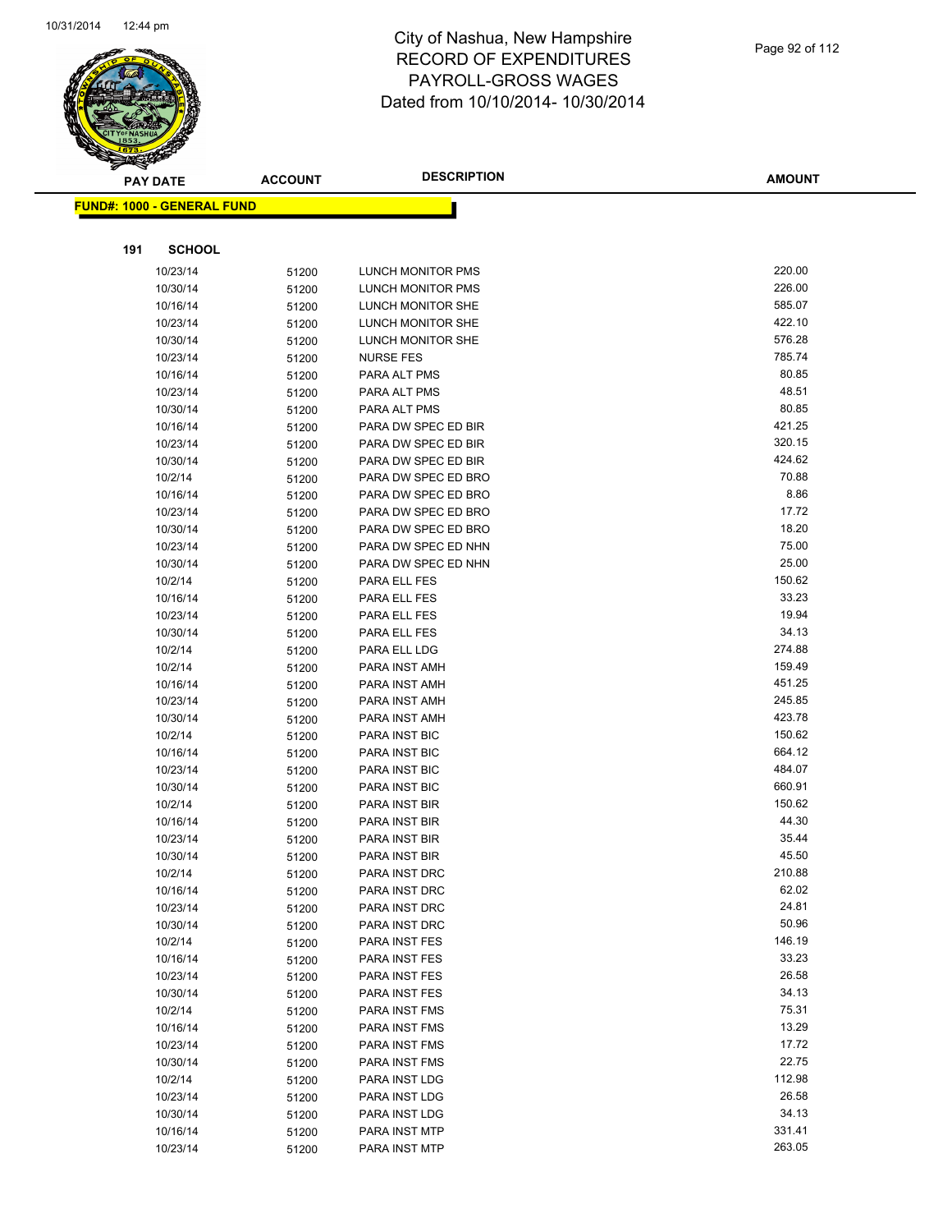City of Nashua, New Hampshire
RECORD OF EXPENDITURES
PAYROLL-GROSS WAGES
Dated from 10/10/2014- 10/30/2014

| PAY DATE | ACCOUNT | DESCRIPTION | AMOUNT |
|---|---|---|---|

**FUND#: 1000 - GENERAL FUND**

**191 SCHOOL**

| PAY DATE | ACCOUNT | DESCRIPTION | AMOUNT |
|---|---|---|---|
| 10/23/14 | 51200 | LUNCH MONITOR PMS | 220.00 |
| 10/30/14 | 51200 | LUNCH MONITOR PMS | 226.00 |
| 10/16/14 | 51200 | LUNCH MONITOR SHE | 585.07 |
| 10/23/14 | 51200 | LUNCH MONITOR SHE | 422.10 |
| 10/30/14 | 51200 | LUNCH MONITOR SHE | 576.28 |
| 10/23/14 | 51200 | NURSE FES | 785.74 |
| 10/16/14 | 51200 | PARA ALT PMS | 80.85 |
| 10/23/14 | 51200 | PARA ALT PMS | 48.51 |
| 10/30/14 | 51200 | PARA ALT PMS | 80.85 |
| 10/16/14 | 51200 | PARA DW SPEC ED BIR | 421.25 |
| 10/23/14 | 51200 | PARA DW SPEC ED BIR | 320.15 |
| 10/30/14 | 51200 | PARA DW SPEC ED BIR | 424.62 |
| 10/2/14 | 51200 | PARA DW SPEC ED BRO | 70.88 |
| 10/16/14 | 51200 | PARA DW SPEC ED BRO | 8.86 |
| 10/23/14 | 51200 | PARA DW SPEC ED BRO | 17.72 |
| 10/30/14 | 51200 | PARA DW SPEC ED BRO | 18.20 |
| 10/23/14 | 51200 | PARA DW SPEC ED NHN | 75.00 |
| 10/30/14 | 51200 | PARA DW SPEC ED NHN | 25.00 |
| 10/2/14 | 51200 | PARA ELL FES | 150.62 |
| 10/16/14 | 51200 | PARA ELL FES | 33.23 |
| 10/23/14 | 51200 | PARA ELL FES | 19.94 |
| 10/30/14 | 51200 | PARA ELL FES | 34.13 |
| 10/2/14 | 51200 | PARA ELL LDG | 274.88 |
| 10/2/14 | 51200 | PARA INST AMH | 159.49 |
| 10/16/14 | 51200 | PARA INST AMH | 451.25 |
| 10/23/14 | 51200 | PARA INST AMH | 245.85 |
| 10/30/14 | 51200 | PARA INST AMH | 423.78 |
| 10/2/14 | 51200 | PARA INST BIC | 150.62 |
| 10/16/14 | 51200 | PARA INST BIC | 664.12 |
| 10/23/14 | 51200 | PARA INST BIC | 484.07 |
| 10/30/14 | 51200 | PARA INST BIC | 660.91 |
| 10/2/14 | 51200 | PARA INST BIR | 150.62 |
| 10/16/14 | 51200 | PARA INST BIR | 44.30 |
| 10/23/14 | 51200 | PARA INST BIR | 35.44 |
| 10/30/14 | 51200 | PARA INST BIR | 45.50 |
| 10/2/14 | 51200 | PARA INST DRC | 210.88 |
| 10/16/14 | 51200 | PARA INST DRC | 62.02 |
| 10/23/14 | 51200 | PARA INST DRC | 24.81 |
| 10/30/14 | 51200 | PARA INST DRC | 50.96 |
| 10/2/14 | 51200 | PARA INST FES | 146.19 |
| 10/16/14 | 51200 | PARA INST FES | 33.23 |
| 10/23/14 | 51200 | PARA INST FES | 26.58 |
| 10/30/14 | 51200 | PARA INST FES | 34.13 |
| 10/2/14 | 51200 | PARA INST FMS | 75.31 |
| 10/16/14 | 51200 | PARA INST FMS | 13.29 |
| 10/23/14 | 51200 | PARA INST FMS | 17.72 |
| 10/30/14 | 51200 | PARA INST FMS | 22.75 |
| 10/2/14 | 51200 | PARA INST LDG | 112.98 |
| 10/23/14 | 51200 | PARA INST LDG | 26.58 |
| 10/30/14 | 51200 | PARA INST LDG | 34.13 |
| 10/16/14 | 51200 | PARA INST MTP | 331.41 |
| 10/23/14 | 51200 | PARA INST MTP | 263.05 |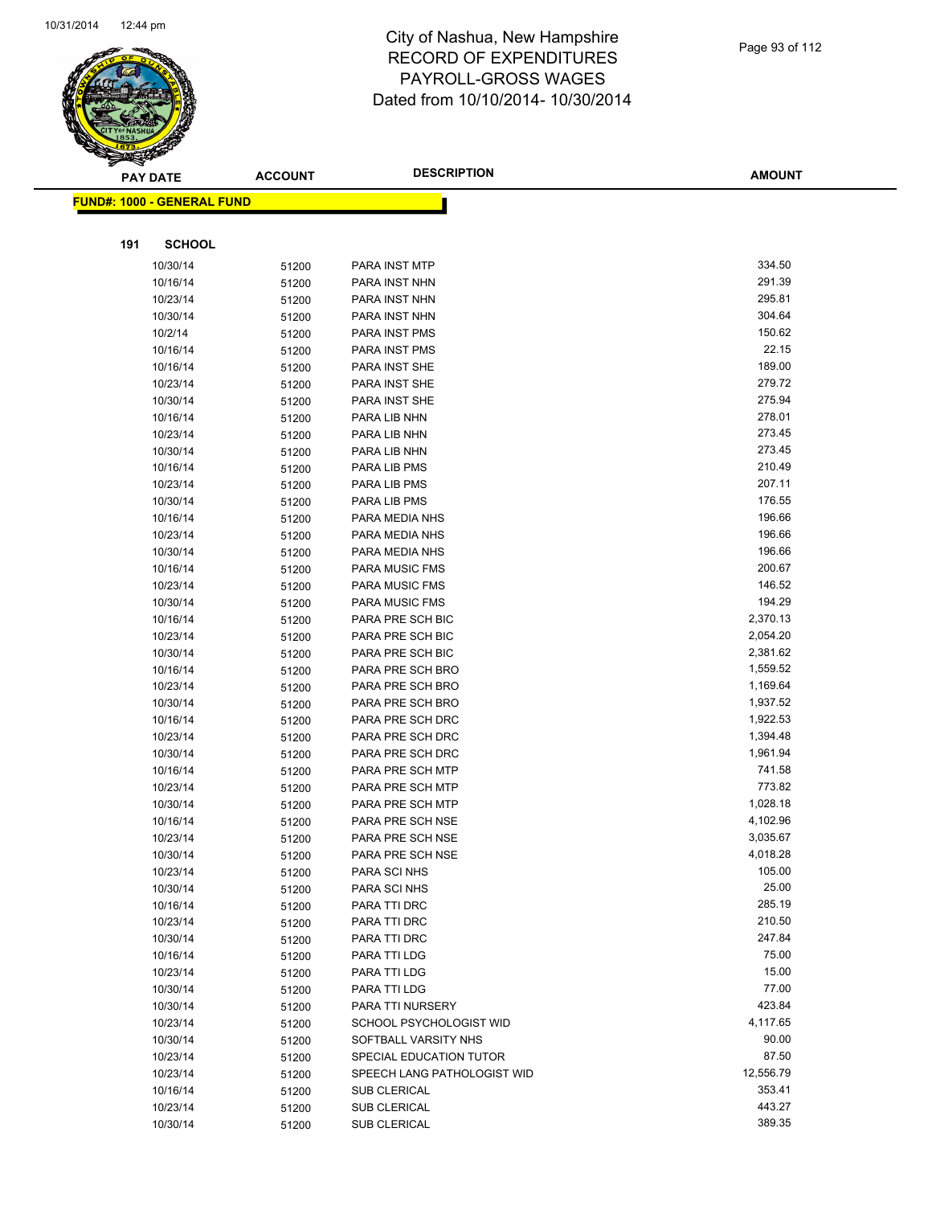# City of Nashua, New Hampshire
## RECORD OF EXPENDITURES
## PAYROLL-GROSS WAGES
## Dated from 10/10/2014- 10/30/2014

**FUND#: 1000 - GENERAL FUND**

**191 SCHOOL**

| PAY DATE | ACCOUNT | DESCRIPTION | AMOUNT |
|---|---|---|---|
| 10/30/14 | 51200 | PARA INST MTP | 334.50 |
| 10/16/14 | 51200 | PARA INST NHN | 291.39 |
| 10/23/14 | 51200 | PARA INST NHN | 295.81 |
| 10/30/14 | 51200 | PARA INST NHN | 304.64 |
| 10/2/14 | 51200 | PARA INST PMS | 150.62 |
| 10/16/14 | 51200 | PARA INST PMS | 22.15 |
| 10/16/14 | 51200 | PARA INST SHE | 189.00 |
| 10/23/14 | 51200 | PARA INST SHE | 279.72 |
| 10/30/14 | 51200 | PARA INST SHE | 275.94 |
| 10/16/14 | 51200 | PARA LIB NHN | 278.01 |
| 10/23/14 | 51200 | PARA LIB NHN | 273.45 |
| 10/30/14 | 51200 | PARA LIB NHN | 273.45 |
| 10/16/14 | 51200 | PARA LIB PMS | 210.49 |
| 10/23/14 | 51200 | PARA LIB PMS | 207.11 |
| 10/30/14 | 51200 | PARA LIB PMS | 176.55 |
| 10/16/14 | 51200 | PARA MEDIA NHS | 196.66 |
| 10/23/14 | 51200 | PARA MEDIA NHS | 196.66 |
| 10/30/14 | 51200 | PARA MEDIA NHS | 196.66 |
| 10/16/14 | 51200 | PARA MUSIC FMS | 200.67 |
| 10/23/14 | 51200 | PARA MUSIC FMS | 146.52 |
| 10/30/14 | 51200 | PARA MUSIC FMS | 194.29 |
| 10/16/14 | 51200 | PARA PRE SCH BIC | 2,370.13 |
| 10/23/14 | 51200 | PARA PRE SCH BIC | 2,054.20 |
| 10/30/14 | 51200 | PARA PRE SCH BIC | 2,381.62 |
| 10/16/14 | 51200 | PARA PRE SCH BRO | 1,559.52 |
| 10/23/14 | 51200 | PARA PRE SCH BRO | 1,169.64 |
| 10/30/14 | 51200 | PARA PRE SCH BRO | 1,937.52 |
| 10/16/14 | 51200 | PARA PRE SCH DRC | 1,922.53 |
| 10/23/14 | 51200 | PARA PRE SCH DRC | 1,394.48 |
| 10/30/14 | 51200 | PARA PRE SCH DRC | 1,961.94 |
| 10/16/14 | 51200 | PARA PRE SCH MTP | 741.58 |
| 10/23/14 | 51200 | PARA PRE SCH MTP | 773.82 |
| 10/30/14 | 51200 | PARA PRE SCH MTP | 1,028.18 |
| 10/16/14 | 51200 | PARA PRE SCH NSE | 4,102.96 |
| 10/23/14 | 51200 | PARA PRE SCH NSE | 3,035.67 |
| 10/30/14 | 51200 | PARA PRE SCH NSE | 4,018.28 |
| 10/23/14 | 51200 | PARA SCI NHS | 105.00 |
| 10/30/14 | 51200 | PARA SCI NHS | 25.00 |
| 10/16/14 | 51200 | PARA TTI DRC | 285.19 |
| 10/23/14 | 51200 | PARA TTI DRC | 210.50 |
| 10/30/14 | 51200 | PARA TTI DRC | 247.84 |
| 10/16/14 | 51200 | PARA TTI LDG | 75.00 |
| 10/23/14 | 51200 | PARA TTI LDG | 15.00 |
| 10/30/14 | 51200 | PARA TTI LDG | 77.00 |
| 10/30/14 | 51200 | PARA TTI NURSERY | 423.84 |
| 10/23/14 | 51200 | SCHOOL PSYCHOLOGIST WID | 4,117.65 |
| 10/30/14 | 51200 | SOFTBALL VARSITY NHS | 90.00 |
| 10/23/14 | 51200 | SPECIAL EDUCATION TUTOR | 87.50 |
| 10/23/14 | 51200 | SPEECH LANG PATHOLOGIST WID | 12,556.79 |
| 10/16/14 | 51200 | SUB CLERICAL | 353.41 |
| 10/23/14 | 51200 | SUB CLERICAL | 443.27 |
| 10/30/14 | 51200 | SUB CLERICAL | 389.35 |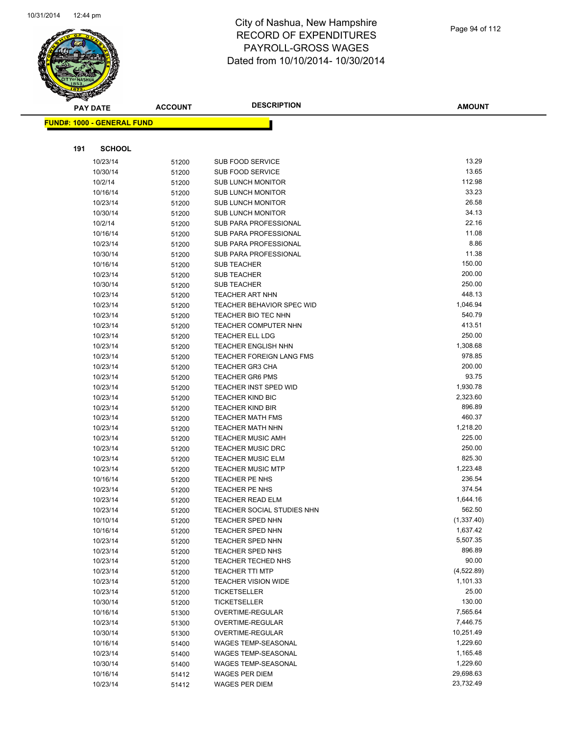# City of Nashua, New Hampshire
# RECORD OF EXPENDITURES
# PAYROLL-GROSS WAGES
# Dated from 10/10/2014- 10/30/2014

**FUND#: 1000 - GENERAL FUND**

**191 SCHOOL**

| PAY DATE | ACCOUNT | DESCRIPTION | AMOUNT |
|---|---|---|---|
| 10/23/14 | 51200 | SUB FOOD SERVICE | 13.29 |
| 10/30/14 | 51200 | SUB FOOD SERVICE | 13.65 |
| 10/2/14 | 51200 | SUB LUNCH MONITOR | 112.98 |
| 10/16/14 | 51200 | SUB LUNCH MONITOR | 33.23 |
| 10/23/14 | 51200 | SUB LUNCH MONITOR | 26.58 |
| 10/30/14 | 51200 | SUB LUNCH MONITOR | 34.13 |
| 10/2/14 | 51200 | SUB PARA PROFESSIONAL | 22.16 |
| 10/16/14 | 51200 | SUB PARA PROFESSIONAL | 11.08 |
| 10/23/14 | 51200 | SUB PARA PROFESSIONAL | 8.86 |
| 10/30/14 | 51200 | SUB PARA PROFESSIONAL | 11.38 |
| 10/16/14 | 51200 | SUB TEACHER | 150.00 |
| 10/23/14 | 51200 | SUB TEACHER | 200.00 |
| 10/30/14 | 51200 | SUB TEACHER | 250.00 |
| 10/23/14 | 51200 | TEACHER ART NHN | 448.13 |
| 10/23/14 | 51200 | TEACHER BEHAVIOR SPEC WID | 1,046.94 |
| 10/23/14 | 51200 | TEACHER BIO TEC NHN | 540.79 |
| 10/23/14 | 51200 | TEACHER COMPUTER NHN | 413.51 |
| 10/23/14 | 51200 | TEACHER ELL LDG | 250.00 |
| 10/23/14 | 51200 | TEACHER ENGLISH NHN | 1,308.68 |
| 10/23/14 | 51200 | TEACHER FOREIGN LANG FMS | 978.85 |
| 10/23/14 | 51200 | TEACHER GR3 CHA | 200.00 |
| 10/23/14 | 51200 | TEACHER GR6 PMS | 93.75 |
| 10/23/14 | 51200 | TEACHER INST SPED WID | 1,930.78 |
| 10/23/14 | 51200 | TEACHER KIND BIC | 2,323.60 |
| 10/23/14 | 51200 | TEACHER KIND BIR | 896.89 |
| 10/23/14 | 51200 | TEACHER MATH FMS | 460.37 |
| 10/23/14 | 51200 | TEACHER MATH NHN | 1,218.20 |
| 10/23/14 | 51200 | TEACHER MUSIC AMH | 225.00 |
| 10/23/14 | 51200 | TEACHER MUSIC DRC | 250.00 |
| 10/23/14 | 51200 | TEACHER MUSIC ELM | 825.30 |
| 10/23/14 | 51200 | TEACHER MUSIC MTP | 1,223.48 |
| 10/16/14 | 51200 | TEACHER PE NHS | 236.54 |
| 10/23/14 | 51200 | TEACHER PE NHS | 374.54 |
| 10/23/14 | 51200 | TEACHER READ ELM | 1,644.16 |
| 10/23/14 | 51200 | TEACHER SOCIAL STUDIES NHN | 562.50 |
| 10/10/14 | 51200 | TEACHER SPED NHN | (1,337.40) |
| 10/16/14 | 51200 | TEACHER SPED NHN | 1,637.42 |
| 10/23/14 | 51200 | TEACHER SPED NHN | 5,507.35 |
| 10/23/14 | 51200 | TEACHER SPED NHS | 896.89 |
| 10/23/14 | 51200 | TEACHER TECHED NHS | 90.00 |
| 10/23/14 | 51200 | TEACHER TTI MTP | (4,522.89) |
| 10/23/14 | 51200 | TEACHER VISION WIDE | 1,101.33 |
| 10/23/14 | 51200 | TICKETSELLER | 25.00 |
| 10/30/14 | 51200 | TICKETSELLER | 130.00 |
| 10/16/14 | 51300 | OVERTIME-REGULAR | 7,565.64 |
| 10/23/14 | 51300 | OVERTIME-REGULAR | 7,446.75 |
| 10/30/14 | 51300 | OVERTIME-REGULAR | 10,251.49 |
| 10/16/14 | 51400 | WAGES TEMP-SEASONAL | 1,229.60 |
| 10/23/14 | 51400 | WAGES TEMP-SEASONAL | 1,165.48 |
| 10/30/14 | 51400 | WAGES TEMP-SEASONAL | 1,229.60 |
| 10/16/14 | 51412 | WAGES PER DIEM | 29,698.63 |
| 10/23/14 | 51412 | WAGES PER DIEM | 23,732.49 |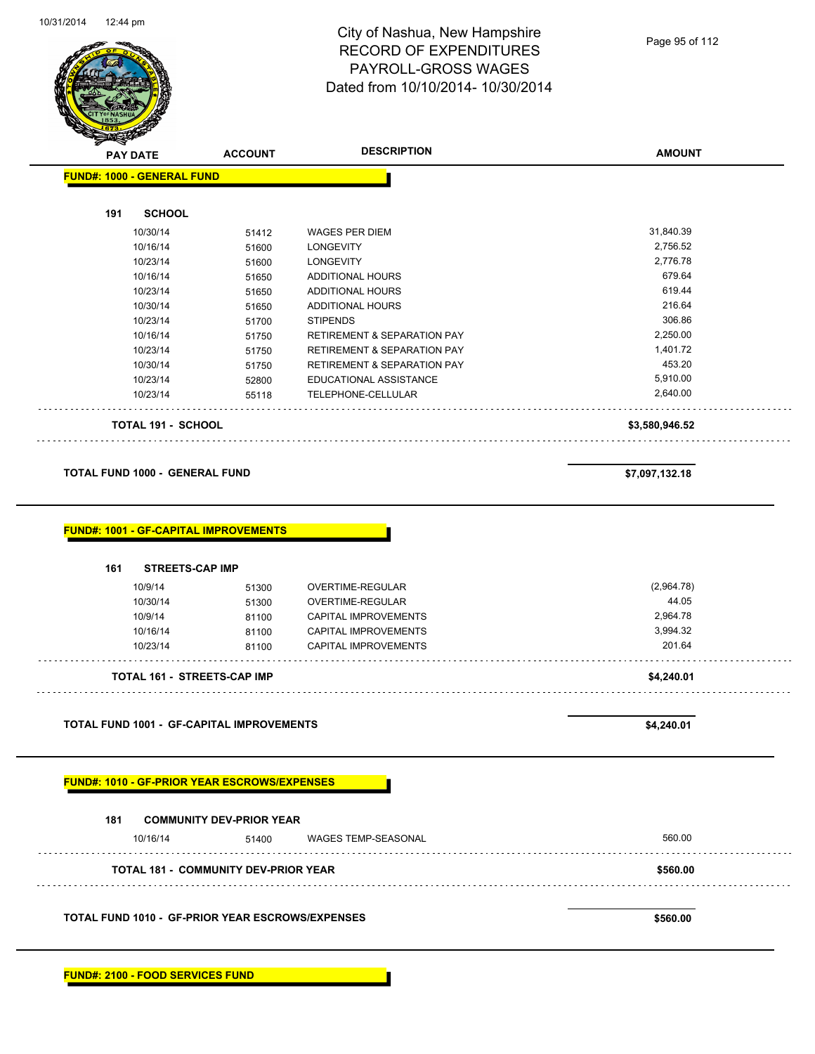City of Nashua, New Hampshire
RECORD OF EXPENDITURES
PAYROLL-GROSS WAGES
Dated from 10/10/2014- 10/30/2014

| PAY DATE | ACCOUNT | DESCRIPTION | AMOUNT |
|---|---|---|---|
| **FUND#: 1000 - GENERAL FUND** | | | |
| **191 SCHOOL** | | | |
| 10/30/14 | 51412 | WAGES PER DIEM | 31,840.39 |
| 10/16/14 | 51600 | LONGEVITY | 2,756.52 |
| 10/23/14 | 51600 | LONGEVITY | 2,776.78 |
| 10/16/14 | 51650 | ADDITIONAL HOURS | 679.64 |
| 10/23/14 | 51650 | ADDITIONAL HOURS | 619.44 |
| 10/30/14 | 51650 | ADDITIONAL HOURS | 216.64 |
| 10/23/14 | 51700 | STIPENDS | 306.86 |
| 10/16/14 | 51750 | RETIREMENT & SEPARATION PAY | 2,250.00 |
| 10/23/14 | 51750 | RETIREMENT & SEPARATION PAY | 1,401.72 |
| 10/30/14 | 51750 | RETIREMENT & SEPARATION PAY | 453.20 |
| 10/23/14 | 52800 | EDUCATIONAL ASSISTANCE | 5,910.00 |
| 10/23/14 | 55118 | TELEPHONE-CELLULAR | 2,640.00 |
| **TOTAL 191 - SCHOOL** | | | **$3,580,946.52** |
| **TOTAL FUND 1000 - GENERAL FUND** | | | **$7,097,132.18** |
| **FUND#: 1001 - GF-CAPITAL IMPROVEMENTS** | | | |
| **161 STREETS-CAP IMP** | | | |
| 10/9/14 | 51300 | OVERTIME-REGULAR | (2,964.78) |
| 10/30/14 | 51300 | OVERTIME-REGULAR | 44.05 |
| 10/9/14 | 81100 | CAPITAL IMPROVEMENTS | 2,964.78 |
| 10/16/14 | 81100 | CAPITAL IMPROVEMENTS | 3,994.32 |
| 10/23/14 | 81100 | CAPITAL IMPROVEMENTS | 201.64 |
| **TOTAL 161 - STREETS-CAP IMP** | | | **$4,240.01** |
| **TOTAL FUND 1001 - GF-CAPITAL IMPROVEMENTS** | | | **$4,240.01** |
| **FUND#: 1010 - GF-PRIOR YEAR ESCROWS/EXPENSES** | | | |
| **181 COMMUNITY DEV-PRIOR YEAR** | | | |
| 10/16/14 | 51400 | WAGES TEMP-SEASONAL | 560.00 |
| **TOTAL 181 - COMMUNITY DEV-PRIOR YEAR** | | | **$560.00** |
| **TOTAL FUND 1010 - GF-PRIOR YEAR ESCROWS/EXPENSES** | | | **$560.00** |

**FUND#: 2100 - FOOD SERVICES FUND**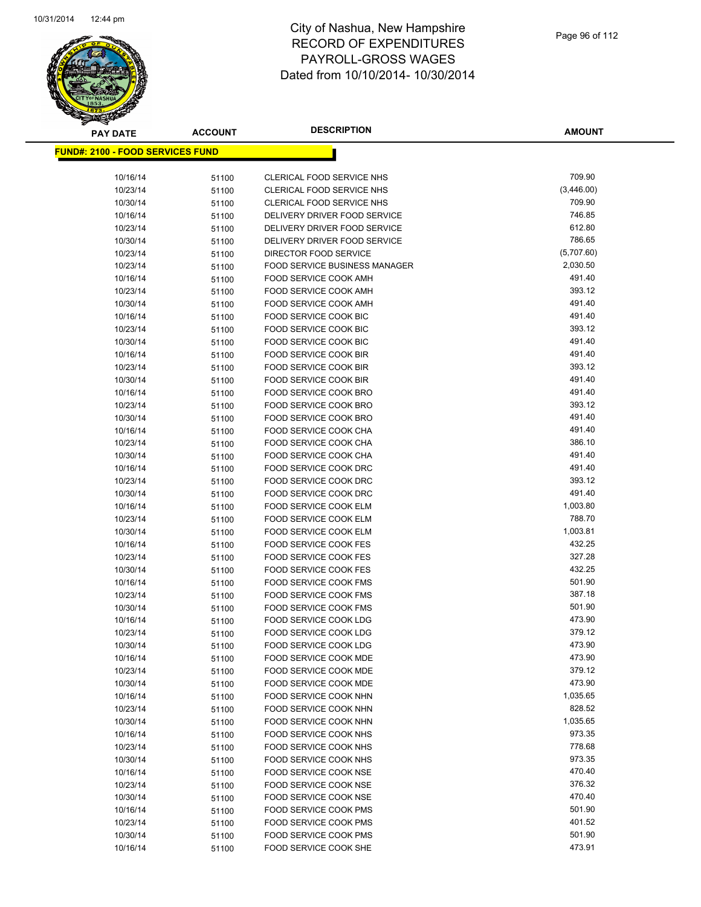# City of Nashua, New Hampshire
## RECORD OF EXPENDITURES
## PAYROLL-GROSS WAGES
## Dated from 10/10/2014- 10/30/2014

**FUND#: 2100 - FOOD SERVICES FUND**

| PAY DATE | ACCOUNT | DESCRIPTION | AMOUNT |
|---|---|---|---|
| 10/16/14 | 51100 | CLERICAL FOOD SERVICE NHS | 709.90 |
| 10/23/14 | 51100 | CLERICAL FOOD SERVICE NHS | (3,446.00) |
| 10/30/14 | 51100 | CLERICAL FOOD SERVICE NHS | 709.90 |
| 10/16/14 | 51100 | DELIVERY DRIVER FOOD SERVICE | 746.85 |
| 10/23/14 | 51100 | DELIVERY DRIVER FOOD SERVICE | 612.80 |
| 10/30/14 | 51100 | DELIVERY DRIVER FOOD SERVICE | 786.65 |
| 10/23/14 | 51100 | DIRECTOR FOOD SERVICE | (5,707.60) |
| 10/23/14 | 51100 | FOOD SERVICE BUSINESS MANAGER | 2,030.50 |
| 10/16/14 | 51100 | FOOD SERVICE COOK AMH | 491.40 |
| 10/23/14 | 51100 | FOOD SERVICE COOK AMH | 393.12 |
| 10/30/14 | 51100 | FOOD SERVICE COOK AMH | 491.40 |
| 10/16/14 | 51100 | FOOD SERVICE COOK BIC | 491.40 |
| 10/23/14 | 51100 | FOOD SERVICE COOK BIC | 393.12 |
| 10/30/14 | 51100 | FOOD SERVICE COOK BIC | 491.40 |
| 10/16/14 | 51100 | FOOD SERVICE COOK BIR | 491.40 |
| 10/23/14 | 51100 | FOOD SERVICE COOK BIR | 393.12 |
| 10/30/14 | 51100 | FOOD SERVICE COOK BIR | 491.40 |
| 10/16/14 | 51100 | FOOD SERVICE COOK BRO | 491.40 |
| 10/23/14 | 51100 | FOOD SERVICE COOK BRO | 393.12 |
| 10/30/14 | 51100 | FOOD SERVICE COOK BRO | 491.40 |
| 10/16/14 | 51100 | FOOD SERVICE COOK CHA | 491.40 |
| 10/23/14 | 51100 | FOOD SERVICE COOK CHA | 386.10 |
| 10/30/14 | 51100 | FOOD SERVICE COOK CHA | 491.40 |
| 10/16/14 | 51100 | FOOD SERVICE COOK DRC | 491.40 |
| 10/23/14 | 51100 | FOOD SERVICE COOK DRC | 393.12 |
| 10/30/14 | 51100 | FOOD SERVICE COOK DRC | 491.40 |
| 10/16/14 | 51100 | FOOD SERVICE COOK ELM | 1,003.80 |
| 10/23/14 | 51100 | FOOD SERVICE COOK ELM | 788.70 |
| 10/30/14 | 51100 | FOOD SERVICE COOK ELM | 1,003.81 |
| 10/16/14 | 51100 | FOOD SERVICE COOK FES | 432.25 |
| 10/23/14 | 51100 | FOOD SERVICE COOK FES | 327.28 |
| 10/30/14 | 51100 | FOOD SERVICE COOK FES | 432.25 |
| 10/16/14 | 51100 | FOOD SERVICE COOK FMS | 501.90 |
| 10/23/14 | 51100 | FOOD SERVICE COOK FMS | 387.18 |
| 10/30/14 | 51100 | FOOD SERVICE COOK FMS | 501.90 |
| 10/16/14 | 51100 | FOOD SERVICE COOK LDG | 473.90 |
| 10/23/14 | 51100 | FOOD SERVICE COOK LDG | 379.12 |
| 10/30/14 | 51100 | FOOD SERVICE COOK LDG | 473.90 |
| 10/16/14 | 51100 | FOOD SERVICE COOK MDE | 473.90 |
| 10/23/14 | 51100 | FOOD SERVICE COOK MDE | 379.12 |
| 10/30/14 | 51100 | FOOD SERVICE COOK MDE | 473.90 |
| 10/16/14 | 51100 | FOOD SERVICE COOK NHN | 1,035.65 |
| 10/23/14 | 51100 | FOOD SERVICE COOK NHN | 828.52 |
| 10/30/14 | 51100 | FOOD SERVICE COOK NHN | 1,035.65 |
| 10/16/14 | 51100 | FOOD SERVICE COOK NHS | 973.35 |
| 10/23/14 | 51100 | FOOD SERVICE COOK NHS | 778.68 |
| 10/30/14 | 51100 | FOOD SERVICE COOK NHS | 973.35 |
| 10/16/14 | 51100 | FOOD SERVICE COOK NSE | 470.40 |
| 10/23/14 | 51100 | FOOD SERVICE COOK NSE | 376.32 |
| 10/30/14 | 51100 | FOOD SERVICE COOK NSE | 470.40 |
| 10/16/14 | 51100 | FOOD SERVICE COOK PMS | 501.90 |
| 10/23/14 | 51100 | FOOD SERVICE COOK PMS | 401.52 |
| 10/30/14 | 51100 | FOOD SERVICE COOK PMS | 501.90 |
| 10/16/14 | 51100 | FOOD SERVICE COOK SHE | 473.91 |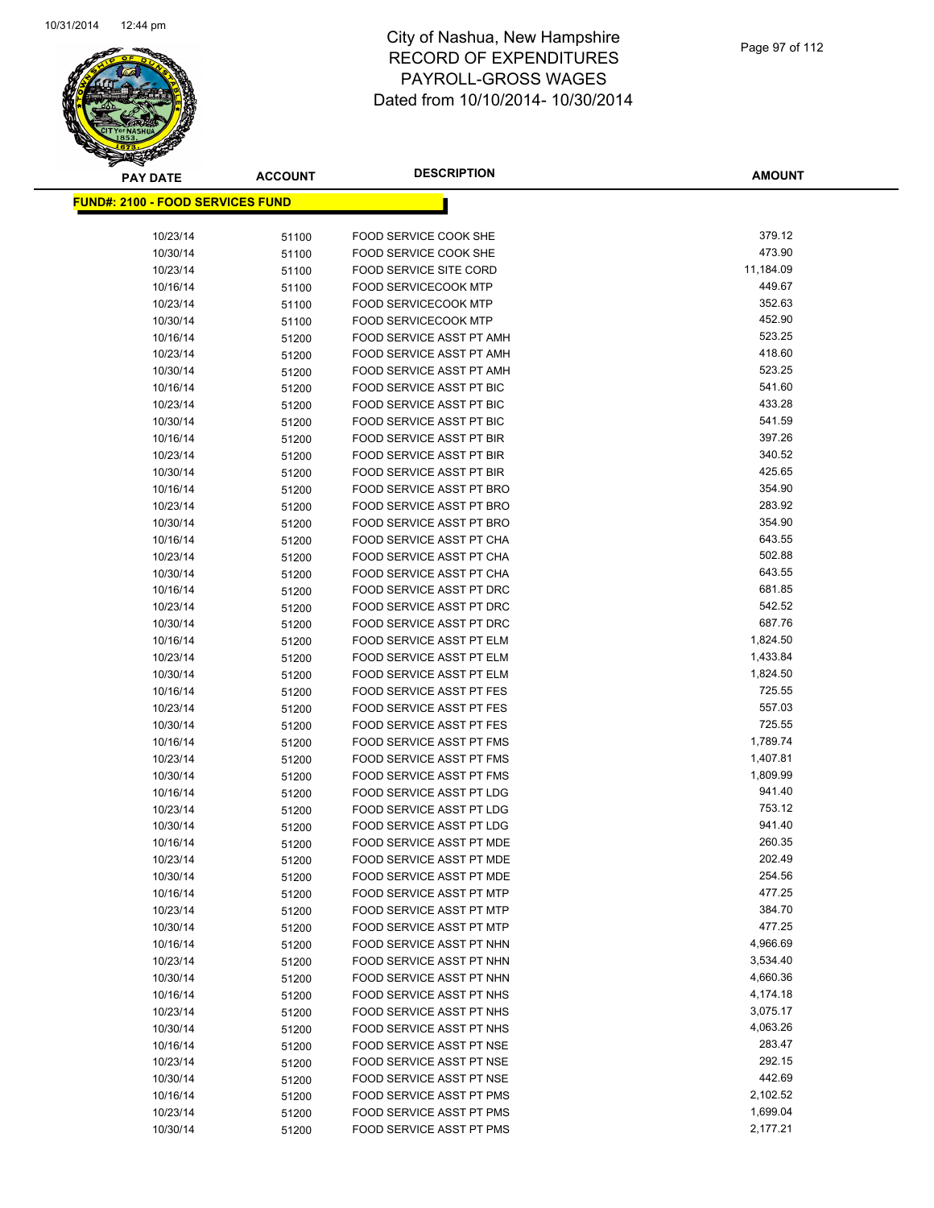# City of Nashua, New Hampshire
# RECORD OF EXPENDITURES
# PAYROLL-GROSS WAGES
# Dated from 10/10/2014- 10/30/2014

**FUND#: 2100 - FOOD SERVICES FUND**

| PAY DATE | ACCOUNT | DESCRIPTION | AMOUNT |
|---|---|---|---|
| 10/23/14 | 51100 | FOOD SERVICE COOK SHE | 379.12 |
| 10/30/14 | 51100 | FOOD SERVICE COOK SHE | 473.90 |
| 10/23/14 | 51100 | FOOD SERVICE SITE CORD | 11,184.09 |
| 10/16/14 | 51100 | FOOD SERVICECOOK MTP | 449.67 |
| 10/23/14 | 51100 | FOOD SERVICECOOK MTP | 352.63 |
| 10/30/14 | 51100 | FOOD SERVICECOOK MTP | 452.90 |
| 10/16/14 | 51200 | FOOD SERVICE ASST PT AMH | 523.25 |
| 10/23/14 | 51200 | FOOD SERVICE ASST PT AMH | 418.60 |
| 10/30/14 | 51200 | FOOD SERVICE ASST PT AMH | 523.25 |
| 10/16/14 | 51200 | FOOD SERVICE ASST PT BIC | 541.60 |
| 10/23/14 | 51200 | FOOD SERVICE ASST PT BIC | 433.28 |
| 10/30/14 | 51200 | FOOD SERVICE ASST PT BIC | 541.59 |
| 10/16/14 | 51200 | FOOD SERVICE ASST PT BIR | 397.26 |
| 10/23/14 | 51200 | FOOD SERVICE ASST PT BIR | 340.52 |
| 10/30/14 | 51200 | FOOD SERVICE ASST PT BIR | 425.65 |
| 10/16/14 | 51200 | FOOD SERVICE ASST PT BRO | 354.90 |
| 10/23/14 | 51200 | FOOD SERVICE ASST PT BRO | 283.92 |
| 10/30/14 | 51200 | FOOD SERVICE ASST PT BRO | 354.90 |
| 10/16/14 | 51200 | FOOD SERVICE ASST PT CHA | 643.55 |
| 10/23/14 | 51200 | FOOD SERVICE ASST PT CHA | 502.88 |
| 10/30/14 | 51200 | FOOD SERVICE ASST PT CHA | 643.55 |
| 10/16/14 | 51200 | FOOD SERVICE ASST PT DRC | 681.85 |
| 10/23/14 | 51200 | FOOD SERVICE ASST PT DRC | 542.52 |
| 10/30/14 | 51200 | FOOD SERVICE ASST PT DRC | 687.76 |
| 10/16/14 | 51200 | FOOD SERVICE ASST PT ELM | 1,824.50 |
| 10/23/14 | 51200 | FOOD SERVICE ASST PT ELM | 1,433.84 |
| 10/30/14 | 51200 | FOOD SERVICE ASST PT ELM | 1,824.50 |
| 10/16/14 | 51200 | FOOD SERVICE ASST PT FES | 725.55 |
| 10/23/14 | 51200 | FOOD SERVICE ASST PT FES | 557.03 |
| 10/30/14 | 51200 | FOOD SERVICE ASST PT FES | 725.55 |
| 10/16/14 | 51200 | FOOD SERVICE ASST PT FMS | 1,789.74 |
| 10/23/14 | 51200 | FOOD SERVICE ASST PT FMS | 1,407.81 |
| 10/30/14 | 51200 | FOOD SERVICE ASST PT FMS | 1,809.99 |
| 10/16/14 | 51200 | FOOD SERVICE ASST PT LDG | 941.40 |
| 10/23/14 | 51200 | FOOD SERVICE ASST PT LDG | 753.12 |
| 10/30/14 | 51200 | FOOD SERVICE ASST PT LDG | 941.40 |
| 10/16/14 | 51200 | FOOD SERVICE ASST PT MDE | 260.35 |
| 10/23/14 | 51200 | FOOD SERVICE ASST PT MDE | 202.49 |
| 10/30/14 | 51200 | FOOD SERVICE ASST PT MDE | 254.56 |
| 10/16/14 | 51200 | FOOD SERVICE ASST PT MTP | 477.25 |
| 10/23/14 | 51200 | FOOD SERVICE ASST PT MTP | 384.70 |
| 10/30/14 | 51200 | FOOD SERVICE ASST PT MTP | 477.25 |
| 10/16/14 | 51200 | FOOD SERVICE ASST PT NHN | 4,966.69 |
| 10/23/14 | 51200 | FOOD SERVICE ASST PT NHN | 3,534.40 |
| 10/30/14 | 51200 | FOOD SERVICE ASST PT NHN | 4,660.36 |
| 10/16/14 | 51200 | FOOD SERVICE ASST PT NHS | 4,174.18 |
| 10/23/14 | 51200 | FOOD SERVICE ASST PT NHS | 3,075.17 |
| 10/30/14 | 51200 | FOOD SERVICE ASST PT NHS | 4,063.26 |
| 10/16/14 | 51200 | FOOD SERVICE ASST PT NSE | 283.47 |
| 10/23/14 | 51200 | FOOD SERVICE ASST PT NSE | 292.15 |
| 10/30/14 | 51200 | FOOD SERVICE ASST PT NSE | 442.69 |
| 10/16/14 | 51200 | FOOD SERVICE ASST PT PMS | 2,102.52 |
| 10/23/14 | 51200 | FOOD SERVICE ASST PT PMS | 1,699.04 |
| 10/30/14 | 51200 | FOOD SERVICE ASST PT PMS | 2,177.21 |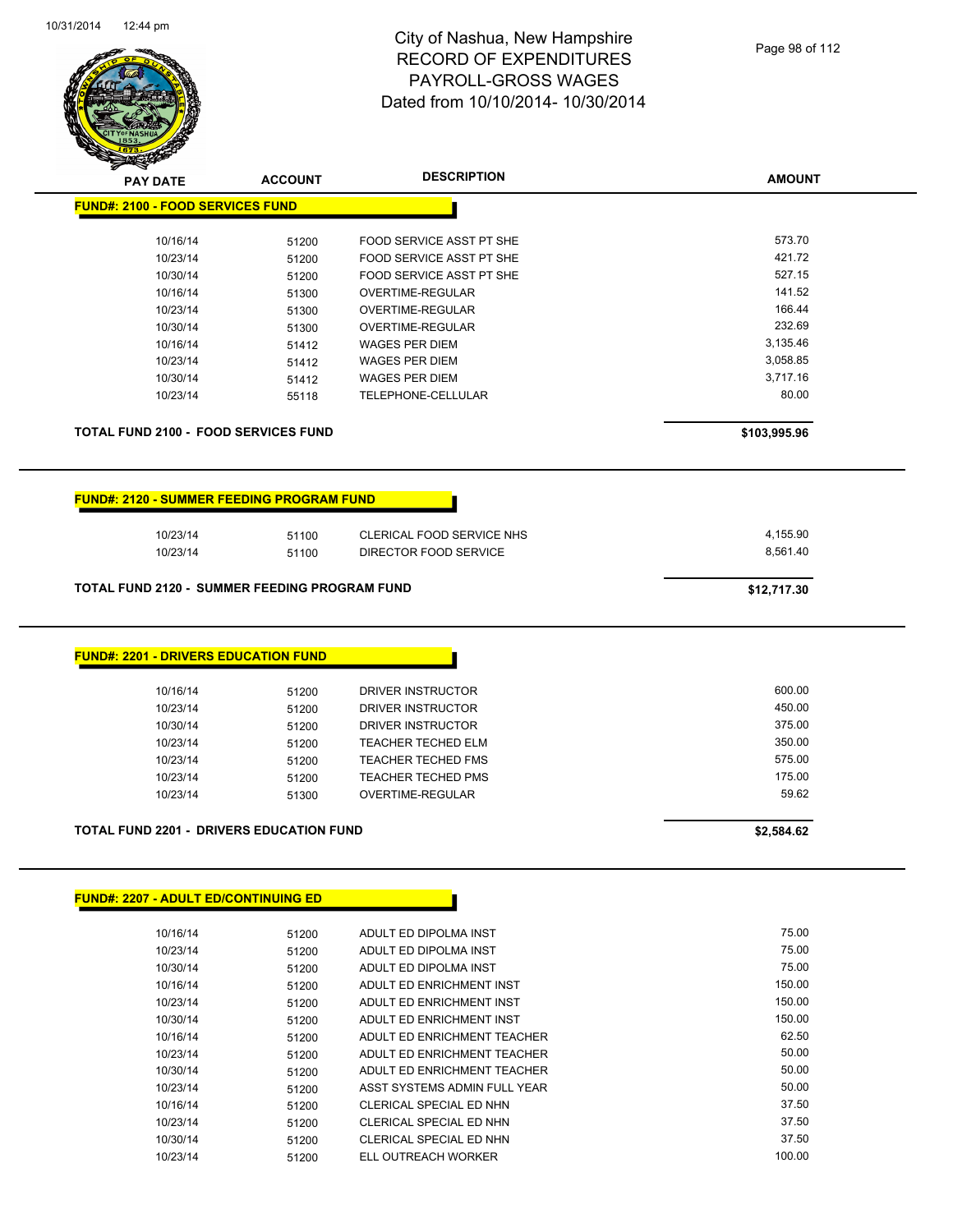# City of Nashua, New Hampshire
## RECORD OF EXPENDITURES
## PAYROLL-GROSS WAGES
## Dated from 10/10/2014- 10/30/2014

| PAY DATE | ACCOUNT | DESCRIPTION | AMOUNT |
|---|---|---|---|

**FUND#: 2100 - FOOD SERVICES FUND**

| PAY DATE | ACCOUNT | DESCRIPTION | AMOUNT |
|---|---|---|---|
| 10/16/14 | 51200 | FOOD SERVICE ASST PT SHE | 573.70 |
| 10/23/14 | 51200 | FOOD SERVICE ASST PT SHE | 421.72 |
| 10/30/14 | 51200 | FOOD SERVICE ASST PT SHE | 527.15 |
| 10/16/14 | 51300 | OVERTIME-REGULAR | 141.52 |
| 10/23/14 | 51300 | OVERTIME-REGULAR | 166.44 |
| 10/30/14 | 51300 | OVERTIME-REGULAR | 232.69 |
| 10/16/14 | 51412 | WAGES PER DIEM | 3,135.46 |
| 10/23/14 | 51412 | WAGES PER DIEM | 3,058.85 |
| 10/30/14 | 51412 | WAGES PER DIEM | 3,717.16 |
| 10/23/14 | 55118 | TELEPHONE-CELLULAR | 80.00 |

**TOTAL FUND 2100 - FOOD SERVICES FUND** **$103,995.96**

**FUND#: 2120 - SUMMER FEEDING PROGRAM FUND**

| PAY DATE | ACCOUNT | DESCRIPTION | AMOUNT |
|---|---|---|---|
| 10/23/14 | 51100 | CLERICAL FOOD SERVICE NHS | 4,155.90 |
| 10/23/14 | 51100 | DIRECTOR FOOD SERVICE | 8,561.40 |

**TOTAL FUND 2120 - SUMMER FEEDING PROGRAM FUND** **$12,717.30**

**FUND#: 2201 - DRIVERS EDUCATION FUND**

| PAY DATE | ACCOUNT | DESCRIPTION | AMOUNT |
|---|---|---|---|
| 10/16/14 | 51200 | DRIVER INSTRUCTOR | 600.00 |
| 10/23/14 | 51200 | DRIVER INSTRUCTOR | 450.00 |
| 10/30/14 | 51200 | DRIVER INSTRUCTOR | 375.00 |
| 10/23/14 | 51200 | TEACHER TECHED ELM | 350.00 |
| 10/23/14 | 51200 | TEACHER TECHED FMS | 575.00 |
| 10/23/14 | 51200 | TEACHER TECHED PMS | 175.00 |
| 10/23/14 | 51300 | OVERTIME-REGULAR | 59.62 |

**TOTAL FUND 2201 - DRIVERS EDUCATION FUND** **$2,584.62**

**FUND#: 2207 - ADULT ED/CONTINUING ED**

| PAY DATE | ACCOUNT | DESCRIPTION | AMOUNT |
|---|---|---|---|
| 10/16/14 | 51200 | ADULT ED DIPOLMA INST | 75.00 |
| 10/23/14 | 51200 | ADULT ED DIPOLMA INST | 75.00 |
| 10/30/14 | 51200 | ADULT ED DIPOLMA INST | 75.00 |
| 10/16/14 | 51200 | ADULT ED ENRICHMENT INST | 150.00 |
| 10/23/14 | 51200 | ADULT ED ENRICHMENT INST | 150.00 |
| 10/30/14 | 51200 | ADULT ED ENRICHMENT INST | 150.00 |
| 10/16/14 | 51200 | ADULT ED ENRICHMENT TEACHER | 62.50 |
| 10/23/14 | 51200 | ADULT ED ENRICHMENT TEACHER | 50.00 |
| 10/30/14 | 51200 | ADULT ED ENRICHMENT TEACHER | 50.00 |
| 10/23/14 | 51200 | ASST SYSTEMS ADMIN FULL YEAR | 50.00 |
| 10/16/14 | 51200 | CLERICAL SPECIAL ED NHN | 37.50 |
| 10/23/14 | 51200 | CLERICAL SPECIAL ED NHN | 37.50 |
| 10/30/14 | 51200 | CLERICAL SPECIAL ED NHN | 37.50 |
| 10/23/14 | 51200 | ELL OUTREACH WORKER | 100.00 |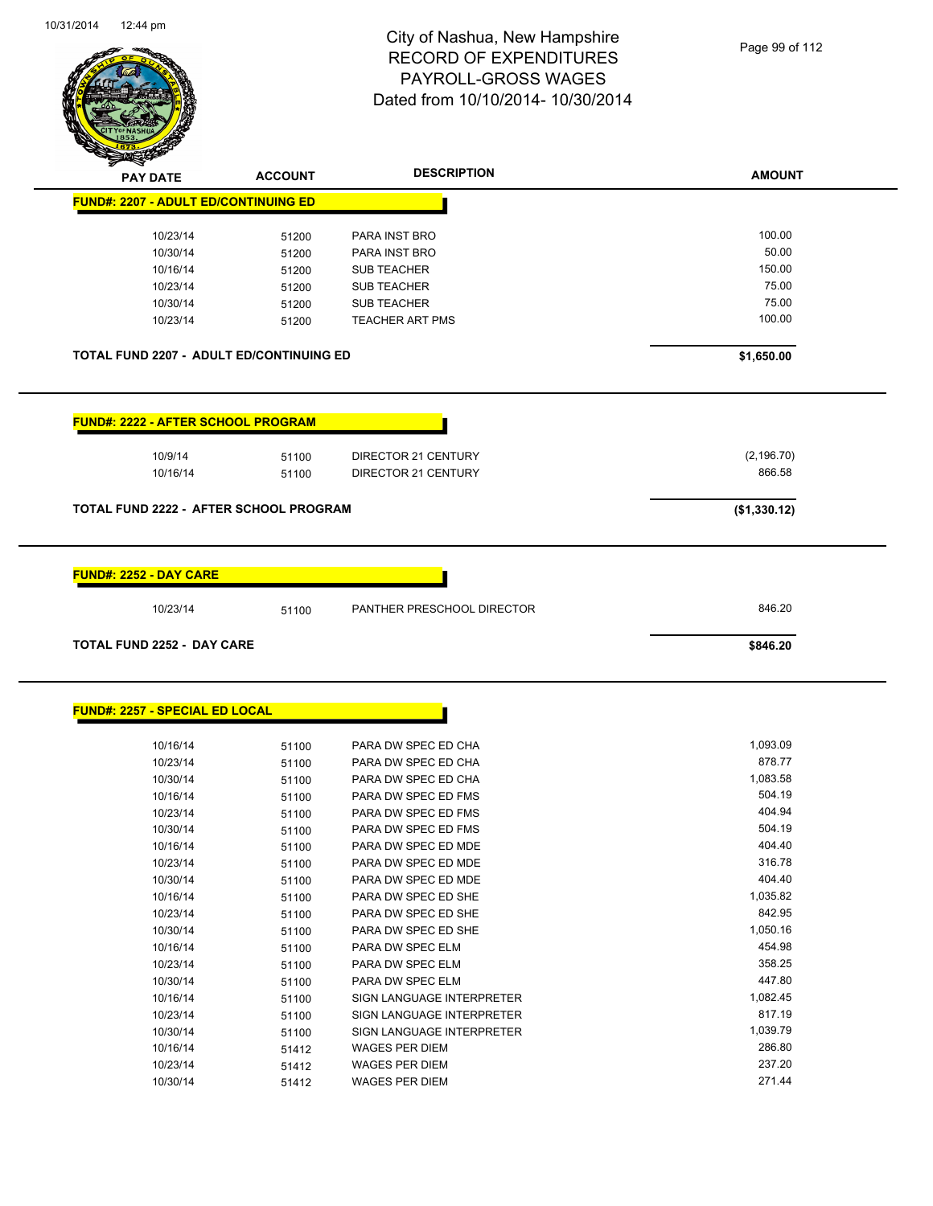# City of Nashua, New Hampshire
## RECORD OF EXPENDITURES
## PAYROLL-GROSS WAGES
## Dated from 10/10/2014- 10/30/2014

| PAY DATE | ACCOUNT | DESCRIPTION | AMOUNT |
|---|---|---|---|
| **FUND#: 2207 - ADULT ED/CONTINUING ED** | | | |
| 10/23/14 | 51200 | PARA INST BRO | 100.00 |
| 10/30/14 | 51200 | PARA INST BRO | 50.00 |
| 10/16/14 | 51200 | SUB TEACHER | 150.00 |
| 10/23/14 | 51200 | SUB TEACHER | 75.00 |
| 10/30/14 | 51200 | SUB TEACHER | 75.00 |
| 10/23/14 | 51200 | TEACHER ART PMS | 100.00 |
| **TOTAL FUND 2207 - ADULT ED/CONTINUING ED** | | | **$1,650.00** |
| **FUND#: 2222 - AFTER SCHOOL PROGRAM** | | | |
| 10/9/14 | 51100 | DIRECTOR 21 CENTURY | (2,196.70) |
| 10/16/14 | 51100 | DIRECTOR 21 CENTURY | 866.58 |
| **TOTAL FUND 2222 - AFTER SCHOOL PROGRAM** | | | **($1,330.12)** |
| **FUND#: 2252 - DAY CARE** | | | |
| 10/23/14 | 51100 | PANTHER PRESCHOOL DIRECTOR | 846.20 |
| **TOTAL FUND 2252 - DAY CARE** | | | **$846.20** |
| **FUND#: 2257 - SPECIAL ED LOCAL** | | | |
| 10/16/14 | 51100 | PARA DW SPEC ED CHA | 1,093.09 |
| 10/23/14 | 51100 | PARA DW SPEC ED CHA | 878.77 |
| 10/30/14 | 51100 | PARA DW SPEC ED CHA | 1,083.58 |
| 10/16/14 | 51100 | PARA DW SPEC ED FMS | 504.19 |
| 10/23/14 | 51100 | PARA DW SPEC ED FMS | 404.94 |
| 10/30/14 | 51100 | PARA DW SPEC ED FMS | 504.19 |
| 10/16/14 | 51100 | PARA DW SPEC ED MDE | 404.40 |
| 10/23/14 | 51100 | PARA DW SPEC ED MDE | 316.78 |
| 10/30/14 | 51100 | PARA DW SPEC ED MDE | 404.40 |
| 10/16/14 | 51100 | PARA DW SPEC ED SHE | 1,035.82 |
| 10/23/14 | 51100 | PARA DW SPEC ED SHE | 842.95 |
| 10/30/14 | 51100 | PARA DW SPEC ED SHE | 1,050.16 |
| 10/16/14 | 51100 | PARA DW SPEC ELM | 454.98 |
| 10/23/14 | 51100 | PARA DW SPEC ELM | 358.25 |
| 10/30/14 | 51100 | PARA DW SPEC ELM | 447.80 |
| 10/16/14 | 51100 | SIGN LANGUAGE INTERPRETER | 1,082.45 |
| 10/23/14 | 51100 | SIGN LANGUAGE INTERPRETER | 817.19 |
| 10/30/14 | 51100 | SIGN LANGUAGE INTERPRETER | 1,039.79 |
| 10/16/14 | 51412 | WAGES PER DIEM | 286.80 |
| 10/23/14 | 51412 | WAGES PER DIEM | 237.20 |
| 10/30/14 | 51412 | WAGES PER DIEM | 271.44 |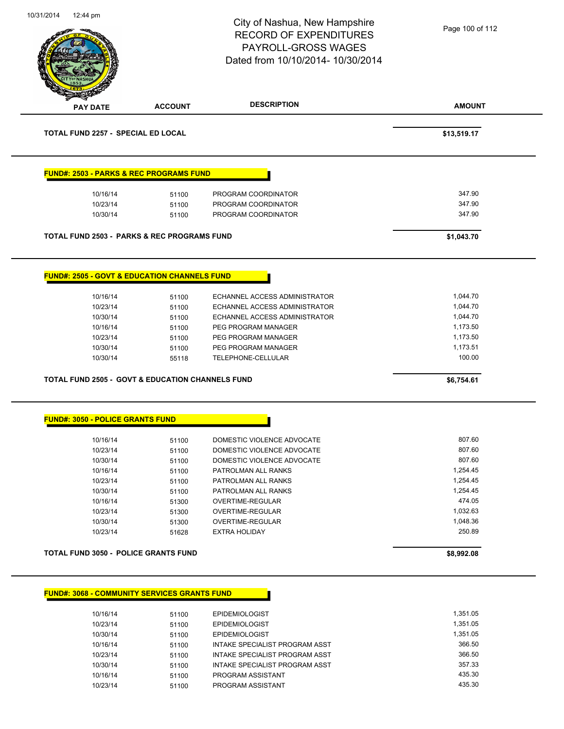# City of Nashua, New Hampshire
## RECORD OF EXPENDITURES
## PAYROLL-GROSS WAGES
### Dated from 10/10/2014- 10/30/2014

| PAY DATE | ACCOUNT | DESCRIPTION | AMOUNT |
|---|---|---|---|
| **TOTAL FUND 2257 - SPECIAL ED LOCAL** | | | **$13,519.17** |

**FUND#: 2503 - PARKS & REC PROGRAMS FUND**

| PAY DATE | ACCOUNT | DESCRIPTION | AMOUNT |
|---|---|---|---|
| 10/16/14 | 51100 | PROGRAM COORDINATOR | 347.90 |
| 10/23/14 | 51100 | PROGRAM COORDINATOR | 347.90 |
| 10/30/14 | 51100 | PROGRAM COORDINATOR | 347.90 |
| **TOTAL FUND 2503 - PARKS & REC PROGRAMS FUND** | | | **$1,043.70** |

**FUND#: 2505 - GOVT & EDUCATION CHANNELS FUND**

| PAY DATE | ACCOUNT | DESCRIPTION | AMOUNT |
|---|---|---|---|
| 10/16/14 | 51100 | ECHANNEL ACCESS ADMINISTRATOR | 1,044.70 |
| 10/23/14 | 51100 | ECHANNEL ACCESS ADMINISTRATOR | 1,044.70 |
| 10/30/14 | 51100 | ECHANNEL ACCESS ADMINISTRATOR | 1,044.70 |
| 10/16/14 | 51100 | PEG PROGRAM MANAGER | 1,173.50 |
| 10/23/14 | 51100 | PEG PROGRAM MANAGER | 1,173.50 |
| 10/30/14 | 51100 | PEG PROGRAM MANAGER | 1,173.51 |
| 10/30/14 | 55118 | TELEPHONE-CELLULAR | 100.00 |
| **TOTAL FUND 2505 - GOVT & EDUCATION CHANNELS FUND** | | | **$6,754.61** |

**FUND#: 3050 - POLICE GRANTS FUND**

| PAY DATE | ACCOUNT | DESCRIPTION | AMOUNT |
|---|---|---|---|
| 10/16/14 | 51100 | DOMESTIC VIOLENCE ADVOCATE | 807.60 |
| 10/23/14 | 51100 | DOMESTIC VIOLENCE ADVOCATE | 807.60 |
| 10/30/14 | 51100 | DOMESTIC VIOLENCE ADVOCATE | 807.60 |
| 10/16/14 | 51100 | PATROLMAN ALL RANKS | 1,254.45 |
| 10/23/14 | 51100 | PATROLMAN ALL RANKS | 1,254.45 |
| 10/30/14 | 51100 | PATROLMAN ALL RANKS | 1,254.45 |
| 10/16/14 | 51300 | OVERTIME-REGULAR | 474.05 |
| 10/23/14 | 51300 | OVERTIME-REGULAR | 1,032.63 |
| 10/30/14 | 51300 | OVERTIME-REGULAR | 1,048.36 |
| 10/23/14 | 51628 | EXTRA HOLIDAY | 250.89 |
| **TOTAL FUND 3050 - POLICE GRANTS FUND** | | | **$8,992.08** |

**FUND#: 3068 - COMMUNITY SERVICES GRANTS FUND**

| PAY DATE | ACCOUNT | DESCRIPTION | AMOUNT |
|---|---|---|---|
| 10/16/14 | 51100 | EPIDEMIOLOGIST | 1,351.05 |
| 10/23/14 | 51100 | EPIDEMIOLOGIST | 1,351.05 |
| 10/30/14 | 51100 | EPIDEMIOLOGIST | 1,351.05 |
| 10/16/14 | 51100 | INTAKE SPECIALIST PROGRAM ASST | 366.50 |
| 10/23/14 | 51100 | INTAKE SPECIALIST PROGRAM ASST | 366.50 |
| 10/30/14 | 51100 | INTAKE SPECIALIST PROGRAM ASST | 357.33 |
| 10/16/14 | 51100 | PROGRAM ASSISTANT | 435.30 |
| 10/23/14 | 51100 | PROGRAM ASSISTANT | 435.30 |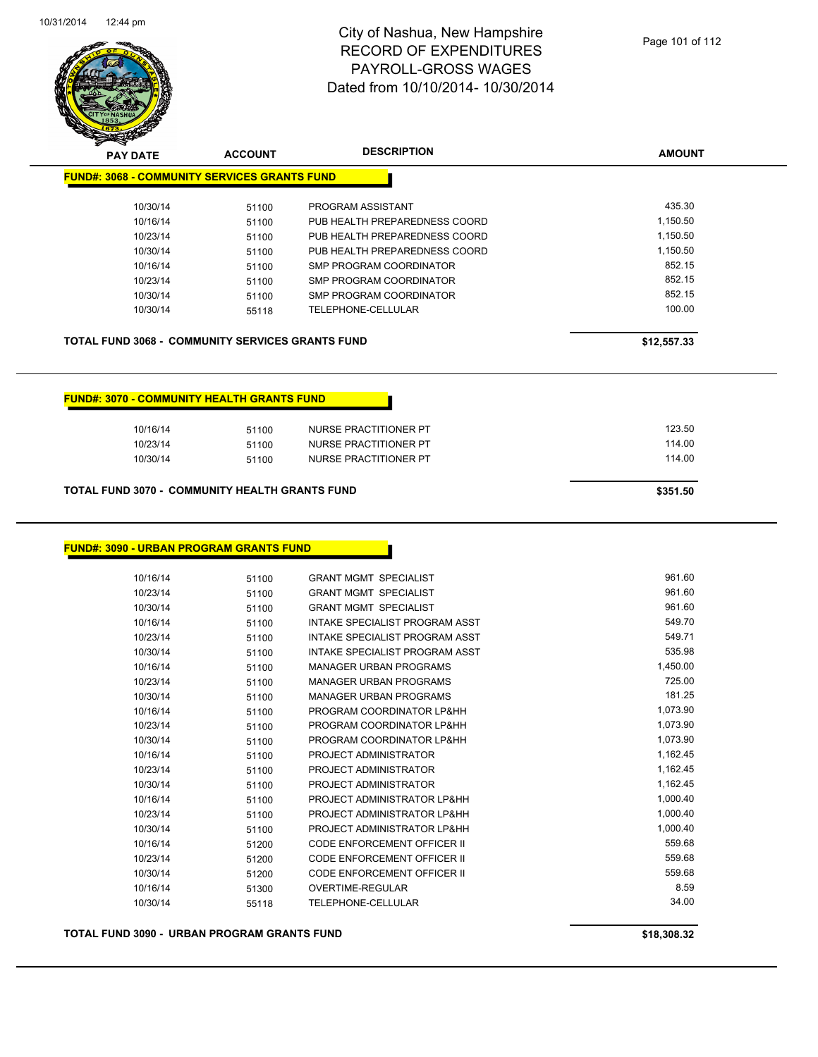# City of Nashua, New Hampshire
## RECORD OF EXPENDITURES
## PAYROLL-GROSS WAGES
## Dated from 10/10/2014- 10/30/2014

### FUND#: 3068 - COMMUNITY SERVICES GRANTS FUND

| PAY DATE | ACCOUNT | DESCRIPTION | AMOUNT |
|---|---|---|---|
| 10/30/14 | 51100 | PROGRAM ASSISTANT | 435.30 |
| 10/16/14 | 51100 | PUB HEALTH PREPAREDNESS COORD | 1,150.50 |
| 10/23/14 | 51100 | PUB HEALTH PREPAREDNESS COORD | 1,150.50 |
| 10/30/14 | 51100 | PUB HEALTH PREPAREDNESS COORD | 1,150.50 |
| 10/16/14 | 51100 | SMP PROGRAM COORDINATOR | 852.15 |
| 10/23/14 | 51100 | SMP PROGRAM COORDINATOR | 852.15 |
| 10/30/14 | 51100 | SMP PROGRAM COORDINATOR | 852.15 |
| 10/30/14 | 55118 | TELEPHONE-CELLULAR | 100.00 |

**TOTAL FUND 3068 - COMMUNITY SERVICES GRANTS FUND** **$12,557.33**

### FUND#: 3070 - COMMUNITY HEALTH GRANTS FUND

| PAY DATE | ACCOUNT | DESCRIPTION | AMOUNT |
|---|---|---|---|
| 10/16/14 | 51100 | NURSE PRACTITIONER PT | 123.50 |
| 10/23/14 | 51100 | NURSE PRACTITIONER PT | 114.00 |
| 10/30/14 | 51100 | NURSE PRACTITIONER PT | 114.00 |

**TOTAL FUND 3070 - COMMUNITY HEALTH GRANTS FUND** **$351.50**

### FUND#: 3090 - URBAN PROGRAM GRANTS FUND

| PAY DATE | ACCOUNT | DESCRIPTION | AMOUNT |
|---|---|---|---|
| 10/16/14 | 51100 | GRANT MGMT SPECIALIST | 961.60 |
| 10/23/14 | 51100 | GRANT MGMT SPECIALIST | 961.60 |
| 10/30/14 | 51100 | GRANT MGMT SPECIALIST | 961.60 |
| 10/16/14 | 51100 | INTAKE SPECIALIST PROGRAM ASST | 549.70 |
| 10/23/14 | 51100 | INTAKE SPECIALIST PROGRAM ASST | 549.71 |
| 10/30/14 | 51100 | INTAKE SPECIALIST PROGRAM ASST | 535.98 |
| 10/16/14 | 51100 | MANAGER URBAN PROGRAMS | 1,450.00 |
| 10/23/14 | 51100 | MANAGER URBAN PROGRAMS | 725.00 |
| 10/30/14 | 51100 | MANAGER URBAN PROGRAMS | 181.25 |
| 10/16/14 | 51100 | PROGRAM COORDINATOR LP&HH | 1,073.90 |
| 10/23/14 | 51100 | PROGRAM COORDINATOR LP&HH | 1,073.90 |
| 10/30/14 | 51100 | PROGRAM COORDINATOR LP&HH | 1,073.90 |
| 10/16/14 | 51100 | PROJECT ADMINISTRATOR | 1,162.45 |
| 10/23/14 | 51100 | PROJECT ADMINISTRATOR | 1,162.45 |
| 10/30/14 | 51100 | PROJECT ADMINISTRATOR | 1,162.45 |
| 10/16/14 | 51100 | PROJECT ADMINISTRATOR LP&HH | 1,000.40 |
| 10/23/14 | 51100 | PROJECT ADMINISTRATOR LP&HH | 1,000.40 |
| 10/30/14 | 51100 | PROJECT ADMINISTRATOR LP&HH | 1,000.40 |
| 10/16/14 | 51200 | CODE ENFORCEMENT OFFICER II | 559.68 |
| 10/23/14 | 51200 | CODE ENFORCEMENT OFFICER II | 559.68 |
| 10/30/14 | 51200 | CODE ENFORCEMENT OFFICER II | 559.68 |
| 10/16/14 | 51300 | OVERTIME-REGULAR | 8.59 |
| 10/30/14 | 55118 | TELEPHONE-CELLULAR | 34.00 |

**TOTAL FUND 3090 - URBAN PROGRAM GRANTS FUND** **$18,308.32**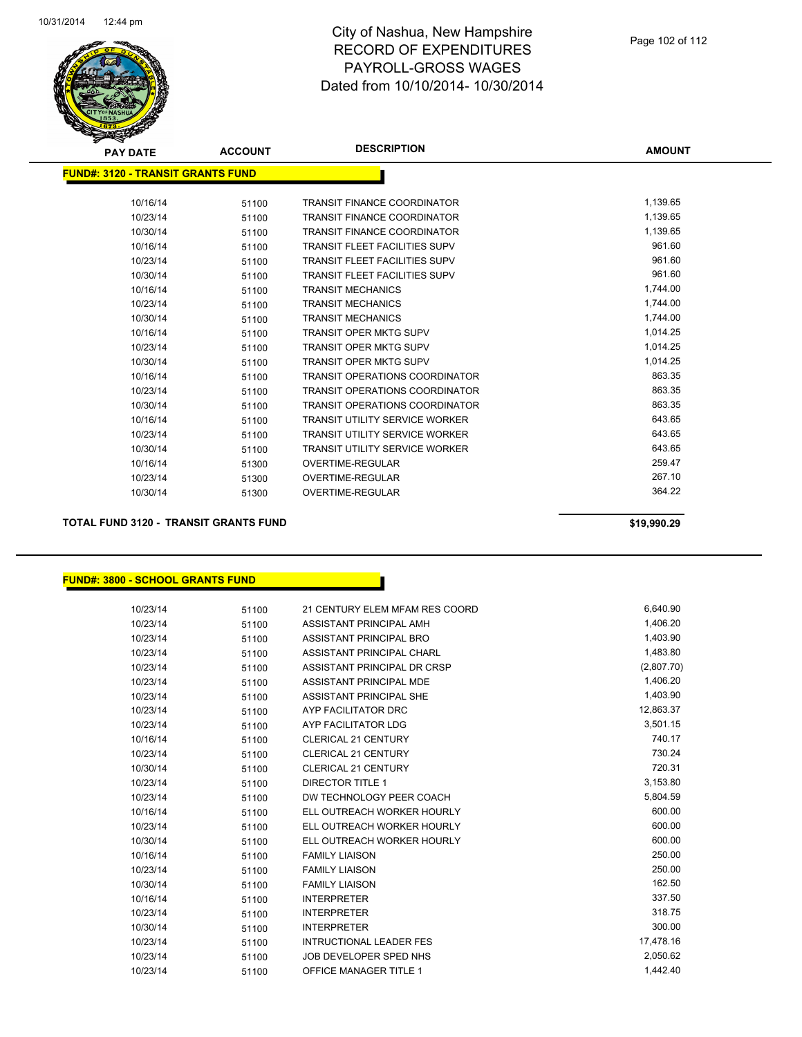# City of Nashua, New Hampshire
# RECORD OF EXPENDITURES
# PAYROLL-GROSS WAGES
# Dated from 10/10/2014- 10/30/2014

## FUND#: 3120 - TRANSIT GRANTS FUND

| PAY DATE | ACCOUNT | DESCRIPTION | AMOUNT |
|---|---|---|---|
| 10/16/14 | 51100 | TRANSIT FINANCE COORDINATOR | 1,139.65 |
| 10/23/14 | 51100 | TRANSIT FINANCE COORDINATOR | 1,139.65 |
| 10/30/14 | 51100 | TRANSIT FINANCE COORDINATOR | 1,139.65 |
| 10/16/14 | 51100 | TRANSIT FLEET FACILITIES SUPV | 961.60 |
| 10/23/14 | 51100 | TRANSIT FLEET FACILITIES SUPV | 961.60 |
| 10/30/14 | 51100 | TRANSIT FLEET FACILITIES SUPV | 961.60 |
| 10/16/14 | 51100 | TRANSIT MECHANICS | 1,744.00 |
| 10/23/14 | 51100 | TRANSIT MECHANICS | 1,744.00 |
| 10/30/14 | 51100 | TRANSIT MECHANICS | 1,744.00 |
| 10/16/14 | 51100 | TRANSIT OPER MKTG SUPV | 1,014.25 |
| 10/23/14 | 51100 | TRANSIT OPER MKTG SUPV | 1,014.25 |
| 10/30/14 | 51100 | TRANSIT OPER MKTG SUPV | 1,014.25 |
| 10/16/14 | 51100 | TRANSIT OPERATIONS COORDINATOR | 863.35 |
| 10/23/14 | 51100 | TRANSIT OPERATIONS COORDINATOR | 863.35 |
| 10/30/14 | 51100 | TRANSIT OPERATIONS COORDINATOR | 863.35 |
| 10/16/14 | 51100 | TRANSIT UTILITY SERVICE WORKER | 643.65 |
| 10/23/14 | 51100 | TRANSIT UTILITY SERVICE WORKER | 643.65 |
| 10/30/14 | 51100 | TRANSIT UTILITY SERVICE WORKER | 643.65 |
| 10/16/14 | 51300 | OVERTIME-REGULAR | 259.47 |
| 10/23/14 | 51300 | OVERTIME-REGULAR | 267.10 |
| 10/30/14 | 51300 | OVERTIME-REGULAR | 364.22 |

**TOTAL FUND 3120 - TRANSIT GRANTS FUND** **$19,990.29**

## FUND#: 3800 - SCHOOL GRANTS FUND

| PAY DATE | ACCOUNT | DESCRIPTION | AMOUNT |
|---|---|---|---|
| 10/23/14 | 51100 | 21 CENTURY ELEM MFAM RES COORD | 6,640.90 |
| 10/23/14 | 51100 | ASSISTANT PRINCIPAL AMH | 1,406.20 |
| 10/23/14 | 51100 | ASSISTANT PRINCIPAL BRO | 1,403.90 |
| 10/23/14 | 51100 | ASSISTANT PRINCIPAL CHARL | 1,483.80 |
| 10/23/14 | 51100 | ASSISTANT PRINCIPAL DR CRSP | (2,807.70) |
| 10/23/14 | 51100 | ASSISTANT PRINCIPAL MDE | 1,406.20 |
| 10/23/14 | 51100 | ASSISTANT PRINCIPAL SHE | 1,403.90 |
| 10/23/14 | 51100 | AYP FACILITATOR DRC | 12,863.37 |
| 10/23/14 | 51100 | AYP FACILITATOR LDG | 3,501.15 |
| 10/16/14 | 51100 | CLERICAL 21 CENTURY | 740.17 |
| 10/23/14 | 51100 | CLERICAL 21 CENTURY | 730.24 |
| 10/30/14 | 51100 | CLERICAL 21 CENTURY | 720.31 |
| 10/23/14 | 51100 | DIRECTOR TITLE 1 | 3,153.80 |
| 10/23/14 | 51100 | DW TECHNOLOGY PEER COACH | 5,804.59 |
| 10/16/14 | 51100 | ELL OUTREACH WORKER HOURLY | 600.00 |
| 10/23/14 | 51100 | ELL OUTREACH WORKER HOURLY | 600.00 |
| 10/30/14 | 51100 | ELL OUTREACH WORKER HOURLY | 600.00 |
| 10/16/14 | 51100 | FAMILY LIAISON | 250.00 |
| 10/23/14 | 51100 | FAMILY LIAISON | 250.00 |
| 10/30/14 | 51100 | FAMILY LIAISON | 162.50 |
| 10/16/14 | 51100 | INTERPRETER | 337.50 |
| 10/23/14 | 51100 | INTERPRETER | 318.75 |
| 10/30/14 | 51100 | INTERPRETER | 300.00 |
| 10/23/14 | 51100 | INTRUCTIONAL LEADER FES | 17,478.16 |
| 10/23/14 | 51100 | JOB DEVELOPER SPED NHS | 2,050.62 |
| 10/23/14 | 51100 | OFFICE MANAGER TITLE 1 | 1,442.40 |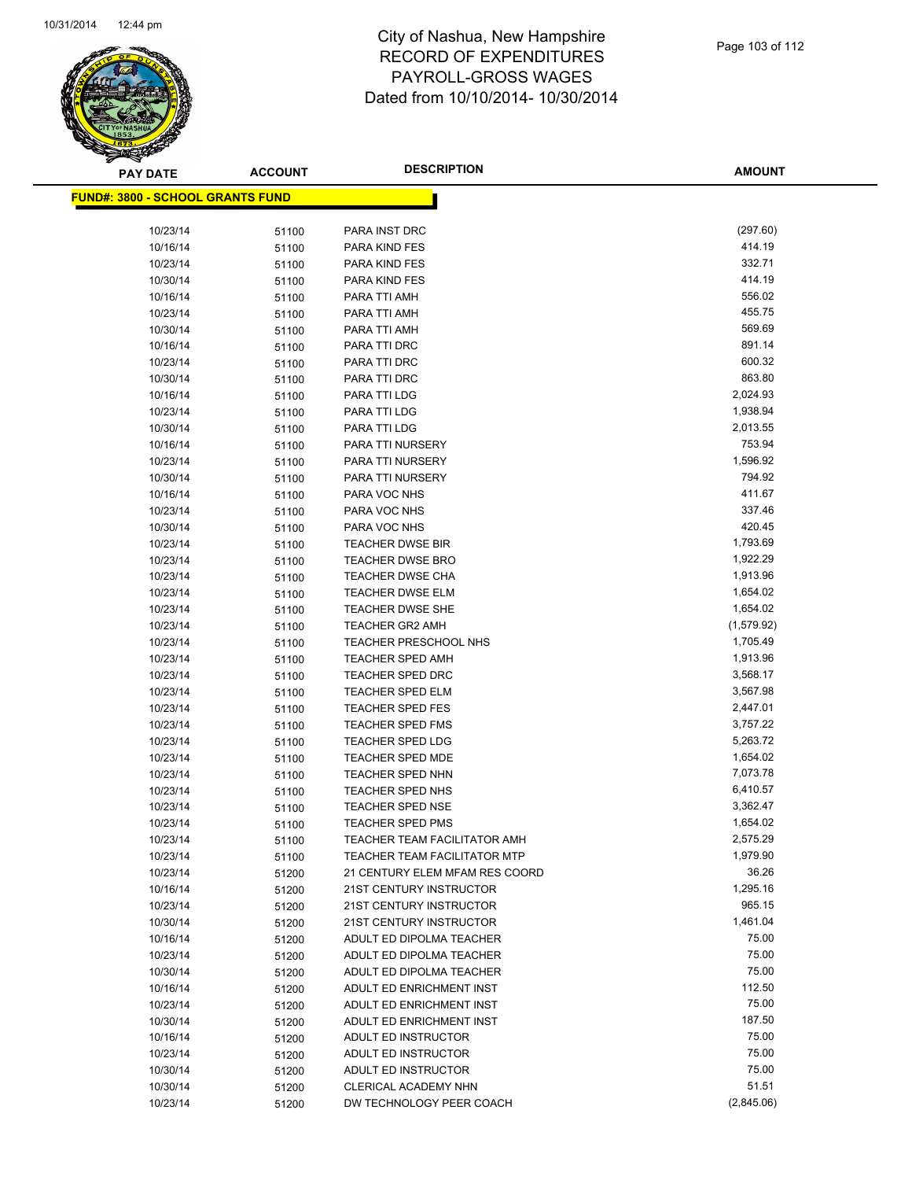# City of Nashua, New Hampshire
# RECORD OF EXPENDITURES
# PAYROLL-GROSS WAGES
# Dated from 10/10/2014- 10/30/2014

**FUND#: 3800 - SCHOOL GRANTS FUND**

| PAY DATE | ACCOUNT | DESCRIPTION | AMOUNT |
|---|---|---|---|
| 10/23/14 | 51100 | PARA INST DRC | (297.60) |
| 10/16/14 | 51100 | PARA KIND FES | 414.19 |
| 10/23/14 | 51100 | PARA KIND FES | 332.71 |
| 10/30/14 | 51100 | PARA KIND FES | 414.19 |
| 10/16/14 | 51100 | PARA TTI AMH | 556.02 |
| 10/23/14 | 51100 | PARA TTI AMH | 455.75 |
| 10/30/14 | 51100 | PARA TTI AMH | 569.69 |
| 10/16/14 | 51100 | PARA TTI DRC | 891.14 |
| 10/23/14 | 51100 | PARA TTI DRC | 600.32 |
| 10/30/14 | 51100 | PARA TTI DRC | 863.80 |
| 10/16/14 | 51100 | PARA TTI LDG | 2,024.93 |
| 10/23/14 | 51100 | PARA TTI LDG | 1,938.94 |
| 10/30/14 | 51100 | PARA TTI LDG | 2,013.55 |
| 10/16/14 | 51100 | PARA TTI NURSERY | 753.94 |
| 10/23/14 | 51100 | PARA TTI NURSERY | 1,596.92 |
| 10/30/14 | 51100 | PARA TTI NURSERY | 794.92 |
| 10/16/14 | 51100 | PARA VOC NHS | 411.67 |
| 10/23/14 | 51100 | PARA VOC NHS | 337.46 |
| 10/30/14 | 51100 | PARA VOC NHS | 420.45 |
| 10/23/14 | 51100 | TEACHER DWSE BIR | 1,793.69 |
| 10/23/14 | 51100 | TEACHER DWSE BRO | 1,922.29 |
| 10/23/14 | 51100 | TEACHER DWSE CHA | 1,913.96 |
| 10/23/14 | 51100 | TEACHER DWSE ELM | 1,654.02 |
| 10/23/14 | 51100 | TEACHER DWSE SHE | 1,654.02 |
| 10/23/14 | 51100 | TEACHER GR2 AMH | (1,579.92) |
| 10/23/14 | 51100 | TEACHER PRESCHOOL NHS | 1,705.49 |
| 10/23/14 | 51100 | TEACHER SPED AMH | 1,913.96 |
| 10/23/14 | 51100 | TEACHER SPED DRC | 3,568.17 |
| 10/23/14 | 51100 | TEACHER SPED ELM | 3,567.98 |
| 10/23/14 | 51100 | TEACHER SPED FES | 2,447.01 |
| 10/23/14 | 51100 | TEACHER SPED FMS | 3,757.22 |
| 10/23/14 | 51100 | TEACHER SPED LDG | 5,263.72 |
| 10/23/14 | 51100 | TEACHER SPED MDE | 1,654.02 |
| 10/23/14 | 51100 | TEACHER SPED NHN | 7,073.78 |
| 10/23/14 | 51100 | TEACHER SPED NHS | 6,410.57 |
| 10/23/14 | 51100 | TEACHER SPED NSE | 3,362.47 |
| 10/23/14 | 51100 | TEACHER SPED PMS | 1,654.02 |
| 10/23/14 | 51100 | TEACHER TEAM FACILITATOR AMH | 2,575.29 |
| 10/23/14 | 51100 | TEACHER TEAM FACILITATOR MTP | 1,979.90 |
| 10/23/14 | 51200 | 21 CENTURY ELEM MFAM RES COORD | 36.26 |
| 10/16/14 | 51200 | 21ST CENTURY INSTRUCTOR | 1,295.16 |
| 10/23/14 | 51200 | 21ST CENTURY INSTRUCTOR | 965.15 |
| 10/30/14 | 51200 | 21ST CENTURY INSTRUCTOR | 1,461.04 |
| 10/16/14 | 51200 | ADULT ED DIPOLMA TEACHER | 75.00 |
| 10/23/14 | 51200 | ADULT ED DIPOLMA TEACHER | 75.00 |
| 10/30/14 | 51200 | ADULT ED DIPOLMA TEACHER | 75.00 |
| 10/16/14 | 51200 | ADULT ED ENRICHMENT INST | 112.50 |
| 10/23/14 | 51200 | ADULT ED ENRICHMENT INST | 75.00 |
| 10/30/14 | 51200 | ADULT ED ENRICHMENT INST | 187.50 |
| 10/16/14 | 51200 | ADULT ED INSTRUCTOR | 75.00 |
| 10/23/14 | 51200 | ADULT ED INSTRUCTOR | 75.00 |
| 10/30/14 | 51200 | ADULT ED INSTRUCTOR | 75.00 |
| 10/30/14 | 51200 | CLERICAL ACADEMY NHN | 51.51 |
| 10/23/14 | 51200 | DW TECHNOLOGY PEER COACH | (2,845.06) |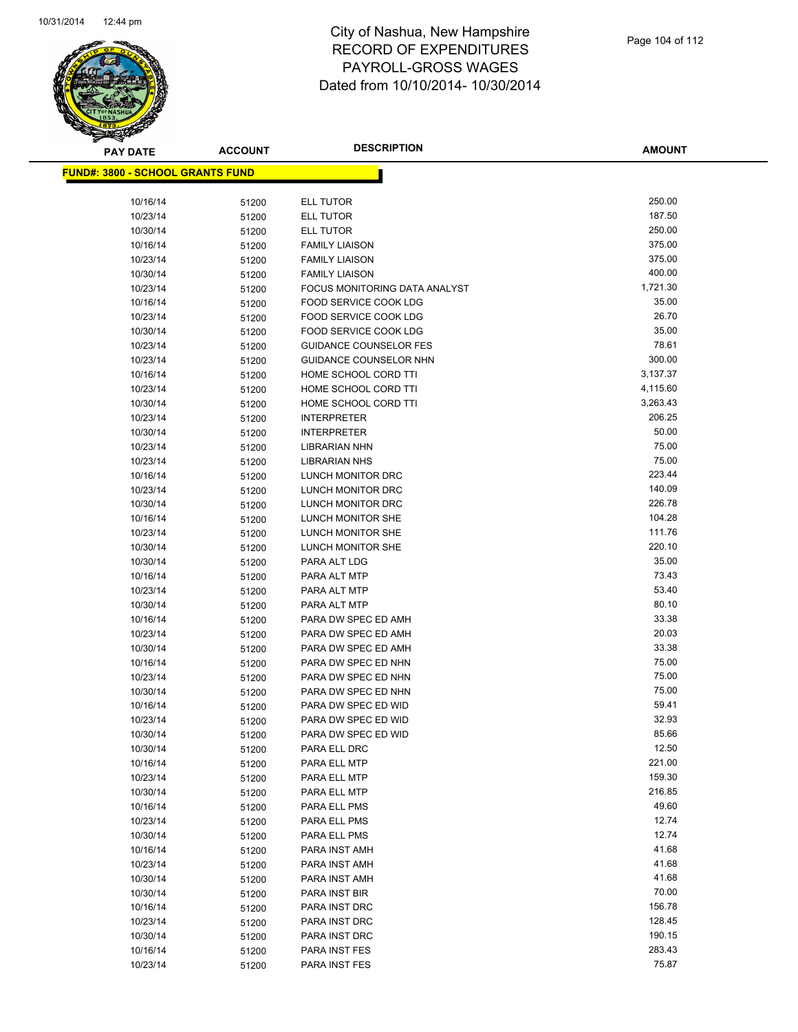# City of Nashua, New Hampshire
# RECORD OF EXPENDITURES
# PAYROLL-GROSS WAGES
# Dated from 10/10/2014- 10/30/2014

**FUND#: 3800 - SCHOOL GRANTS FUND**

| PAY DATE | ACCOUNT | DESCRIPTION | AMOUNT |
|---|---|---|---|
| 10/16/14 | 51200 | ELL TUTOR | 250.00 |
| 10/23/14 | 51200 | ELL TUTOR | 187.50 |
| 10/30/14 | 51200 | ELL TUTOR | 250.00 |
| 10/16/14 | 51200 | FAMILY LIAISON | 375.00 |
| 10/23/14 | 51200 | FAMILY LIAISON | 375.00 |
| 10/30/14 | 51200 | FAMILY LIAISON | 400.00 |
| 10/23/14 | 51200 | FOCUS MONITORING DATA ANALYST | 1,721.30 |
| 10/16/14 | 51200 | FOOD SERVICE COOK LDG | 35.00 |
| 10/23/14 | 51200 | FOOD SERVICE COOK LDG | 26.70 |
| 10/30/14 | 51200 | FOOD SERVICE COOK LDG | 35.00 |
| 10/23/14 | 51200 | GUIDANCE COUNSELOR FES | 78.61 |
| 10/23/14 | 51200 | GUIDANCE COUNSELOR NHN | 300.00 |
| 10/16/14 | 51200 | HOME SCHOOL CORD TTI | 3,137.37 |
| 10/23/14 | 51200 | HOME SCHOOL CORD TTI | 4,115.60 |
| 10/30/14 | 51200 | HOME SCHOOL CORD TTI | 3,263.43 |
| 10/23/14 | 51200 | INTERPRETER | 206.25 |
| 10/30/14 | 51200 | INTERPRETER | 50.00 |
| 10/23/14 | 51200 | LIBRARIAN NHN | 75.00 |
| 10/23/14 | 51200 | LIBRARIAN NHS | 75.00 |
| 10/16/14 | 51200 | LUNCH MONITOR DRC | 223.44 |
| 10/23/14 | 51200 | LUNCH MONITOR DRC | 140.09 |
| 10/30/14 | 51200 | LUNCH MONITOR DRC | 226.78 |
| 10/16/14 | 51200 | LUNCH MONITOR SHE | 104.28 |
| 10/23/14 | 51200 | LUNCH MONITOR SHE | 111.76 |
| 10/30/14 | 51200 | LUNCH MONITOR SHE | 220.10 |
| 10/30/14 | 51200 | PARA ALT LDG | 35.00 |
| 10/16/14 | 51200 | PARA ALT MTP | 73.43 |
| 10/23/14 | 51200 | PARA ALT MTP | 53.40 |
| 10/30/14 | 51200 | PARA ALT MTP | 80.10 |
| 10/16/14 | 51200 | PARA DW SPEC ED AMH | 33.38 |
| 10/23/14 | 51200 | PARA DW SPEC ED AMH | 20.03 |
| 10/30/14 | 51200 | PARA DW SPEC ED AMH | 33.38 |
| 10/16/14 | 51200 | PARA DW SPEC ED NHN | 75.00 |
| 10/23/14 | 51200 | PARA DW SPEC ED NHN | 75.00 |
| 10/30/14 | 51200 | PARA DW SPEC ED NHN | 75.00 |
| 10/16/14 | 51200 | PARA DW SPEC ED WID | 59.41 |
| 10/23/14 | 51200 | PARA DW SPEC ED WID | 32.93 |
| 10/30/14 | 51200 | PARA DW SPEC ED WID | 85.66 |
| 10/30/14 | 51200 | PARA ELL DRC | 12.50 |
| 10/16/14 | 51200 | PARA ELL MTP | 221.00 |
| 10/23/14 | 51200 | PARA ELL MTP | 159.30 |
| 10/30/14 | 51200 | PARA ELL MTP | 216.85 |
| 10/16/14 | 51200 | PARA ELL PMS | 49.60 |
| 10/23/14 | 51200 | PARA ELL PMS | 12.74 |
| 10/30/14 | 51200 | PARA ELL PMS | 12.74 |
| 10/16/14 | 51200 | PARA INST AMH | 41.68 |
| 10/23/14 | 51200 | PARA INST AMH | 41.68 |
| 10/30/14 | 51200 | PARA INST AMH | 41.68 |
| 10/30/14 | 51200 | PARA INST BIR | 70.00 |
| 10/16/14 | 51200 | PARA INST DRC | 156.78 |
| 10/23/14 | 51200 | PARA INST DRC | 128.45 |
| 10/30/14 | 51200 | PARA INST DRC | 190.15 |
| 10/16/14 | 51200 | PARA INST FES | 283.43 |
| 10/23/14 | 51200 | PARA INST FES | 75.87 |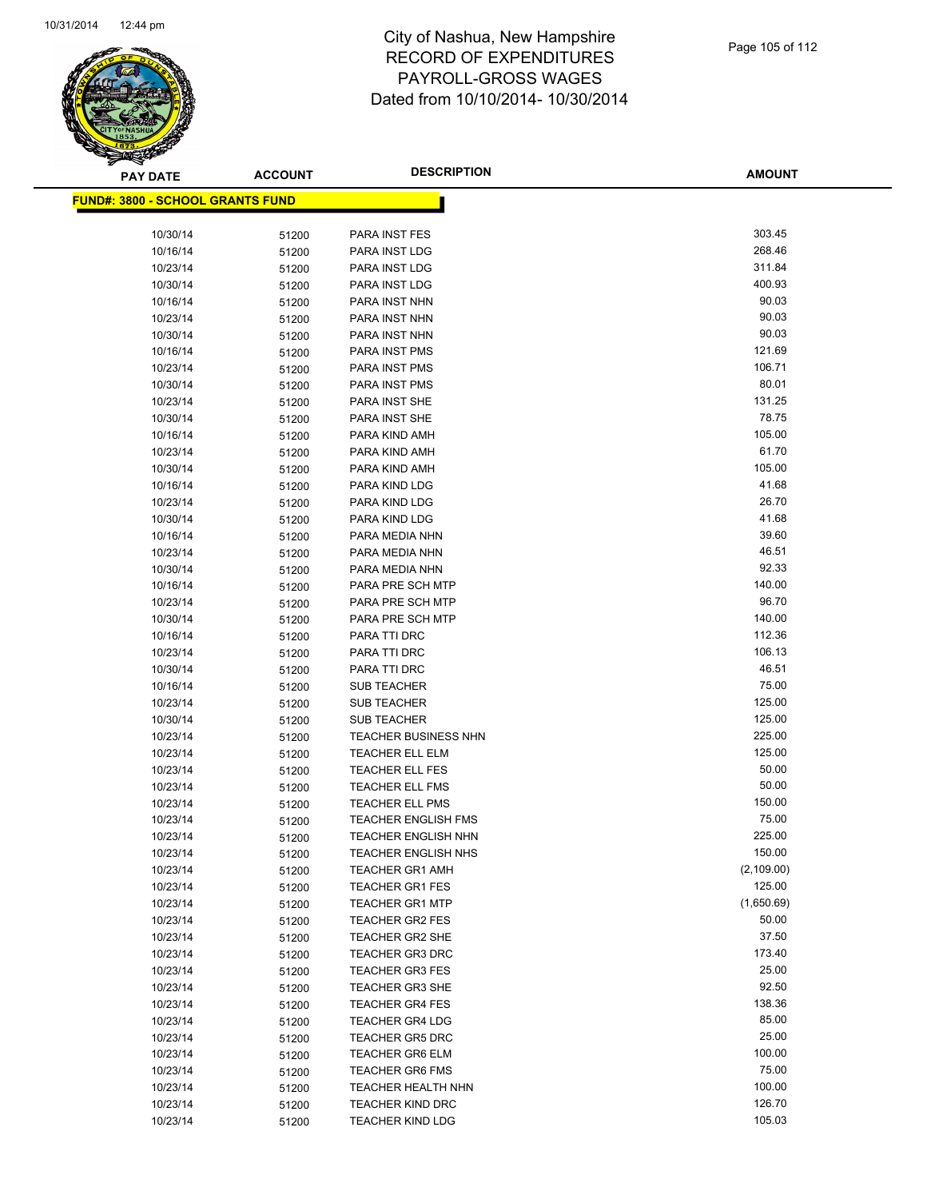# City of Nashua, New Hampshire
# RECORD OF EXPENDITURES
# PAYROLL-GROSS WAGES
# Dated from 10/10/2014- 10/30/2014

**FUND#: 3800 - SCHOOL GRANTS FUND**

| PAY DATE | ACCOUNT | DESCRIPTION | AMOUNT |
|---|---|---|---|
| 10/30/14 | 51200 | PARA INST FES | 303.45 |
| 10/16/14 | 51200 | PARA INST LDG | 268.46 |
| 10/23/14 | 51200 | PARA INST LDG | 311.84 |
| 10/30/14 | 51200 | PARA INST LDG | 400.93 |
| 10/16/14 | 51200 | PARA INST NHN | 90.03 |
| 10/23/14 | 51200 | PARA INST NHN | 90.03 |
| 10/30/14 | 51200 | PARA INST NHN | 90.03 |
| 10/16/14 | 51200 | PARA INST PMS | 121.69 |
| 10/23/14 | 51200 | PARA INST PMS | 106.71 |
| 10/30/14 | 51200 | PARA INST PMS | 80.01 |
| 10/23/14 | 51200 | PARA INST SHE | 131.25 |
| 10/30/14 | 51200 | PARA INST SHE | 78.75 |
| 10/16/14 | 51200 | PARA KIND AMH | 105.00 |
| 10/23/14 | 51200 | PARA KIND AMH | 61.70 |
| 10/30/14 | 51200 | PARA KIND AMH | 105.00 |
| 10/16/14 | 51200 | PARA KIND LDG | 41.68 |
| 10/23/14 | 51200 | PARA KIND LDG | 26.70 |
| 10/30/14 | 51200 | PARA KIND LDG | 41.68 |
| 10/16/14 | 51200 | PARA MEDIA NHN | 39.60 |
| 10/23/14 | 51200 | PARA MEDIA NHN | 46.51 |
| 10/30/14 | 51200 | PARA MEDIA NHN | 92.33 |
| 10/16/14 | 51200 | PARA PRE SCH MTP | 140.00 |
| 10/23/14 | 51200 | PARA PRE SCH MTP | 96.70 |
| 10/30/14 | 51200 | PARA PRE SCH MTP | 140.00 |
| 10/16/14 | 51200 | PARA TTI DRC | 112.36 |
| 10/23/14 | 51200 | PARA TTI DRC | 106.13 |
| 10/30/14 | 51200 | PARA TTI DRC | 46.51 |
| 10/16/14 | 51200 | SUB TEACHER | 75.00 |
| 10/23/14 | 51200 | SUB TEACHER | 125.00 |
| 10/30/14 | 51200 | SUB TEACHER | 125.00 |
| 10/23/14 | 51200 | TEACHER BUSINESS NHN | 225.00 |
| 10/23/14 | 51200 | TEACHER ELL ELM | 125.00 |
| 10/23/14 | 51200 | TEACHER ELL FES | 50.00 |
| 10/23/14 | 51200 | TEACHER ELL FMS | 50.00 |
| 10/23/14 | 51200 | TEACHER ELL PMS | 150.00 |
| 10/23/14 | 51200 | TEACHER ENGLISH FMS | 75.00 |
| 10/23/14 | 51200 | TEACHER ENGLISH NHN | 225.00 |
| 10/23/14 | 51200 | TEACHER ENGLISH NHS | 150.00 |
| 10/23/14 | 51200 | TEACHER GR1 AMH | (2,109.00) |
| 10/23/14 | 51200 | TEACHER GR1 FES | 125.00 |
| 10/23/14 | 51200 | TEACHER GR1 MTP | (1,650.69) |
| 10/23/14 | 51200 | TEACHER GR2 FES | 50.00 |
| 10/23/14 | 51200 | TEACHER GR2 SHE | 37.50 |
| 10/23/14 | 51200 | TEACHER GR3 DRC | 173.40 |
| 10/23/14 | 51200 | TEACHER GR3 FES | 25.00 |
| 10/23/14 | 51200 | TEACHER GR3 SHE | 92.50 |
| 10/23/14 | 51200 | TEACHER GR4 FES | 138.36 |
| 10/23/14 | 51200 | TEACHER GR4 LDG | 85.00 |
| 10/23/14 | 51200 | TEACHER GR5 DRC | 25.00 |
| 10/23/14 | 51200 | TEACHER GR6 ELM | 100.00 |
| 10/23/14 | 51200 | TEACHER GR6 FMS | 75.00 |
| 10/23/14 | 51200 | TEACHER HEALTH NHN | 100.00 |
| 10/23/14 | 51200 | TEACHER KIND DRC | 126.70 |
| 10/23/14 | 51200 | TEACHER KIND LDG | 105.03 |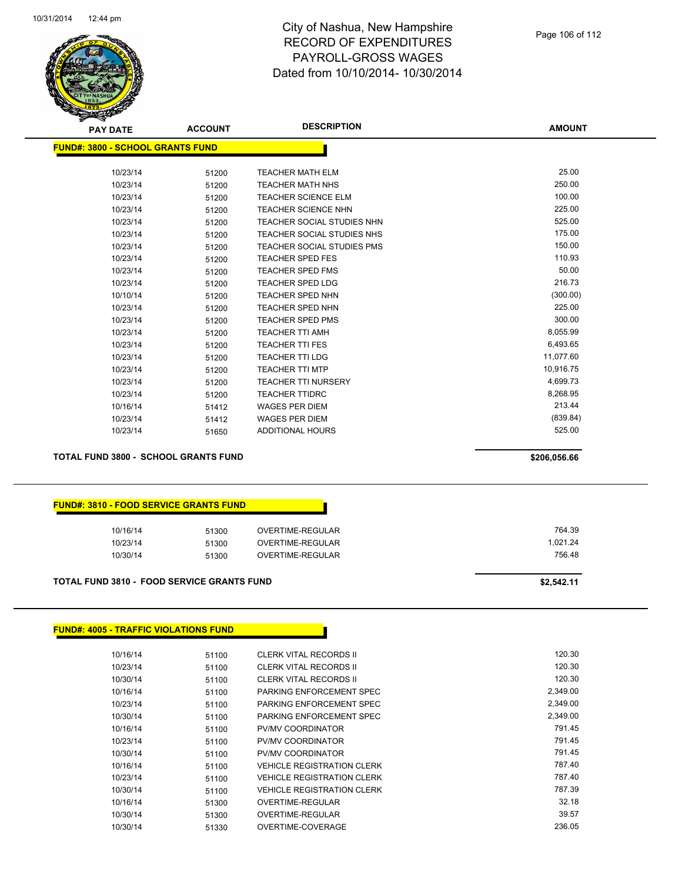# City of Nashua, New Hampshire
## RECORD OF EXPENDITURES
## PAYROLL-GROSS WAGES
## Dated from 10/10/2014- 10/30/2014

**FUND#: 3800 - SCHOOL GRANTS FUND**

| PAY DATE | ACCOUNT | DESCRIPTION | AMOUNT |
|---|---|---|---|
| 10/23/14 | 51200 | TEACHER MATH ELM | 25.00 |
| 10/23/14 | 51200 | TEACHER MATH NHS | 250.00 |
| 10/23/14 | 51200 | TEACHER SCIENCE ELM | 100.00 |
| 10/23/14 | 51200 | TEACHER SCIENCE NHN | 225.00 |
| 10/23/14 | 51200 | TEACHER SOCIAL STUDIES NHN | 525.00 |
| 10/23/14 | 51200 | TEACHER SOCIAL STUDIES NHS | 175.00 |
| 10/23/14 | 51200 | TEACHER SOCIAL STUDIES PMS | 150.00 |
| 10/23/14 | 51200 | TEACHER SPED FES | 110.93 |
| 10/23/14 | 51200 | TEACHER SPED FMS | 50.00 |
| 10/23/14 | 51200 | TEACHER SPED LDG | 216.73 |
| 10/10/14 | 51200 | TEACHER SPED NHN | (300.00) |
| 10/23/14 | 51200 | TEACHER SPED NHN | 225.00 |
| 10/23/14 | 51200 | TEACHER SPED PMS | 300.00 |
| 10/23/14 | 51200 | TEACHER TTI AMH | 8,055.99 |
| 10/23/14 | 51200 | TEACHER TTI FES | 6,493.65 |
| 10/23/14 | 51200 | TEACHER TTI LDG | 11,077.60 |
| 10/23/14 | 51200 | TEACHER TTI MTP | 10,916.75 |
| 10/23/14 | 51200 | TEACHER TTI NURSERY | 4,699.73 |
| 10/23/14 | 51200 | TEACHER TTIDRC | 8,268.95 |
| 10/16/14 | 51412 | WAGES PER DIEM | 213.44 |
| 10/23/14 | 51412 | WAGES PER DIEM | (839.84) |
| 10/23/14 | 51650 | ADDITIONAL HOURS | 525.00 |

**TOTAL FUND 3800 - SCHOOL GRANTS FUND** **$206,056.66**

**FUND#: 3810 - FOOD SERVICE GRANTS FUND**

| PAY DATE | ACCOUNT | DESCRIPTION | AMOUNT |
|---|---|---|---|
| 10/16/14 | 51300 | OVERTIME-REGULAR | 764.39 |
| 10/23/14 | 51300 | OVERTIME-REGULAR | 1,021.24 |
| 10/30/14 | 51300 | OVERTIME-REGULAR | 756.48 |

**TOTAL FUND 3810 - FOOD SERVICE GRANTS FUND** **$2,542.11**

**FUND#: 4005 - TRAFFIC VIOLATIONS FUND**

| PAY DATE | ACCOUNT | DESCRIPTION | AMOUNT |
|---|---|---|---|
| 10/16/14 | 51100 | CLERK VITAL RECORDS II | 120.30 |
| 10/23/14 | 51100 | CLERK VITAL RECORDS II | 120.30 |
| 10/30/14 | 51100 | CLERK VITAL RECORDS II | 120.30 |
| 10/16/14 | 51100 | PARKING ENFORCEMENT SPEC | 2,349.00 |
| 10/23/14 | 51100 | PARKING ENFORCEMENT SPEC | 2,349.00 |
| 10/30/14 | 51100 | PARKING ENFORCEMENT SPEC | 2,349.00 |
| 10/16/14 | 51100 | PV/MV COORDINATOR | 791.45 |
| 10/23/14 | 51100 | PV/MV COORDINATOR | 791.45 |
| 10/30/14 | 51100 | PV/MV COORDINATOR | 791.45 |
| 10/16/14 | 51100 | VEHICLE REGISTRATION CLERK | 787.40 |
| 10/23/14 | 51100 | VEHICLE REGISTRATION CLERK | 787.40 |
| 10/30/14 | 51100 | VEHICLE REGISTRATION CLERK | 787.39 |
| 10/16/14 | 51300 | OVERTIME-REGULAR | 32.18 |
| 10/30/14 | 51300 | OVERTIME-REGULAR | 39.57 |
| 10/30/14 | 51330 | OVERTIME-COVERAGE | 236.05 |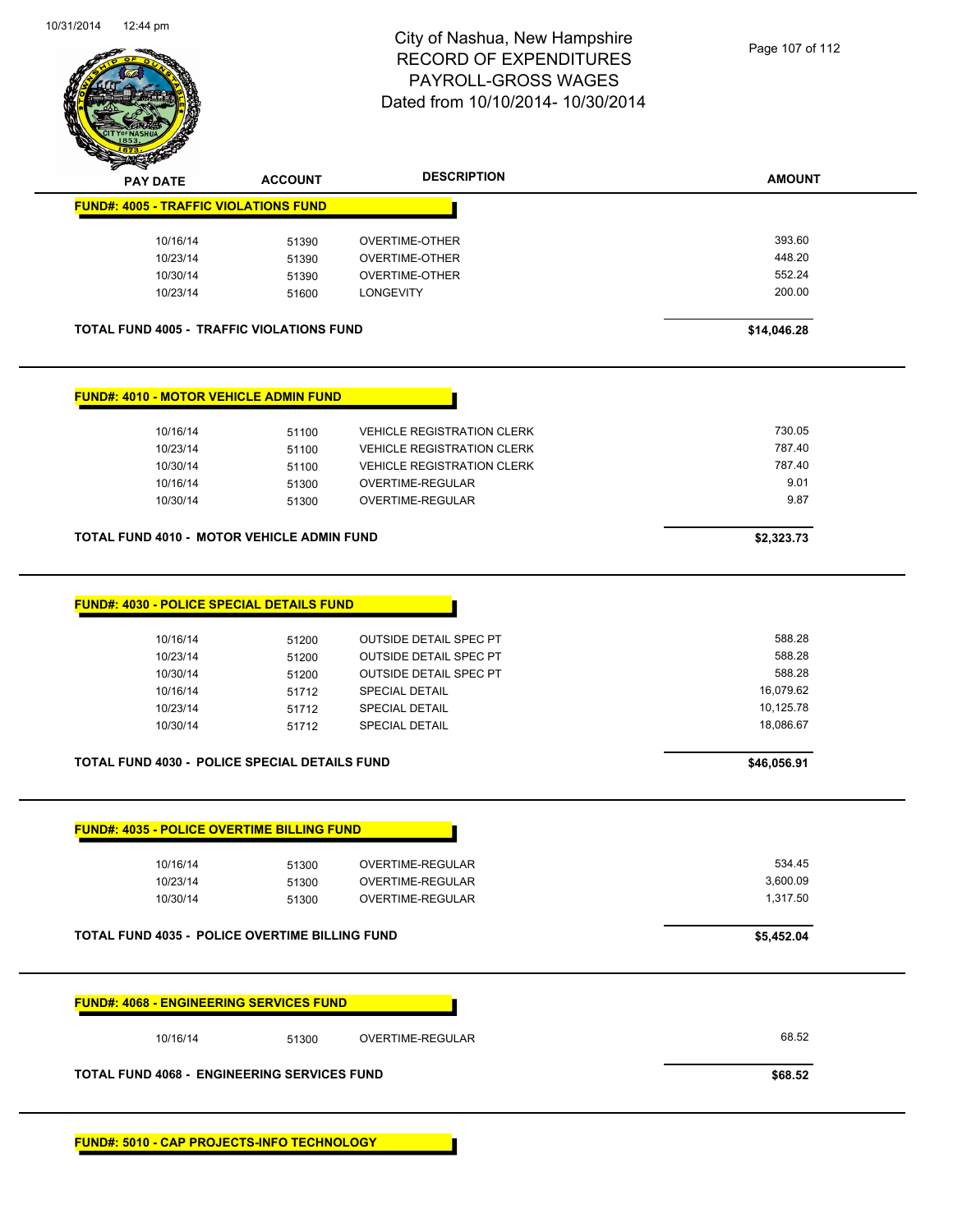# City of Nashua, New Hampshire
## RECORD OF EXPENDITURES
## PAYROLL-GROSS WAGES
## Dated from 10/10/2014- 10/30/2014

| PAY DATE | ACCOUNT | DESCRIPTION | AMOUNT |
|---|---|---|---|
| **FUND#: 4005 - TRAFFIC VIOLATIONS FUND** | | | |
| 10/16/14 | 51390 | OVERTIME-OTHER | 393.60 |
| 10/23/14 | 51390 | OVERTIME-OTHER | 448.20 |
| 10/30/14 | 51390 | OVERTIME-OTHER | 552.24 |
| 10/23/14 | 51600 | LONGEVITY | 200.00 |
| **TOTAL FUND 4005 - TRAFFIC VIOLATIONS FUND** | | | **$14,046.28** |
| **FUND#: 4010 - MOTOR VEHICLE ADMIN FUND** | | | |
| 10/16/14 | 51100 | VEHICLE REGISTRATION CLERK | 730.05 |
| 10/23/14 | 51100 | VEHICLE REGISTRATION CLERK | 787.40 |
| 10/30/14 | 51100 | VEHICLE REGISTRATION CLERK | 787.40 |
| 10/16/14 | 51300 | OVERTIME-REGULAR | 9.01 |
| 10/30/14 | 51300 | OVERTIME-REGULAR | 9.87 |
| **TOTAL FUND 4010 - MOTOR VEHICLE ADMIN FUND** | | | **$2,323.73** |
| **FUND#: 4030 - POLICE SPECIAL DETAILS FUND** | | | |
| 10/16/14 | 51200 | OUTSIDE DETAIL SPEC PT | 588.28 |
| 10/23/14 | 51200 | OUTSIDE DETAIL SPEC PT | 588.28 |
| 10/30/14 | 51200 | OUTSIDE DETAIL SPEC PT | 588.28 |
| 10/16/14 | 51712 | SPECIAL DETAIL | 16,079.62 |
| 10/23/14 | 51712 | SPECIAL DETAIL | 10,125.78 |
| 10/30/14 | 51712 | SPECIAL DETAIL | 18,086.67 |
| **TOTAL FUND 4030 - POLICE SPECIAL DETAILS FUND** | | | **$46,056.91** |
| **FUND#: 4035 - POLICE OVERTIME BILLING FUND** | | | |
| 10/16/14 | 51300 | OVERTIME-REGULAR | 534.45 |
| 10/23/14 | 51300 | OVERTIME-REGULAR | 3,600.09 |
| 10/30/14 | 51300 | OVERTIME-REGULAR | 1,317.50 |
| **TOTAL FUND 4035 - POLICE OVERTIME BILLING FUND** | | | **$5,452.04** |
| **FUND#: 4068 - ENGINEERING SERVICES FUND** | | | |
| 10/16/14 | 51300 | OVERTIME-REGULAR | 68.52 |
| **TOTAL FUND 4068 - ENGINEERING SERVICES FUND** | | | **$68.52** |

**FUND#: 5010 - CAP PROJECTS-INFO TECHNOLOGY**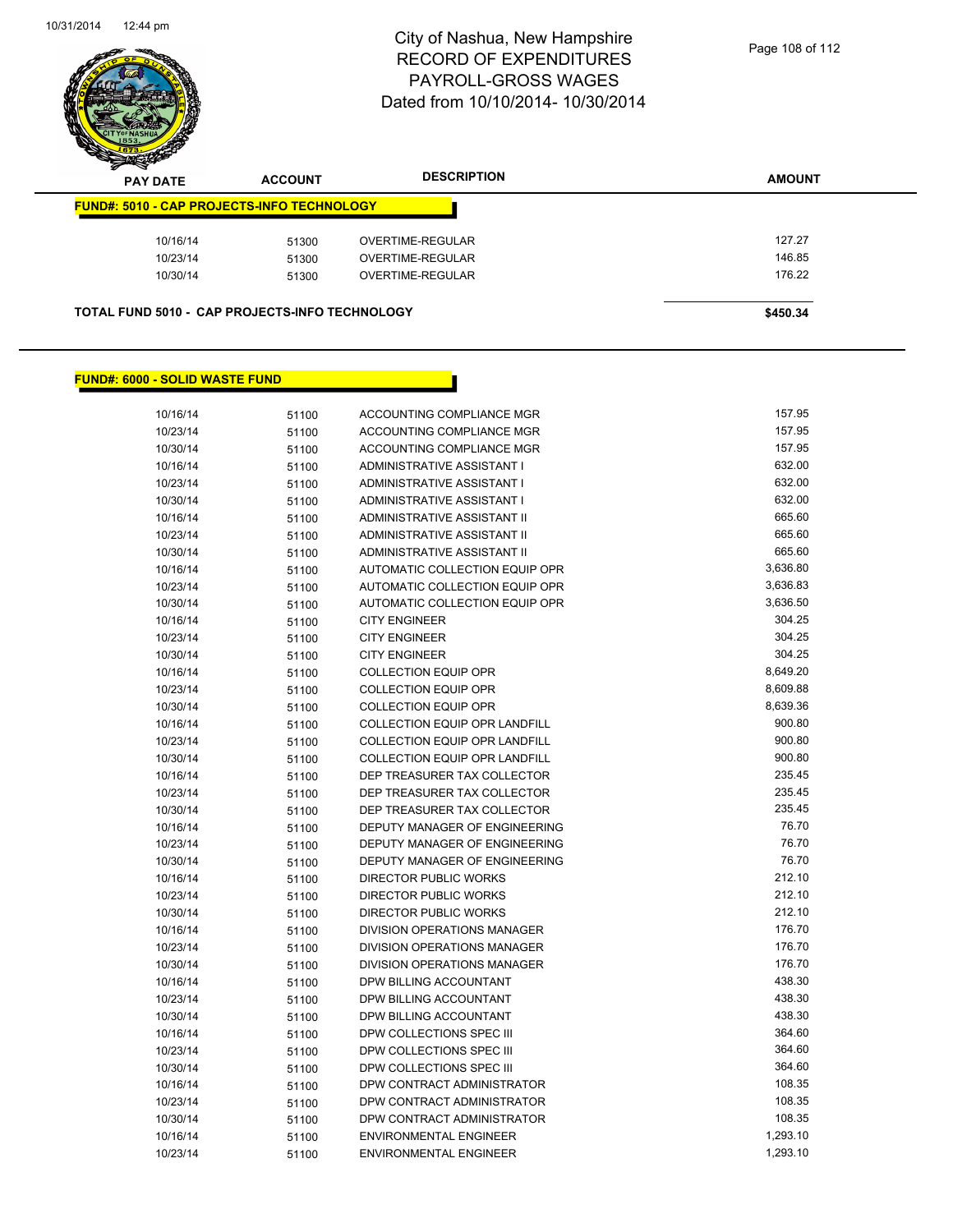# City of Nashua, New Hampshire
## RECORD OF EXPENDITURES
## PAYROLL-GROSS WAGES
## Dated from 10/10/2014- 10/30/2014

| PAY DATE | ACCOUNT | DESCRIPTION | AMOUNT |
|---|---|---|---|
| **FUND#: 5010 - CAP PROJECTS-INFO TECHNOLOGY** | | | |
| 10/16/14 | 51300 | OVERTIME-REGULAR | 127.27 |
| 10/23/14 | 51300 | OVERTIME-REGULAR | 146.85 |
| 10/30/14 | 51300 | OVERTIME-REGULAR | 176.22 |
| **TOTAL FUND 5010 - CAP PROJECTS-INFO TECHNOLOGY** | | | **$450.34** |

| PAY DATE | ACCOUNT | DESCRIPTION | AMOUNT |
|---|---|---|---|
| **FUND#: 6000 - SOLID WASTE FUND** | | | |
| 10/16/14 | 51100 | ACCOUNTING COMPLIANCE MGR | 157.95 |
| 10/23/14 | 51100 | ACCOUNTING COMPLIANCE MGR | 157.95 |
| 10/30/14 | 51100 | ACCOUNTING COMPLIANCE MGR | 157.95 |
| 10/16/14 | 51100 | ADMINISTRATIVE ASSISTANT I | 632.00 |
| 10/23/14 | 51100 | ADMINISTRATIVE ASSISTANT I | 632.00 |
| 10/30/14 | 51100 | ADMINISTRATIVE ASSISTANT I | 632.00 |
| 10/16/14 | 51100 | ADMINISTRATIVE ASSISTANT II | 665.60 |
| 10/23/14 | 51100 | ADMINISTRATIVE ASSISTANT II | 665.60 |
| 10/30/14 | 51100 | ADMINISTRATIVE ASSISTANT II | 665.60 |
| 10/16/14 | 51100 | AUTOMATIC COLLECTION EQUIP OPR | 3,636.80 |
| 10/23/14 | 51100 | AUTOMATIC COLLECTION EQUIP OPR | 3,636.83 |
| 10/30/14 | 51100 | AUTOMATIC COLLECTION EQUIP OPR | 3,636.50 |
| 10/16/14 | 51100 | CITY ENGINEER | 304.25 |
| 10/23/14 | 51100 | CITY ENGINEER | 304.25 |
| 10/30/14 | 51100 | CITY ENGINEER | 304.25 |
| 10/16/14 | 51100 | COLLECTION EQUIP OPR | 8,649.20 |
| 10/23/14 | 51100 | COLLECTION EQUIP OPR | 8,609.88 |
| 10/30/14 | 51100 | COLLECTION EQUIP OPR | 8,639.36 |
| 10/16/14 | 51100 | COLLECTION EQUIP OPR LANDFILL | 900.80 |
| 10/23/14 | 51100 | COLLECTION EQUIP OPR LANDFILL | 900.80 |
| 10/30/14 | 51100 | COLLECTION EQUIP OPR LANDFILL | 900.80 |
| 10/16/14 | 51100 | DEP TREASURER TAX COLLECTOR | 235.45 |
| 10/23/14 | 51100 | DEP TREASURER TAX COLLECTOR | 235.45 |
| 10/30/14 | 51100 | DEP TREASURER TAX COLLECTOR | 235.45 |
| 10/16/14 | 51100 | DEPUTY MANAGER OF ENGINEERING | 76.70 |
| 10/23/14 | 51100 | DEPUTY MANAGER OF ENGINEERING | 76.70 |
| 10/30/14 | 51100 | DEPUTY MANAGER OF ENGINEERING | 76.70 |
| 10/16/14 | 51100 | DIRECTOR PUBLIC WORKS | 212.10 |
| 10/23/14 | 51100 | DIRECTOR PUBLIC WORKS | 212.10 |
| 10/30/14 | 51100 | DIRECTOR PUBLIC WORKS | 212.10 |
| 10/16/14 | 51100 | DIVISION OPERATIONS MANAGER | 176.70 |
| 10/23/14 | 51100 | DIVISION OPERATIONS MANAGER | 176.70 |
| 10/30/14 | 51100 | DIVISION OPERATIONS MANAGER | 176.70 |
| 10/16/14 | 51100 | DPW BILLING ACCOUNTANT | 438.30 |
| 10/23/14 | 51100 | DPW BILLING ACCOUNTANT | 438.30 |
| 10/30/14 | 51100 | DPW BILLING ACCOUNTANT | 438.30 |
| 10/16/14 | 51100 | DPW COLLECTIONS SPEC III | 364.60 |
| 10/23/14 | 51100 | DPW COLLECTIONS SPEC III | 364.60 |
| 10/30/14 | 51100 | DPW COLLECTIONS SPEC III | 364.60 |
| 10/16/14 | 51100 | DPW CONTRACT ADMINISTRATOR | 108.35 |
| 10/23/14 | 51100 | DPW CONTRACT ADMINISTRATOR | 108.35 |
| 10/30/14 | 51100 | DPW CONTRACT ADMINISTRATOR | 108.35 |
| 10/16/14 | 51100 | ENVIRONMENTAL ENGINEER | 1,293.10 |
| 10/23/14 | 51100 | ENVIRONMENTAL ENGINEER | 1,293.10 |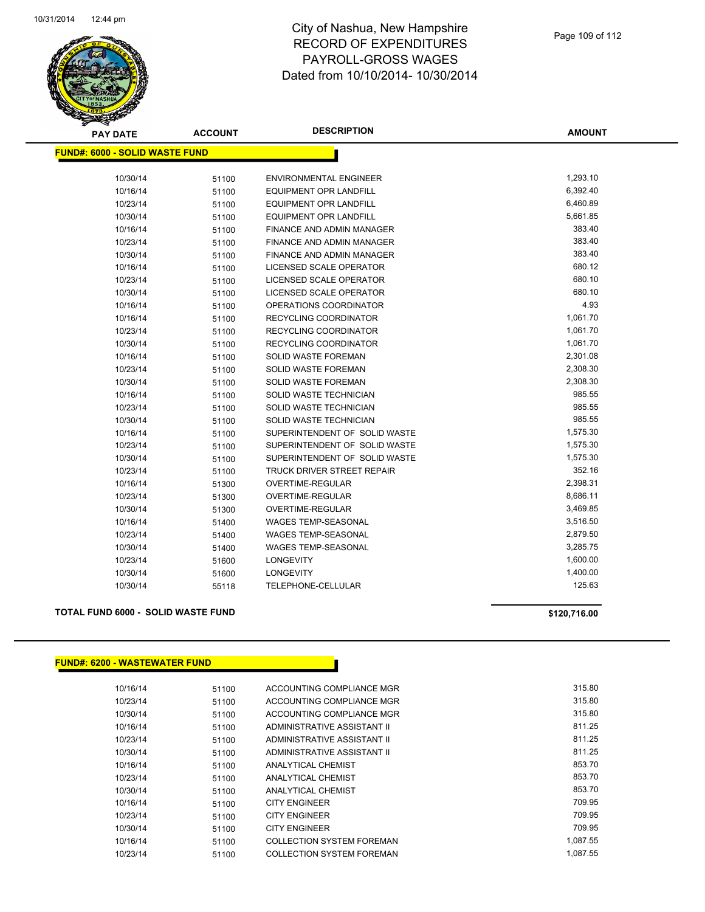# City of Nashua, New Hampshire
## RECORD OF EXPENDITURES
## PAYROLL-GROSS WAGES
## Dated from 10/10/2014- 10/30/2014

**FUND#: 6000 - SOLID WASTE FUND**

| PAY DATE | ACCOUNT | DESCRIPTION | AMOUNT |
|---|---|---|---|
| 10/30/14 | 51100 | ENVIRONMENTAL ENGINEER | 1,293.10 |
| 10/16/14 | 51100 | EQUIPMENT OPR LANDFILL | 6,392.40 |
| 10/23/14 | 51100 | EQUIPMENT OPR LANDFILL | 6,460.89 |
| 10/30/14 | 51100 | EQUIPMENT OPR LANDFILL | 5,661.85 |
| 10/16/14 | 51100 | FINANCE AND ADMIN MANAGER | 383.40 |
| 10/23/14 | 51100 | FINANCE AND ADMIN MANAGER | 383.40 |
| 10/30/14 | 51100 | FINANCE AND ADMIN MANAGER | 383.40 |
| 10/16/14 | 51100 | LICENSED SCALE OPERATOR | 680.12 |
| 10/23/14 | 51100 | LICENSED SCALE OPERATOR | 680.10 |
| 10/30/14 | 51100 | LICENSED SCALE OPERATOR | 680.10 |
| 10/16/14 | 51100 | OPERATIONS COORDINATOR | 4.93 |
| 10/16/14 | 51100 | RECYCLING COORDINATOR | 1,061.70 |
| 10/23/14 | 51100 | RECYCLING COORDINATOR | 1,061.70 |
| 10/30/14 | 51100 | RECYCLING COORDINATOR | 1,061.70 |
| 10/16/14 | 51100 | SOLID WASTE FOREMAN | 2,301.08 |
| 10/23/14 | 51100 | SOLID WASTE FOREMAN | 2,308.30 |
| 10/30/14 | 51100 | SOLID WASTE FOREMAN | 2,308.30 |
| 10/16/14 | 51100 | SOLID WASTE TECHNICIAN | 985.55 |
| 10/23/14 | 51100 | SOLID WASTE TECHNICIAN | 985.55 |
| 10/30/14 | 51100 | SOLID WASTE TECHNICIAN | 985.55 |
| 10/16/14 | 51100 | SUPERINTENDENT OF SOLID WASTE | 1,575.30 |
| 10/23/14 | 51100 | SUPERINTENDENT OF SOLID WASTE | 1,575.30 |
| 10/30/14 | 51100 | SUPERINTENDENT OF SOLID WASTE | 1,575.30 |
| 10/23/14 | 51100 | TRUCK DRIVER STREET REPAIR | 352.16 |
| 10/16/14 | 51300 | OVERTIME-REGULAR | 2,398.31 |
| 10/23/14 | 51300 | OVERTIME-REGULAR | 8,686.11 |
| 10/30/14 | 51300 | OVERTIME-REGULAR | 3,469.85 |
| 10/16/14 | 51400 | WAGES TEMP-SEASONAL | 3,516.50 |
| 10/23/14 | 51400 | WAGES TEMP-SEASONAL | 2,879.50 |
| 10/30/14 | 51400 | WAGES TEMP-SEASONAL | 3,285.75 |
| 10/23/14 | 51600 | LONGEVITY | 1,600.00 |
| 10/30/14 | 51600 | LONGEVITY | 1,400.00 |
| 10/30/14 | 55118 | TELEPHONE-CELLULAR | 125.63 |

**TOTAL FUND 6000 - SOLID WASTE FUND** **$120,716.00**

**FUND#: 6200 - WASTEWATER FUND**

| PAY DATE | ACCOUNT | DESCRIPTION | AMOUNT |
|---|---|---|---|
| 10/16/14 | 51100 | ACCOUNTING COMPLIANCE MGR | 315.80 |
| 10/23/14 | 51100 | ACCOUNTING COMPLIANCE MGR | 315.80 |
| 10/30/14 | 51100 | ACCOUNTING COMPLIANCE MGR | 315.80 |
| 10/16/14 | 51100 | ADMINISTRATIVE ASSISTANT II | 811.25 |
| 10/23/14 | 51100 | ADMINISTRATIVE ASSISTANT II | 811.25 |
| 10/30/14 | 51100 | ADMINISTRATIVE ASSISTANT II | 811.25 |
| 10/16/14 | 51100 | ANALYTICAL CHEMIST | 853.70 |
| 10/23/14 | 51100 | ANALYTICAL CHEMIST | 853.70 |
| 10/30/14 | 51100 | ANALYTICAL CHEMIST | 853.70 |
| 10/16/14 | 51100 | CITY ENGINEER | 709.95 |
| 10/23/14 | 51100 | CITY ENGINEER | 709.95 |
| 10/30/14 | 51100 | CITY ENGINEER | 709.95 |
| 10/16/14 | 51100 | COLLECTION SYSTEM FOREMAN | 1,087.55 |
| 10/23/14 | 51100 | COLLECTION SYSTEM FOREMAN | 1,087.55 |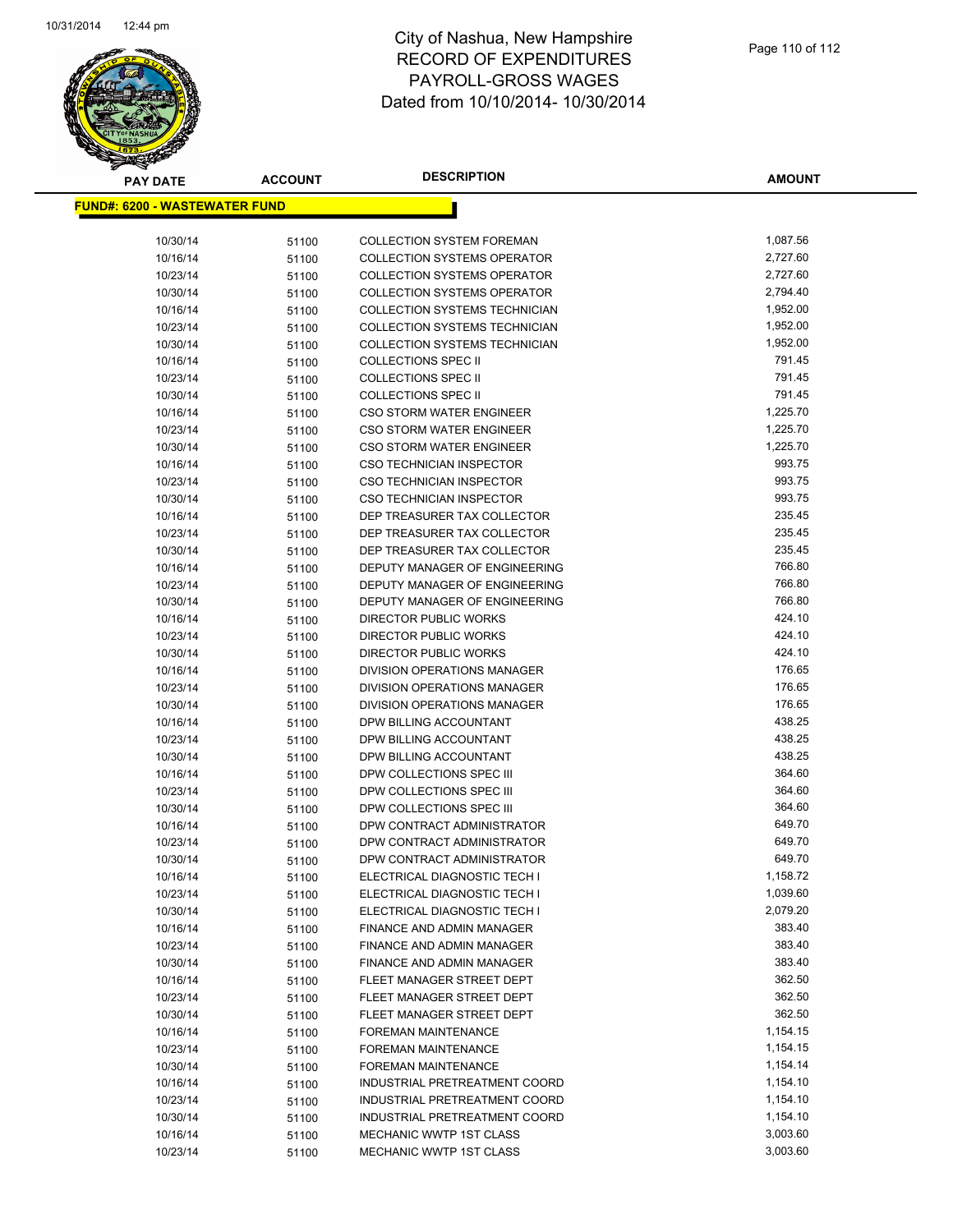# City of Nashua, New Hampshire
## RECORD OF EXPENDITURES
## PAYROLL-GROSS WAGES
## Dated from 10/10/2014- 10/30/2014

**FUND#: 6200 - WASTEWATER FUND**

| PAY DATE | ACCOUNT | DESCRIPTION | AMOUNT |
|---|---|---|---|
| 10/30/14 | 51100 | COLLECTION SYSTEM FOREMAN | 1,087.56 |
| 10/16/14 | 51100 | COLLECTION SYSTEMS OPERATOR | 2,727.60 |
| 10/23/14 | 51100 | COLLECTION SYSTEMS OPERATOR | 2,727.60 |
| 10/30/14 | 51100 | COLLECTION SYSTEMS OPERATOR | 2,794.40 |
| 10/16/14 | 51100 | COLLECTION SYSTEMS TECHNICIAN | 1,952.00 |
| 10/23/14 | 51100 | COLLECTION SYSTEMS TECHNICIAN | 1,952.00 |
| 10/30/14 | 51100 | COLLECTION SYSTEMS TECHNICIAN | 1,952.00 |
| 10/16/14 | 51100 | COLLECTIONS SPEC II | 791.45 |
| 10/23/14 | 51100 | COLLECTIONS SPEC II | 791.45 |
| 10/30/14 | 51100 | COLLECTIONS SPEC II | 791.45 |
| 10/16/14 | 51100 | CSO STORM WATER ENGINEER | 1,225.70 |
| 10/23/14 | 51100 | CSO STORM WATER ENGINEER | 1,225.70 |
| 10/30/14 | 51100 | CSO STORM WATER ENGINEER | 1,225.70 |
| 10/16/14 | 51100 | CSO TECHNICIAN INSPECTOR | 993.75 |
| 10/23/14 | 51100 | CSO TECHNICIAN INSPECTOR | 993.75 |
| 10/30/14 | 51100 | CSO TECHNICIAN INSPECTOR | 993.75 |
| 10/16/14 | 51100 | DEP TREASURER TAX COLLECTOR | 235.45 |
| 10/23/14 | 51100 | DEP TREASURER TAX COLLECTOR | 235.45 |
| 10/30/14 | 51100 | DEP TREASURER TAX COLLECTOR | 235.45 |
| 10/16/14 | 51100 | DEPUTY MANAGER OF ENGINEERING | 766.80 |
| 10/23/14 | 51100 | DEPUTY MANAGER OF ENGINEERING | 766.80 |
| 10/30/14 | 51100 | DEPUTY MANAGER OF ENGINEERING | 766.80 |
| 10/16/14 | 51100 | DIRECTOR PUBLIC WORKS | 424.10 |
| 10/23/14 | 51100 | DIRECTOR PUBLIC WORKS | 424.10 |
| 10/30/14 | 51100 | DIRECTOR PUBLIC WORKS | 424.10 |
| 10/16/14 | 51100 | DIVISION OPERATIONS MANAGER | 176.65 |
| 10/23/14 | 51100 | DIVISION OPERATIONS MANAGER | 176.65 |
| 10/30/14 | 51100 | DIVISION OPERATIONS MANAGER | 176.65 |
| 10/16/14 | 51100 | DPW BILLING ACCOUNTANT | 438.25 |
| 10/23/14 | 51100 | DPW BILLING ACCOUNTANT | 438.25 |
| 10/30/14 | 51100 | DPW BILLING ACCOUNTANT | 438.25 |
| 10/16/14 | 51100 | DPW COLLECTIONS SPEC III | 364.60 |
| 10/23/14 | 51100 | DPW COLLECTIONS SPEC III | 364.60 |
| 10/30/14 | 51100 | DPW COLLECTIONS SPEC III | 364.60 |
| 10/16/14 | 51100 | DPW CONTRACT ADMINISTRATOR | 649.70 |
| 10/23/14 | 51100 | DPW CONTRACT ADMINISTRATOR | 649.70 |
| 10/30/14 | 51100 | DPW CONTRACT ADMINISTRATOR | 649.70 |
| 10/16/14 | 51100 | ELECTRICAL DIAGNOSTIC TECH I | 1,158.72 |
| 10/23/14 | 51100 | ELECTRICAL DIAGNOSTIC TECH I | 1,039.60 |
| 10/30/14 | 51100 | ELECTRICAL DIAGNOSTIC TECH I | 2,079.20 |
| 10/16/14 | 51100 | FINANCE AND ADMIN MANAGER | 383.40 |
| 10/23/14 | 51100 | FINANCE AND ADMIN MANAGER | 383.40 |
| 10/30/14 | 51100 | FINANCE AND ADMIN MANAGER | 383.40 |
| 10/16/14 | 51100 | FLEET MANAGER STREET DEPT | 362.50 |
| 10/23/14 | 51100 | FLEET MANAGER STREET DEPT | 362.50 |
| 10/30/14 | 51100 | FLEET MANAGER STREET DEPT | 362.50 |
| 10/16/14 | 51100 | FOREMAN MAINTENANCE | 1,154.15 |
| 10/23/14 | 51100 | FOREMAN MAINTENANCE | 1,154.15 |
| 10/30/14 | 51100 | FOREMAN MAINTENANCE | 1,154.14 |
| 10/16/14 | 51100 | INDUSTRIAL PRETREATMENT COORD | 1,154.10 |
| 10/23/14 | 51100 | INDUSTRIAL PRETREATMENT COORD | 1,154.10 |
| 10/30/14 | 51100 | INDUSTRIAL PRETREATMENT COORD | 1,154.10 |
| 10/16/14 | 51100 | MECHANIC WWTP 1ST CLASS | 3,003.60 |
| 10/23/14 | 51100 | MECHANIC WWTP 1ST CLASS | 3,003.60 |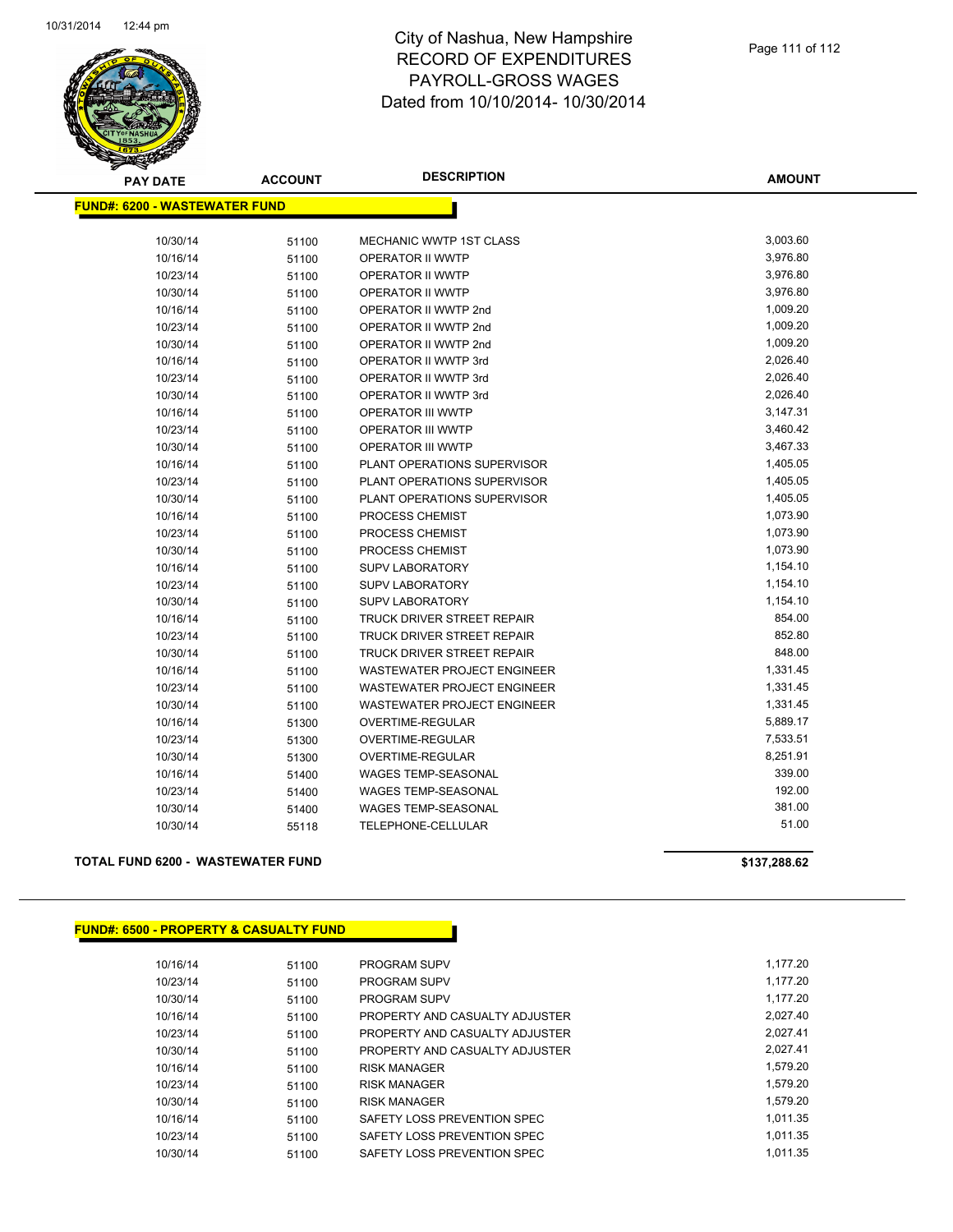# City of Nashua, New Hampshire
# RECORD OF EXPENDITURES
# PAYROLL-GROSS WAGES
# Dated from 10/10/2014- 10/30/2014

**FUND#: 6200 - WASTEWATER FUND**

| PAY DATE | ACCOUNT | DESCRIPTION | AMOUNT |
|---|---|---|---|
| 10/30/14 | 51100 | MECHANIC WWTP 1ST CLASS | 3,003.60 |
| 10/16/14 | 51100 | OPERATOR II WWTP | 3,976.80 |
| 10/23/14 | 51100 | OPERATOR II WWTP | 3,976.80 |
| 10/30/14 | 51100 | OPERATOR II WWTP | 3,976.80 |
| 10/16/14 | 51100 | OPERATOR II WWTP 2nd | 1,009.20 |
| 10/23/14 | 51100 | OPERATOR II WWTP 2nd | 1,009.20 |
| 10/30/14 | 51100 | OPERATOR II WWTP 2nd | 1,009.20 |
| 10/16/14 | 51100 | OPERATOR II WWTP 3rd | 2,026.40 |
| 10/23/14 | 51100 | OPERATOR II WWTP 3rd | 2,026.40 |
| 10/30/14 | 51100 | OPERATOR II WWTP 3rd | 2,026.40 |
| 10/16/14 | 51100 | OPERATOR III WWTP | 3,147.31 |
| 10/23/14 | 51100 | OPERATOR III WWTP | 3,460.42 |
| 10/30/14 | 51100 | OPERATOR III WWTP | 3,467.33 |
| 10/16/14 | 51100 | PLANT OPERATIONS SUPERVISOR | 1,405.05 |
| 10/23/14 | 51100 | PLANT OPERATIONS SUPERVISOR | 1,405.05 |
| 10/30/14 | 51100 | PLANT OPERATIONS SUPERVISOR | 1,405.05 |
| 10/16/14 | 51100 | PROCESS CHEMIST | 1,073.90 |
| 10/23/14 | 51100 | PROCESS CHEMIST | 1,073.90 |
| 10/30/14 | 51100 | PROCESS CHEMIST | 1,073.90 |
| 10/16/14 | 51100 | SUPV LABORATORY | 1,154.10 |
| 10/23/14 | 51100 | SUPV LABORATORY | 1,154.10 |
| 10/30/14 | 51100 | SUPV LABORATORY | 1,154.10 |
| 10/16/14 | 51100 | TRUCK DRIVER STREET REPAIR | 854.00 |
| 10/23/14 | 51100 | TRUCK DRIVER STREET REPAIR | 852.80 |
| 10/30/14 | 51100 | TRUCK DRIVER STREET REPAIR | 848.00 |
| 10/16/14 | 51100 | WASTEWATER PROJECT ENGINEER | 1,331.45 |
| 10/23/14 | 51100 | WASTEWATER PROJECT ENGINEER | 1,331.45 |
| 10/30/14 | 51100 | WASTEWATER PROJECT ENGINEER | 1,331.45 |
| 10/16/14 | 51300 | OVERTIME-REGULAR | 5,889.17 |
| 10/23/14 | 51300 | OVERTIME-REGULAR | 7,533.51 |
| 10/30/14 | 51300 | OVERTIME-REGULAR | 8,251.91 |
| 10/16/14 | 51400 | WAGES TEMP-SEASONAL | 339.00 |
| 10/23/14 | 51400 | WAGES TEMP-SEASONAL | 192.00 |
| 10/30/14 | 51400 | WAGES TEMP-SEASONAL | 381.00 |
| 10/30/14 | 55118 | TELEPHONE-CELLULAR | 51.00 |

**TOTAL FUND 6200 - WASTEWATER FUND** **$137,288.62**

**FUND#: 6500 - PROPERTY & CASUALTY FUND**

| PAY DATE | ACCOUNT | DESCRIPTION | AMOUNT |
|---|---|---|---|
| 10/16/14 | 51100 | PROGRAM SUPV | 1,177.20 |
| 10/23/14 | 51100 | PROGRAM SUPV | 1,177.20 |
| 10/30/14 | 51100 | PROGRAM SUPV | 1,177.20 |
| 10/16/14 | 51100 | PROPERTY AND CASUALTY ADJUSTER | 2,027.40 |
| 10/23/14 | 51100 | PROPERTY AND CASUALTY ADJUSTER | 2,027.41 |
| 10/30/14 | 51100 | PROPERTY AND CASUALTY ADJUSTER | 2,027.41 |
| 10/16/14 | 51100 | RISK MANAGER | 1,579.20 |
| 10/23/14 | 51100 | RISK MANAGER | 1,579.20 |
| 10/30/14 | 51100 | RISK MANAGER | 1,579.20 |
| 10/16/14 | 51100 | SAFETY LOSS PREVENTION SPEC | 1,011.35 |
| 10/23/14 | 51100 | SAFETY LOSS PREVENTION SPEC | 1,011.35 |
| 10/30/14 | 51100 | SAFETY LOSS PREVENTION SPEC | 1,011.35 |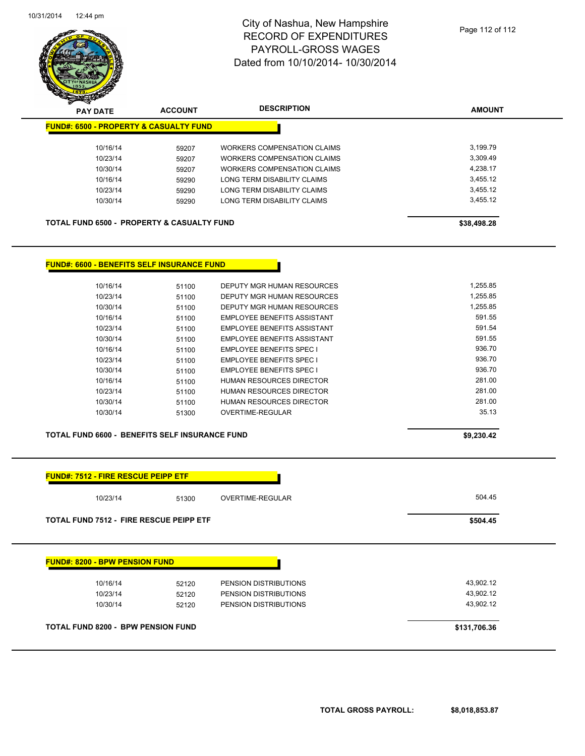# City of Nashua, New Hampshire
## RECORD OF EXPENDITURES
## PAYROLL-GROSS WAGES
## Dated from 10/10/2014- 10/30/2014

10/31/2014 12:44 pm

| PAY DATE | ACCOUNT | DESCRIPTION | AMOUNT |
|---|---|---|---|
| **FUND#: 6500 - PROPERTY & CASUALTY FUND** | | | |
| 10/16/14 | 59207 | WORKERS COMPENSATION CLAIMS | 3,199.79 |
| 10/23/14 | 59207 | WORKERS COMPENSATION CLAIMS | 3,309.49 |
| 10/30/14 | 59207 | WORKERS COMPENSATION CLAIMS | 4,238.17 |
| 10/16/14 | 59290 | LONG TERM DISABILITY CLAIMS | 3,455.12 |
| 10/23/14 | 59290 | LONG TERM DISABILITY CLAIMS | 3,455.12 |
| 10/30/14 | 59290 | LONG TERM DISABILITY CLAIMS | 3,455.12 |
| **TOTAL FUND 6500 - PROPERTY & CASUALTY FUND** | | | **$38,498.28** |
| **FUND#: 6600 - BENEFITS SELF INSURANCE FUND** | | | |
| 10/16/14 | 51100 | DEPUTY MGR HUMAN RESOURCES | 1,255.85 |
| 10/23/14 | 51100 | DEPUTY MGR HUMAN RESOURCES | 1,255.85 |
| 10/30/14 | 51100 | DEPUTY MGR HUMAN RESOURCES | 1,255.85 |
| 10/16/14 | 51100 | EMPLOYEE BENEFITS ASSISTANT | 591.55 |
| 10/23/14 | 51100 | EMPLOYEE BENEFITS ASSISTANT | 591.54 |
| 10/30/14 | 51100 | EMPLOYEE BENEFITS ASSISTANT | 591.55 |
| 10/16/14 | 51100 | EMPLOYEE BENEFITS SPEC I | 936.70 |
| 10/23/14 | 51100 | EMPLOYEE BENEFITS SPEC I | 936.70 |
| 10/30/14 | 51100 | EMPLOYEE BENEFITS SPEC I | 936.70 |
| 10/16/14 | 51100 | HUMAN RESOURCES DIRECTOR | 281.00 |
| 10/23/14 | 51100 | HUMAN RESOURCES DIRECTOR | 281.00 |
| 10/30/14 | 51100 | HUMAN RESOURCES DIRECTOR | 281.00 |
| 10/30/14 | 51300 | OVERTIME-REGULAR | 35.13 |
| **TOTAL FUND 6600 - BENEFITS SELF INSURANCE FUND** | | | **$9,230.42** |
| **FUND#: 7512 - FIRE RESCUE PEIPP ETF** | | | |
| 10/23/14 | 51300 | OVERTIME-REGULAR | 504.45 |
| **TOTAL FUND 7512 - FIRE RESCUE PEIPP ETF** | | | **$504.45** |
| **FUND#: 8200 - BPW PENSION FUND** | | | |
| 10/16/14 | 52120 | PENSION DISTRIBUTIONS | 43,902.12 |
| 10/23/14 | 52120 | PENSION DISTRIBUTIONS | 43,902.12 |
| 10/30/14 | 52120 | PENSION DISTRIBUTIONS | 43,902.12 |
| **TOTAL FUND 8200 - BPW PENSION FUND** | | | **$131,706.36** |

**TOTAL GROSS PAYROLL: $8,018,853.87**